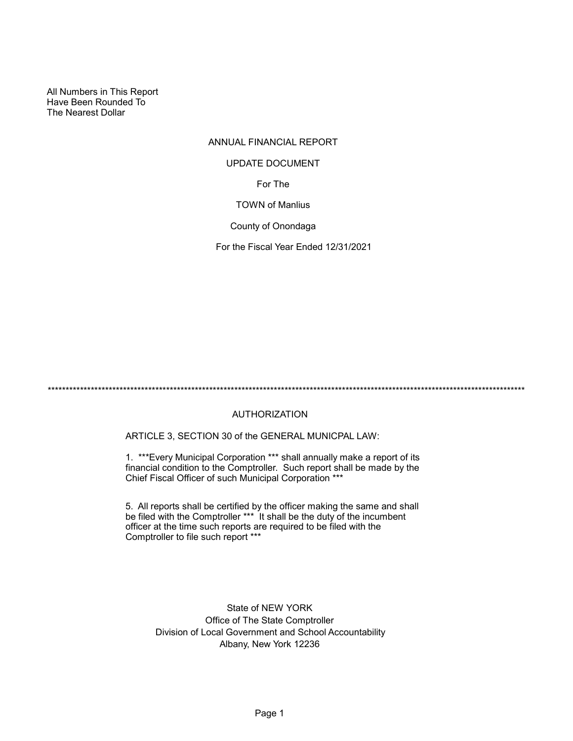All Numbers in This Report
Have Been Rounded To
The Nearest Dollar

# ANNUAL FINANCIAL REPORT

## UPDATE DOCUMENT

For The

TOWN of Manlius

County of Onondaga

For the Fiscal Year Ended 12/31/2021

*************************************************************************************************************************************

## AUTHORIZATION

ARTICLE 3, SECTION 30 of the GENERAL MUNICPAL LAW:

1. ***Every Municipal Corporation *** shall annually make a report of its financial condition to the Comptroller. Such report shall be made by the Chief Fiscal Officer of such Municipal Corporation ***

5. All reports shall be certified by the officer making the same and shall be filed with the Comptroller *** It shall be the duty of the incumbent officer at the time such reports are required to be filed with the Comptroller to file such report ***

State of NEW YORK
Office of The State Comptroller
Division of Local Government and School Accountability
Albany, New York 12236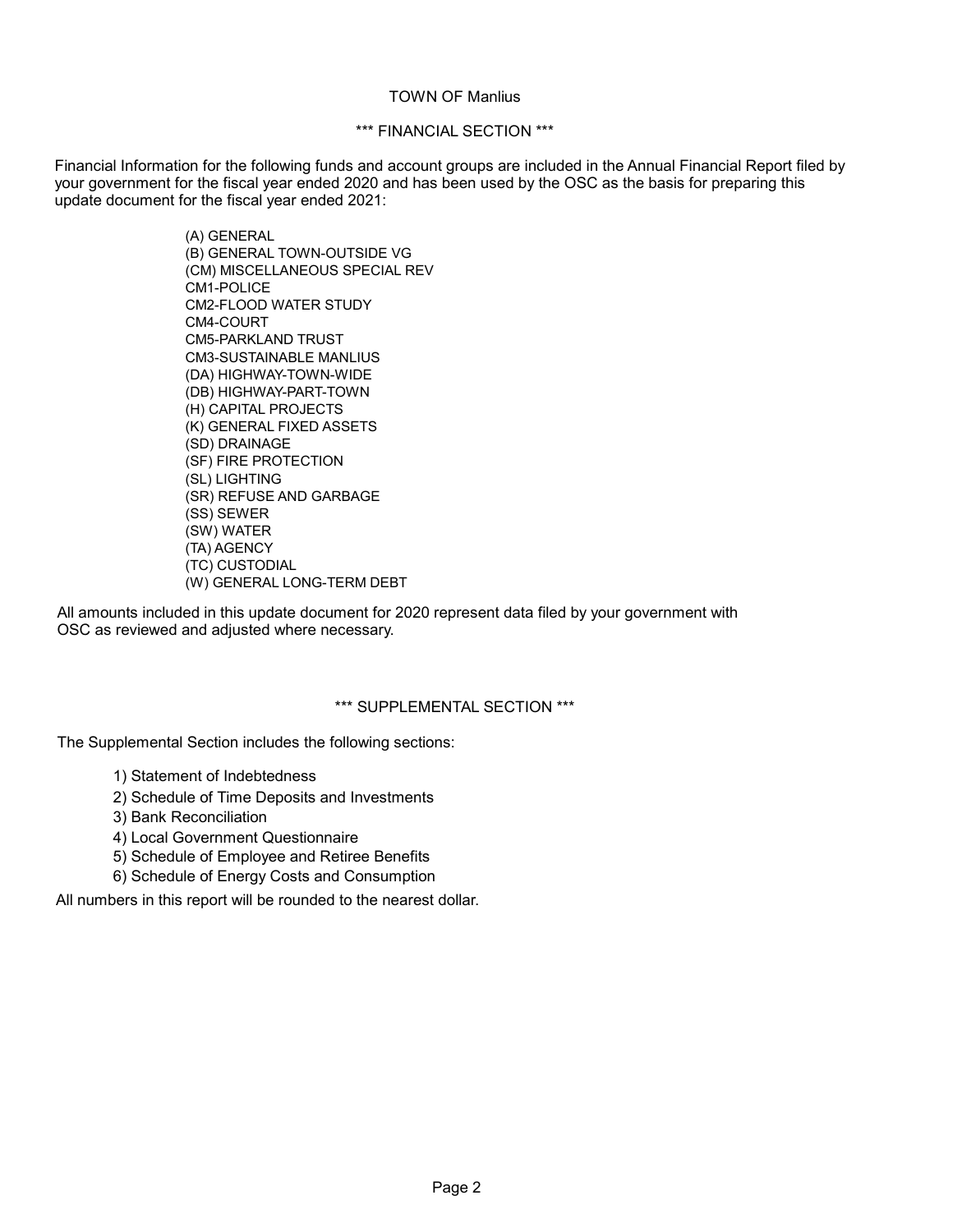# TOWN OF Manlius

## *** FINANCIAL SECTION ***

Financial Information for the following funds and account groups are included in the Annual Financial Report filed by your government for the fiscal year ended 2020 and has been used by the OSC as the basis for preparing this update document for the fiscal year ended 2021:

- (A) GENERAL
- (B) GENERAL TOWN-OUTSIDE VG
- (CM) MISCELLANEOUS SPECIAL REV
- CM1-POLICE
- CM2-FLOOD WATER STUDY
- CM4-COURT
- CM5-PARKLAND TRUST
- CM3-SUSTAINABLE MANLIUS
- (DA) HIGHWAY-TOWN-WIDE
- (DB) HIGHWAY-PART-TOWN
- (H) CAPITAL PROJECTS
- (K) GENERAL FIXED ASSETS
- (SD) DRAINAGE
- (SF) FIRE PROTECTION
- (SL) LIGHTING
- (SR) REFUSE AND GARBAGE
- (SS) SEWER
- (SW) WATER
- (TA) AGENCY
- (TC) CUSTODIAL
- (W) GENERAL LONG-TERM DEBT

All amounts included in this update document for 2020 represent data filed by your government with OSC as reviewed and adjusted where necessary.

## *** SUPPLEMENTAL SECTION ***

The Supplemental Section includes the following sections:

1) Statement of Indebtedness
2) Schedule of Time Deposits and Investments
3) Bank Reconciliation
4) Local Government Questionnaire
5) Schedule of Employee and Retiree Benefits
6) Schedule of Energy Costs and Consumption

All numbers in this report will be rounded to the nearest dollar.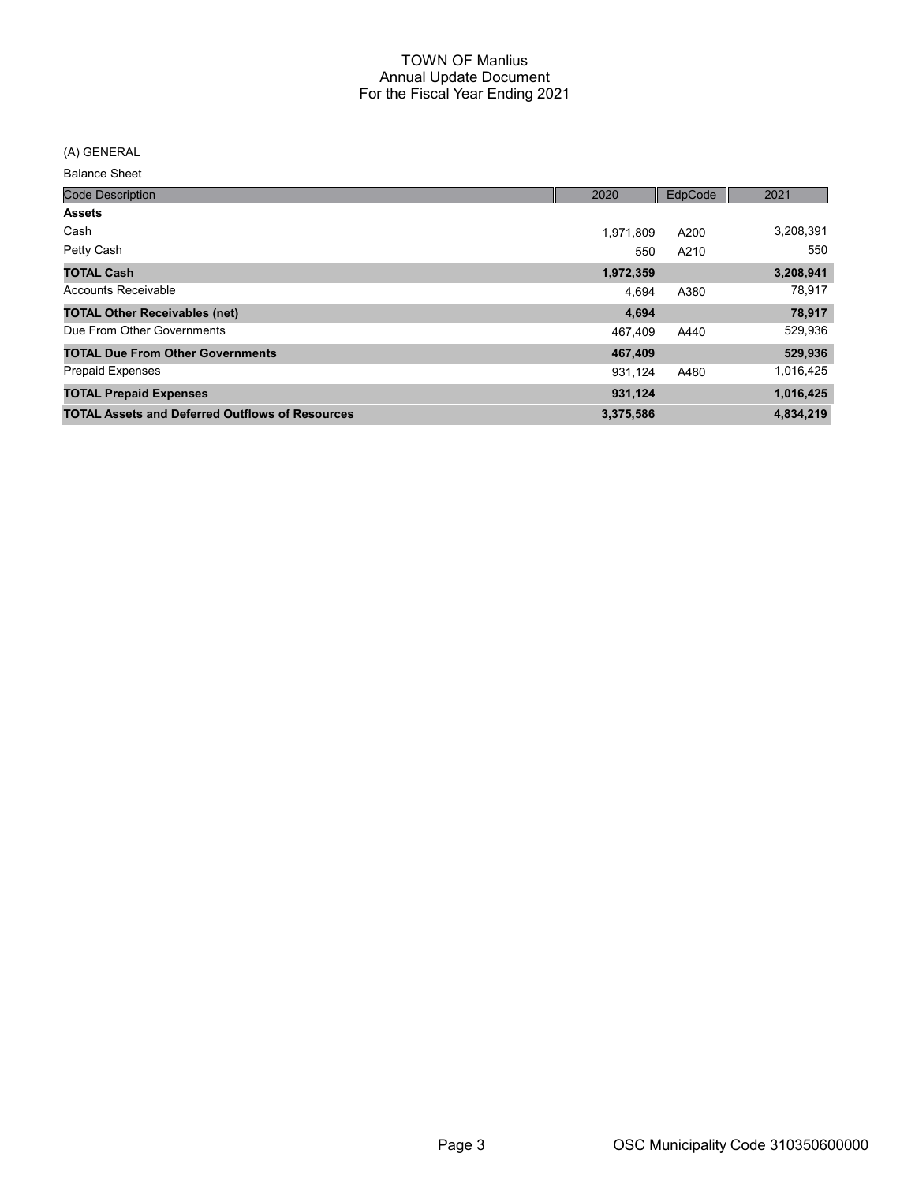# TOWN OF Manlius
## Annual Update Document
## For the Fiscal Year Ending 2021

(A) GENERAL

Balance Sheet

| Code Description | 2020 | EdpCode | 2021 |
|---|---|---|---|
| **Assets** | | | |
| Cash | 1,971,809 | A200 | 3,208,391 |
| Petty Cash | 550 | A210 | 550 |
| **TOTAL Cash** | **1,972,359** | | **3,208,941** |
| Accounts Receivable | 4,694 | A380 | 78,917 |
| **TOTAL Other Receivables (net)** | **4,694** | | **78,917** |
| Due From Other Governments | 467,409 | A440 | 529,936 |
| **TOTAL Due From Other Governments** | **467,409** | | **529,936** |
| Prepaid Expenses | 931,124 | A480 | 1,016,425 |
| **TOTAL Prepaid Expenses** | **931,124** | | **1,016,425** |
| **TOTAL Assets and Deferred Outflows of Resources** | **3,375,586** | | **4,834,219** |

OSC Municipality Code 310350600000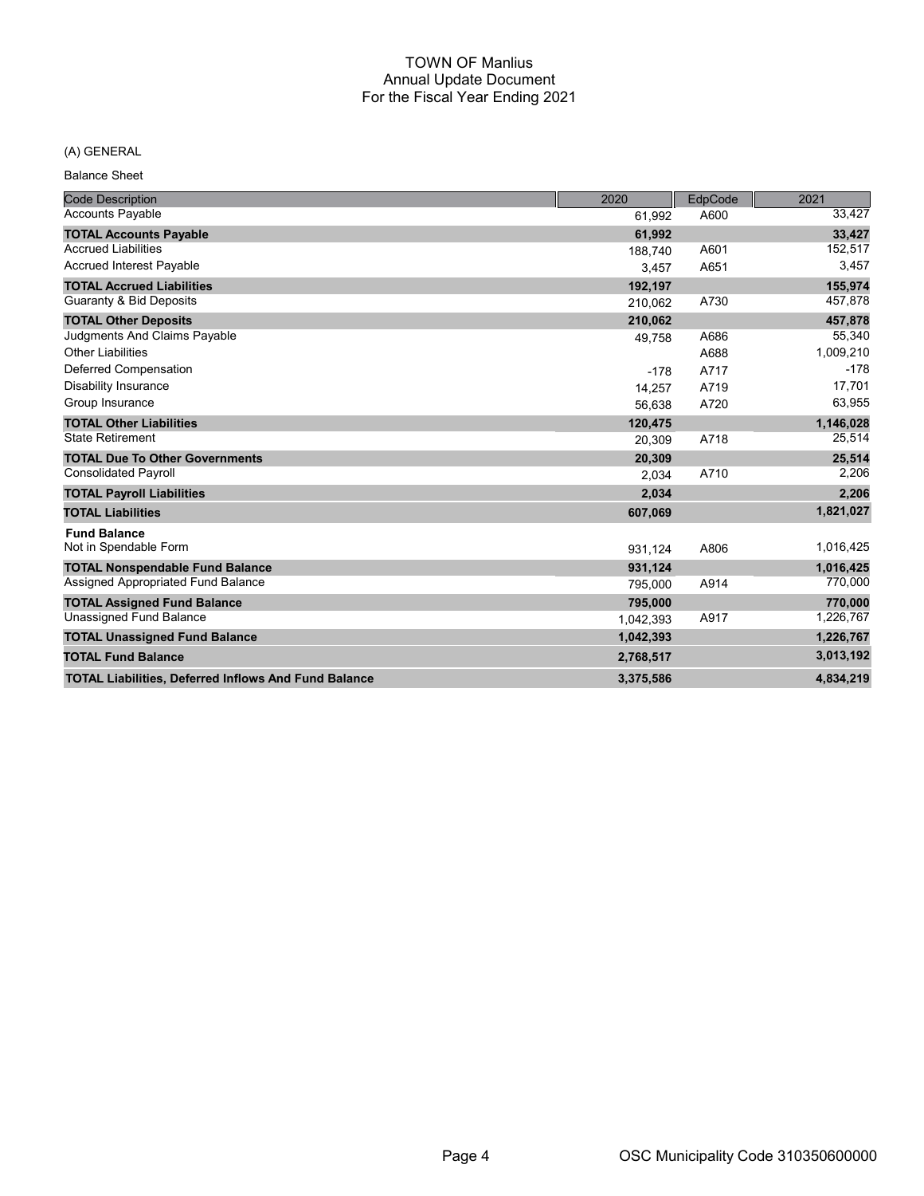# TOWN OF Manlius
## Annual Update Document
## For the Fiscal Year Ending 2021

(A) GENERAL

Balance Sheet

| Code Description | 2020 | EdpCode | 2021 |
|---|---|---|---|
| Accounts Payable | 61,992 | A600 | 33,427 |
| **TOTAL Accounts Payable** | **61,992** | | **33,427** |
| Accrued Liabilities | 188,740 | A601 | 152,517 |
| Accrued Interest Payable | 3,457 | A651 | 3,457 |
| **TOTAL Accrued Liabilities** | **192,197** | | **155,974** |
| Guaranty & Bid Deposits | 210,062 | A730 | 457,878 |
| **TOTAL Other Deposits** | **210,062** | | **457,878** |
| Judgments And Claims Payable | 49,758 | A686 | 55,340 |
| Other Liabilities | | A688 | 1,009,210 |
| Deferred Compensation | -178 | A717 | -178 |
| Disability Insurance | 14,257 | A719 | 17,701 |
| Group Insurance | 56,638 | A720 | 63,955 |
| **TOTAL Other Liabilities** | **120,475** | | **1,146,028** |
| State Retirement | 20,309 | A718 | 25,514 |
| **TOTAL Due To Other Governments** | **20,309** | | **25,514** |
| Consolidated Payroll | 2,034 | A710 | 2,206 |
| **TOTAL Payroll Liabilities** | **2,034** | | **2,206** |
| **TOTAL Liabilities** | **607,069** | | **1,821,027** |
| **Fund Balance** | | | |
| Not in Spendable Form | 931,124 | A806 | 1,016,425 |
| **TOTAL Nonspendable Fund Balance** | **931,124** | | **1,016,425** |
| Assigned Appropriated Fund Balance | 795,000 | A914 | 770,000 |
| **TOTAL Assigned Fund Balance** | **795,000** | | **770,000** |
| Unassigned Fund Balance | 1,042,393 | A917 | 1,226,767 |
| **TOTAL Unassigned Fund Balance** | **1,042,393** | | **1,226,767** |
| **TOTAL Fund Balance** | **2,768,517** | | **3,013,192** |
| **TOTAL Liabilities, Deferred Inflows And Fund Balance** | **3,375,586** | | **4,834,219** |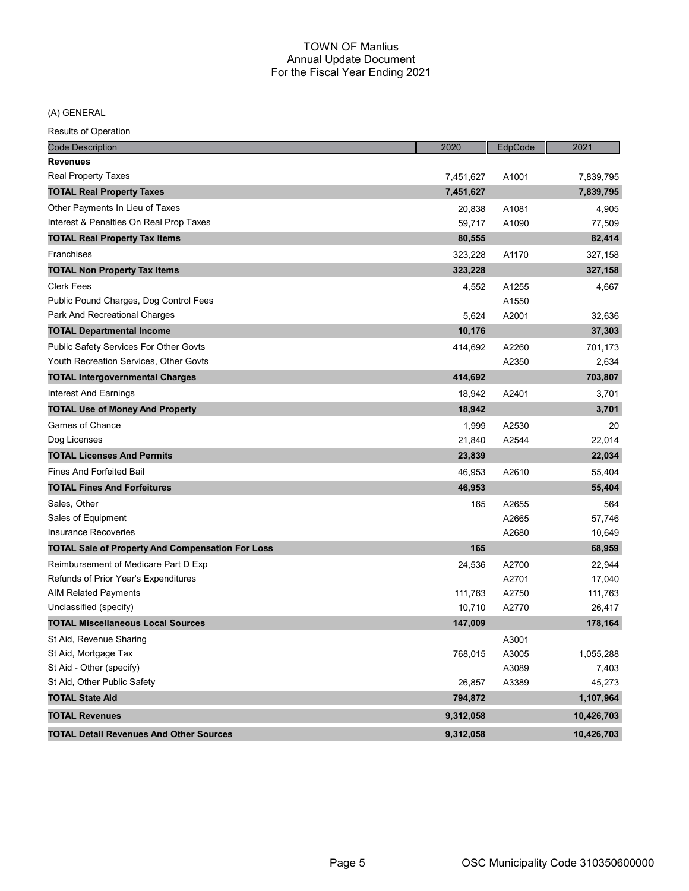# TOWN OF Manlius
## Annual Update Document
## For the Fiscal Year Ending 2021

(A) GENERAL

Results of Operation

| Code Description | 2020 | EdpCode | 2021 |
|---|---|---|---|
| **Revenues** | | | |
| Real Property Taxes | 7,451,627 | A1001 | 7,839,795 |
| **TOTAL Real Property Taxes** | **7,451,627** | | **7,839,795** |
| Other Payments In Lieu of Taxes | 20,838 | A1081 | 4,905 |
| Interest & Penalties On Real Prop Taxes | 59,717 | A1090 | 77,509 |
| **TOTAL Real Property Tax Items** | **80,555** | | **82,414** |
| Franchises | 323,228 | A1170 | 327,158 |
| **TOTAL Non Property Tax Items** | **323,228** | | **327,158** |
| Clerk Fees | 4,552 | A1255 | 4,667 |
| Public Pound Charges, Dog Control Fees | | A1550 | |
| Park And Recreational Charges | 5,624 | A2001 | 32,636 |
| **TOTAL Departmental Income** | **10,176** | | **37,303** |
| Public Safety Services For Other Govts | 414,692 | A2260 | 701,173 |
| Youth Recreation Services, Other Govts | | A2350 | 2,634 |
| **TOTAL Intergovernmental Charges** | **414,692** | | **703,807** |
| Interest And Earnings | 18,942 | A2401 | 3,701 |
| **TOTAL Use of Money And Property** | **18,942** | | **3,701** |
| Games of Chance | 1,999 | A2530 | 20 |
| Dog Licenses | 21,840 | A2544 | 22,014 |
| **TOTAL Licenses And Permits** | **23,839** | | **22,034** |
| Fines And Forfeited Bail | 46,953 | A2610 | 55,404 |
| **TOTAL Fines And Forfeitures** | **46,953** | | **55,404** |
| Sales, Other | 165 | A2655 | 564 |
| Sales of Equipment | | A2665 | 57,746 |
| Insurance Recoveries | | A2680 | 10,649 |
| **TOTAL Sale of Property And Compensation For Loss** | **165** | | **68,959** |
| Reimbursement of Medicare Part D Exp | 24,536 | A2700 | 22,944 |
| Refunds of Prior Year's Expenditures | | A2701 | 17,040 |
| AIM Related Payments | 111,763 | A2750 | 111,763 |
| Unclassified (specify) | 10,710 | A2770 | 26,417 |
| **TOTAL Miscellaneous Local Sources** | **147,009** | | **178,164** |
| St Aid, Revenue Sharing | | A3001 | |
| St Aid, Mortgage Tax | 768,015 | A3005 | 1,055,288 |
| St Aid - Other (specify) | | A3089 | 7,403 |
| St Aid, Other Public Safety | 26,857 | A3389 | 45,273 |
| **TOTAL State Aid** | **794,872** | | **1,107,964** |
| **TOTAL Revenues** | **9,312,058** | | **10,426,703** |
| **TOTAL Detail Revenues And Other Sources** | **9,312,058** | | **10,426,703** |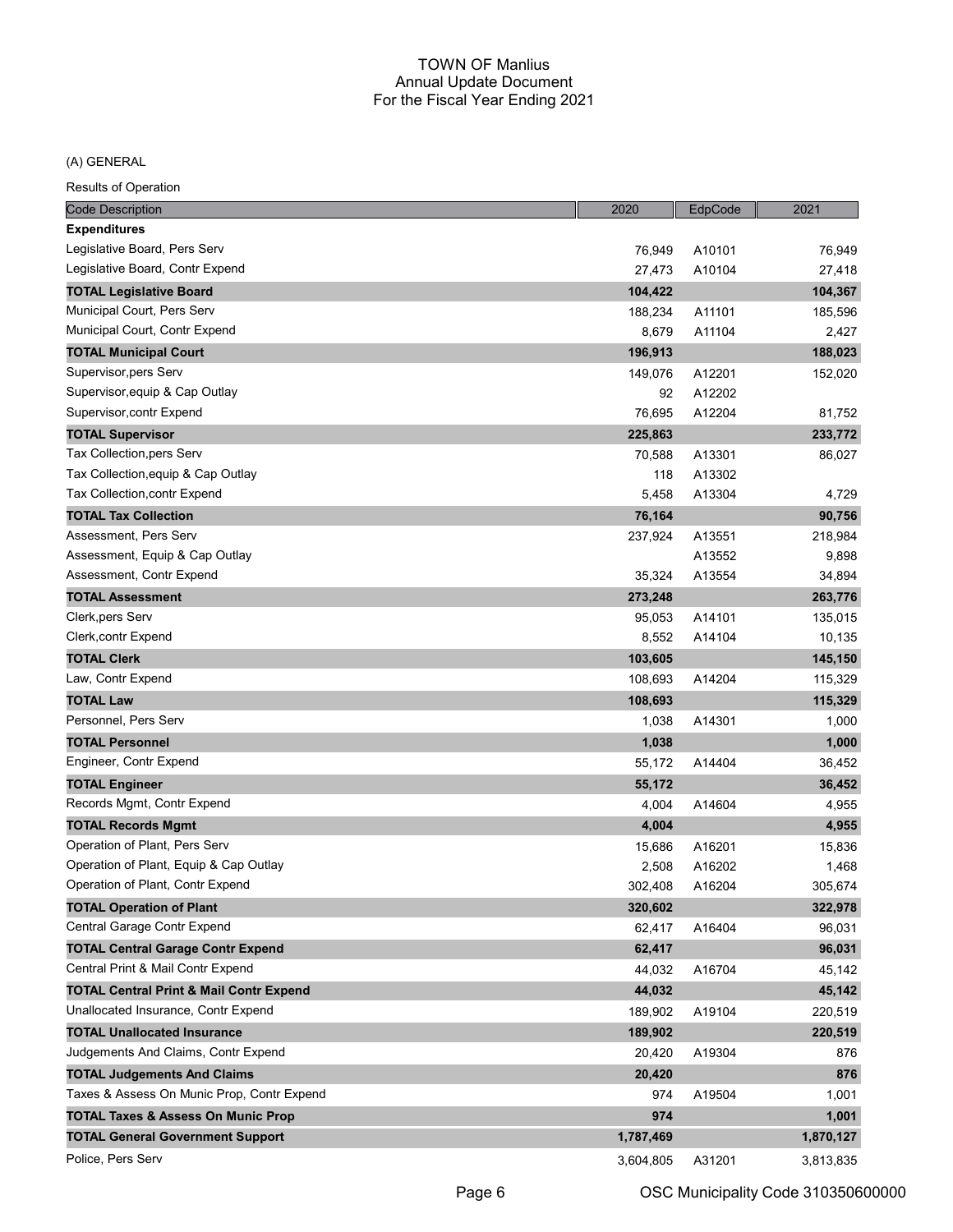# TOWN OF Manlius
## Annual Update Document
## For the Fiscal Year Ending 2021

(A) GENERAL

Results of Operation

| Code Description | 2020 | EdpCode | 2021 |
|---|---|---|---|
| **Expenditures** | | | |
| Legislative Board, Pers Serv | 76,949 | A10101 | 76,949 |
| Legislative Board, Contr Expend | 27,473 | A10104 | 27,418 |
| **TOTAL Legislative Board** | **104,422** | | **104,367** |
| Municipal Court, Pers Serv | 188,234 | A11101 | 185,596 |
| Municipal Court, Contr Expend | 8,679 | A11104 | 2,427 |
| **TOTAL Municipal Court** | **196,913** | | **188,023** |
| Supervisor,pers Serv | 149,076 | A12201 | 152,020 |
| Supervisor,equip & Cap Outlay | 92 | A12202 | |
| Supervisor,contr Expend | 76,695 | A12204 | 81,752 |
| **TOTAL Supervisor** | **225,863** | | **233,772** |
| Tax Collection,pers Serv | 70,588 | A13301 | 86,027 |
| Tax Collection,equip & Cap Outlay | 118 | A13302 | |
| Tax Collection,contr Expend | 5,458 | A13304 | 4,729 |
| **TOTAL Tax Collection** | **76,164** | | **90,756** |
| Assessment, Pers Serv | 237,924 | A13551 | 218,984 |
| Assessment, Equip & Cap Outlay | | A13552 | 9,898 |
| Assessment, Contr Expend | 35,324 | A13554 | 34,894 |
| **TOTAL Assessment** | **273,248** | | **263,776** |
| Clerk,pers Serv | 95,053 | A14101 | 135,015 |
| Clerk,contr Expend | 8,552 | A14104 | 10,135 |
| **TOTAL Clerk** | **103,605** | | **145,150** |
| Law, Contr Expend | 108,693 | A14204 | 115,329 |
| **TOTAL Law** | **108,693** | | **115,329** |
| Personnel, Pers Serv | 1,038 | A14301 | 1,000 |
| **TOTAL Personnel** | **1,038** | | **1,000** |
| Engineer, Contr Expend | 55,172 | A14404 | 36,452 |
| **TOTAL Engineer** | **55,172** | | **36,452** |
| Records Mgmt, Contr Expend | 4,004 | A14604 | 4,955 |
| **TOTAL Records Mgmt** | **4,004** | | **4,955** |
| Operation of Plant, Pers Serv | 15,686 | A16201 | 15,836 |
| Operation of Plant, Equip & Cap Outlay | 2,508 | A16202 | 1,468 |
| Operation of Plant, Contr Expend | 302,408 | A16204 | 305,674 |
| **TOTAL Operation of Plant** | **320,602** | | **322,978** |
| Central Garage Contr Expend | 62,417 | A16404 | 96,031 |
| **TOTAL Central Garage Contr Expend** | **62,417** | | **96,031** |
| Central Print & Mail Contr Expend | 44,032 | A16704 | 45,142 |
| **TOTAL Central Print & Mail Contr Expend** | **44,032** | | **45,142** |
| Unallocated Insurance, Contr Expend | 189,902 | A19104 | 220,519 |
| **TOTAL Unallocated Insurance** | **189,902** | | **220,519** |
| Judgements And Claims, Contr Expend | 20,420 | A19304 | 876 |
| **TOTAL Judgements And Claims** | **20,420** | | **876** |
| Taxes & Assess On Munic Prop, Contr Expend | 974 | A19504 | 1,001 |
| **TOTAL Taxes & Assess On Munic Prop** | **974** | | **1,001** |
| **TOTAL General Government Support** | **1,787,469** | | **1,870,127** |
| Police, Pers Serv | 3,604,805 | A31201 | 3,813,835 |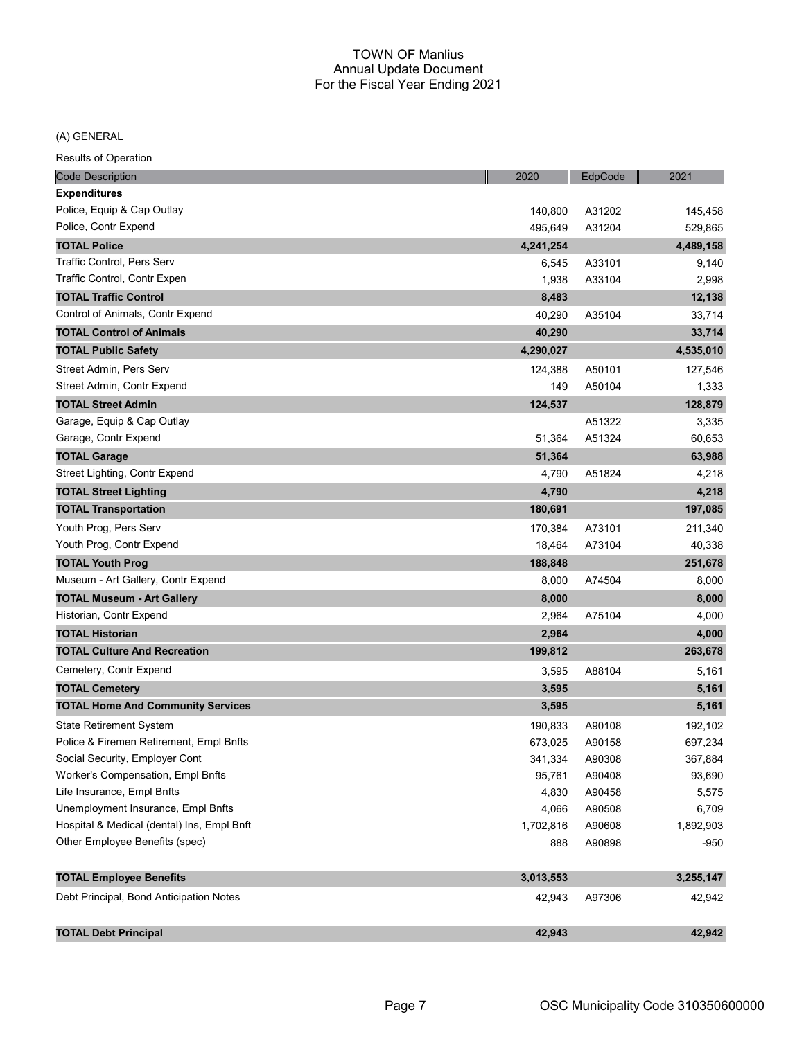# TOWN OF Manlius
## Annual Update Document
## For the Fiscal Year Ending 2021

(A) GENERAL

Results of Operation

| Code Description | 2020 | EdpCode | 2021 |
|---|---|---|---|
| **Expenditures** | | | |
| Police, Equip & Cap Outlay | 140,800 | A31202 | 145,458 |
| Police, Contr Expend | 495,649 | A31204 | 529,865 |
| **TOTAL Police** | **4,241,254** | | **4,489,158** |
| Traffic Control, Pers Serv | 6,545 | A33101 | 9,140 |
| Traffic Control, Contr Expen | 1,938 | A33104 | 2,998 |
| **TOTAL Traffic Control** | **8,483** | | **12,138** |
| Control of Animals, Contr Expend | 40,290 | A35104 | 33,714 |
| **TOTAL Control of Animals** | **40,290** | | **33,714** |
| **TOTAL Public Safety** | **4,290,027** | | **4,535,010** |
| Street Admin, Pers Serv | 124,388 | A50101 | 127,546 |
| Street Admin, Contr Expend | 149 | A50104 | 1,333 |
| **TOTAL Street Admin** | **124,537** | | **128,879** |
| Garage, Equip & Cap Outlay | | A51322 | 3,335 |
| Garage, Contr Expend | 51,364 | A51324 | 60,653 |
| **TOTAL Garage** | **51,364** | | **63,988** |
| Street Lighting, Contr Expend | 4,790 | A51824 | 4,218 |
| **TOTAL Street Lighting** | **4,790** | | **4,218** |
| **TOTAL Transportation** | **180,691** | | **197,085** |
| Youth Prog, Pers Serv | 170,384 | A73101 | 211,340 |
| Youth Prog, Contr Expend | 18,464 | A73104 | 40,338 |
| **TOTAL Youth Prog** | **188,848** | | **251,678** |
| Museum - Art Gallery, Contr Expend | 8,000 | A74504 | 8,000 |
| **TOTAL Museum - Art Gallery** | **8,000** | | **8,000** |
| Historian, Contr Expend | 2,964 | A75104 | 4,000 |
| **TOTAL Historian** | **2,964** | | **4,000** |
| **TOTAL Culture And Recreation** | **199,812** | | **263,678** |
| Cemetery, Contr Expend | 3,595 | A88104 | 5,161 |
| **TOTAL Cemetery** | **3,595** | | **5,161** |
| **TOTAL Home And Community Services** | **3,595** | | **5,161** |
| State Retirement System | 190,833 | A90108 | 192,102 |
| Police & Firemen Retirement, Empl Bnfts | 673,025 | A90158 | 697,234 |
| Social Security, Employer Cont | 341,334 | A90308 | 367,884 |
| Worker's Compensation, Empl Bnfts | 95,761 | A90408 | 93,690 |
| Life Insurance, Empl Bnfts | 4,830 | A90458 | 5,575 |
| Unemployment Insurance, Empl Bnfts | 4,066 | A90508 | 6,709 |
| Hospital & Medical (dental) Ins, Empl Bnft | 1,702,816 | A90608 | 1,892,903 |
| Other Employee Benefits (spec) | 888 | A90898 | -950 |
| **TOTAL Employee Benefits** | **3,013,553** | | **3,255,147** |
| Debt Principal, Bond Anticipation Notes | 42,943 | A97306 | 42,942 |
| **TOTAL Debt Principal** | **42,943** | | **42,942** |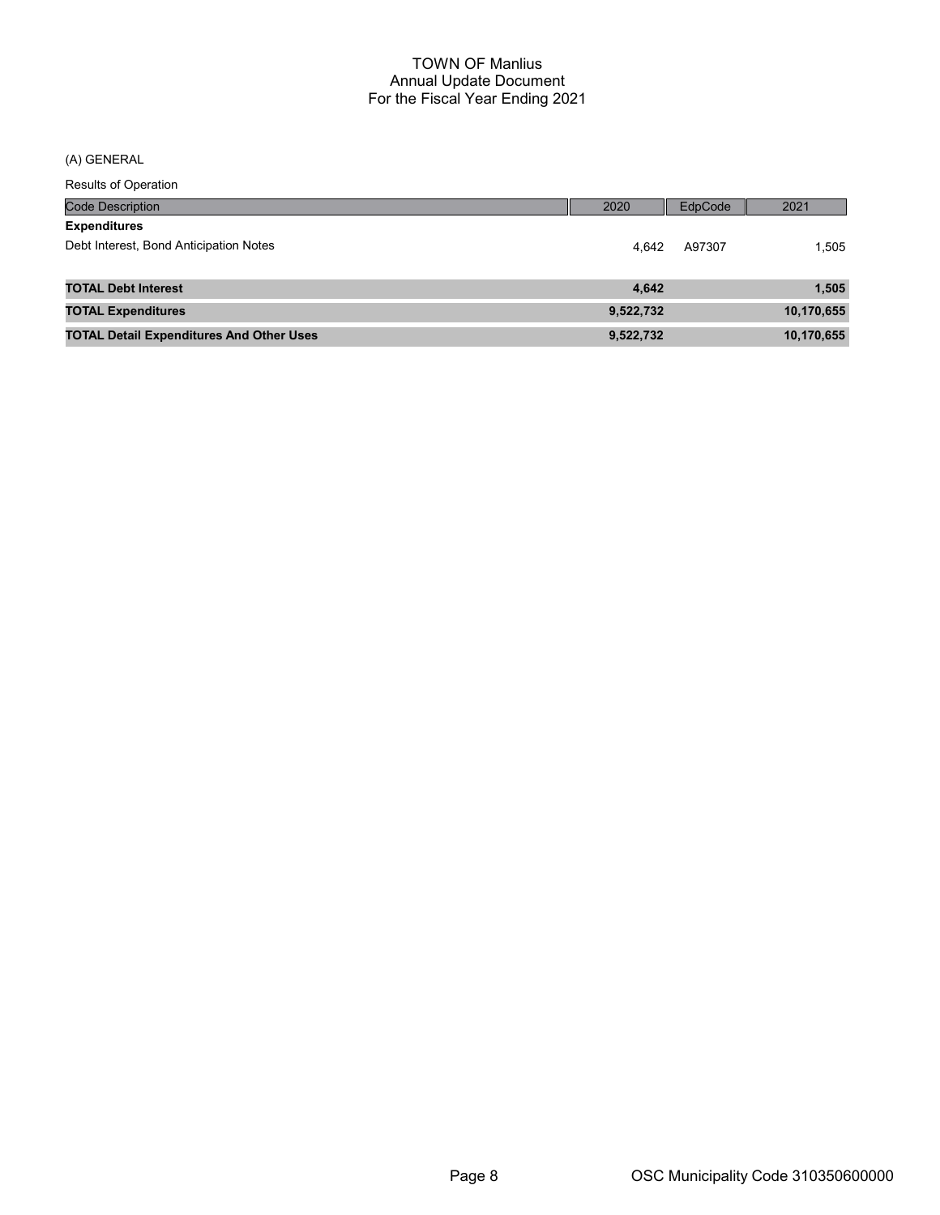(A) GENERAL

Results of Operation

| Code Description | 2020 | EdpCode | 2021 |
|---|---|---|---|
| **Expenditures** | | | |
| Debt Interest, Bond Anticipation Notes | 4,642 | A97307 | 1,505 |
| **TOTAL Debt Interest** | **4,642** | | **1,505** |
| **TOTAL Expenditures** | **9,522,732** | | **10,170,655** |
| **TOTAL Detail Expenditures And Other Uses** | **9,522,732** | | **10,170,655** |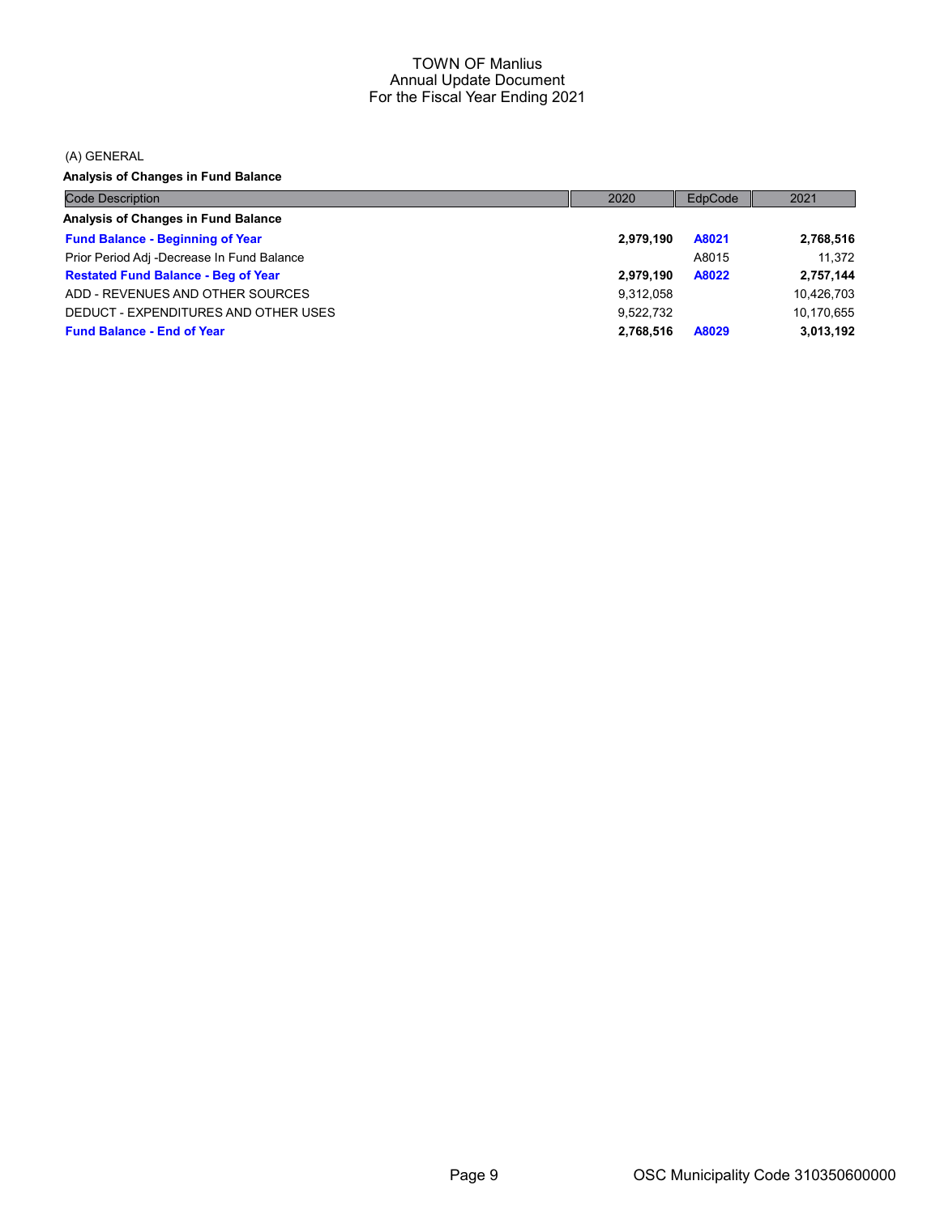TOWN OF Manlius
Annual Update Document
For the Fiscal Year Ending 2021

(A) GENERAL

**Analysis of Changes in Fund Balance**

| Code Description | 2020 | EdpCode | 2021 |
|---|---|---|---|
| **Analysis of Changes in Fund Balance** | | | |
| **Fund Balance - Beginning of Year** | **2,979,190** | **A8021** | **2,768,516** |
| Prior Period Adj -Decrease In Fund Balance | | A8015 | 11,372 |
| **Restated Fund Balance - Beg of Year** | **2,979,190** | **A8022** | **2,757,144** |
| ADD - REVENUES AND OTHER SOURCES | 9,312,058 | | 10,426,703 |
| DEDUCT - EXPENDITURES AND OTHER USES | 9,522,732 | | 10,170,655 |
| **Fund Balance - End of Year** | **2,768,516** | **A8029** | **3,013,192** |

OSC Municipality Code 310350600000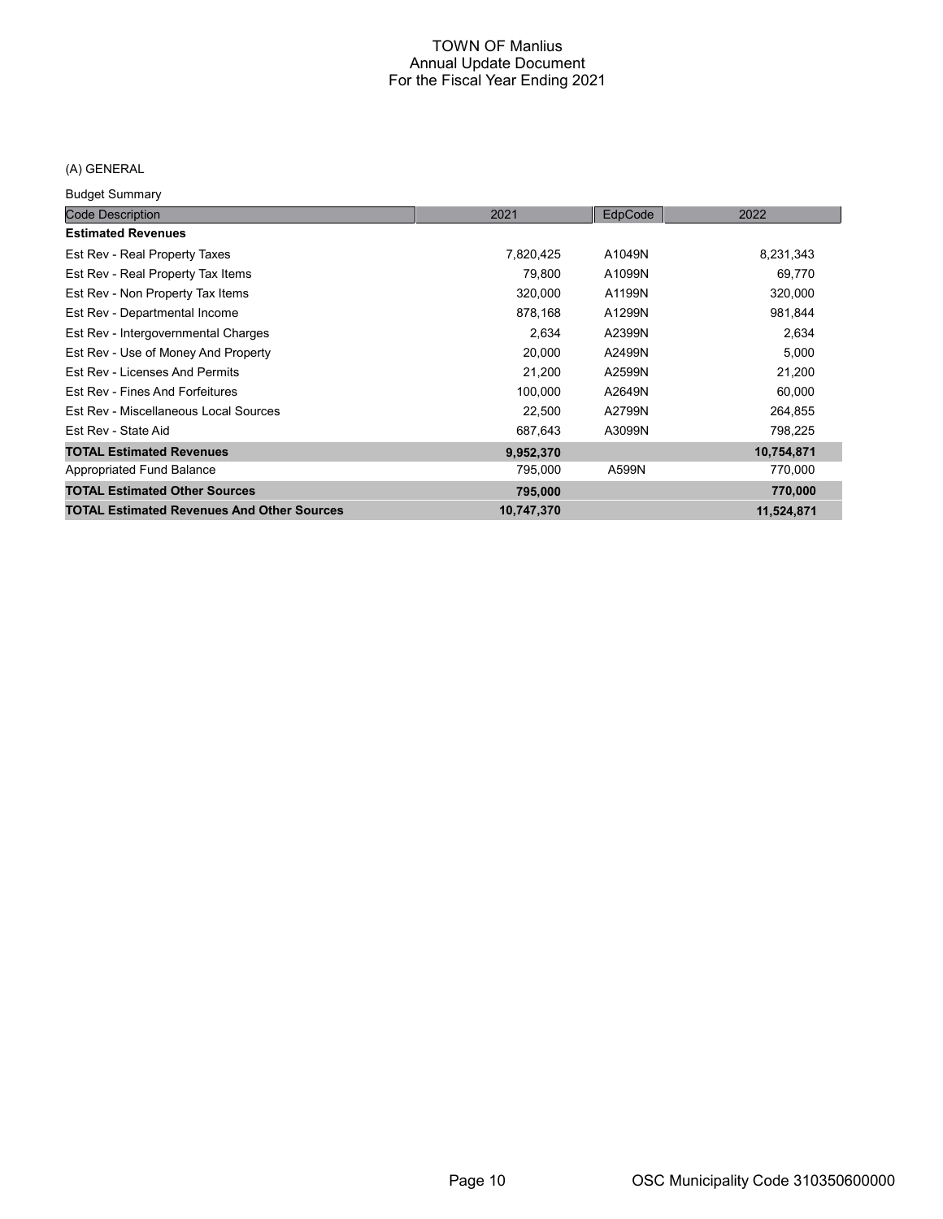# TOWN OF Manlius
## Annual Update Document
## For the Fiscal Year Ending 2021

(A) GENERAL

Budget Summary

| Code Description | 2021 | EdpCode | 2022 |
|---|---|---|---|
| **Estimated Revenues** | | | |
| Est Rev - Real Property Taxes | 7,820,425 | A1049N | 8,231,343 |
| Est Rev - Real Property Tax Items | 79,800 | A1099N | 69,770 |
| Est Rev - Non Property Tax Items | 320,000 | A1199N | 320,000 |
| Est Rev - Departmental Income | 878,168 | A1299N | 981,844 |
| Est Rev - Intergovernmental Charges | 2,634 | A2399N | 2,634 |
| Est Rev - Use of Money And Property | 20,000 | A2499N | 5,000 |
| Est Rev - Licenses And Permits | 21,200 | A2599N | 21,200 |
| Est Rev - Fines And Forfeitures | 100,000 | A2649N | 60,000 |
| Est Rev - Miscellaneous Local Sources | 22,500 | A2799N | 264,855 |
| Est Rev - State Aid | 687,643 | A3099N | 798,225 |
| **TOTAL Estimated Revenues** | **9,952,370** | | **10,754,871** |
| Appropriated Fund Balance | 795,000 | A599N | 770,000 |
| **TOTAL Estimated Other Sources** | **795,000** | | **770,000** |
| **TOTAL Estimated Revenues And Other Sources** | **10,747,370** | | **11,524,871** |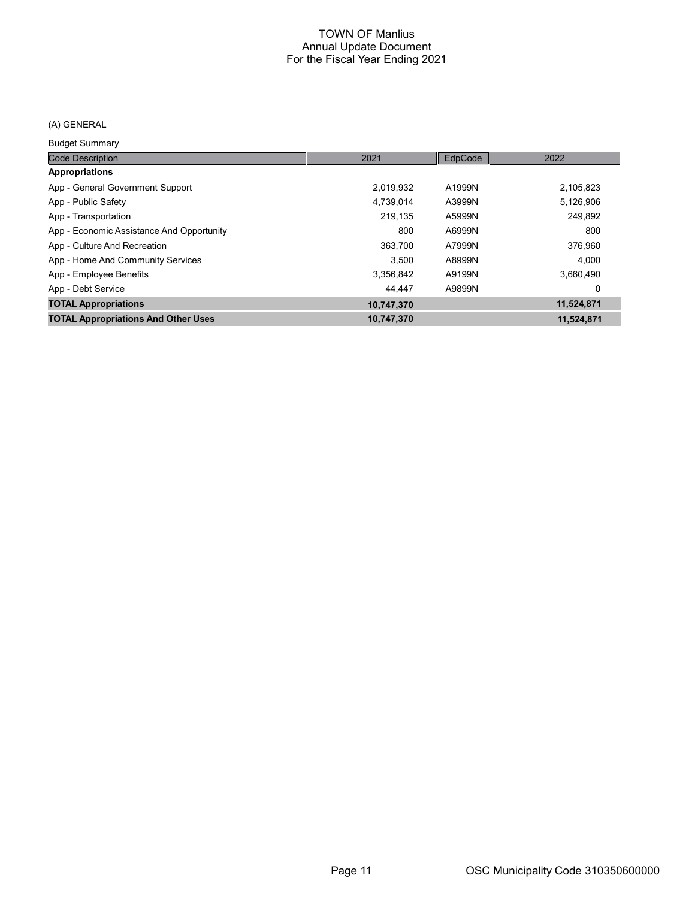# TOWN OF Manlius
## Annual Update Document
## For the Fiscal Year Ending 2021

(A) GENERAL

Budget Summary

| Code Description | 2021 | EdpCode | 2022 |
|---|---|---|---|
| **Appropriations** | | | |
| App - General Government Support | 2,019,932 | A1999N | 2,105,823 |
| App - Public Safety | 4,739,014 | A3999N | 5,126,906 |
| App - Transportation | 219,135 | A5999N | 249,892 |
| App - Economic Assistance And Opportunity | 800 | A6999N | 800 |
| App - Culture And Recreation | 363,700 | A7999N | 376,960 |
| App - Home And Community Services | 3,500 | A8999N | 4,000 |
| App - Employee Benefits | 3,356,842 | A9199N | 3,660,490 |
| App - Debt Service | 44,447 | A9899N | 0 |
| **TOTAL Appropriations** | **10,747,370** | | **11,524,871** |
| **TOTAL Appropriations And Other Uses** | **10,747,370** | | **11,524,871** |

OSC Municipality Code 310350600000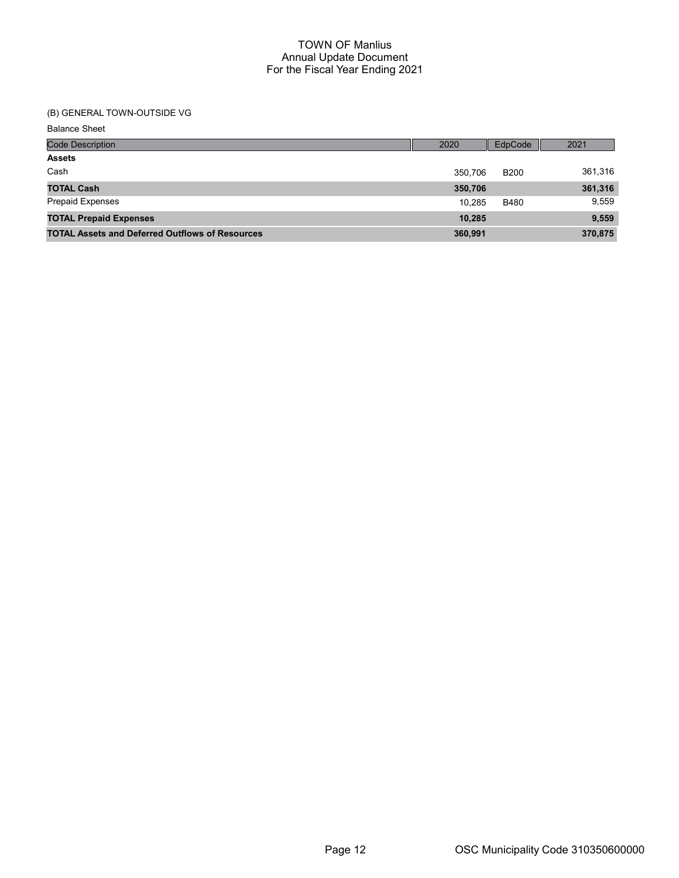# TOWN OF Manlius
## Annual Update Document
## For the Fiscal Year Ending 2021

### (B) GENERAL TOWN-OUTSIDE VG

Balance Sheet

| Code Description | 2020 | EdpCode | 2021 |
|---|---|---|---|
| **Assets** | | | |
| Cash | 350,706 | B200 | 361,316 |
| **TOTAL Cash** | **350,706** | | **361,316** |
| Prepaid Expenses | 10,285 | B480 | 9,559 |
| **TOTAL Prepaid Expenses** | **10,285** | | **9,559** |
| **TOTAL Assets and Deferred Outflows of Resources** | **360,991** | | **370,875** |

OSC Municipality Code 310350600000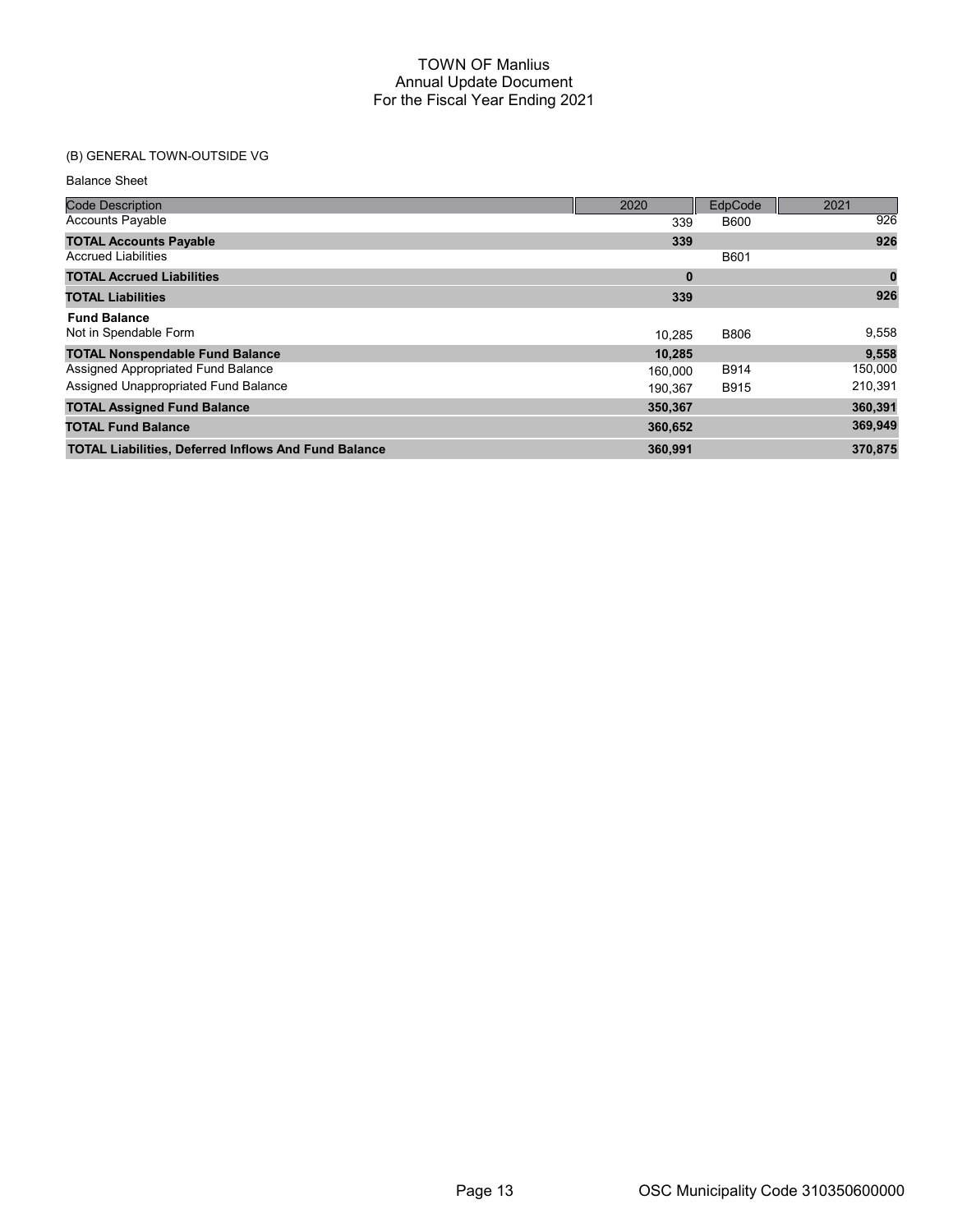# TOWN OF Manlius
## Annual Update Document
## For the Fiscal Year Ending 2021

(B) GENERAL TOWN-OUTSIDE VG

Balance Sheet

| Code Description | 2020 | EdpCode | 2021 |
|---|---|---|---|
| Accounts Payable | 339 | B600 | 926 |
| **TOTAL Accounts Payable** | **339** | | **926** |
| Accrued Liabilities | | B601 | |
| **TOTAL Accrued Liabilities** | **0** | | **0** |
| **TOTAL Liabilities** | **339** | | **926** |
| **Fund Balance** | | | |
| Not in Spendable Form | 10,285 | B806 | 9,558 |
| **TOTAL Nonspendable Fund Balance** | **10,285** | | **9,558** |
| Assigned Appropriated Fund Balance | 160,000 | B914 | 150,000 |
| Assigned Unappropriated Fund Balance | 190,367 | B915 | 210,391 |
| **TOTAL Assigned Fund Balance** | **350,367** | | **360,391** |
| **TOTAL Fund Balance** | **360,652** | | **369,949** |
| **TOTAL Liabilities, Deferred Inflows And Fund Balance** | **360,991** | | **370,875** |

OSC Municipality Code 310350600000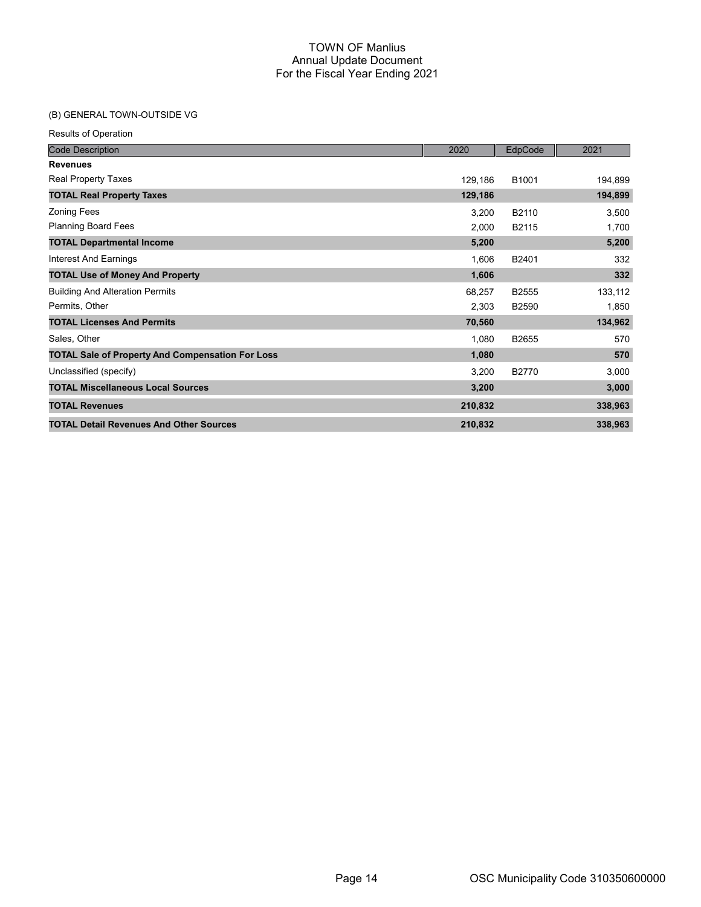# TOWN OF Manlius
## Annual Update Document
## For the Fiscal Year Ending 2021

(B) GENERAL TOWN-OUTSIDE VG

Results of Operation

| Code Description | 2020 | EdpCode | 2021 |
|---|---|---|---|
| **Revenues** | | | |
| Real Property Taxes | 129,186 | B1001 | 194,899 |
| **TOTAL Real Property Taxes** | **129,186** | | **194,899** |
| Zoning Fees | 3,200 | B2110 | 3,500 |
| Planning Board Fees | 2,000 | B2115 | 1,700 |
| **TOTAL Departmental Income** | **5,200** | | **5,200** |
| Interest And Earnings | 1,606 | B2401 | 332 |
| **TOTAL Use of Money And Property** | **1,606** | | **332** |
| Building And Alteration Permits | 68,257 | B2555 | 133,112 |
| Permits, Other | 2,303 | B2590 | 1,850 |
| **TOTAL Licenses And Permits** | **70,560** | | **134,962** |
| Sales, Other | 1,080 | B2655 | 570 |
| **TOTAL Sale of Property And Compensation For Loss** | **1,080** | | **570** |
| Unclassified (specify) | 3,200 | B2770 | 3,000 |
| **TOTAL Miscellaneous Local Sources** | **3,200** | | **3,000** |
| **TOTAL Revenues** | **210,832** | | **338,963** |
| **TOTAL Detail Revenues And Other Sources** | **210,832** | | **338,963** |

OSC Municipality Code 310350600000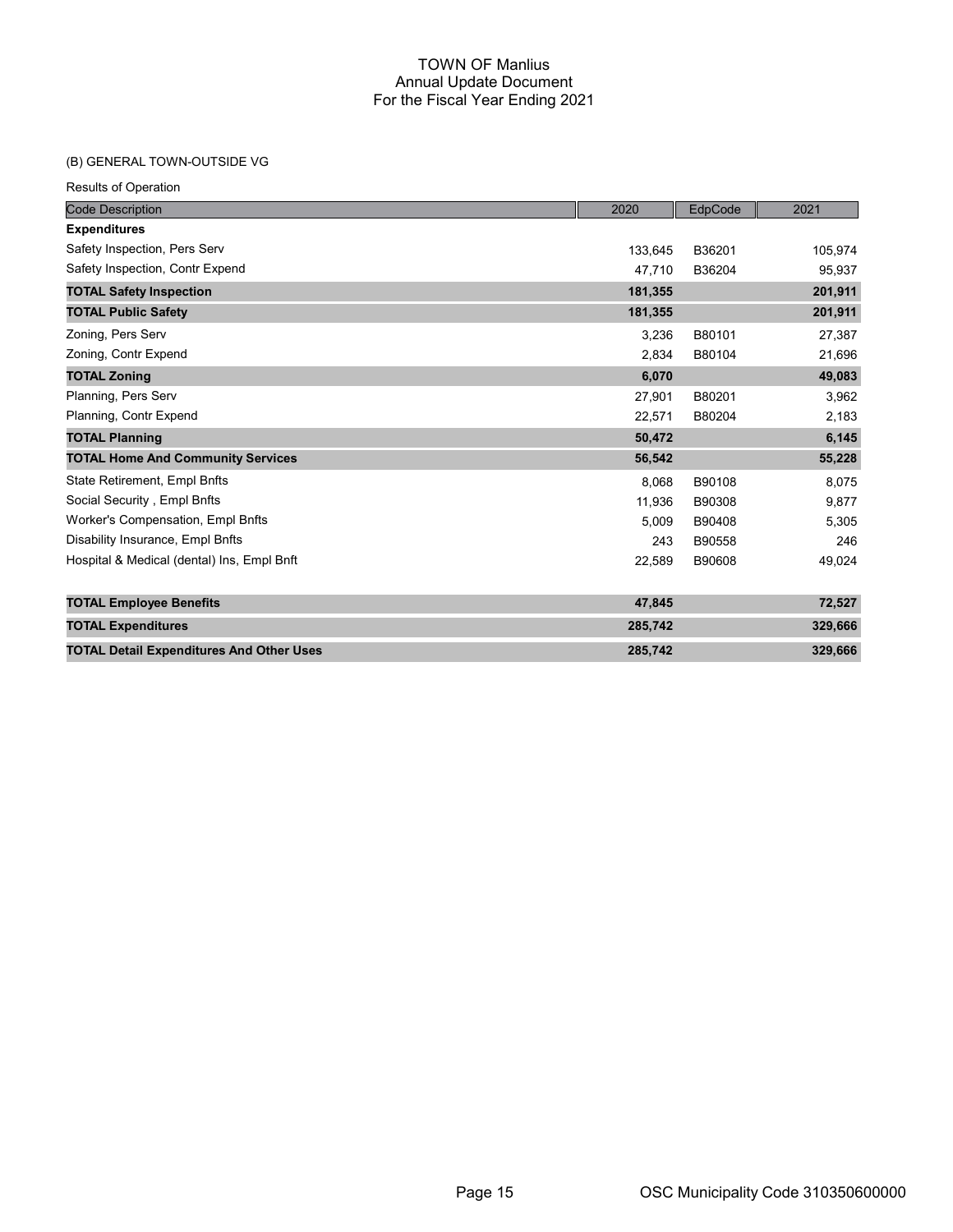# TOWN OF Manlius
## Annual Update Document
## For the Fiscal Year Ending 2021

(B) GENERAL TOWN-OUTSIDE VG

Results of Operation

| Code Description | 2020 | EdpCode | 2021 |
|---|---|---|---|
| **Expenditures** | | | |
| Safety Inspection, Pers Serv | 133,645 | B36201 | 105,974 |
| Safety Inspection, Contr Expend | 47,710 | B36204 | 95,937 |
| **TOTAL Safety Inspection** | **181,355** | | **201,911** |
| **TOTAL Public Safety** | **181,355** | | **201,911** |
| Zoning, Pers Serv | 3,236 | B80101 | 27,387 |
| Zoning, Contr Expend | 2,834 | B80104 | 21,696 |
| **TOTAL Zoning** | **6,070** | | **49,083** |
| Planning, Pers Serv | 27,901 | B80201 | 3,962 |
| Planning, Contr Expend | 22,571 | B80204 | 2,183 |
| **TOTAL Planning** | **50,472** | | **6,145** |
| **TOTAL Home And Community Services** | **56,542** | | **55,228** |
| State Retirement, Empl Bnfts | 8,068 | B90108 | 8,075 |
| Social Security , Empl Bnfts | 11,936 | B90308 | 9,877 |
| Worker's Compensation, Empl Bnfts | 5,009 | B90408 | 5,305 |
| Disability Insurance, Empl Bnfts | 243 | B90558 | 246 |
| Hospital & Medical (dental) Ins, Empl Bnft | 22,589 | B90608 | 49,024 |
| **TOTAL Employee Benefits** | **47,845** | | **72,527** |
| **TOTAL Expenditures** | **285,742** | | **329,666** |
| **TOTAL Detail Expenditures And Other Uses** | **285,742** | | **329,666** |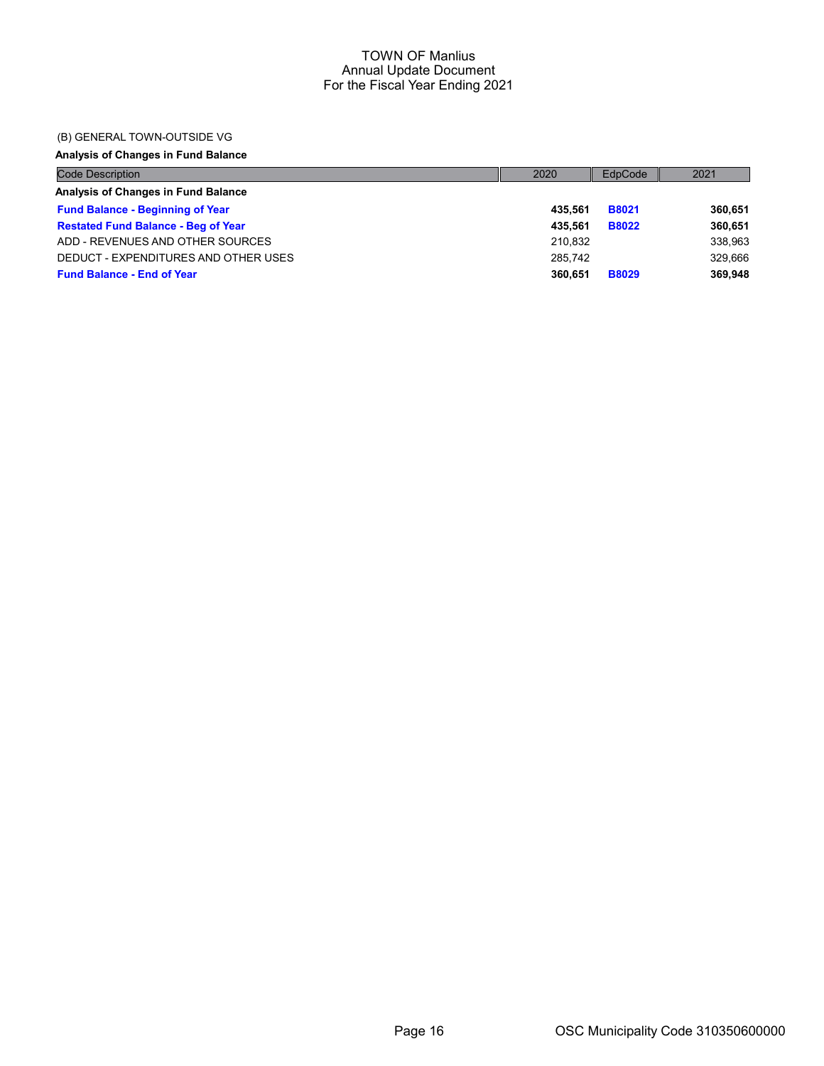# TOWN OF Manlius
## Annual Update Document
## For the Fiscal Year Ending 2021

(B) GENERAL TOWN-OUTSIDE VG

**Analysis of Changes in Fund Balance**

| Code Description | 2020 | EdpCode | 2021 |
|---|---|---|---|
| **Analysis of Changes in Fund Balance** | | | |
| **Fund Balance - Beginning of Year** | **435,561** | **B8021** | **360,651** |
| **Restated Fund Balance - Beg of Year** | **435,561** | **B8022** | **360,651** |
| ADD - REVENUES AND OTHER SOURCES | 210,832 | | 338,963 |
| DEDUCT - EXPENDITURES AND OTHER USES | 285,742 | | 329,666 |
| **Fund Balance - End of Year** | **360,651** | **B8029** | **369,948** |

OSC Municipality Code 310350600000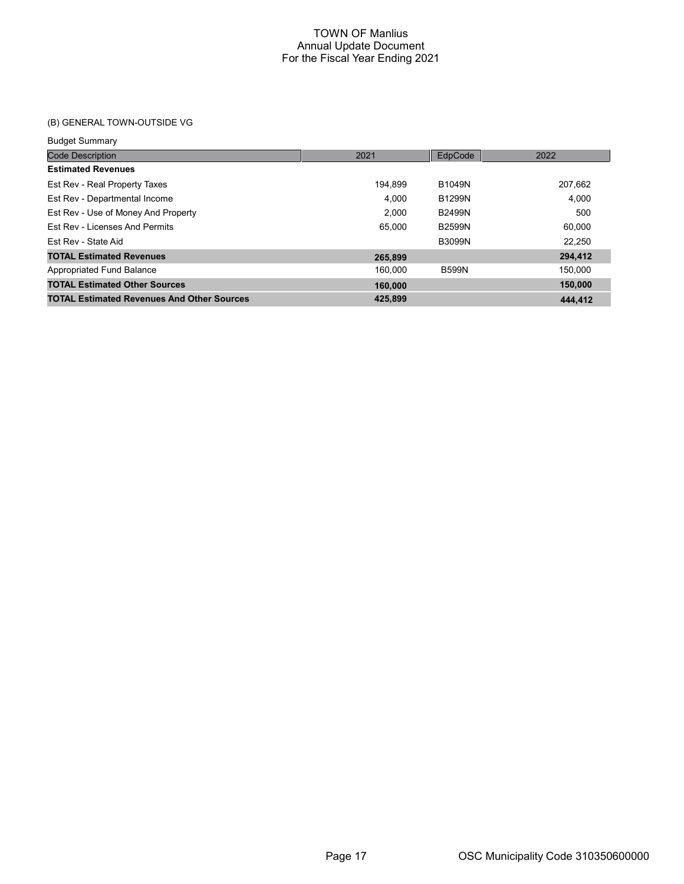# TOWN OF Manlius
## Annual Update Document
## For the Fiscal Year Ending 2021

### (B) GENERAL TOWN-OUTSIDE VG

Budget Summary

| Code Description | 2021 | EdpCode | 2022 |
|---|---|---|---|
| **Estimated Revenues** | | | |
| Est Rev - Real Property Taxes | 194,899 | B1049N | 207,662 |
| Est Rev - Departmental Income | 4,000 | B1299N | 4,000 |
| Est Rev - Use of Money And Property | 2,000 | B2499N | 500 |
| Est Rev - Licenses And Permits | 65,000 | B2599N | 60,000 |
| Est Rev - State Aid | | B3099N | 22,250 |
| **TOTAL Estimated Revenues** | **265,899** | | **294,412** |
| Appropriated Fund Balance | 160,000 | B599N | 150,000 |
| **TOTAL Estimated Other Sources** | **160,000** | | **150,000** |
| **TOTAL Estimated Revenues And Other Sources** | **425,899** | | **444,412** |

OSC Municipality Code 310350600000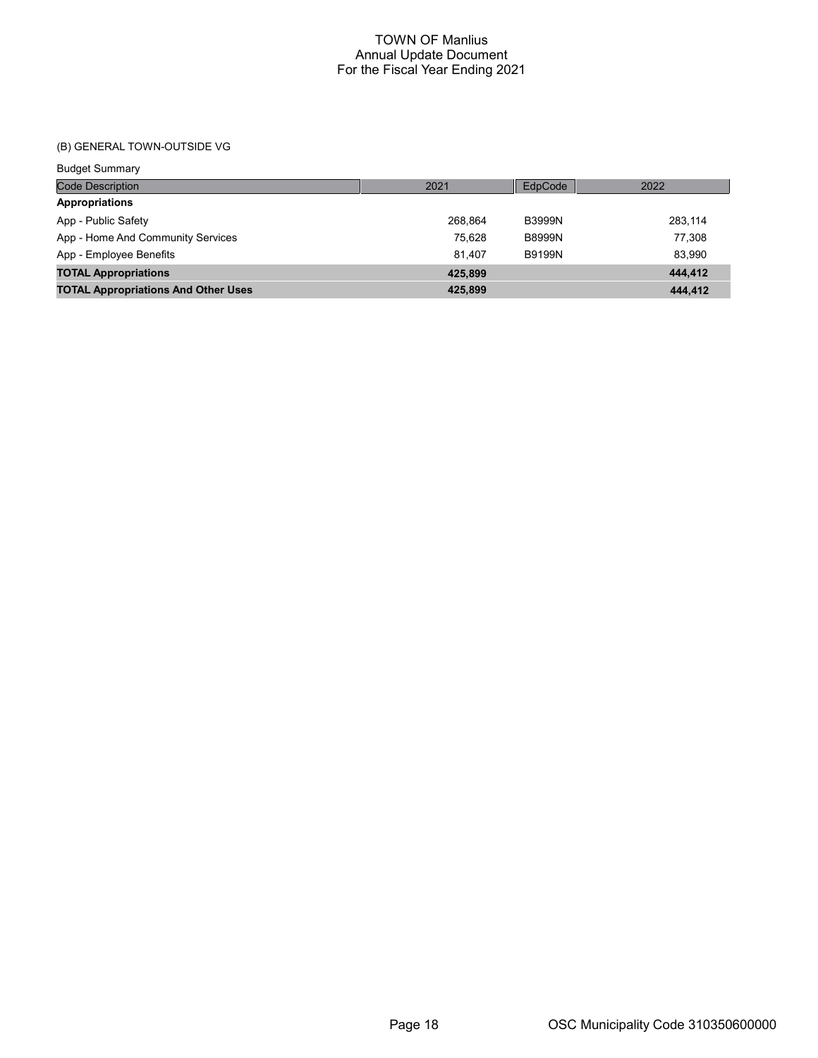# TOWN OF Manlius
## Annual Update Document
## For the Fiscal Year Ending 2021

(B) GENERAL TOWN-OUTSIDE VG

Budget Summary

| Code Description | 2021 | EdpCode | 2022 |
|---|---|---|---|
| **Appropriations** | | | |
| App - Public Safety | 268,864 | B3999N | 283,114 |
| App - Home And Community Services | 75,628 | B8999N | 77,308 |
| App - Employee Benefits | 81,407 | B9199N | 83,990 |
| **TOTAL Appropriations** | **425,899** | | **444,412** |
| **TOTAL Appropriations And Other Uses** | **425,899** | | **444,412** |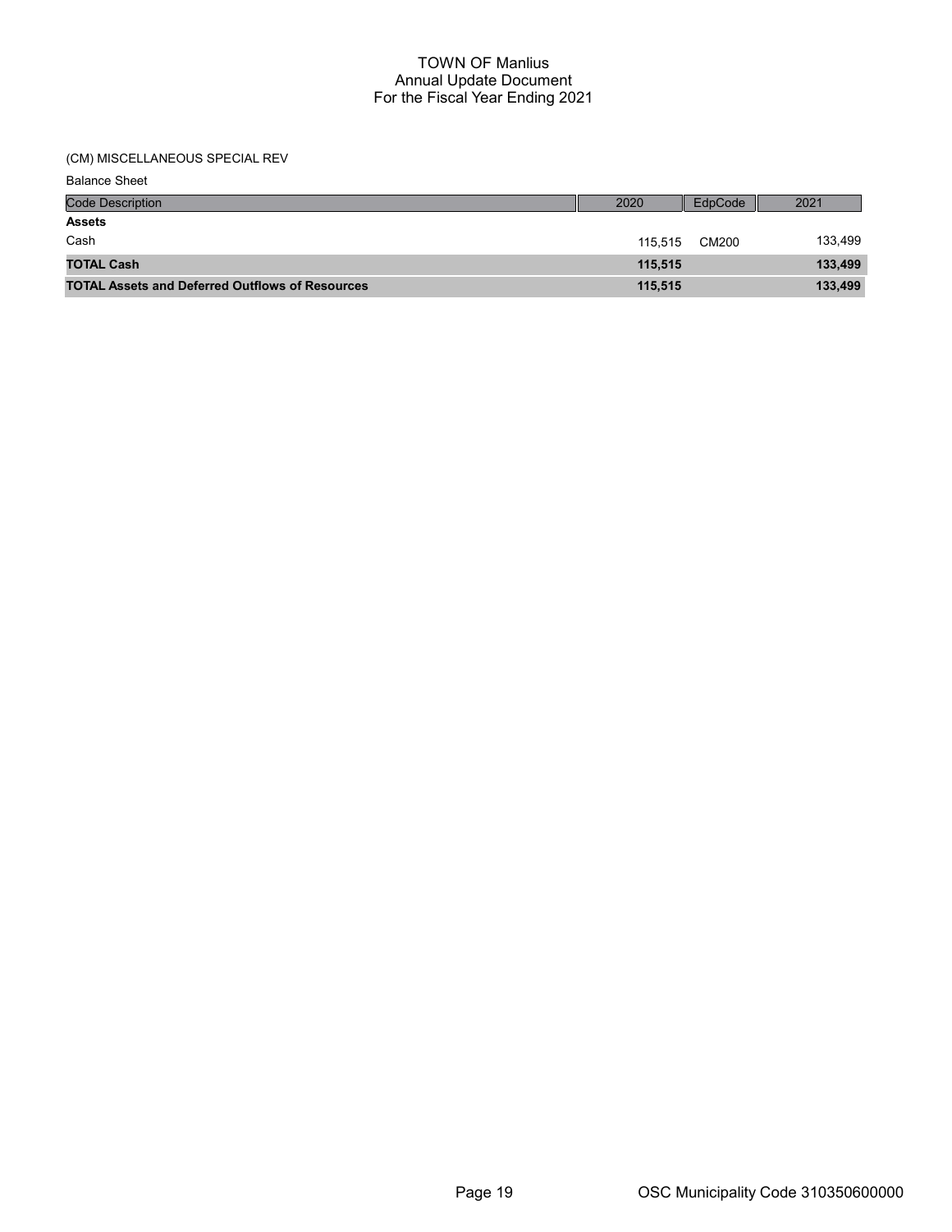# TOWN OF Manlius
## Annual Update Document
## For the Fiscal Year Ending 2021

(CM) MISCELLANEOUS SPECIAL REV

Balance Sheet

| Code Description | 2020 | EdpCode | 2021 |
|---|---|---|---|
| **Assets** | | | |
| Cash | 115,515 | CM200 | 133,499 |
| **TOTAL Cash** | **115,515** | | **133,499** |
| **TOTAL Assets and Deferred Outflows of Resources** | **115,515** | | **133,499** |

OSC Municipality Code 310350600000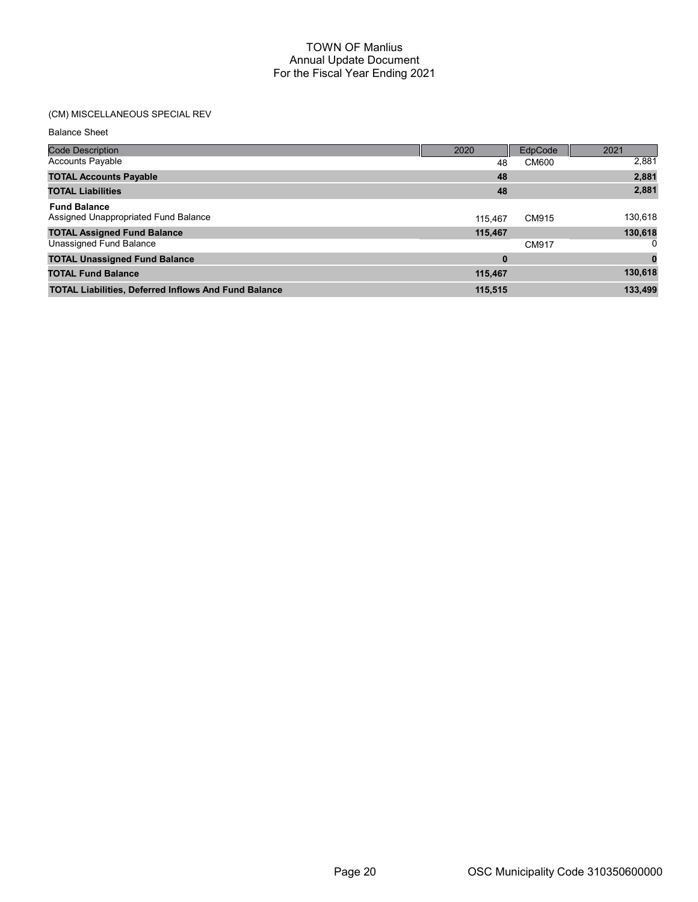# TOWN OF Manlius
## Annual Update Document
## For the Fiscal Year Ending 2021

(CM) MISCELLANEOUS SPECIAL REV

Balance Sheet

| Code Description | 2020 | EdpCode | 2021 |
|---|---|---|---|
| Accounts Payable | 48 | CM600 | 2,881 |
| **TOTAL Accounts Payable** | **48** | | **2,881** |
| **TOTAL Liabilities** | **48** | | **2,881** |
| **Fund Balance** | | | |
| Assigned Unappropriated Fund Balance | 115,467 | CM915 | 130,618 |
| **TOTAL Assigned Fund Balance** | **115,467** | | **130,618** |
| Unassigned Fund Balance | | CM917 | 0 |
| **TOTAL Unassigned Fund Balance** | **0** | | **0** |
| **TOTAL Fund Balance** | **115,467** | | **130,618** |
| **TOTAL Liabilities, Deferred Inflows And Fund Balance** | **115,515** | | **133,499** |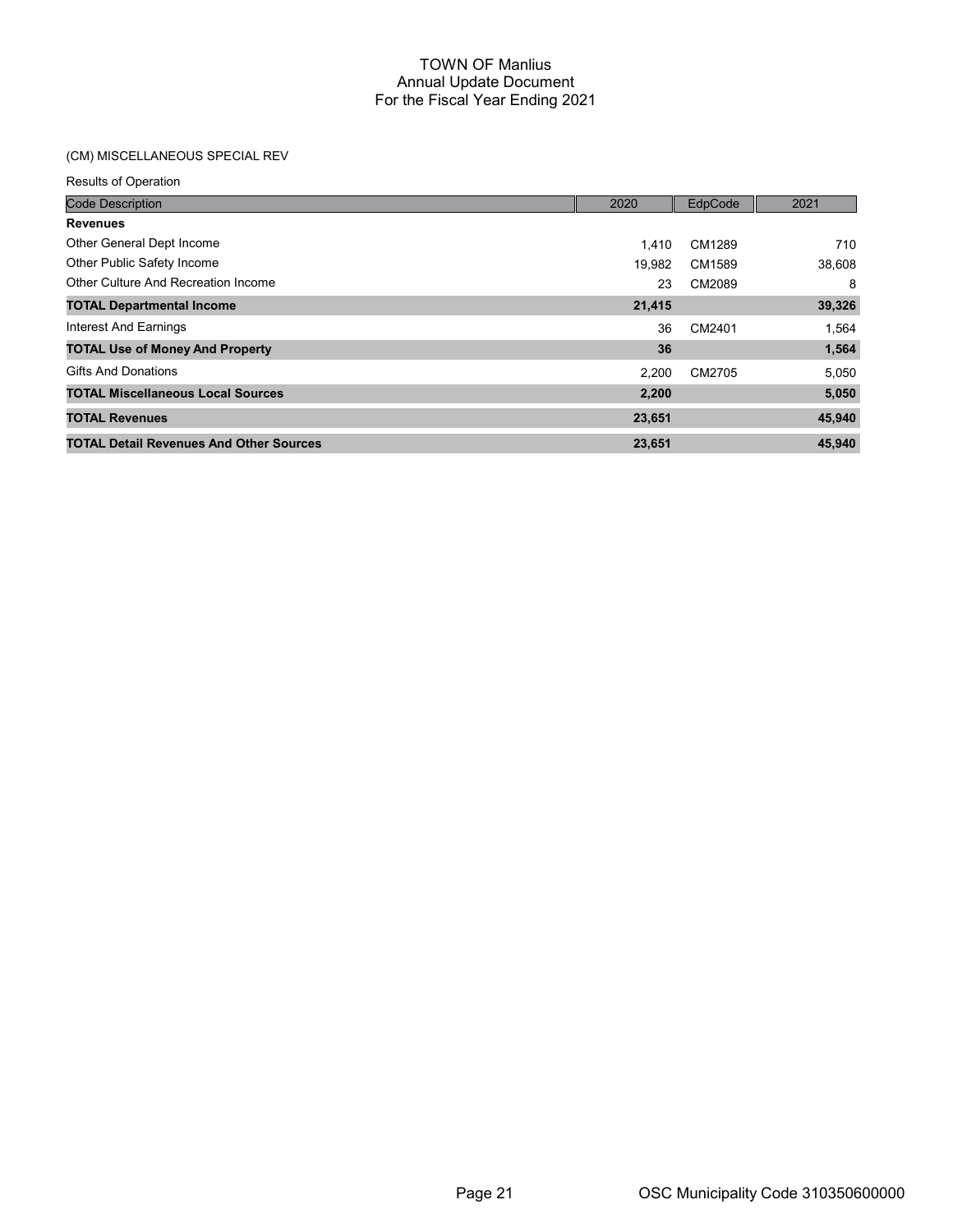# TOWN OF Manlius
## Annual Update Document
## For the Fiscal Year Ending 2021

(CM) MISCELLANEOUS SPECIAL REV

Results of Operation

| Code Description | 2020 | EdpCode | 2021 |
|---|---|---|---|
| **Revenues** | | | |
| Other General Dept Income | 1,410 | CM1289 | 710 |
| Other Public Safety Income | 19,982 | CM1589 | 38,608 |
| Other Culture And Recreation Income | 23 | CM2089 | 8 |
| **TOTAL Departmental Income** | **21,415** | | **39,326** |
| Interest And Earnings | 36 | CM2401 | 1,564 |
| **TOTAL Use of Money And Property** | **36** | | **1,564** |
| Gifts And Donations | 2,200 | CM2705 | 5,050 |
| **TOTAL Miscellaneous Local Sources** | **2,200** | | **5,050** |
| **TOTAL Revenues** | **23,651** | | **45,940** |
| **TOTAL Detail Revenues And Other Sources** | **23,651** | | **45,940** |

OSC Municipality Code 310350600000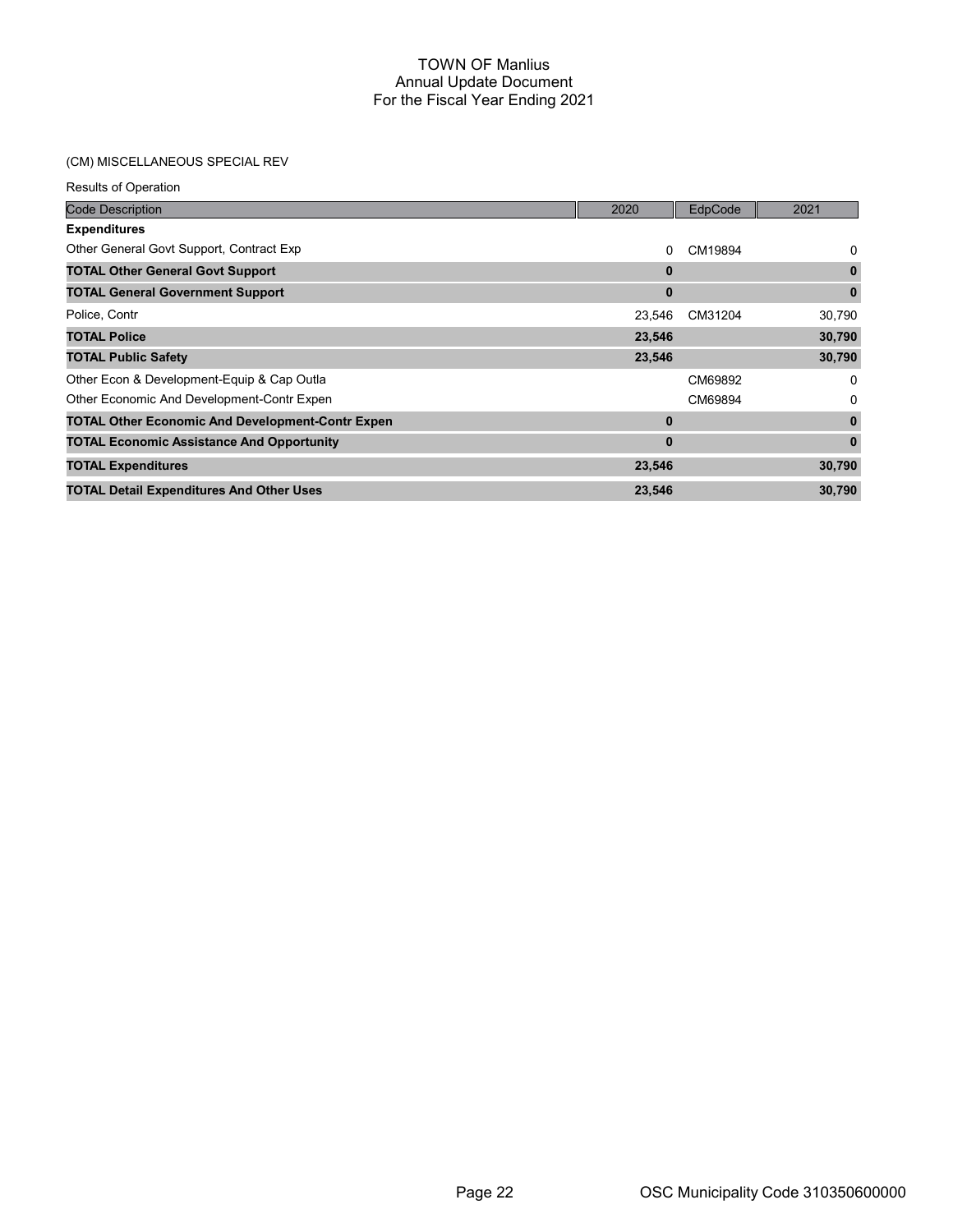# TOWN OF Manlius
## Annual Update Document
## For the Fiscal Year Ending 2021

(CM) MISCELLANEOUS SPECIAL REV

Results of Operation

| Code Description | 2020 | EdpCode | 2021 |
|---|---|---|---|
| **Expenditures** | | | |
| Other General Govt Support, Contract Exp | 0 | CM19894 | 0 |
| **TOTAL Other General Govt Support** | **0** | | **0** |
| **TOTAL General Government Support** | **0** | | **0** |
| Police, Contr | 23,546 | CM31204 | 30,790 |
| **TOTAL Police** | **23,546** | | **30,790** |
| **TOTAL Public Safety** | **23,546** | | **30,790** |
| Other Econ & Development-Equip & Cap Outla | | CM69892 | 0 |
| Other Economic And Development-Contr Expen | | CM69894 | 0 |
| **TOTAL Other Economic And Development-Contr Expen** | **0** | | **0** |
| **TOTAL Economic Assistance And Opportunity** | **0** | | **0** |
| **TOTAL Expenditures** | **23,546** | | **30,790** |
| **TOTAL Detail Expenditures And Other Uses** | **23,546** | | **30,790** |

OSC Municipality Code 310350600000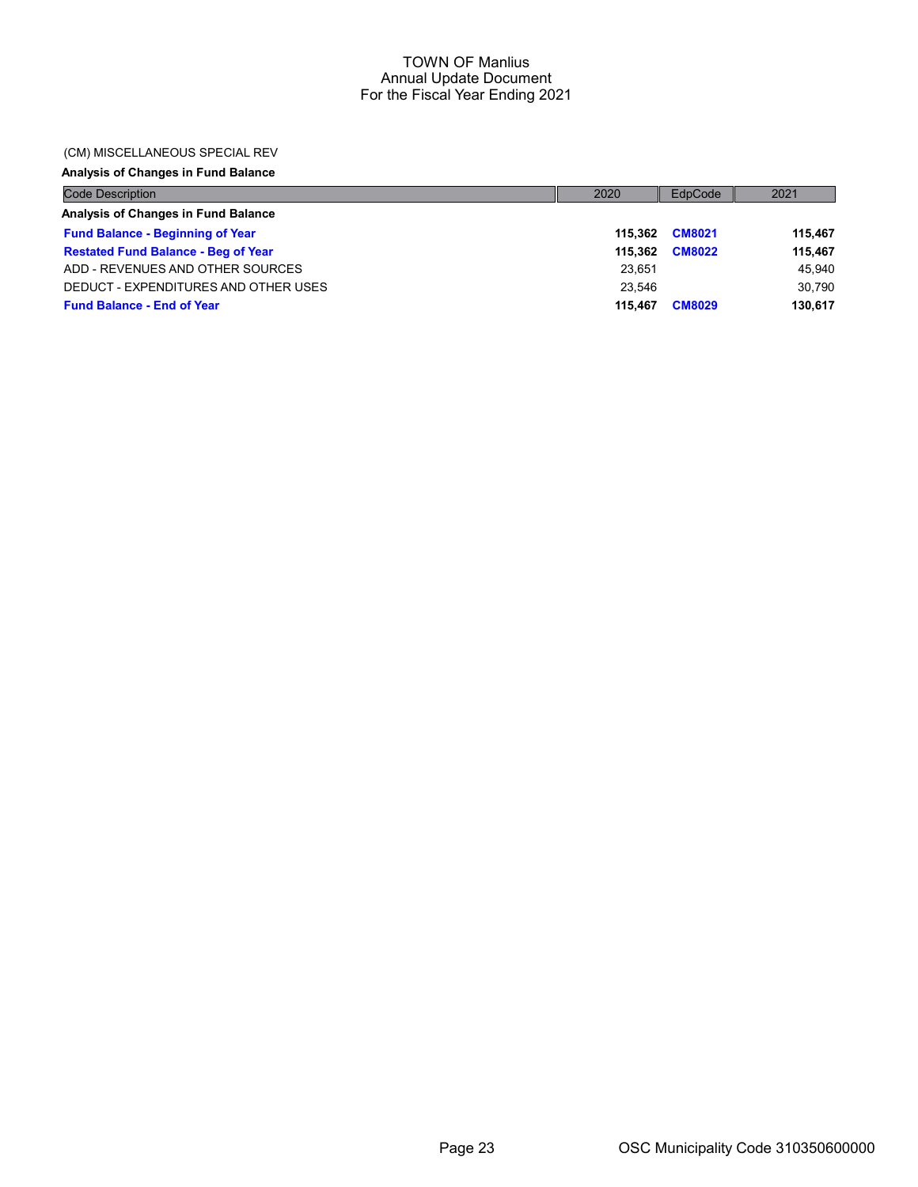TOWN OF Manlius
Annual Update Document
For the Fiscal Year Ending 2021

(CM) MISCELLANEOUS SPECIAL REV

**Analysis of Changes in Fund Balance**

| Code Description | 2020 | EdpCode | 2021 |
|---|---|---|---|
| **Analysis of Changes in Fund Balance** | | | |
| **Fund Balance - Beginning of Year** | **115,362** | **CM8021** | **115,467** |
| **Restated Fund Balance - Beg of Year** | **115,362** | **CM8022** | **115,467** |
| ADD - REVENUES AND OTHER SOURCES | 23,651 | | 45,940 |
| DEDUCT - EXPENDITURES AND OTHER USES | 23,546 | | 30,790 |
| **Fund Balance - End of Year** | **115,467** | **CM8029** | **130,617** |

OSC Municipality Code 310350600000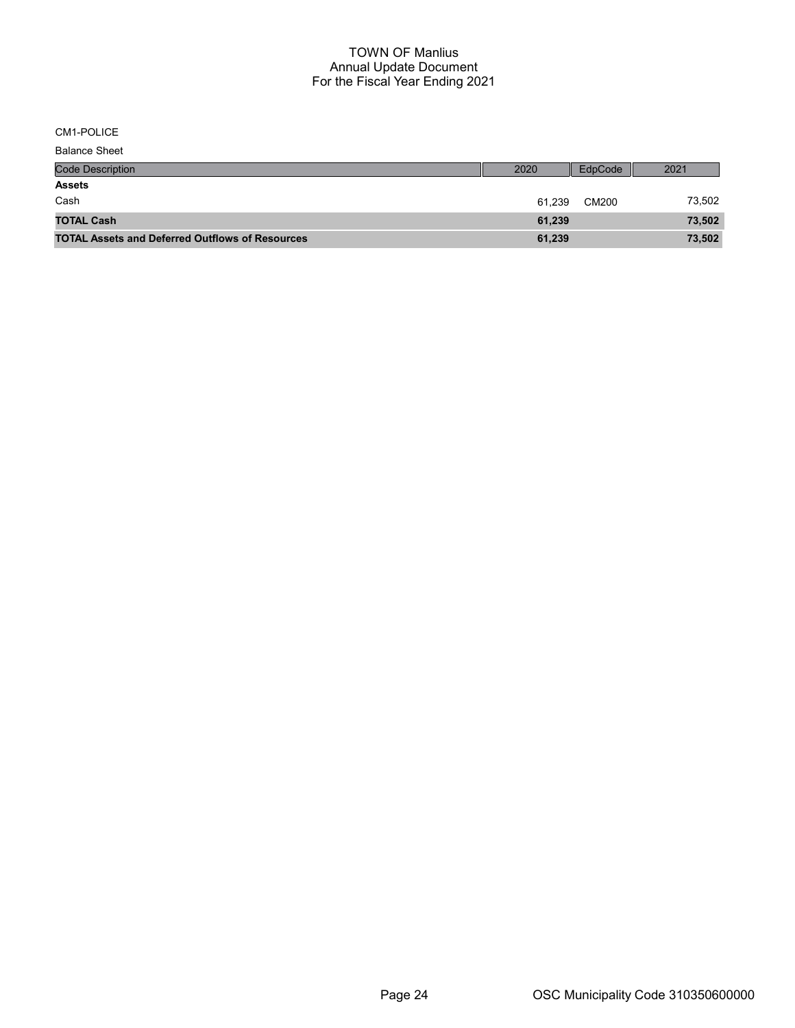# TOWN OF Manlius
## Annual Update Document
## For the Fiscal Year Ending 2021

CM1-POLICE

Balance Sheet

| Code Description | 2020 | EdpCode | 2021 |
|---|---|---|---|
| **Assets** | | | |
| Cash | 61,239 | CM200 | 73,502 |
| **TOTAL Cash** | **61,239** | | **73,502** |
| **TOTAL Assets and Deferred Outflows of Resources** | **61,239** | | **73,502** |

OSC Municipality Code 310350600000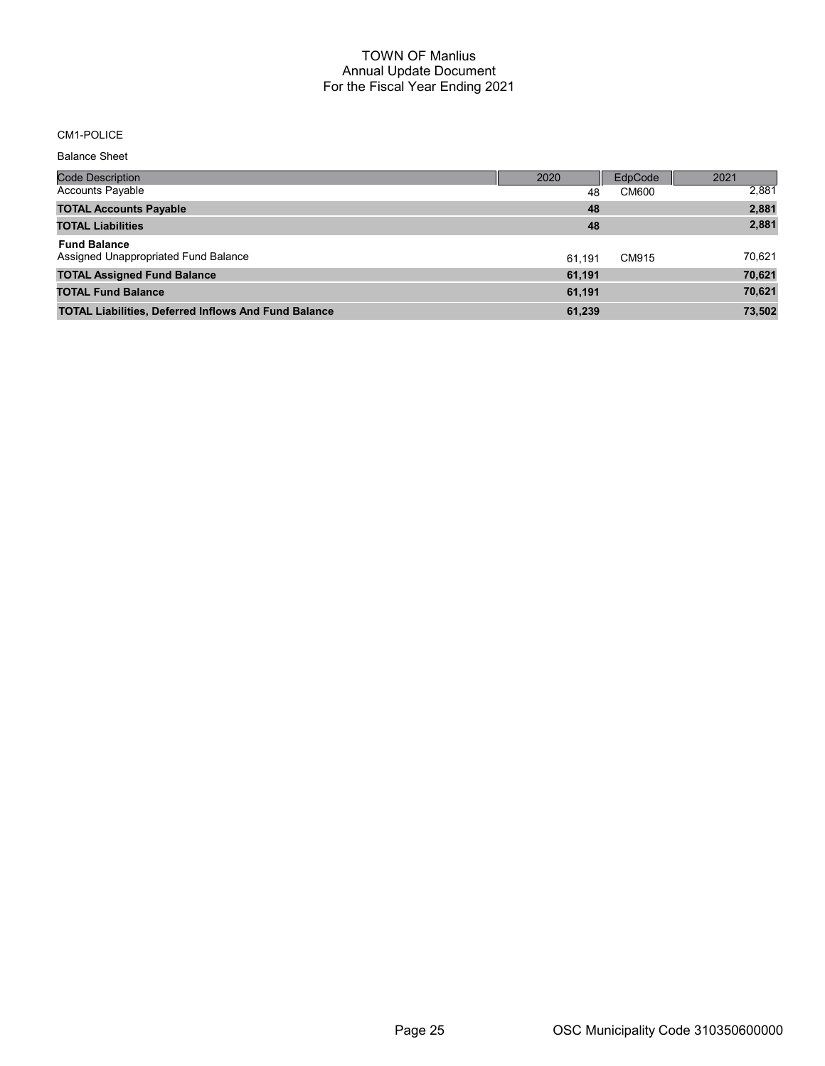# TOWN OF Manlius
## Annual Update Document
## For the Fiscal Year Ending 2021

CM1-POLICE

Balance Sheet

| Code Description | 2020 | EdpCode | 2021 |
|---|---|---|---|
| Accounts Payable | 48 | CM600 | 2,881 |
| **TOTAL Accounts Payable** | **48** | | **2,881** |
| **TOTAL Liabilities** | **48** | | **2,881** |
| **Fund Balance** | | | |
| Assigned Unappropriated Fund Balance | 61,191 | CM915 | 70,621 |
| **TOTAL Assigned Fund Balance** | **61,191** | | **70,621** |
| **TOTAL Fund Balance** | **61,191** | | **70,621** |
| **TOTAL Liabilities, Deferred Inflows And Fund Balance** | **61,239** | | **73,502** |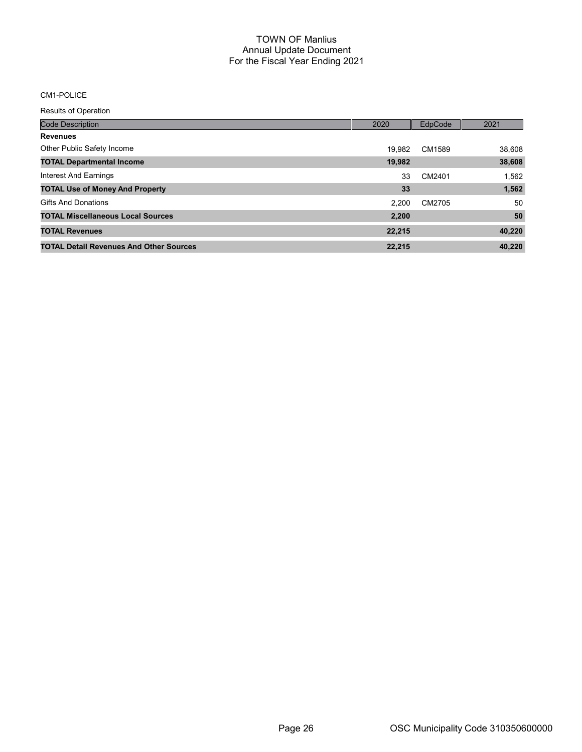# TOWN OF Manlius
## Annual Update Document
## For the Fiscal Year Ending 2021

CM1-POLICE

Results of Operation

| Code Description | 2020 | EdpCode | 2021 |
|---|---|---|---|
| **Revenues** | | | |
| Other Public Safety Income | 19,982 | CM1589 | 38,608 |
| **TOTAL Departmental Income** | **19,982** | | **38,608** |
| Interest And Earnings | 33 | CM2401 | 1,562 |
| **TOTAL Use of Money And Property** | **33** | | **1,562** |
| Gifts And Donations | 2,200 | CM2705 | 50 |
| **TOTAL Miscellaneous Local Sources** | **2,200** | | **50** |
| **TOTAL Revenues** | **22,215** | | **40,220** |
| **TOTAL Detail Revenues And Other Sources** | **22,215** | | **40,220** |

OSC Municipality Code 310350600000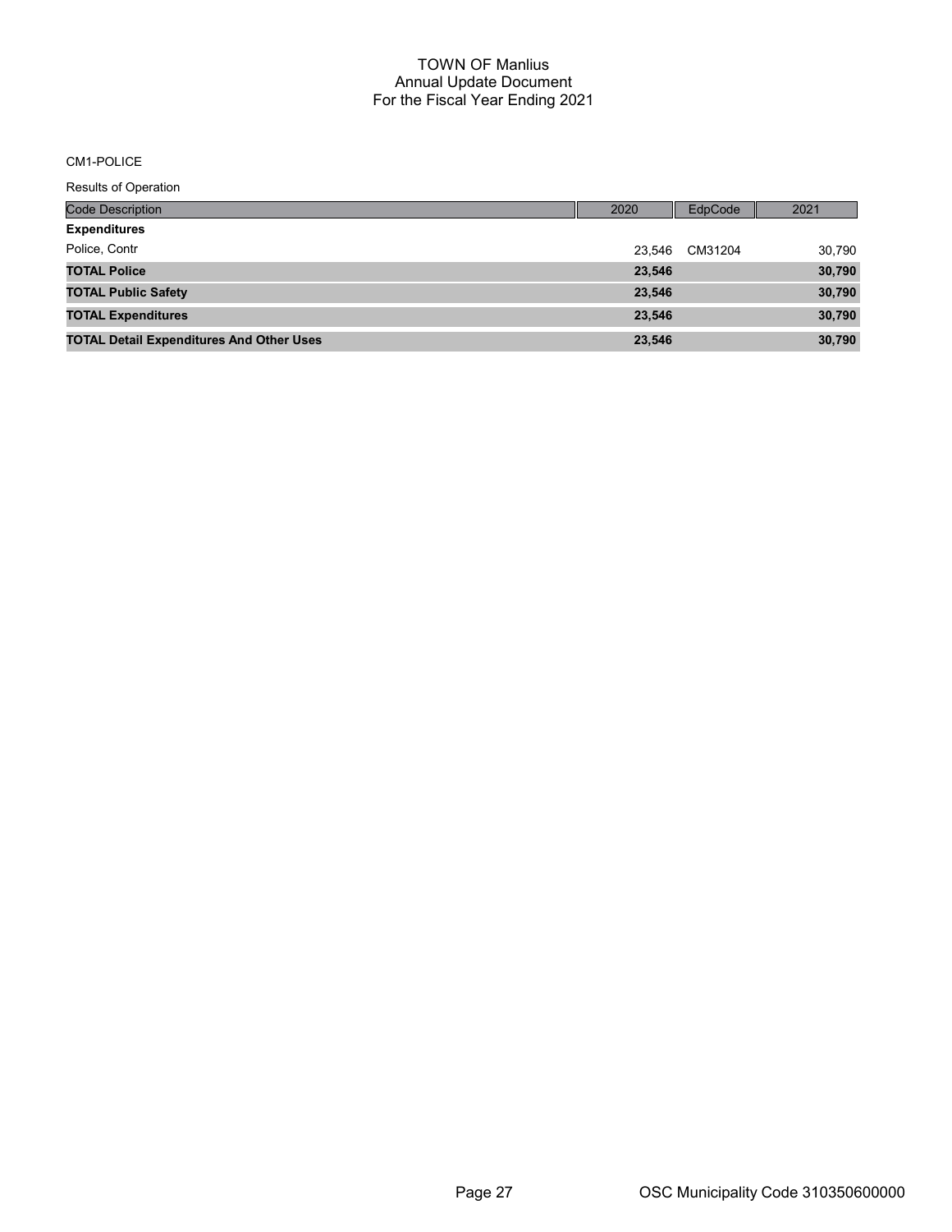# TOWN OF Manlius
## Annual Update Document
## For the Fiscal Year Ending 2021

CM1-POLICE

Results of Operation

| Code Description | 2020 | EdpCode | 2021 |
|---|---|---|---|
| **Expenditures** | | | |
| Police, Contr | 23,546 | CM31204 | 30,790 |
| **TOTAL Police** | **23,546** | | **30,790** |
| **TOTAL Public Safety** | **23,546** | | **30,790** |
| **TOTAL Expenditures** | **23,546** | | **30,790** |
| **TOTAL Detail Expenditures And Other Uses** | **23,546** | | **30,790** |

OSC Municipality Code 310350600000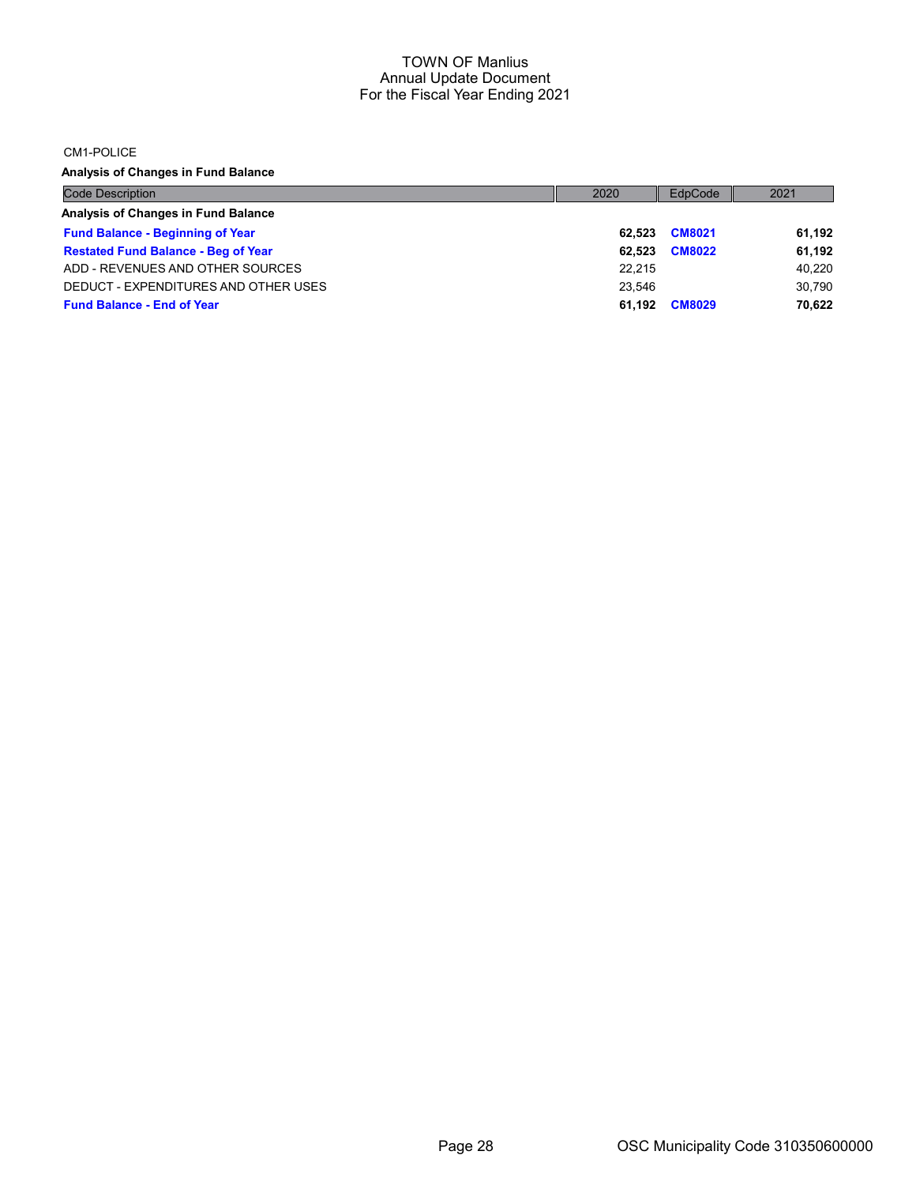# TOWN OF Manlius
## Annual Update Document
## For the Fiscal Year Ending 2021

CM1-POLICE

**Analysis of Changes in Fund Balance**

| Code Description | 2020 | EdpCode | 2021 |
|---|---|---|---|
| **Analysis of Changes in Fund Balance** | | | |
| **Fund Balance - Beginning of Year** | **62,523** | **CM8021** | **61,192** |
| **Restated Fund Balance - Beg of Year** | **62,523** | **CM8022** | **61,192** |
| ADD - REVENUES AND OTHER SOURCES | 22,215 | | 40,220 |
| DEDUCT - EXPENDITURES AND OTHER USES | 23,546 | | 30,790 |
| **Fund Balance - End of Year** | **61,192** | **CM8029** | **70,622** |

OSC Municipality Code 310350600000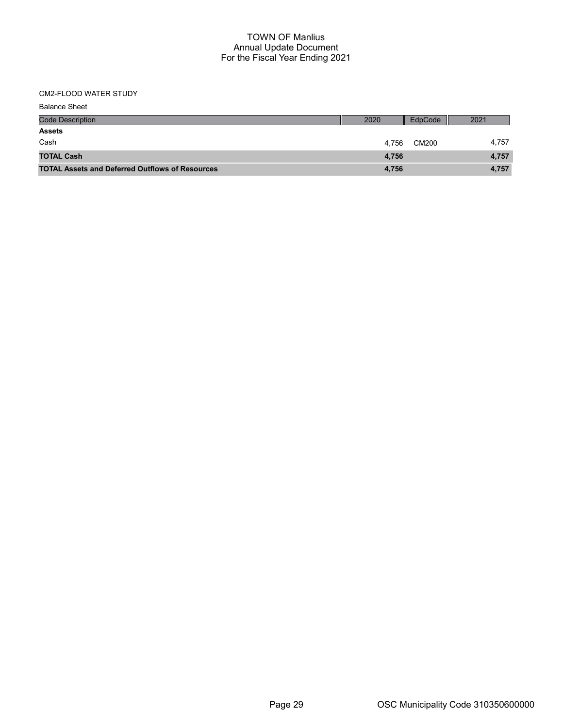# TOWN OF Manlius
## Annual Update Document
## For the Fiscal Year Ending 2021

CM2-FLOOD WATER STUDY

Balance Sheet

| Code Description | 2020 | EdpCode | 2021 |
|---|---|---|---|
| **Assets** | | | |
| Cash | 4,756 | CM200 | 4,757 |
| **TOTAL Cash** | **4,756** | | **4,757** |
| **TOTAL Assets and Deferred Outflows of Resources** | **4,756** | | **4,757** |

OSC Municipality Code 310350600000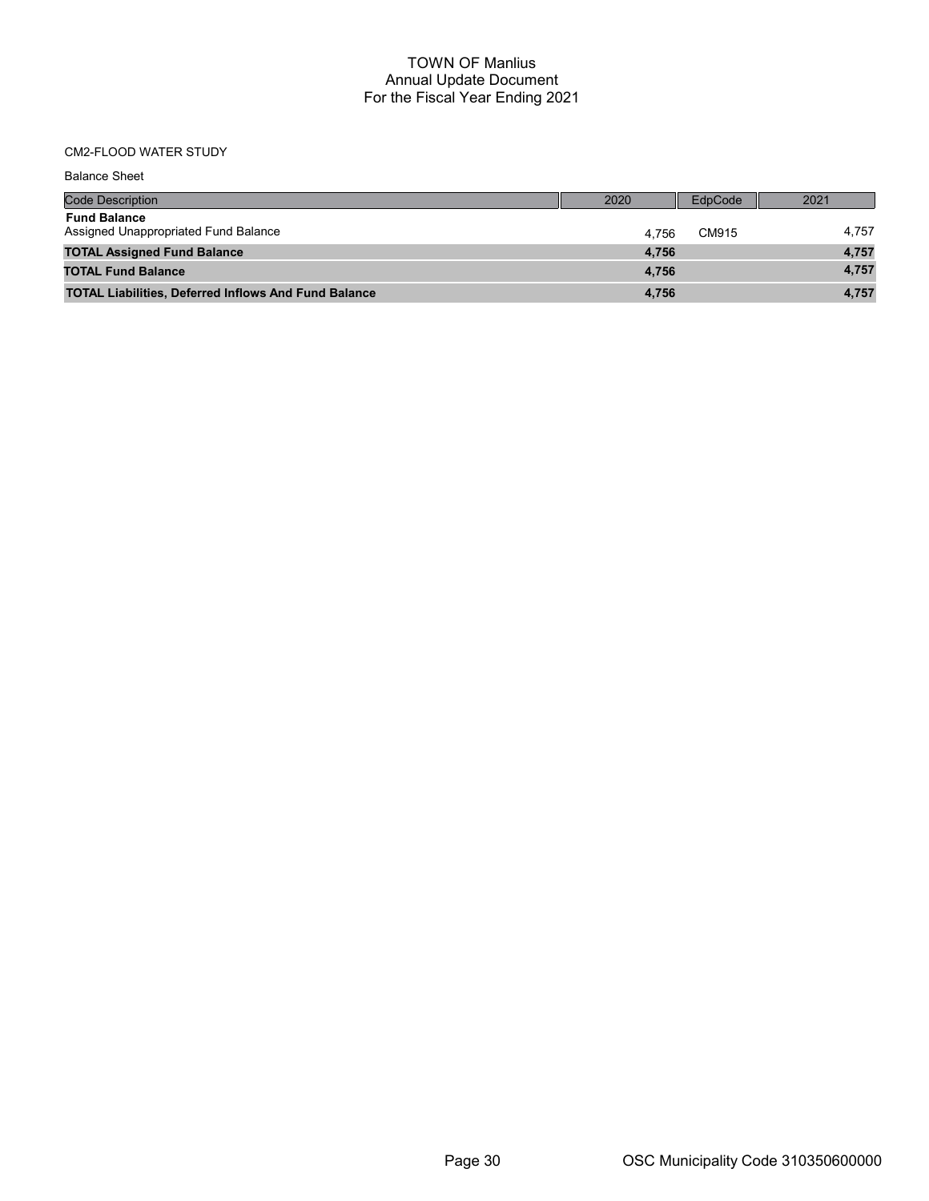# TOWN OF Manlius
## Annual Update Document
## For the Fiscal Year Ending 2021

CM2-FLOOD WATER STUDY

Balance Sheet

| Code Description | 2020 | EdpCode | 2021 |
|---|---|---|---|
| **Fund Balance** | | | |
| Assigned Unappropriated Fund Balance | 4,756 | CM915 | 4,757 |
| **TOTAL Assigned Fund Balance** | **4,756** | | **4,757** |
| **TOTAL Fund Balance** | **4,756** | | **4,757** |
| **TOTAL Liabilities, Deferred Inflows And Fund Balance** | **4,756** | | **4,757** |

OSC Municipality Code 310350600000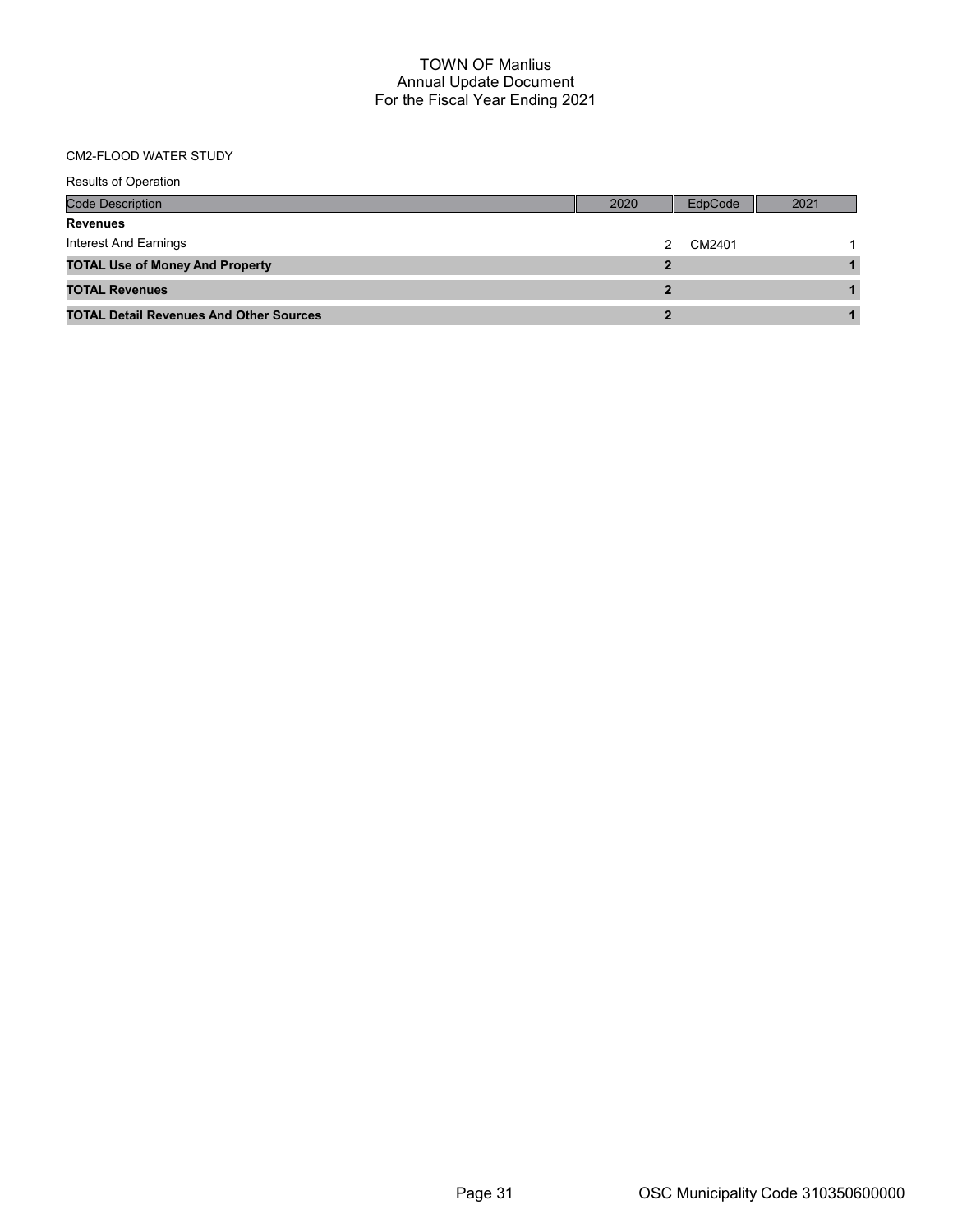# TOWN OF Manlius
## Annual Update Document
## For the Fiscal Year Ending 2021

CM2-FLOOD WATER STUDY

Results of Operation

| Code Description | 2020 | EdpCode | 2021 |
|---|---|---|---|
| **Revenues** | | | |
| Interest And Earnings | 2 | CM2401 | 1 |
| **TOTAL Use of Money And Property** | **2** | | **1** |
| **TOTAL Revenues** | **2** | | **1** |
| **TOTAL Detail Revenues And Other Sources** | **2** | | **1** |

OSC Municipality Code 310350600000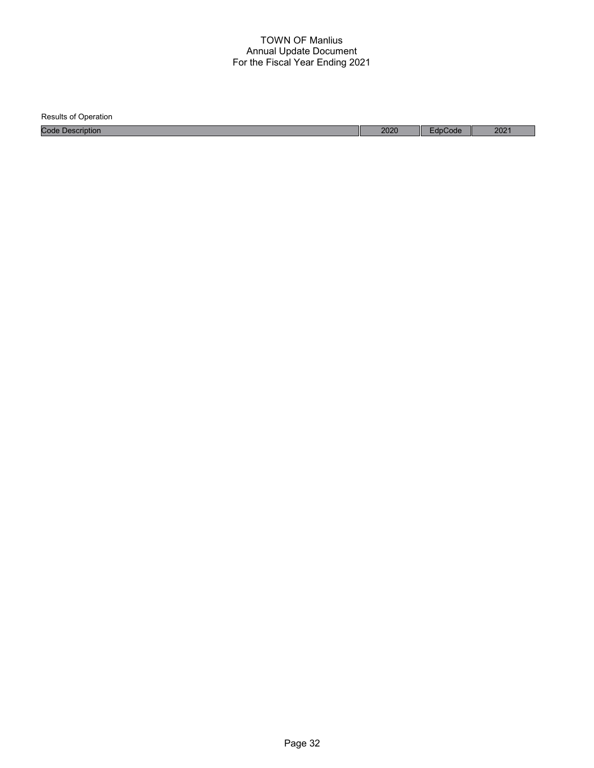TOWN OF Manlius
Annual Update Document
For the Fiscal Year Ending 2021

Results of Operation

| Code Description | 2020 | EdpCode | 2021 |
| --- | --- | --- | --- |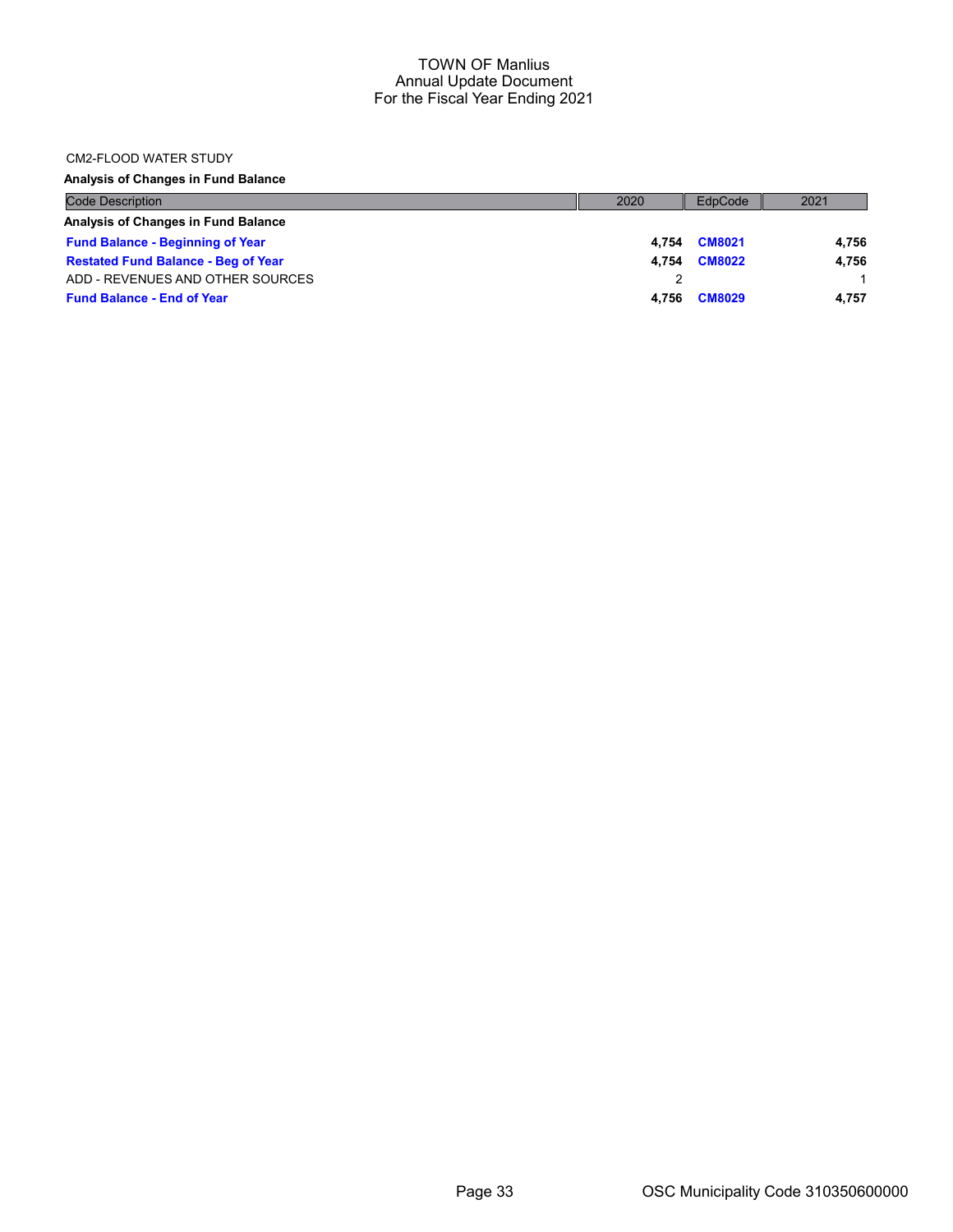CM2-FLOOD WATER STUDY

**Analysis of Changes in Fund Balance**

| Code Description | 2020 | EdpCode | 2021 |
|---|---|---|---|
| **Analysis of Changes in Fund Balance** | | | |
| **Fund Balance - Beginning of Year** | **4,754** | **CM8021** | **4,756** |
| **Restated Fund Balance - Beg of Year** | **4,754** | **CM8022** | **4,756** |
| ADD - REVENUES AND OTHER SOURCES | 2 | | 1 |
| **Fund Balance - End of Year** | **4,756** | **CM8029** | **4,757** |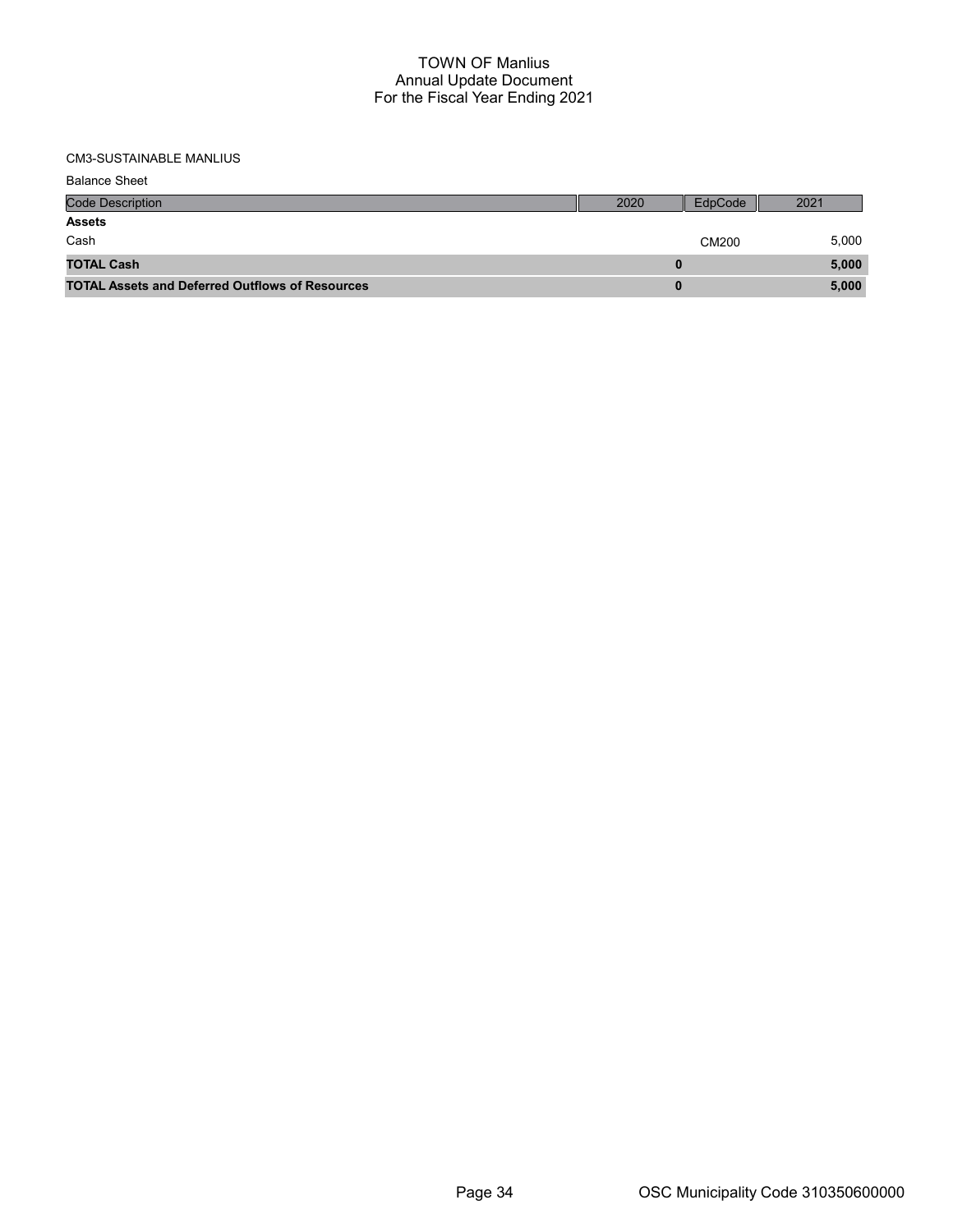# TOWN OF Manlius
## Annual Update Document
## For the Fiscal Year Ending 2021

CM3-SUSTAINABLE MANLIUS

Balance Sheet

| Code Description | 2020 | EdpCode | 2021 |
|---|---|---|---|
| **Assets** | | | |
| Cash | | CM200 | 5,000 |
| **TOTAL Cash** | **0** | | **5,000** |
| **TOTAL Assets and Deferred Outflows of Resources** | **0** | | **5,000** |

OSC Municipality Code 310350600000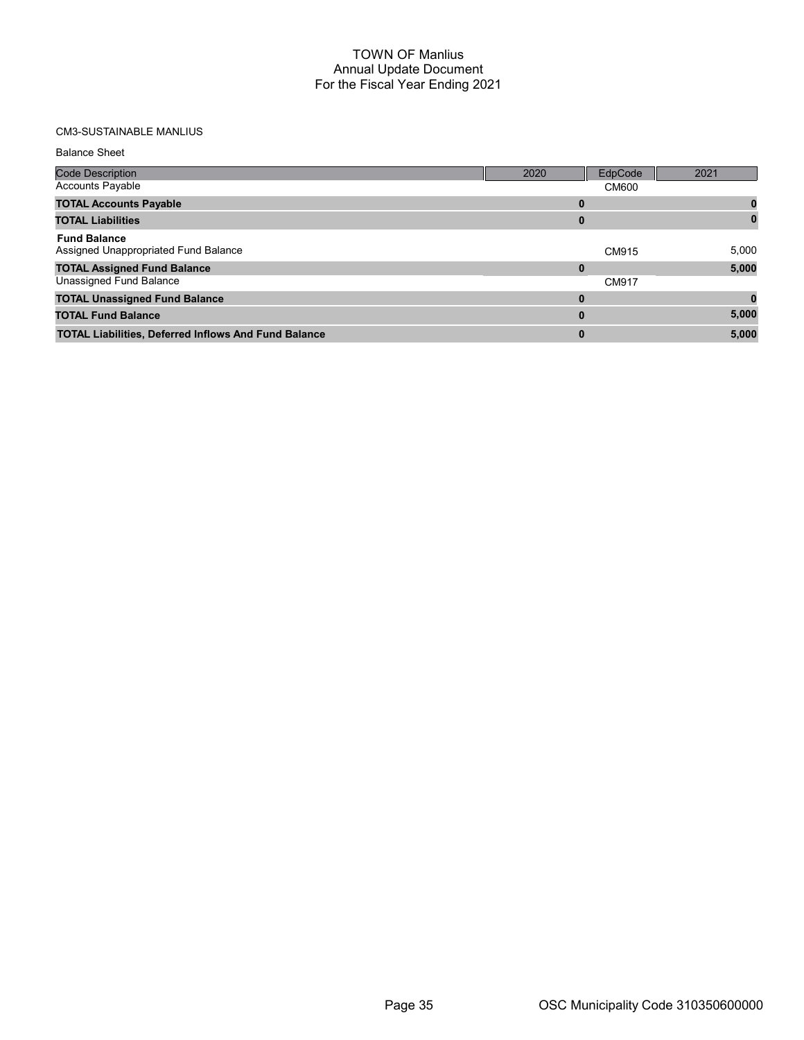# TOWN OF Manlius
## Annual Update Document
## For the Fiscal Year Ending 2021

CM3-SUSTAINABLE MANLIUS

Balance Sheet

| Code Description | 2020 | EdpCode | 2021 |
|---|---|---|---|
| Accounts Payable | | CM600 | |
| **TOTAL Accounts Payable** | **0** | | **0** |
| **TOTAL Liabilities** | **0** | | **0** |
| **Fund Balance** | | | |
| Assigned Unappropriated Fund Balance | | CM915 | 5,000 |
| **TOTAL Assigned Fund Balance** | **0** | | **5,000** |
| Unassigned Fund Balance | | CM917 | |
| **TOTAL Unassigned Fund Balance** | **0** | | **0** |
| **TOTAL Fund Balance** | **0** | | **5,000** |
| **TOTAL Liabilities, Deferred Inflows And Fund Balance** | **0** | | **5,000** |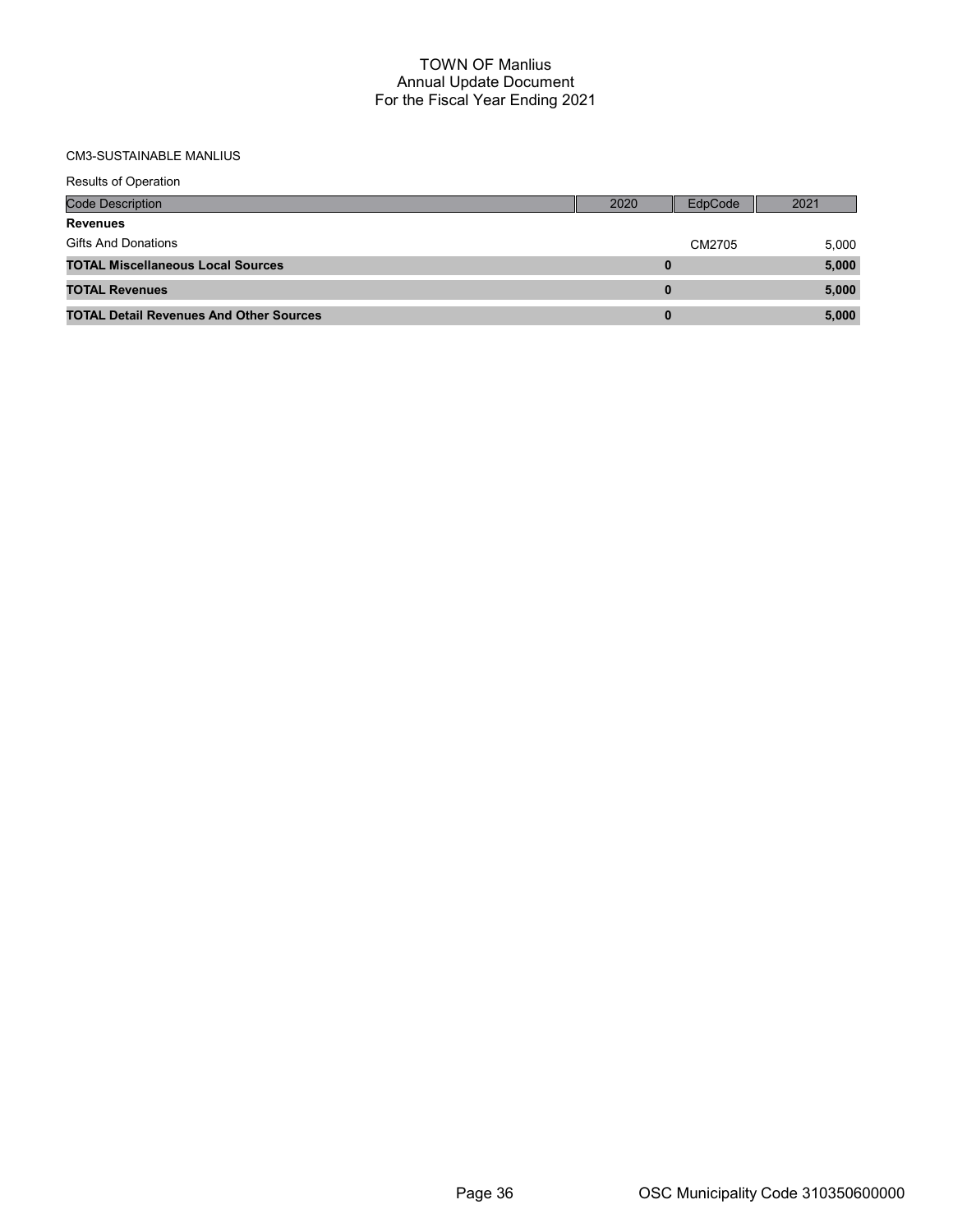# TOWN OF Manlius
## Annual Update Document
## For the Fiscal Year Ending 2021

CM3-SUSTAINABLE MANLIUS

Results of Operation

| Code Description | 2020 | EdpCode | 2021 |
|---|---|---|---|
| **Revenues** | | | |
| Gifts And Donations | | CM2705 | 5,000 |
| **TOTAL Miscellaneous Local Sources** | **0** | | **5,000** |
| **TOTAL Revenues** | **0** | | **5,000** |
| **TOTAL Detail Revenues And Other Sources** | **0** | | **5,000** |

OSC Municipality Code 310350600000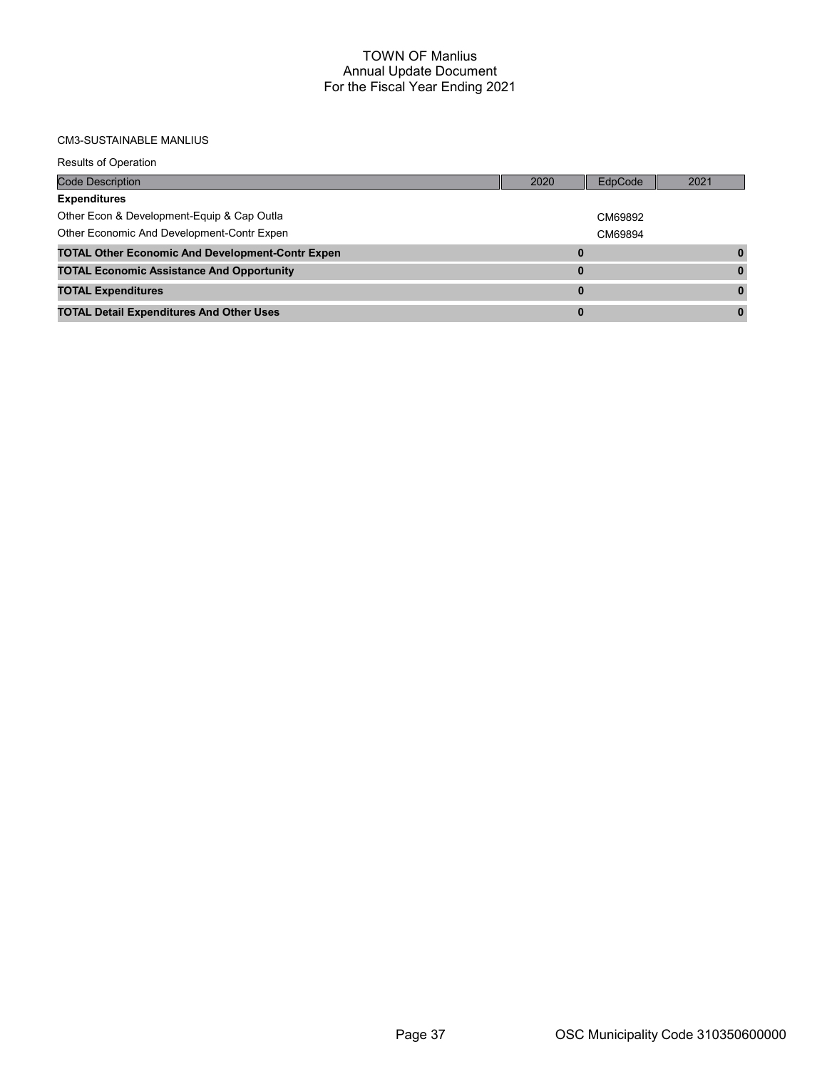# TOWN OF Manlius
## Annual Update Document
## For the Fiscal Year Ending 2021

CM3-SUSTAINABLE MANLIUS

Results of Operation

| Code Description | 2020 | EdpCode | 2021 |
|---|---|---|---|
| **Expenditures** | | | |
| Other Econ & Development-Equip & Cap Outla | | CM69892 | |
| Other Economic And Development-Contr Expen | | CM69894 | |
| **TOTAL Other Economic And Development-Contr Expen** | **0** | | **0** |
| **TOTAL Economic Assistance And Opportunity** | **0** | | **0** |
| **TOTAL Expenditures** | **0** | | **0** |
| **TOTAL Detail Expenditures And Other Uses** | **0** | | **0** |

OSC Municipality Code 310350600000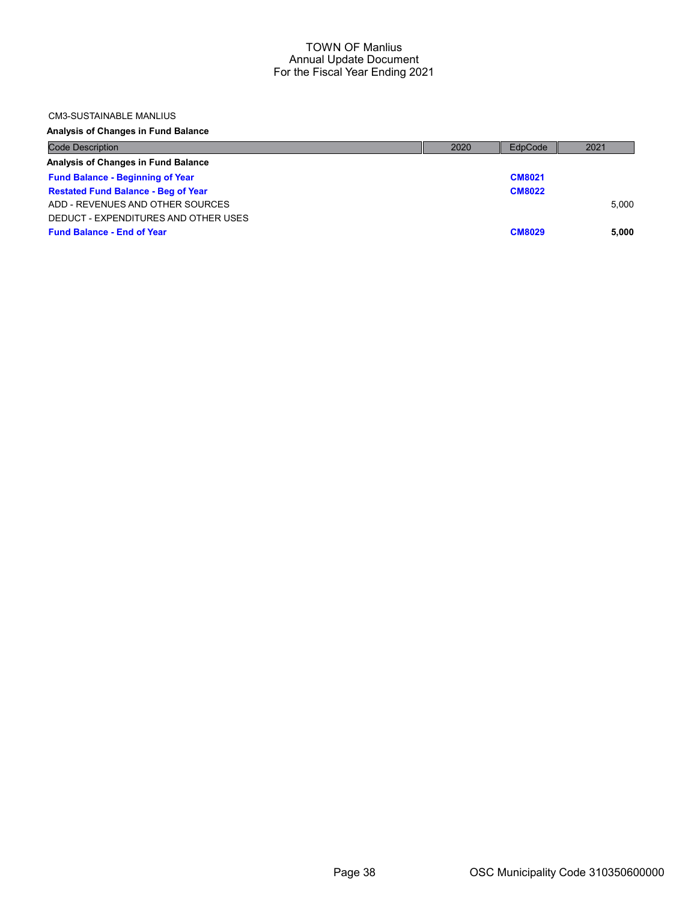# TOWN OF Manlius
## Annual Update Document
## For the Fiscal Year Ending 2021

CM3-SUSTAINABLE MANLIUS

**Analysis of Changes in Fund Balance**

| Code Description | 2020 | EdpCode | 2021 |
|---|---|---|---|
| **Analysis of Changes in Fund Balance** | | | |
| **Fund Balance - Beginning of Year** | | **CM8021** | |
| **Restated Fund Balance - Beg of Year** | | **CM8022** | |
| ADD - REVENUES AND OTHER SOURCES | | | 5,000 |
| DEDUCT - EXPENDITURES AND OTHER USES | | | |
| **Fund Balance - End of Year** | | **CM8029** | **5,000** |

OSC Municipality Code 310350600000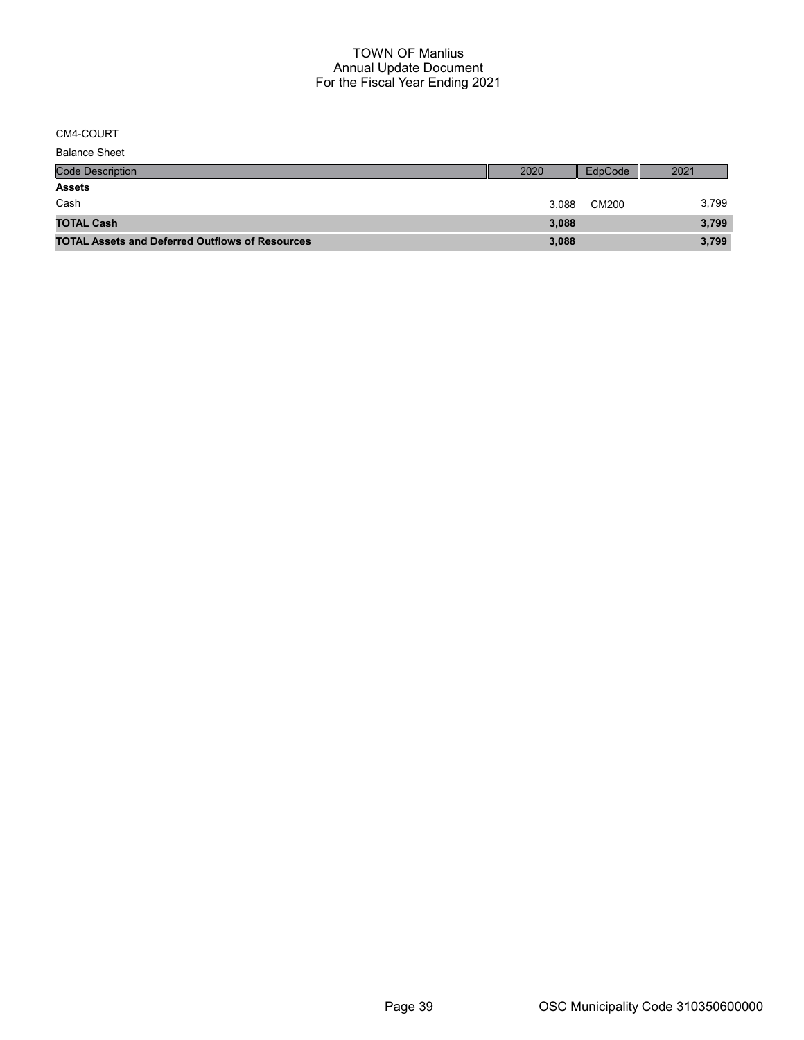CM4-COURT

Balance Sheet

| Code Description | 2020 | EdpCode | 2021 |
|---|---|---|---|
| **Assets** | | | |
| Cash | 3,088 | CM200 | 3,799 |
| **TOTAL Cash** | **3,088** | | **3,799** |
| **TOTAL Assets and Deferred Outflows of Resources** | **3,088** | | **3,799** |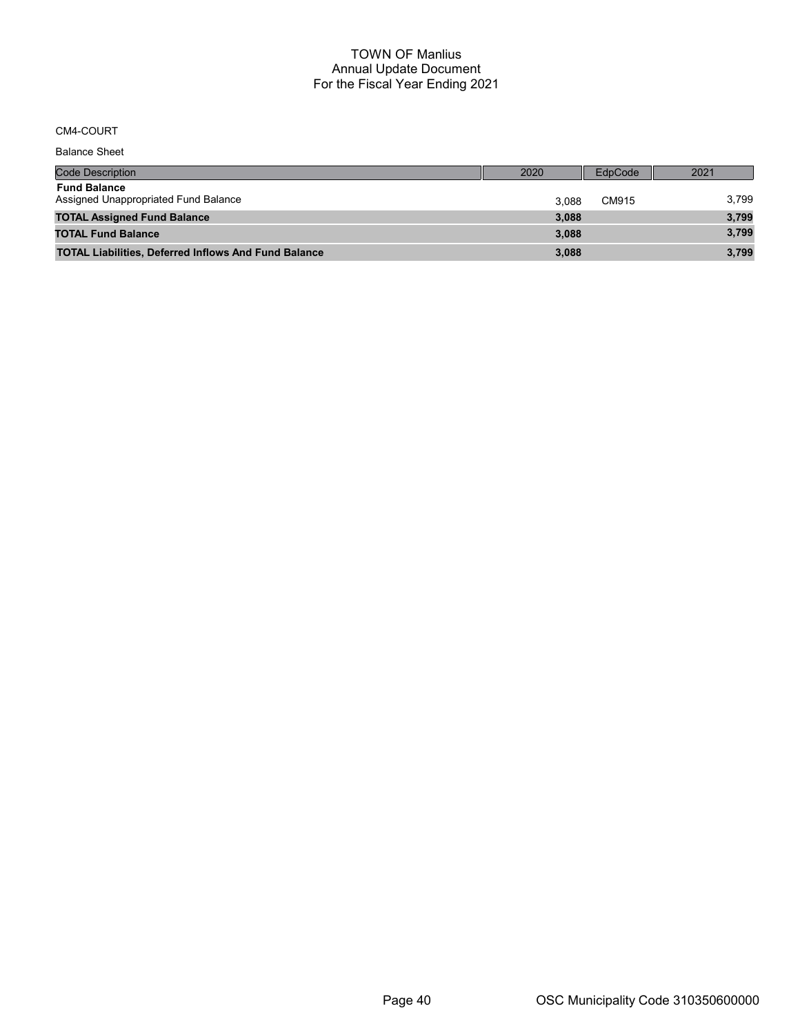# TOWN OF Manlius
## Annual Update Document
## For the Fiscal Year Ending 2021

CM4-COURT

Balance Sheet

| Code Description | 2020 | EdpCode | 2021 |
|---|---|---|---|
| **Fund Balance** | | | |
| Assigned Unappropriated Fund Balance | 3,088 | CM915 | 3,799 |
| **TOTAL Assigned Fund Balance** | **3,088** | | **3,799** |
| **TOTAL Fund Balance** | **3,088** | | **3,799** |
| **TOTAL Liabilities, Deferred Inflows And Fund Balance** | **3,088** | | **3,799** |

OSC Municipality Code 310350600000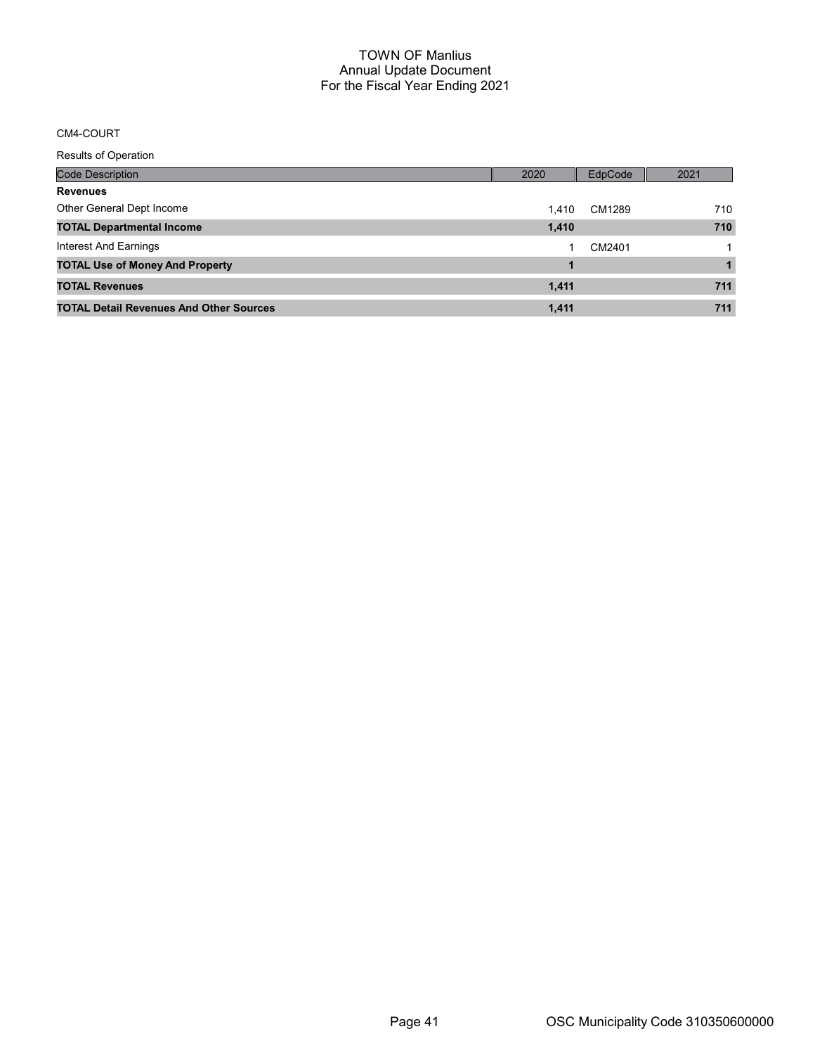# TOWN OF Manlius
## Annual Update Document
## For the Fiscal Year Ending 2021

CM4-COURT

Results of Operation

| Code Description | 2020 | EdpCode | 2021 |
|---|---|---|---|
| **Revenues** | | | |
| Other General Dept Income | 1,410 | CM1289 | 710 |
| **TOTAL Departmental Income** | **1,410** | | **710** |
| Interest And Earnings | 1 | CM2401 | 1 |
| **TOTAL Use of Money And Property** | **1** | | **1** |
| **TOTAL Revenues** | **1,411** | | **711** |
| **TOTAL Detail Revenues And Other Sources** | **1,411** | | **711** |

OSC Municipality Code 310350600000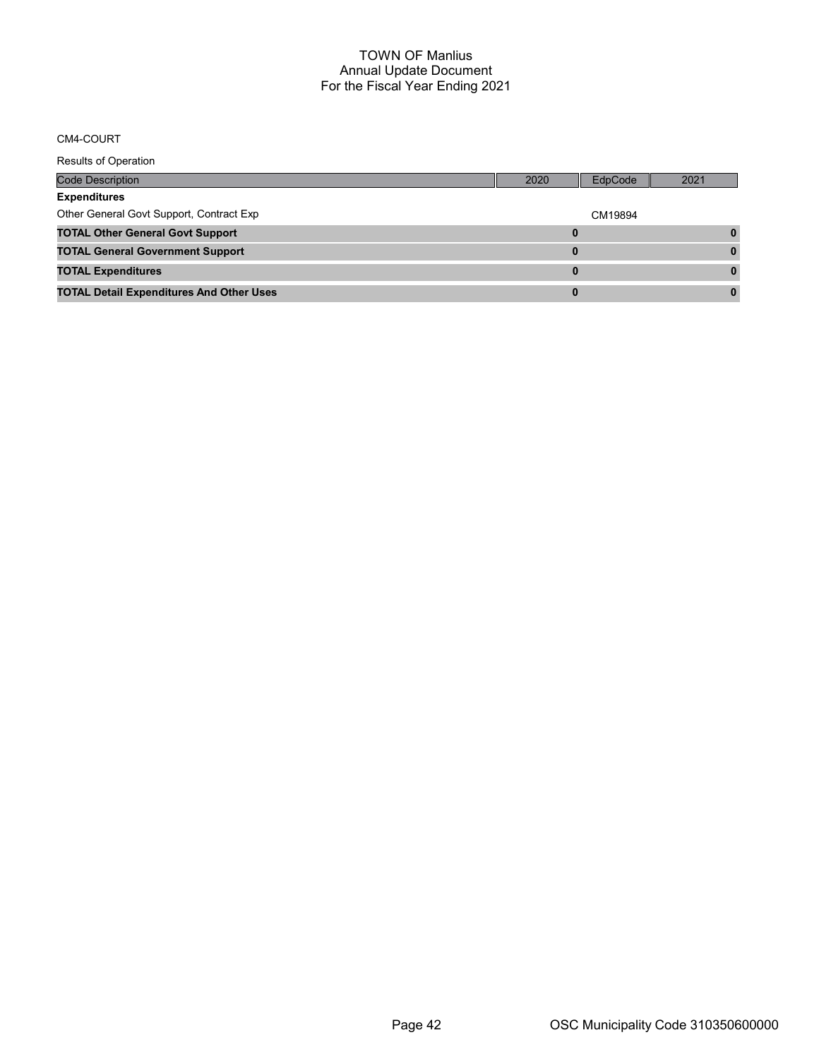# TOWN OF Manlius
## Annual Update Document
## For the Fiscal Year Ending 2021

CM4-COURT

Results of Operation

| Code Description | 2020 | EdpCode | 2021 |
|---|---|---|---|
| **Expenditures** | | | |
| Other General Govt Support, Contract Exp | | CM19894 | |
| **TOTAL Other General Govt Support** | **0** | | **0** |
| **TOTAL General Government Support** | **0** | | **0** |
| **TOTAL Expenditures** | **0** | | **0** |
| **TOTAL Detail Expenditures And Other Uses** | **0** | | **0** |

OSC Municipality Code 310350600000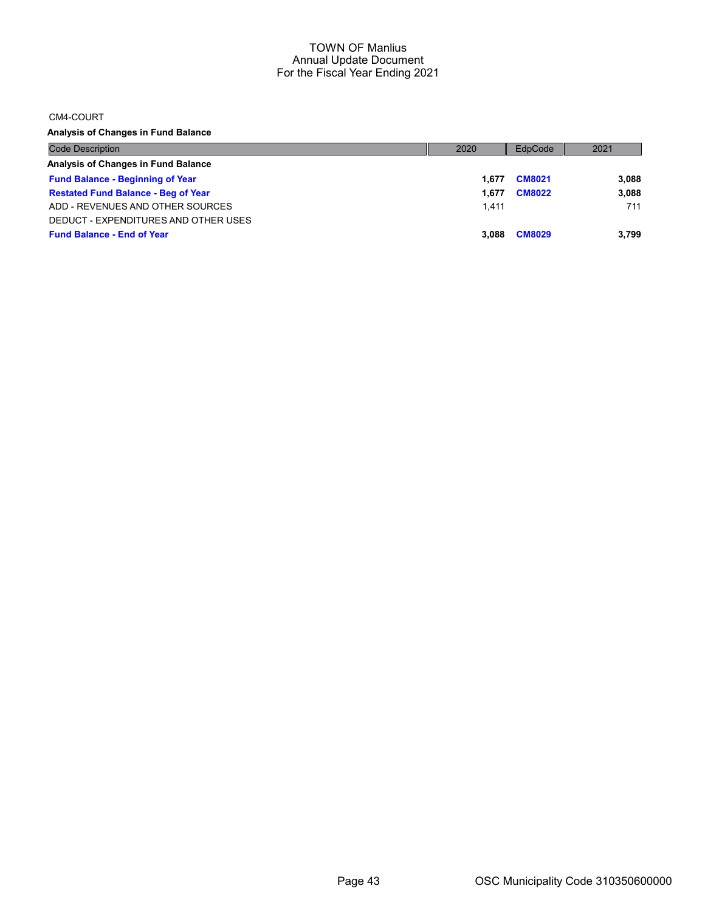CM4-COURT

**Analysis of Changes in Fund Balance**

| Code Description | 2020 | EdpCode | 2021 |
|---|---|---|---|
| **Analysis of Changes in Fund Balance** | | | |
| **Fund Balance - Beginning of Year** | **1,677** | **CM8021** | **3,088** |
| **Restated Fund Balance - Beg of Year** | **1,677** | **CM8022** | **3,088** |
| ADD - REVENUES AND OTHER SOURCES | 1,411 | | 711 |
| DEDUCT - EXPENDITURES AND OTHER USES | | | |
| **Fund Balance - End of Year** | **3,088** | **CM8029** | **3,799** |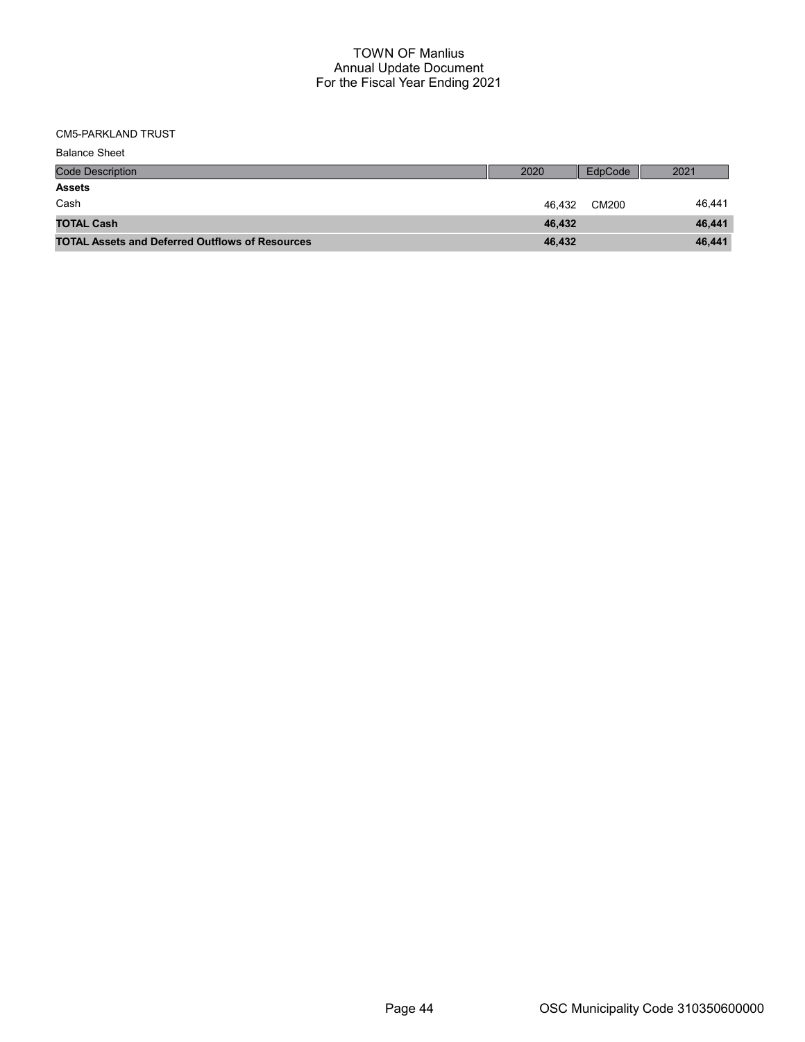CM5-PARKLAND TRUST

Balance Sheet

| Code Description | 2020 | EdpCode | 2021 |
|---|---|---|---|
| **Assets** | | | |
| Cash | 46,432 | CM200 | 46,441 |
| **TOTAL Cash** | **46,432** | | **46,441** |
| **TOTAL Assets and Deferred Outflows of Resources** | **46,432** | | **46,441** |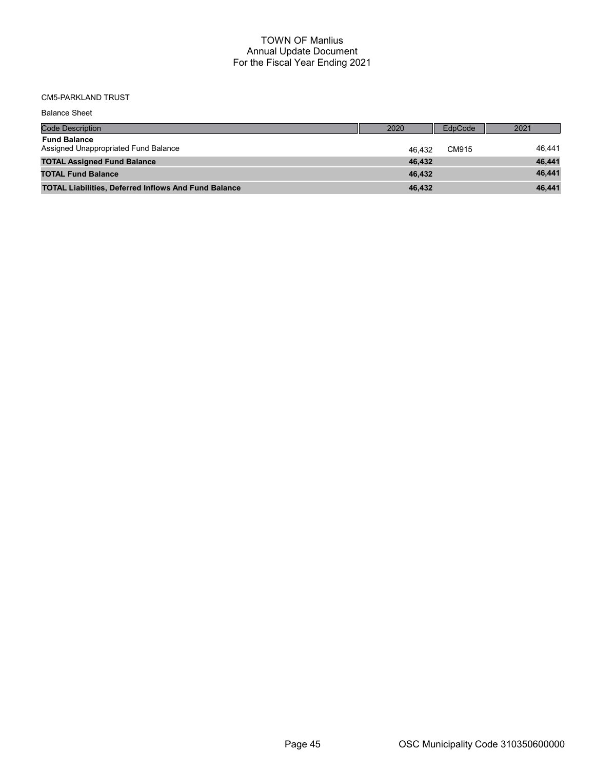# TOWN OF Manlius
## Annual Update Document
## For the Fiscal Year Ending 2021

CM5-PARKLAND TRUST

Balance Sheet

| Code Description | 2020 | EdpCode | 2021 |
|---|---|---|---|
| **Fund Balance** | | | |
| Assigned Unappropriated Fund Balance | 46,432 | CM915 | 46,441 |
| **TOTAL Assigned Fund Balance** | **46,432** | | **46,441** |
| **TOTAL Fund Balance** | **46,432** | | **46,441** |
| **TOTAL Liabilities, Deferred Inflows And Fund Balance** | **46,432** | | **46,441** |

OSC Municipality Code 310350600000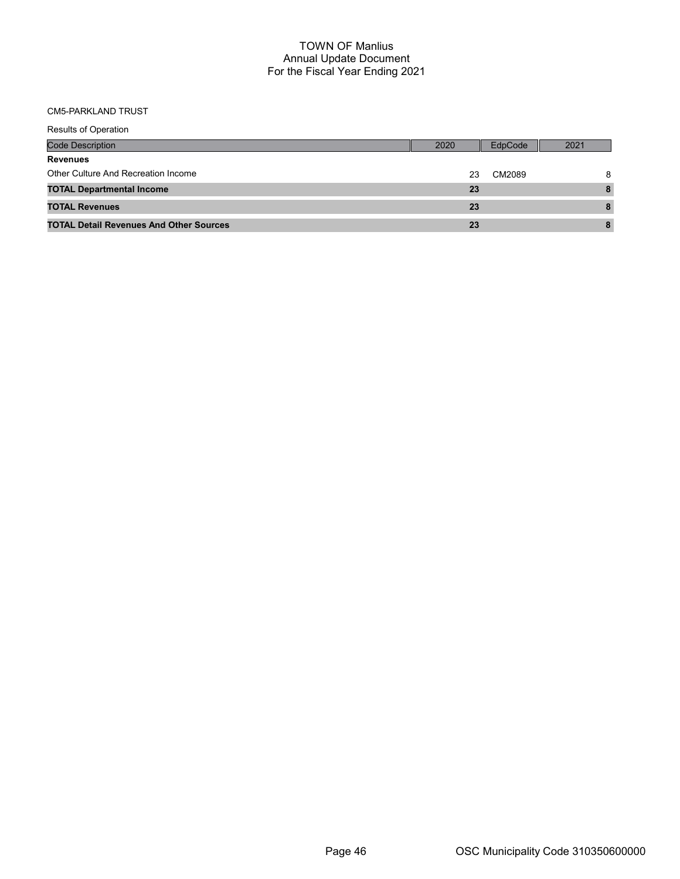# TOWN OF Manlius
## Annual Update Document
## For the Fiscal Year Ending 2021

CM5-PARKLAND TRUST

Results of Operation

| Code Description | 2020 | EdpCode | 2021 |
|---|---|---|---|
| **Revenues** | | | |
| Other Culture And Recreation Income | 23 | CM2089 | 8 |
| **TOTAL Departmental Income** | **23** | | **8** |
| **TOTAL Revenues** | **23** | | **8** |
| **TOTAL Detail Revenues And Other Sources** | **23** | | **8** |

OSC Municipality Code 310350600000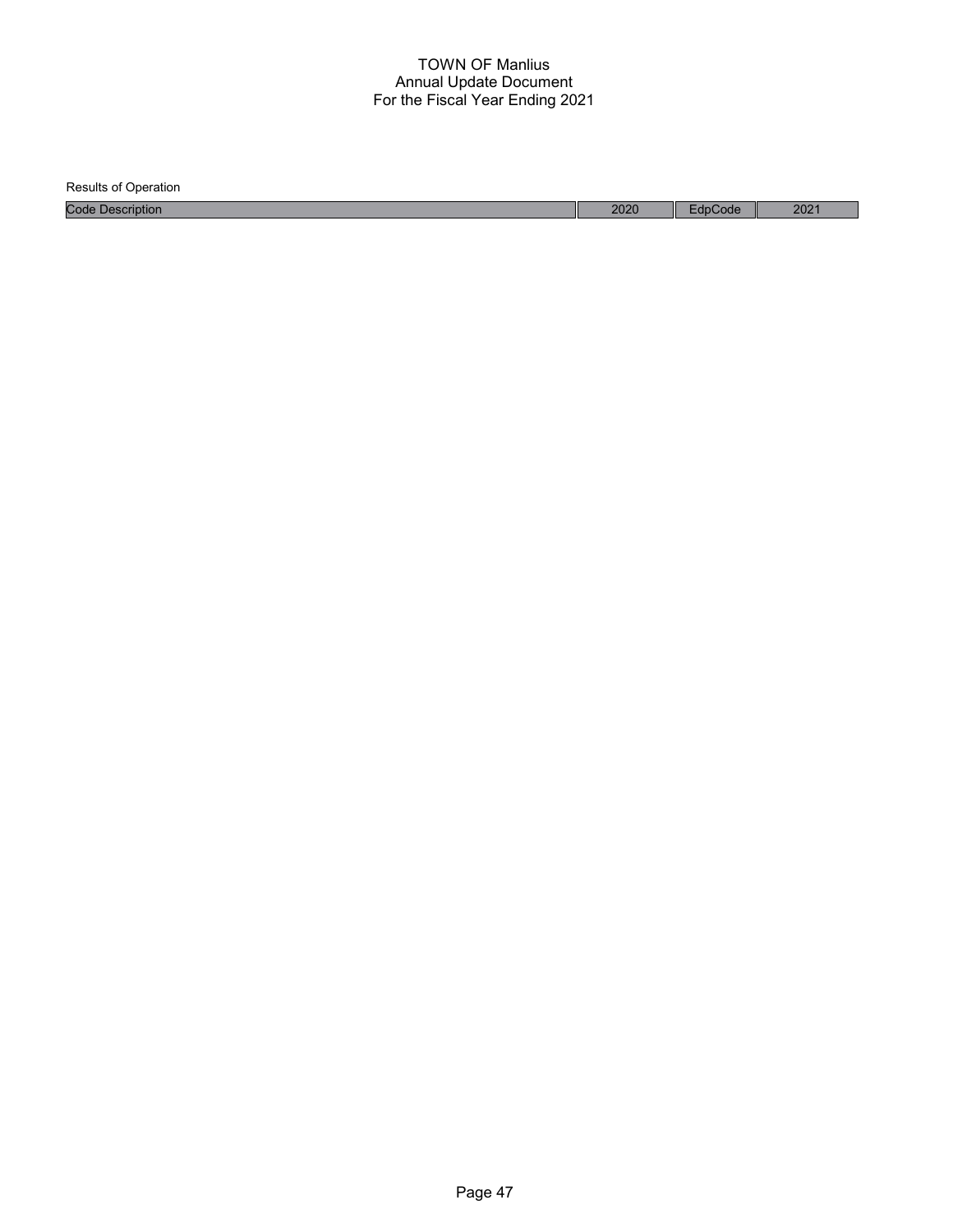Results of Operation

| Code Description | 2020 | EdpCode | 2021 |
| --- | --- | --- | --- |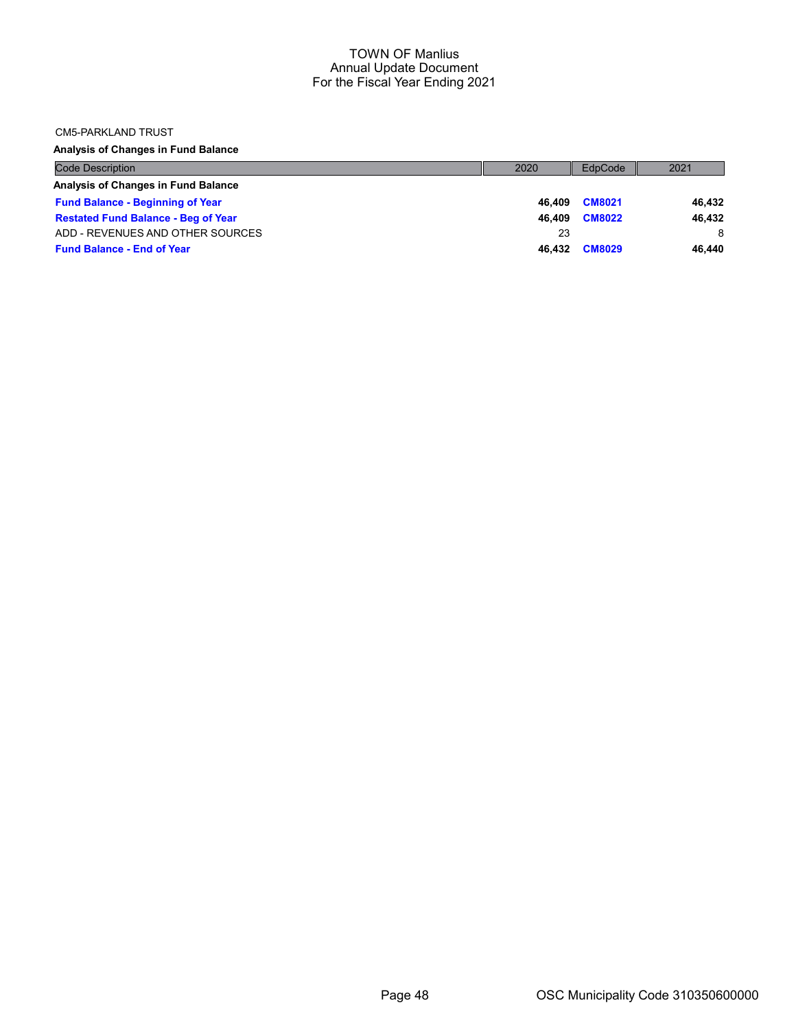CM5-PARKLAND TRUST

**Analysis of Changes in Fund Balance**

| Code Description | 2020 | EdpCode | 2021 |
|---|---|---|---|
| **Analysis of Changes in Fund Balance** | | | |
| **Fund Balance - Beginning of Year** | **46,409** | **CM8021** | **46,432** |
| **Restated Fund Balance - Beg of Year** | **46,409** | **CM8022** | **46,432** |
| ADD - REVENUES AND OTHER SOURCES | 23 | | 8 |
| **Fund Balance - End of Year** | **46,432** | **CM8029** | **46,440** |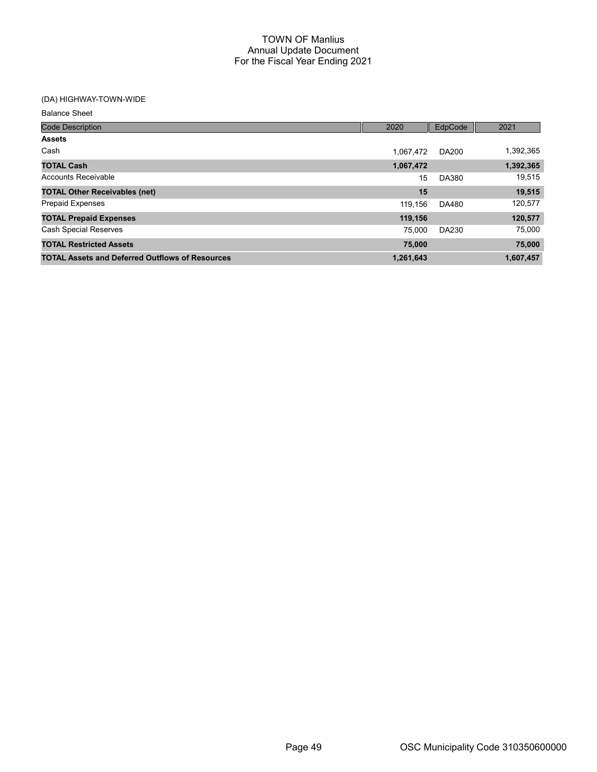# TOWN OF Manlius
## Annual Update Document
## For the Fiscal Year Ending 2021

### (DA) HIGHWAY-TOWN-WIDE

Balance Sheet

| Code Description | 2020 | EdpCode | 2021 |
|---|---|---|---|
| **Assets** | | | |
| Cash | 1,067,472 | DA200 | 1,392,365 |
| **TOTAL Cash** | **1,067,472** | | **1,392,365** |
| Accounts Receivable | 15 | DA380 | 19,515 |
| **TOTAL Other Receivables (net)** | **15** | | **19,515** |
| Prepaid Expenses | 119,156 | DA480 | 120,577 |
| **TOTAL Prepaid Expenses** | **119,156** | | **120,577** |
| Cash Special Reserves | 75,000 | DA230 | 75,000 |
| **TOTAL Restricted Assets** | **75,000** | | **75,000** |
| **TOTAL Assets and Deferred Outflows of Resources** | **1,261,643** | | **1,607,457** |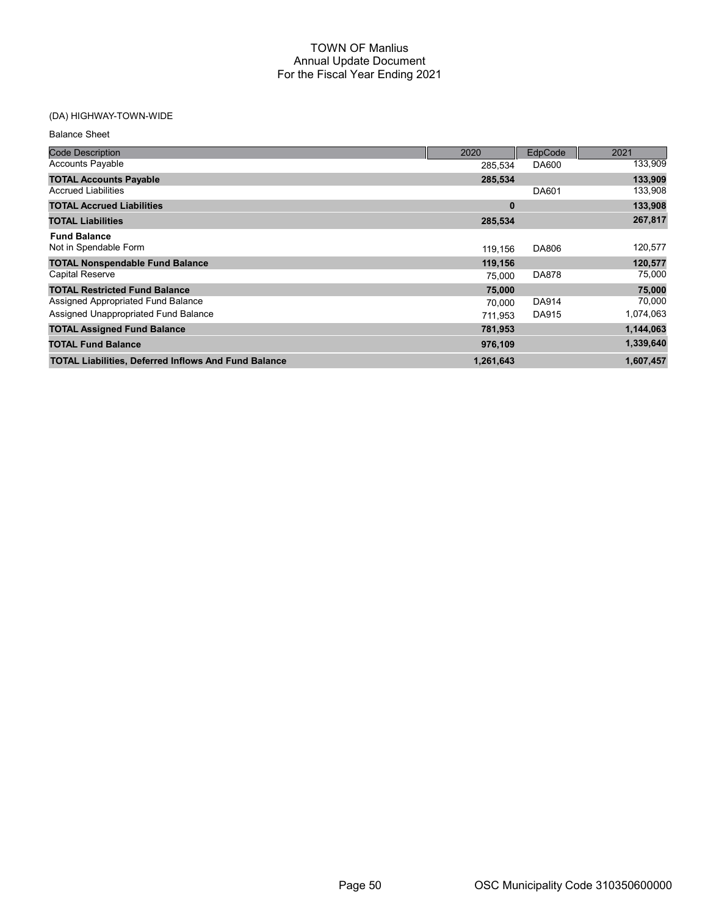# TOWN OF Manlius
## Annual Update Document
## For the Fiscal Year Ending 2021

(DA) HIGHWAY-TOWN-WIDE

Balance Sheet

| Code Description | 2020 | EdpCode | 2021 |
|---|---|---|---|
| Accounts Payable | 285,534 | DA600 | 133,909 |
| **TOTAL Accounts Payable** | **285,534** | | **133,909** |
| Accrued Liabilities | | DA601 | 133,908 |
| **TOTAL Accrued Liabilities** | **0** | | **133,908** |
| **TOTAL Liabilities** | **285,534** | | **267,817** |
| **Fund Balance** | | | |
| Not in Spendable Form | 119,156 | DA806 | 120,577 |
| **TOTAL Nonspendable Fund Balance** | **119,156** | | **120,577** |
| Capital Reserve | 75,000 | DA878 | 75,000 |
| **TOTAL Restricted Fund Balance** | **75,000** | | **75,000** |
| Assigned Appropriated Fund Balance | 70,000 | DA914 | 70,000 |
| Assigned Unappropriated Fund Balance | 711,953 | DA915 | 1,074,063 |
| **TOTAL Assigned Fund Balance** | **781,953** | | **1,144,063** |
| **TOTAL Fund Balance** | **976,109** | | **1,339,640** |
| **TOTAL Liabilities, Deferred Inflows And Fund Balance** | **1,261,643** | | **1,607,457** |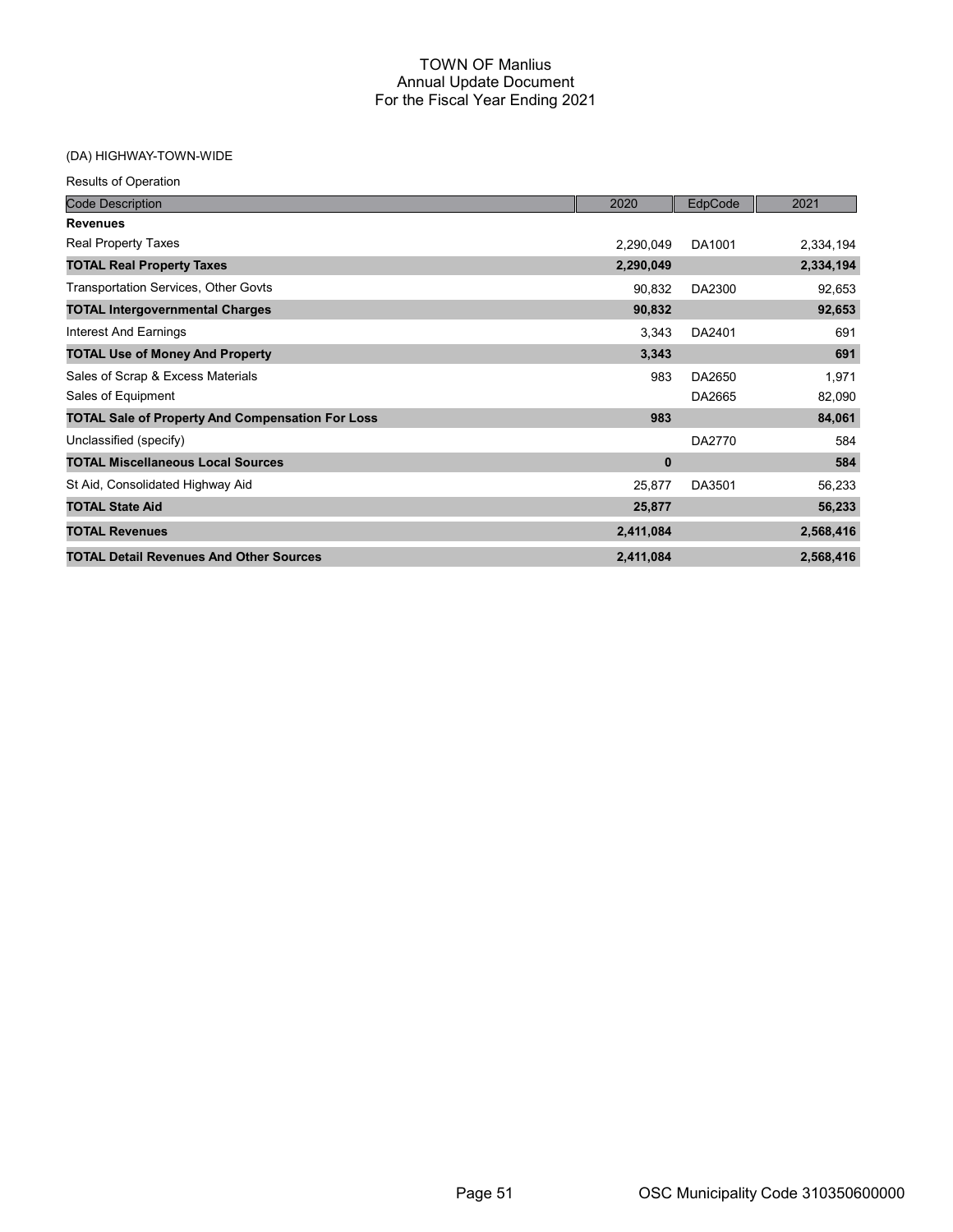# TOWN OF Manlius
## Annual Update Document
## For the Fiscal Year Ending 2021

(DA) HIGHWAY-TOWN-WIDE

Results of Operation

| Code Description | 2020 | EdpCode | 2021 |
|---|---|---|---|
| **Revenues** | | | |
| Real Property Taxes | 2,290,049 | DA1001 | 2,334,194 |
| **TOTAL Real Property Taxes** | **2,290,049** | | **2,334,194** |
| Transportation Services, Other Govts | 90,832 | DA2300 | 92,653 |
| **TOTAL Intergovernmental Charges** | **90,832** | | **92,653** |
| Interest And Earnings | 3,343 | DA2401 | 691 |
| **TOTAL Use of Money And Property** | **3,343** | | **691** |
| Sales of Scrap & Excess Materials | 983 | DA2650 | 1,971 |
| Sales of Equipment | | DA2665 | 82,090 |
| **TOTAL Sale of Property And Compensation For Loss** | **983** | | **84,061** |
| Unclassified (specify) | | DA2770 | 584 |
| **TOTAL Miscellaneous Local Sources** | **0** | | **584** |
| St Aid, Consolidated Highway Aid | 25,877 | DA3501 | 56,233 |
| **TOTAL State Aid** | **25,877** | | **56,233** |
| **TOTAL Revenues** | **2,411,084** | | **2,568,416** |
| **TOTAL Detail Revenues And Other Sources** | **2,411,084** | | **2,568,416** |

OSC Municipality Code 310350600000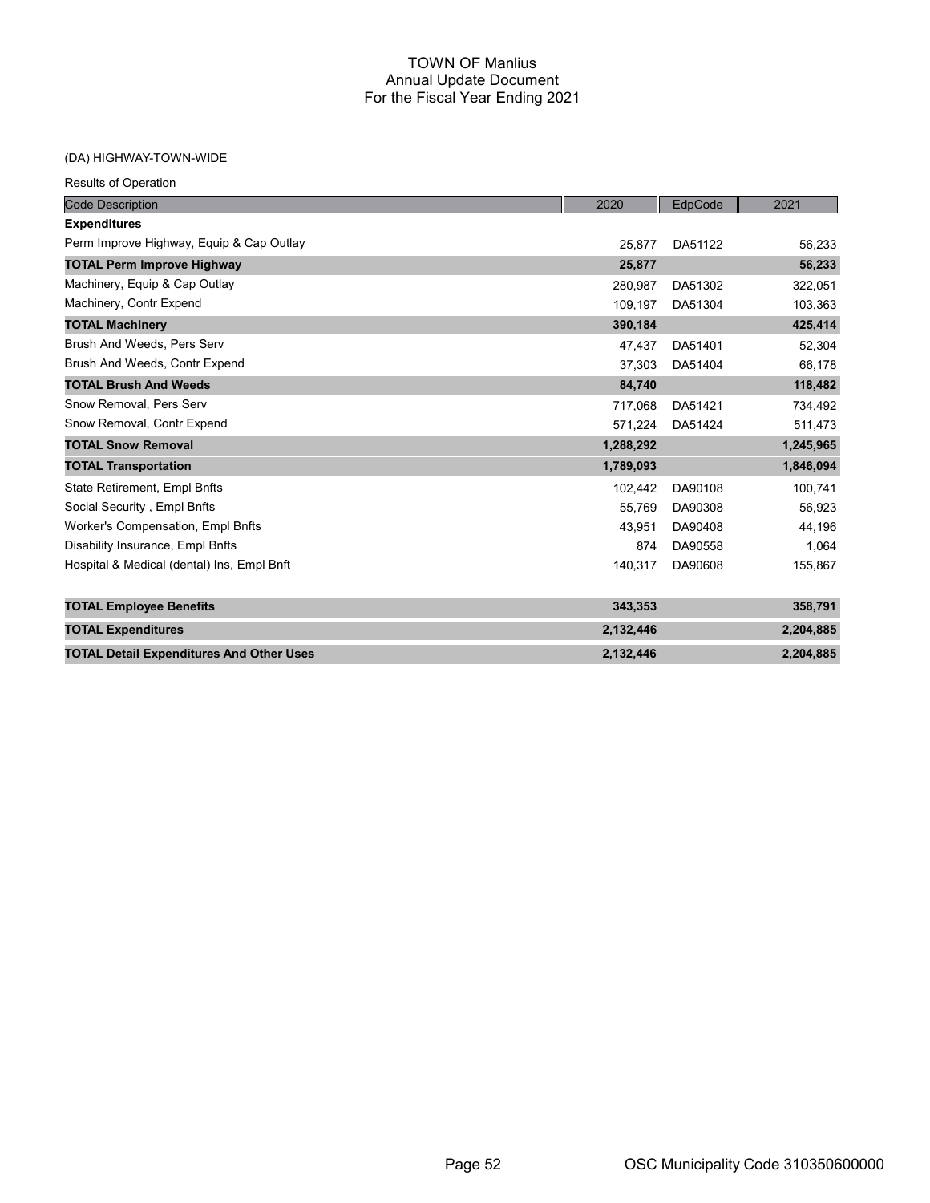# TOWN OF Manlius
## Annual Update Document
## For the Fiscal Year Ending 2021

### (DA) HIGHWAY-TOWN-WIDE

Results of Operation

| Code Description | 2020 | EdpCode | 2021 |
|---|---|---|---|
| **Expenditures** | | | |
| Perm Improve Highway, Equip & Cap Outlay | 25,877 | DA51122 | 56,233 |
| **TOTAL Perm Improve Highway** | **25,877** | | **56,233** |
| Machinery, Equip & Cap Outlay | 280,987 | DA51302 | 322,051 |
| Machinery, Contr Expend | 109,197 | DA51304 | 103,363 |
| **TOTAL Machinery** | **390,184** | | **425,414** |
| Brush And Weeds, Pers Serv | 47,437 | DA51401 | 52,304 |
| Brush And Weeds, Contr Expend | 37,303 | DA51404 | 66,178 |
| **TOTAL Brush And Weeds** | **84,740** | | **118,482** |
| Snow Removal, Pers Serv | 717,068 | DA51421 | 734,492 |
| Snow Removal, Contr Expend | 571,224 | DA51424 | 511,473 |
| **TOTAL Snow Removal** | **1,288,292** | | **1,245,965** |
| **TOTAL Transportation** | **1,789,093** | | **1,846,094** |
| State Retirement, Empl Bnfts | 102,442 | DA90108 | 100,741 |
| Social Security , Empl Bnfts | 55,769 | DA90308 | 56,923 |
| Worker's Compensation, Empl Bnfts | 43,951 | DA90408 | 44,196 |
| Disability Insurance, Empl Bnfts | 874 | DA90558 | 1,064 |
| Hospital & Medical (dental) Ins, Empl Bnft | 140,317 | DA90608 | 155,867 |
| **TOTAL Employee Benefits** | **343,353** | | **358,791** |
| **TOTAL Expenditures** | **2,132,446** | | **2,204,885** |
| **TOTAL Detail Expenditures And Other Uses** | **2,132,446** | | **2,204,885** |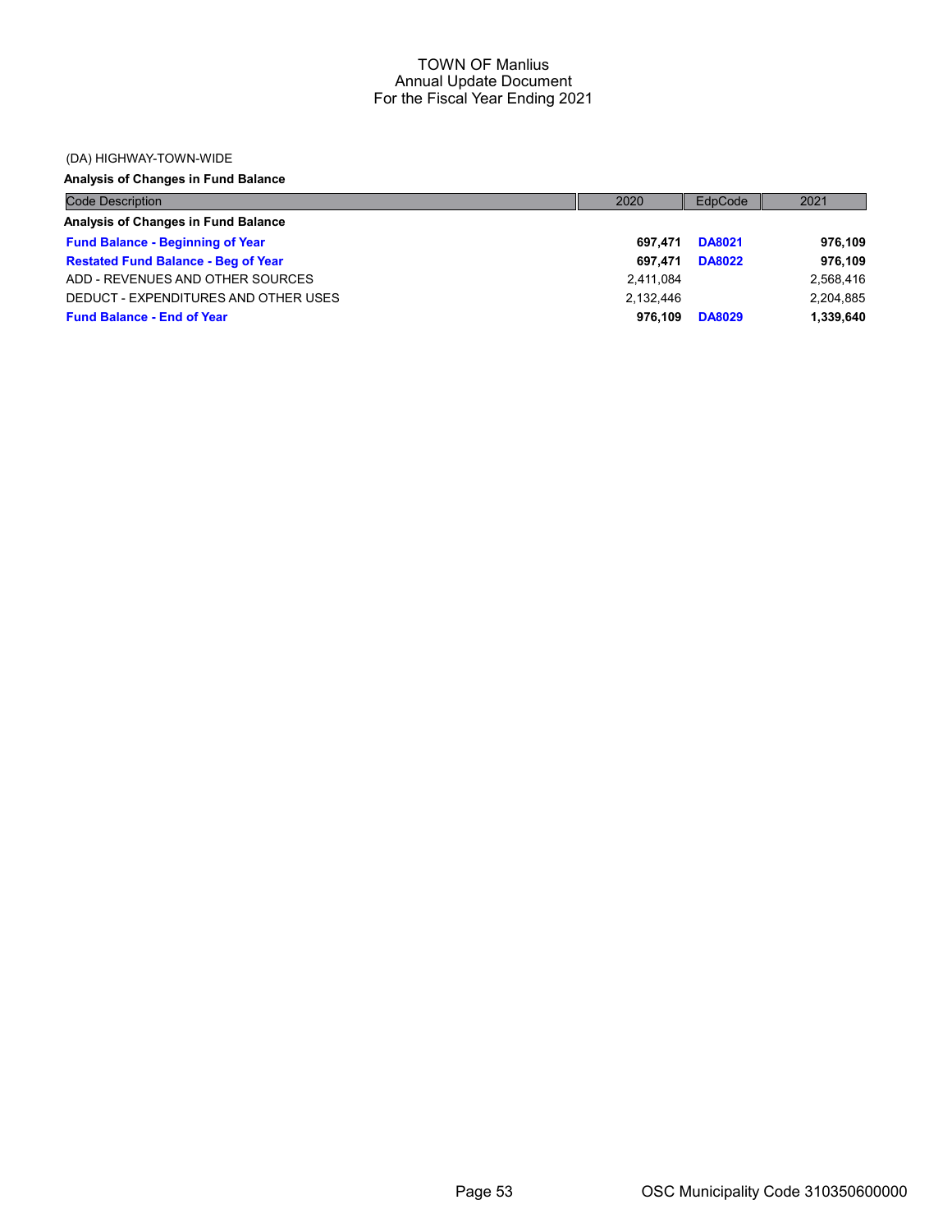# TOWN OF Manlius
## Annual Update Document
## For the Fiscal Year Ending 2021

(DA) HIGHWAY-TOWN-WIDE

**Analysis of Changes in Fund Balance**

| Code Description | 2020 | EdpCode | 2021 |
|---|---|---|---|
| **Analysis of Changes in Fund Balance** | | | |
| **Fund Balance - Beginning of Year** | **697,471** | **DA8021** | **976,109** |
| **Restated Fund Balance - Beg of Year** | **697,471** | **DA8022** | **976,109** |
| ADD - REVENUES AND OTHER SOURCES | 2,411,084 | | 2,568,416 |
| DEDUCT - EXPENDITURES AND OTHER USES | 2,132,446 | | 2,204,885 |
| **Fund Balance - End of Year** | **976,109** | **DA8029** | **1,339,640** |

OSC Municipality Code 310350600000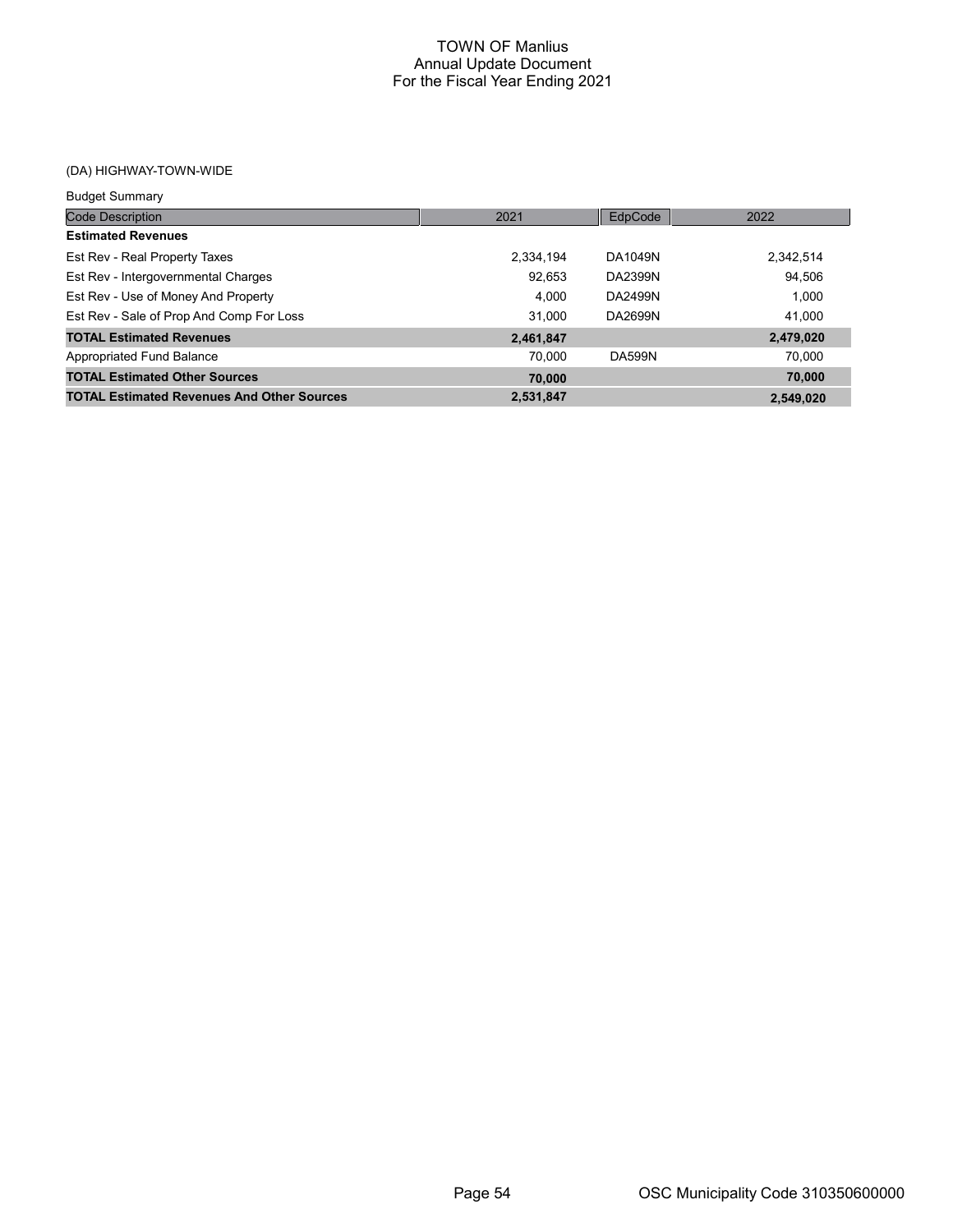# TOWN OF Manlius
## Annual Update Document
## For the Fiscal Year Ending 2021

(DA) HIGHWAY-TOWN-WIDE

Budget Summary

| Code Description | 2021 | EdpCode | 2022 |
|---|---|---|---|
| **Estimated Revenues** | | | |
| Est Rev - Real Property Taxes | 2,334,194 | DA1049N | 2,342,514 |
| Est Rev - Intergovernmental Charges | 92,653 | DA2399N | 94,506 |
| Est Rev - Use of Money And Property | 4,000 | DA2499N | 1,000 |
| Est Rev - Sale of Prop And Comp For Loss | 31,000 | DA2699N | 41,000 |
| **TOTAL Estimated Revenues** | **2,461,847** | | **2,479,020** |
| Appropriated Fund Balance | 70,000 | DA599N | 70,000 |
| **TOTAL Estimated Other Sources** | **70,000** | | **70,000** |
| **TOTAL Estimated Revenues And Other Sources** | **2,531,847** | | **2,549,020** |

OSC Municipality Code 310350600000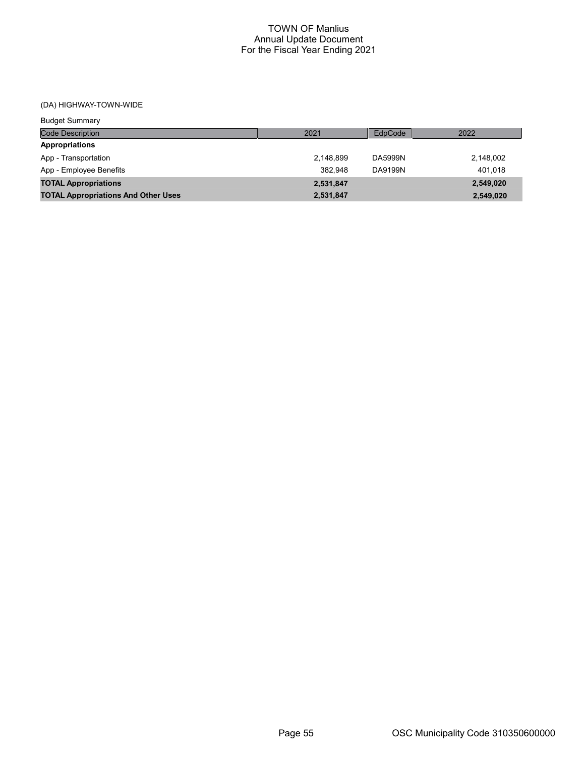# TOWN OF Manlius
## Annual Update Document
## For the Fiscal Year Ending 2021

(DA) HIGHWAY-TOWN-WIDE

Budget Summary

| Code Description | 2021 | EdpCode | 2022 |
|---|---|---|---|
| **Appropriations** | | | |
| App - Transportation | 2,148,899 | DA5999N | 2,148,002 |
| App - Employee Benefits | 382,948 | DA9199N | 401,018 |
| **TOTAL Appropriations** | **2,531,847** | | **2,549,020** |
| **TOTAL Appropriations And Other Uses** | **2,531,847** | | **2,549,020** |

OSC Municipality Code 310350600000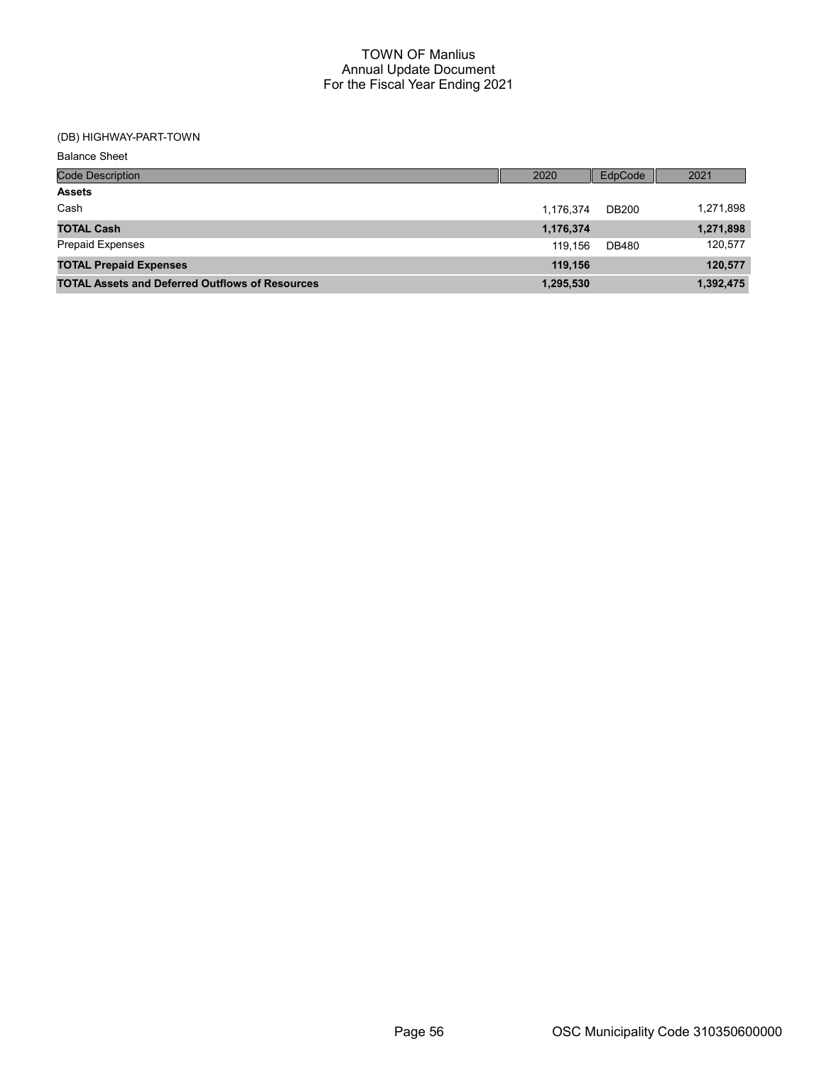# TOWN OF Manlius
## Annual Update Document
## For the Fiscal Year Ending 2021

(DB) HIGHWAY-PART-TOWN

Balance Sheet

| Code Description | 2020 | EdpCode | 2021 |
|---|---|---|---|
| **Assets** | | | |
| Cash | 1,176,374 | DB200 | 1,271,898 |
| **TOTAL Cash** | **1,176,374** | | **1,271,898** |
| Prepaid Expenses | 119,156 | DB480 | 120,577 |
| **TOTAL Prepaid Expenses** | **119,156** | | **120,577** |
| **TOTAL Assets and Deferred Outflows of Resources** | **1,295,530** | | **1,392,475** |

OSC Municipality Code 310350600000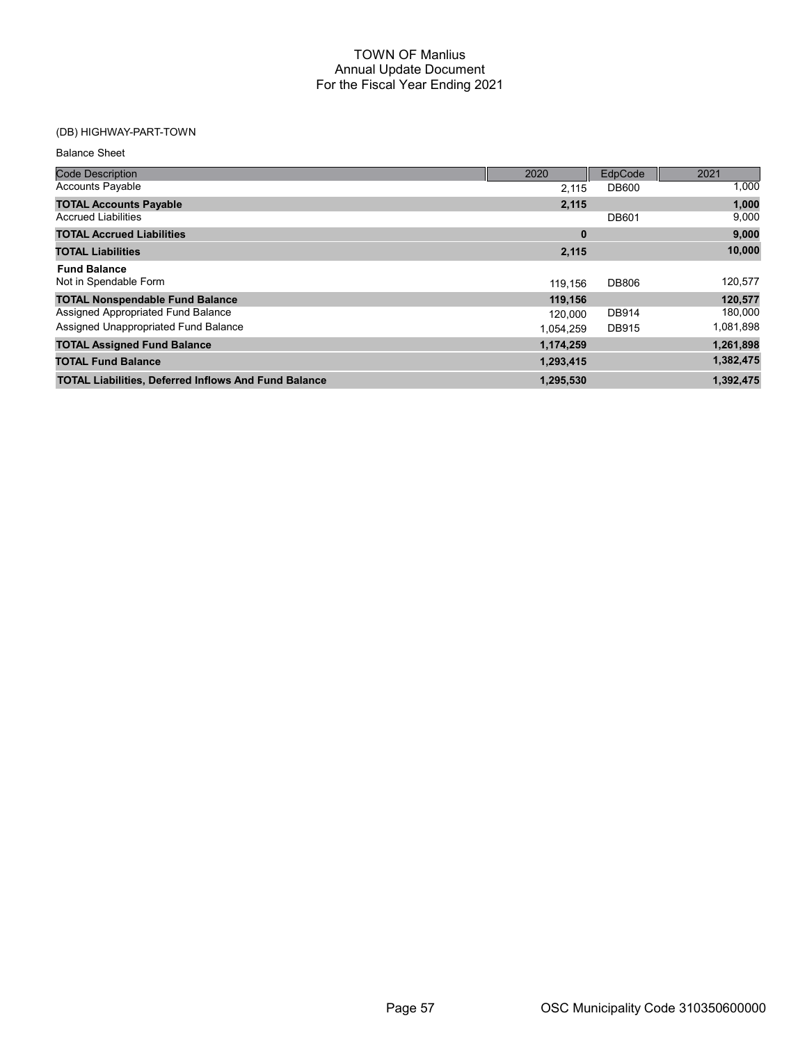# TOWN OF Manlius
## Annual Update Document
## For the Fiscal Year Ending 2021

### (DB) HIGHWAY-PART-TOWN

Balance Sheet

| Code Description | 2020 | EdpCode | 2021 |
|---|---|---|---|
| Accounts Payable | 2,115 | DB600 | 1,000 |
| **TOTAL Accounts Payable** | **2,115** | | **1,000** |
| Accrued Liabilities | | DB601 | 9,000 |
| **TOTAL Accrued Liabilities** | **0** | | **9,000** |
| **TOTAL Liabilities** | **2,115** | | **10,000** |
| **Fund Balance** | | | |
| Not in Spendable Form | 119,156 | DB806 | 120,577 |
| **TOTAL Nonspendable Fund Balance** | **119,156** | | **120,577** |
| Assigned Appropriated Fund Balance | 120,000 | DB914 | 180,000 |
| Assigned Unappropriated Fund Balance | 1,054,259 | DB915 | 1,081,898 |
| **TOTAL Assigned Fund Balance** | **1,174,259** | | **1,261,898** |
| **TOTAL Fund Balance** | **1,293,415** | | **1,382,475** |
| **TOTAL Liabilities, Deferred Inflows And Fund Balance** | **1,295,530** | | **1,392,475** |

OSC Municipality Code 310350600000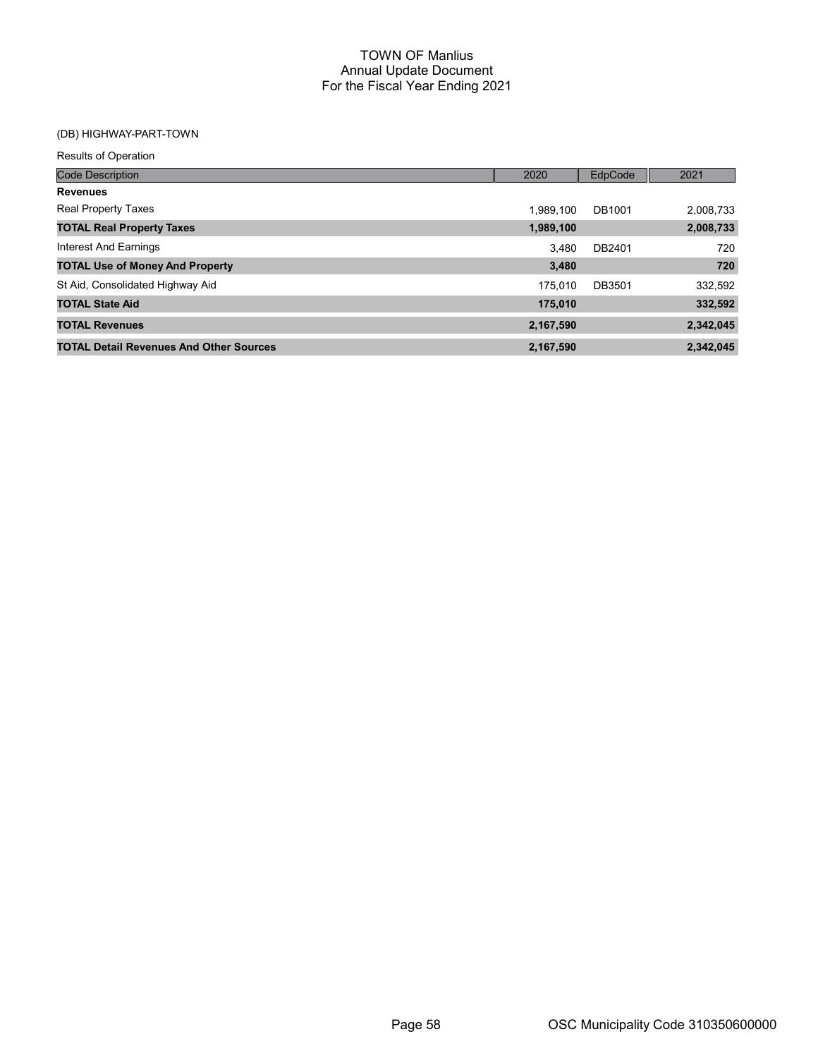# TOWN OF Manlius
## Annual Update Document
## For the Fiscal Year Ending 2021

(DB) HIGHWAY-PART-TOWN

Results of Operation

| Code Description | 2020 | EdpCode | 2021 |
|---|---|---|---|
| **Revenues** | | | |
| Real Property Taxes | 1,989,100 | DB1001 | 2,008,733 |
| **TOTAL Real Property Taxes** | **1,989,100** | | **2,008,733** |
| Interest And Earnings | 3,480 | DB2401 | 720 |
| **TOTAL Use of Money And Property** | **3,480** | | **720** |
| St Aid, Consolidated Highway Aid | 175,010 | DB3501 | 332,592 |
| **TOTAL State Aid** | **175,010** | | **332,592** |
| **TOTAL Revenues** | **2,167,590** | | **2,342,045** |
| **TOTAL Detail Revenues And Other Sources** | **2,167,590** | | **2,342,045** |

OSC Municipality Code 310350600000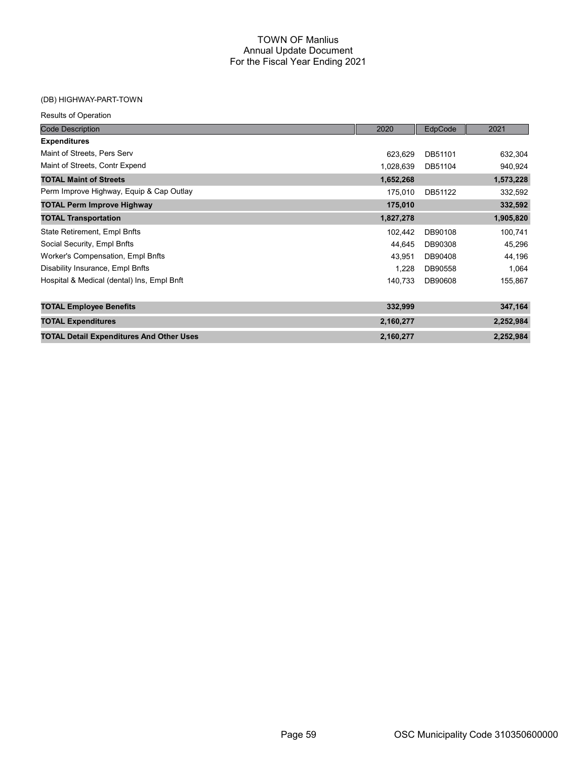# TOWN OF Manlius
## Annual Update Document
## For the Fiscal Year Ending 2021

(DB) HIGHWAY-PART-TOWN

Results of Operation

| Code Description | 2020 | EdpCode | 2021 |
|---|---|---|---|
| **Expenditures** | | | |
| Maint of Streets, Pers Serv | 623,629 | DB51101 | 632,304 |
| Maint of Streets, Contr Expend | 1,028,639 | DB51104 | 940,924 |
| **TOTAL Maint of Streets** | **1,652,268** | | **1,573,228** |
| Perm Improve Highway, Equip & Cap Outlay | 175,010 | DB51122 | 332,592 |
| **TOTAL Perm Improve Highway** | **175,010** | | **332,592** |
| **TOTAL Transportation** | **1,827,278** | | **1,905,820** |
| State Retirement, Empl Bnfts | 102,442 | DB90108 | 100,741 |
| Social Security, Empl Bnfts | 44,645 | DB90308 | 45,296 |
| Worker's Compensation, Empl Bnfts | 43,951 | DB90408 | 44,196 |
| Disability Insurance, Empl Bnfts | 1,228 | DB90558 | 1,064 |
| Hospital & Medical (dental) Ins, Empl Bnft | 140,733 | DB90608 | 155,867 |
| **TOTAL Employee Benefits** | **332,999** | | **347,164** |
| **TOTAL Expenditures** | **2,160,277** | | **2,252,984** |
| **TOTAL Detail Expenditures And Other Uses** | **2,160,277** | | **2,252,984** |

OSC Municipality Code 310350600000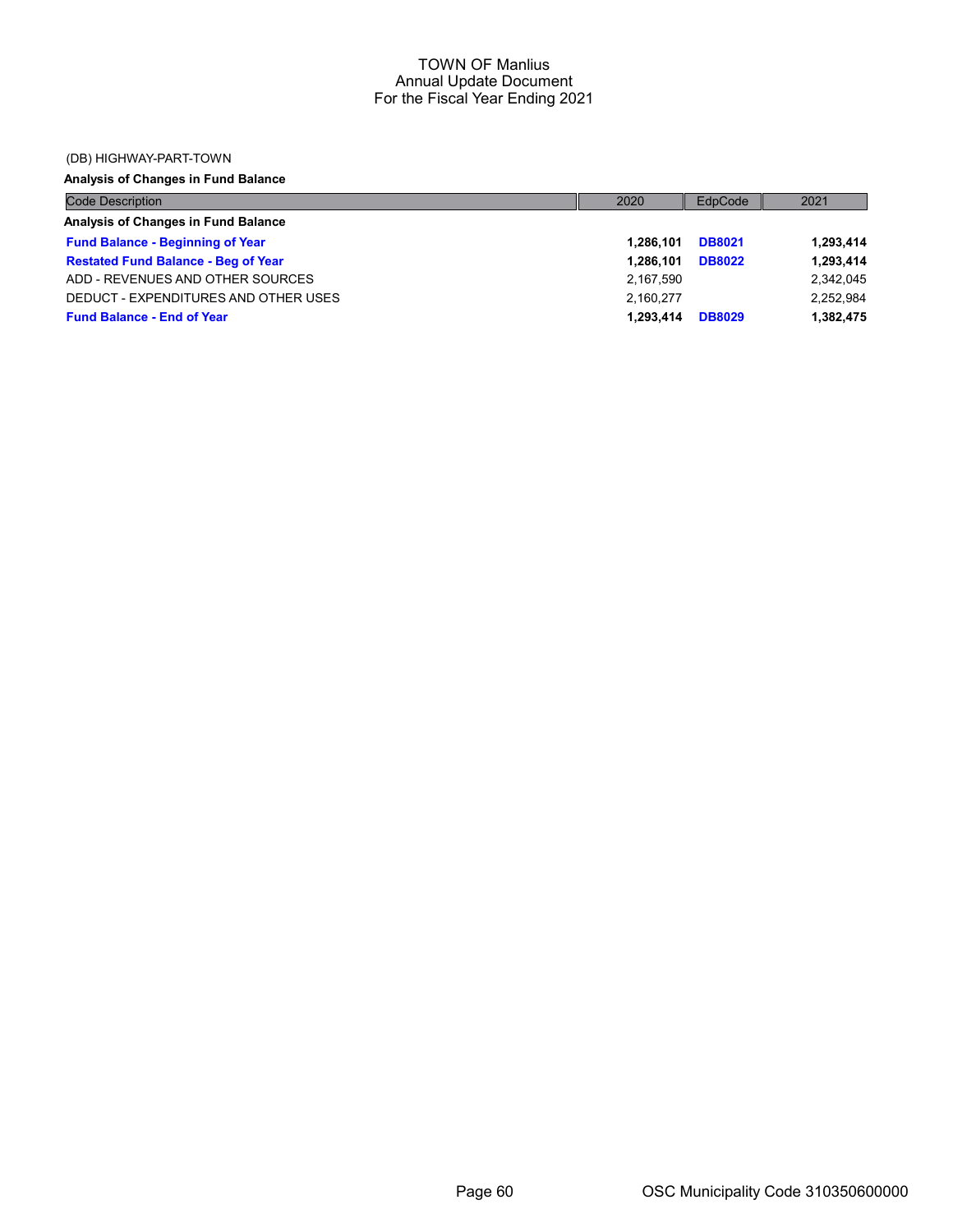(DB) HIGHWAY-PART-TOWN

**Analysis of Changes in Fund Balance**

| Code Description | 2020 | EdpCode | 2021 |
|---|---|---|---|
| **Analysis of Changes in Fund Balance** | | | |
| **Fund Balance - Beginning of Year** | **1,286,101** | **DB8021** | **1,293,414** |
| **Restated Fund Balance - Beg of Year** | **1,286,101** | **DB8022** | **1,293,414** |
| ADD - REVENUES AND OTHER SOURCES | 2,167,590 | | 2,342,045 |
| DEDUCT - EXPENDITURES AND OTHER USES | 2,160,277 | | 2,252,984 |
| **Fund Balance - End of Year** | **1,293,414** | **DB8029** | **1,382,475** |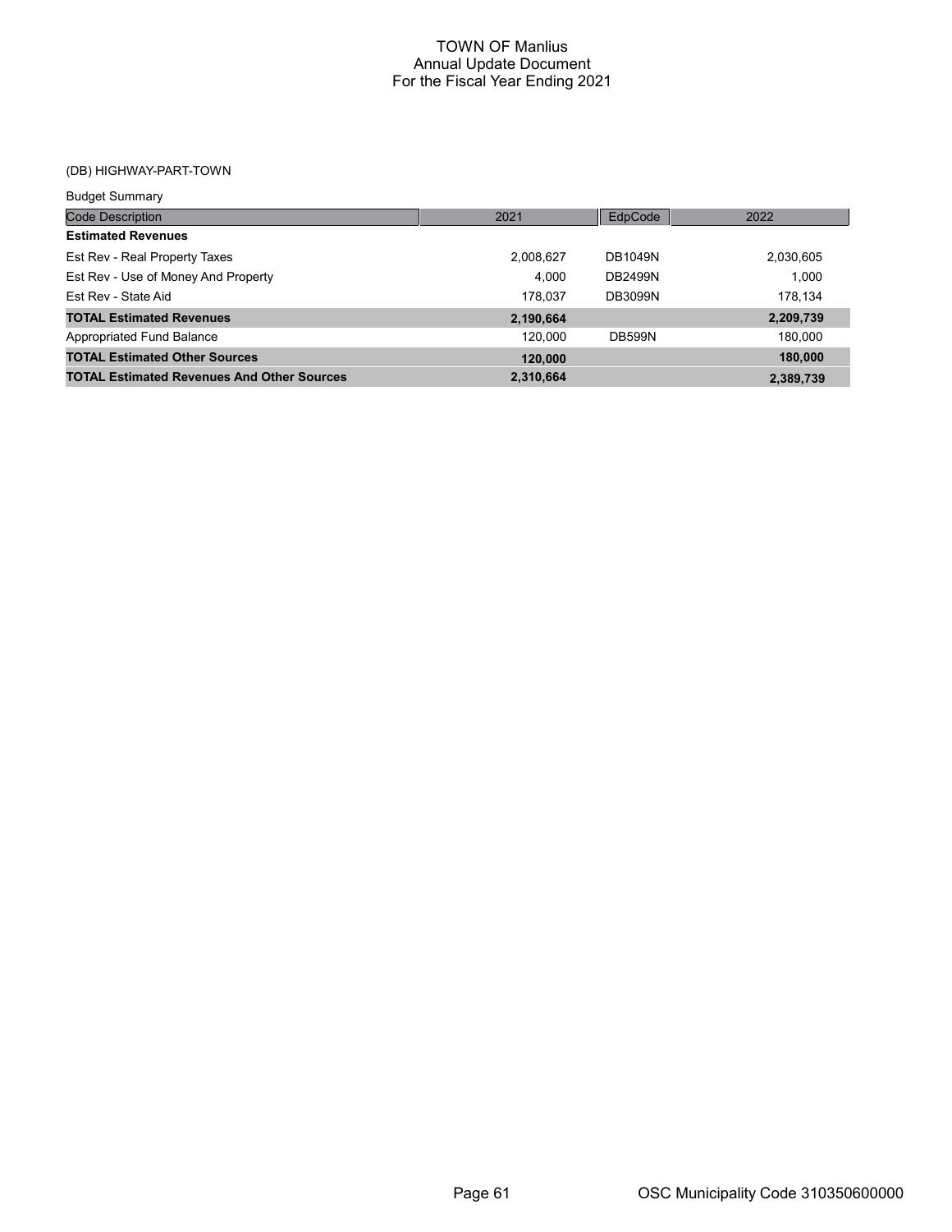# TOWN OF Manlius
## Annual Update Document
## For the Fiscal Year Ending 2021

### (DB) HIGHWAY-PART-TOWN

Budget Summary

| Code Description | 2021 | EdpCode | 2022 |
|---|---|---|---|
| **Estimated Revenues** | | | |
| Est Rev - Real Property Taxes | 2,008,627 | DB1049N | 2,030,605 |
| Est Rev - Use of Money And Property | 4,000 | DB2499N | 1,000 |
| Est Rev - State Aid | 178,037 | DB3099N | 178,134 |
| **TOTAL Estimated Revenues** | **2,190,664** | | **2,209,739** |
| Appropriated Fund Balance | 120,000 | DB599N | 180,000 |
| **TOTAL Estimated Other Sources** | **120,000** | | **180,000** |
| **TOTAL Estimated Revenues And Other Sources** | **2,310,664** | | **2,389,739** |

OSC Municipality Code 310350600000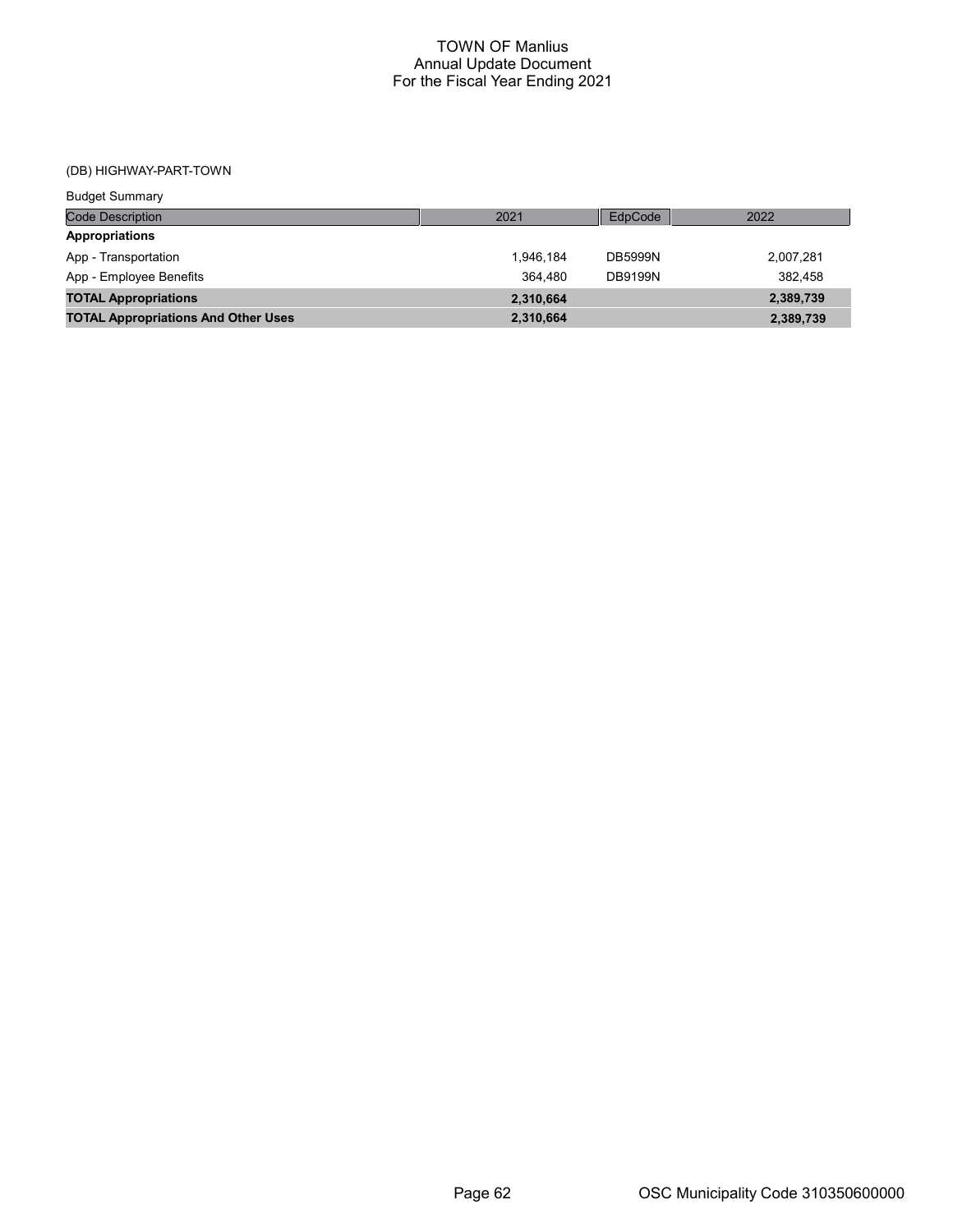(DB) HIGHWAY-PART-TOWN

Budget Summary

| Code Description | 2021 | EdpCode | 2022 |
|---|---|---|---|
| **Appropriations** | | | |
| App - Transportation | 1,946,184 | DB5999N | 2,007,281 |
| App - Employee Benefits | 364,480 | DB9199N | 382,458 |
| **TOTAL Appropriations** | **2,310,664** | | **2,389,739** |
| **TOTAL Appropriations And Other Uses** | **2,310,664** | | **2,389,739** |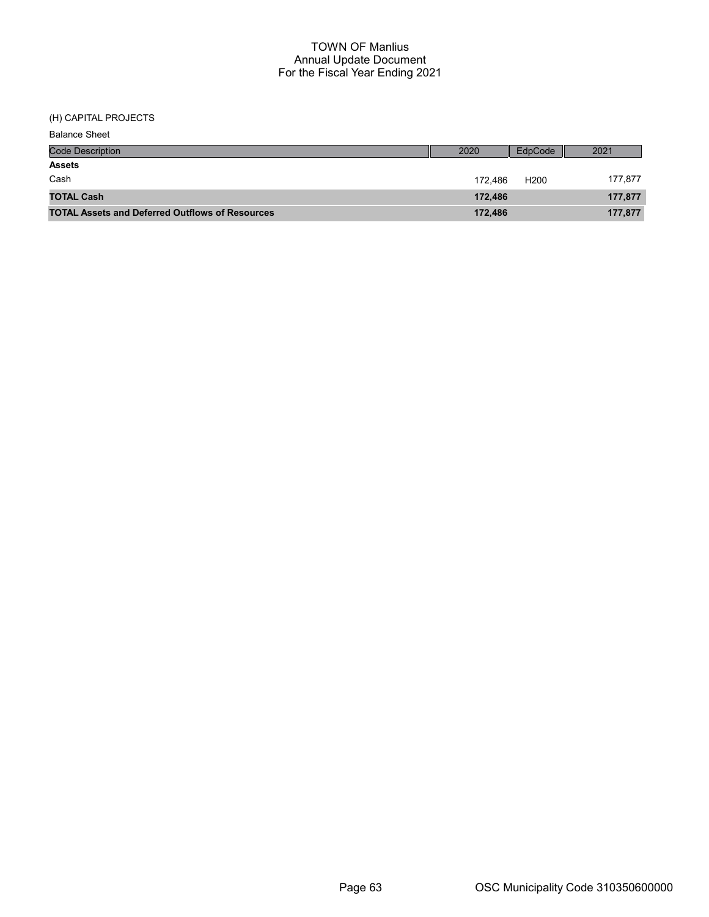# TOWN OF Manlius
## Annual Update Document
## For the Fiscal Year Ending 2021

(H) CAPITAL PROJECTS

Balance Sheet

| Code Description | 2020 | EdpCode | 2021 |
|---|---|---|---|
| **Assets** | | | |
| Cash | 172,486 | H200 | 177,877 |
| **TOTAL Cash** | **172,486** | | **177,877** |
| **TOTAL Assets and Deferred Outflows of Resources** | **172,486** | | **177,877** |

OSC Municipality Code 310350600000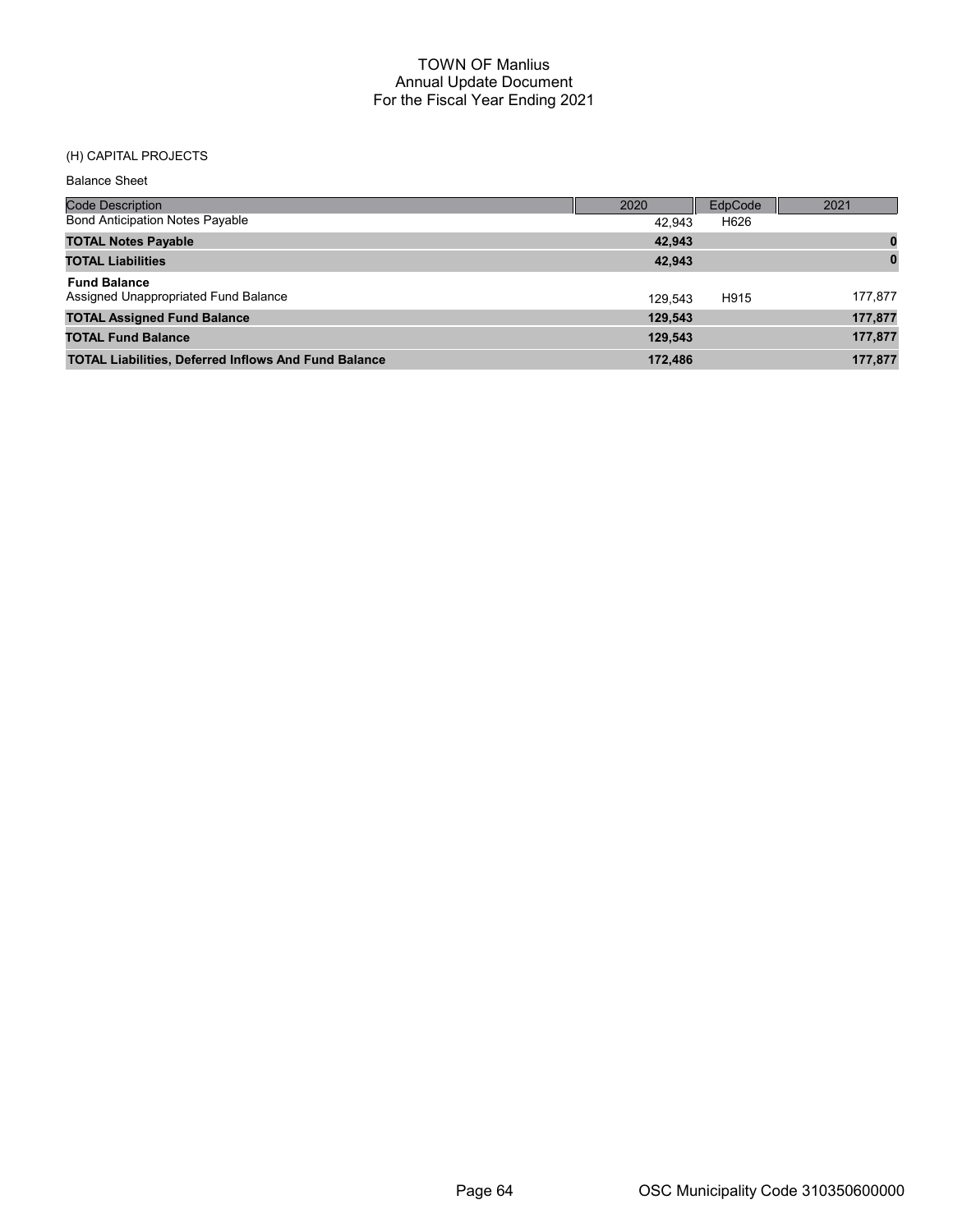# TOWN OF Manlius
## Annual Update Document
## For the Fiscal Year Ending 2021

(H) CAPITAL PROJECTS

Balance Sheet

| Code Description | 2020 | EdpCode | 2021 |
|---|---|---|---|
| Bond Anticipation Notes Payable | 42,943 | H626 | |
| **TOTAL Notes Payable** | **42,943** | | **0** |
| **TOTAL Liabilities** | **42,943** | | **0** |
| **Fund Balance** | | | |
| Assigned Unappropriated Fund Balance | 129,543 | H915 | 177,877 |
| **TOTAL Assigned Fund Balance** | **129,543** | | **177,877** |
| **TOTAL Fund Balance** | **129,543** | | **177,877** |
| **TOTAL Liabilities, Deferred Inflows And Fund Balance** | **172,486** | | **177,877** |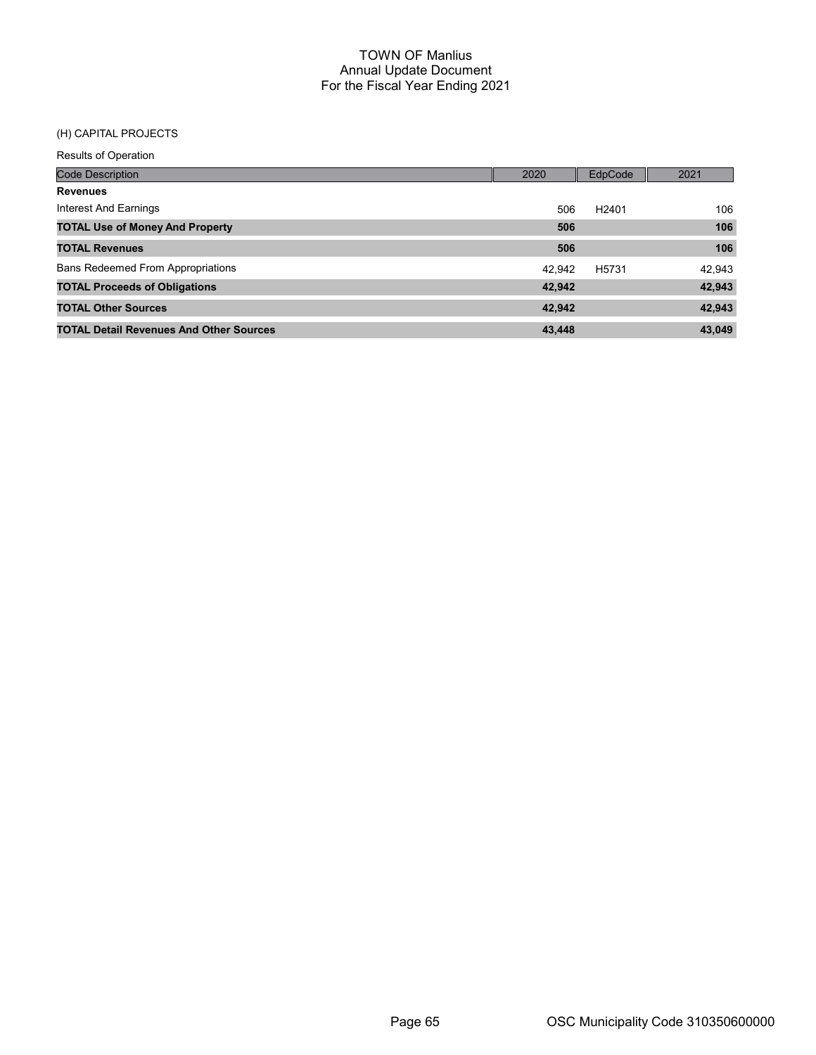# TOWN OF Manlius
## Annual Update Document
## For the Fiscal Year Ending 2021

(H) CAPITAL PROJECTS

Results of Operation

| Code Description | 2020 | EdpCode | 2021 |
|---|---|---|---|
| **Revenues** | | | |
| Interest And Earnings | 506 | H2401 | 106 |
| **TOTAL Use of Money And Property** | **506** | | **106** |
| **TOTAL Revenues** | **506** | | **106** |
| Bans Redeemed From Appropriations | 42,942 | H5731 | 42,943 |
| **TOTAL Proceeds of Obligations** | **42,942** | | **42,943** |
| **TOTAL Other Sources** | **42,942** | | **42,943** |
| **TOTAL Detail Revenues And Other Sources** | **43,448** | | **43,049** |

OSC Municipality Code 310350600000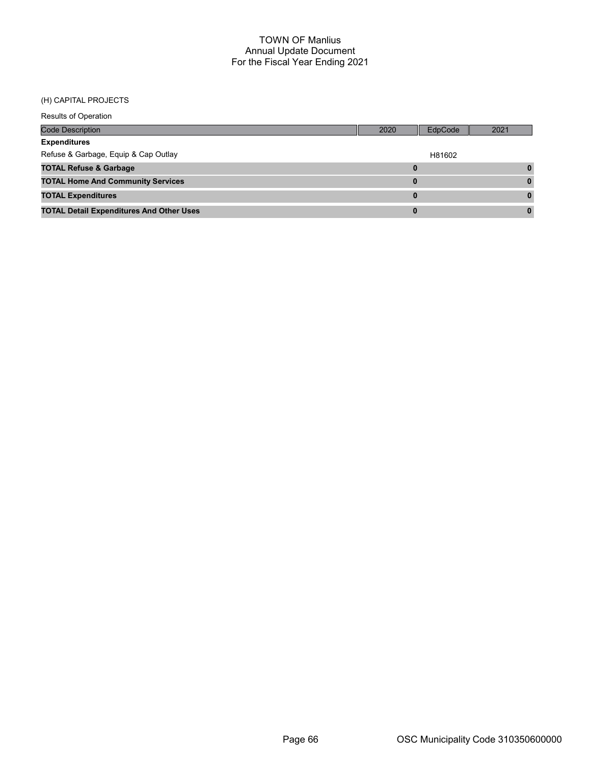# TOWN OF Manlius
## Annual Update Document
## For the Fiscal Year Ending 2021

(H) CAPITAL PROJECTS

Results of Operation

| Code Description | 2020 | EdpCode | 2021 |
|---|---|---|---|
| **Expenditures** | | | |
| Refuse & Garbage, Equip & Cap Outlay | | H81602 | |
| **TOTAL Refuse & Garbage** | **0** | | **0** |
| **TOTAL Home And Community Services** | **0** | | **0** |
| **TOTAL Expenditures** | **0** | | **0** |
| **TOTAL Detail Expenditures And Other Uses** | **0** | | **0** |

OSC Municipality Code 310350600000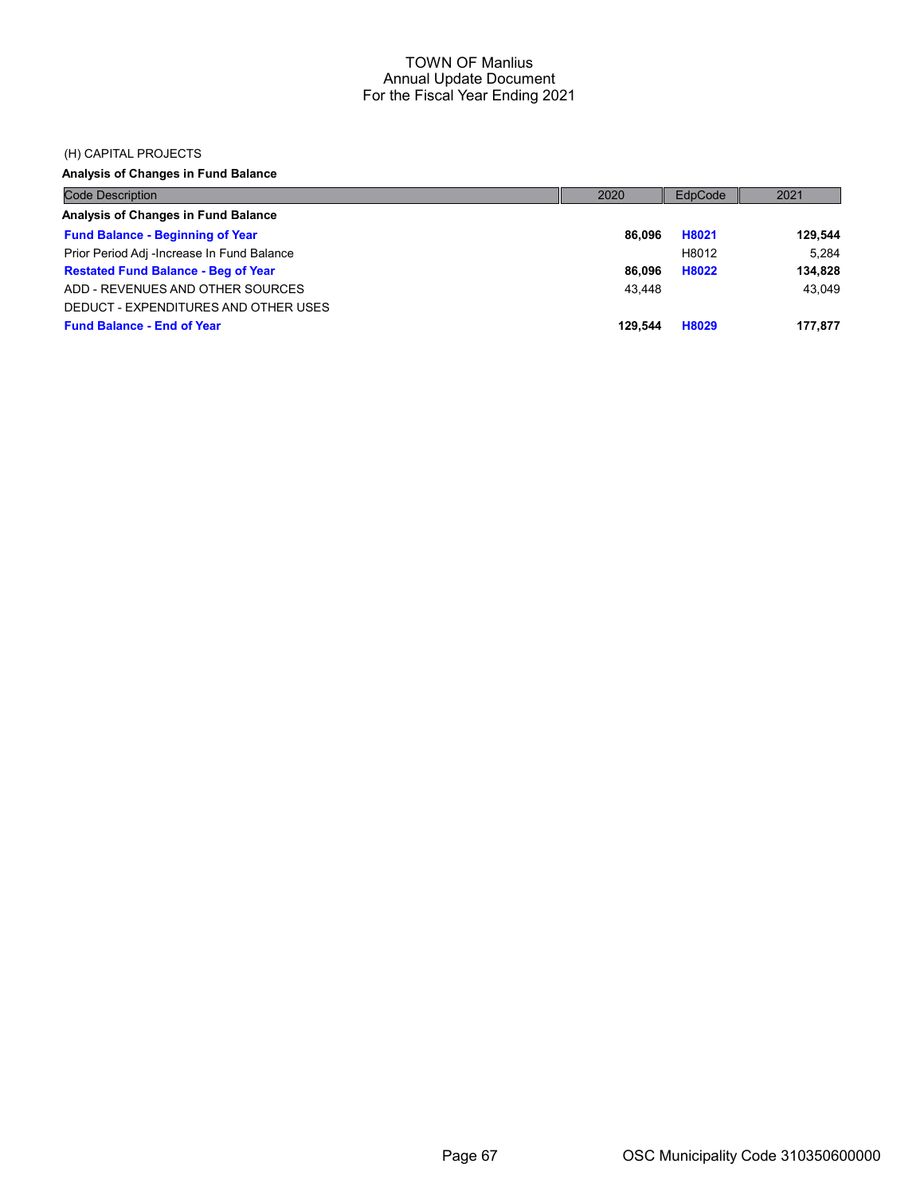# TOWN OF Manlius
## Annual Update Document
## For the Fiscal Year Ending 2021

(H) CAPITAL PROJECTS

**Analysis of Changes in Fund Balance**

| Code Description | 2020 | EdpCode | 2021 |
|---|---|---|---|
| **Analysis of Changes in Fund Balance** | | | |
| **Fund Balance - Beginning of Year** | **86,096** | **H8021** | **129,544** |
| Prior Period Adj -Increase In Fund Balance | | H8012 | 5,284 |
| **Restated Fund Balance - Beg of Year** | **86,096** | **H8022** | **134,828** |
| ADD - REVENUES AND OTHER SOURCES | 43,448 | | 43,049 |
| DEDUCT - EXPENDITURES AND OTHER USES | | | |
| **Fund Balance - End of Year** | **129,544** | **H8029** | **177,877** |

OSC Municipality Code 310350600000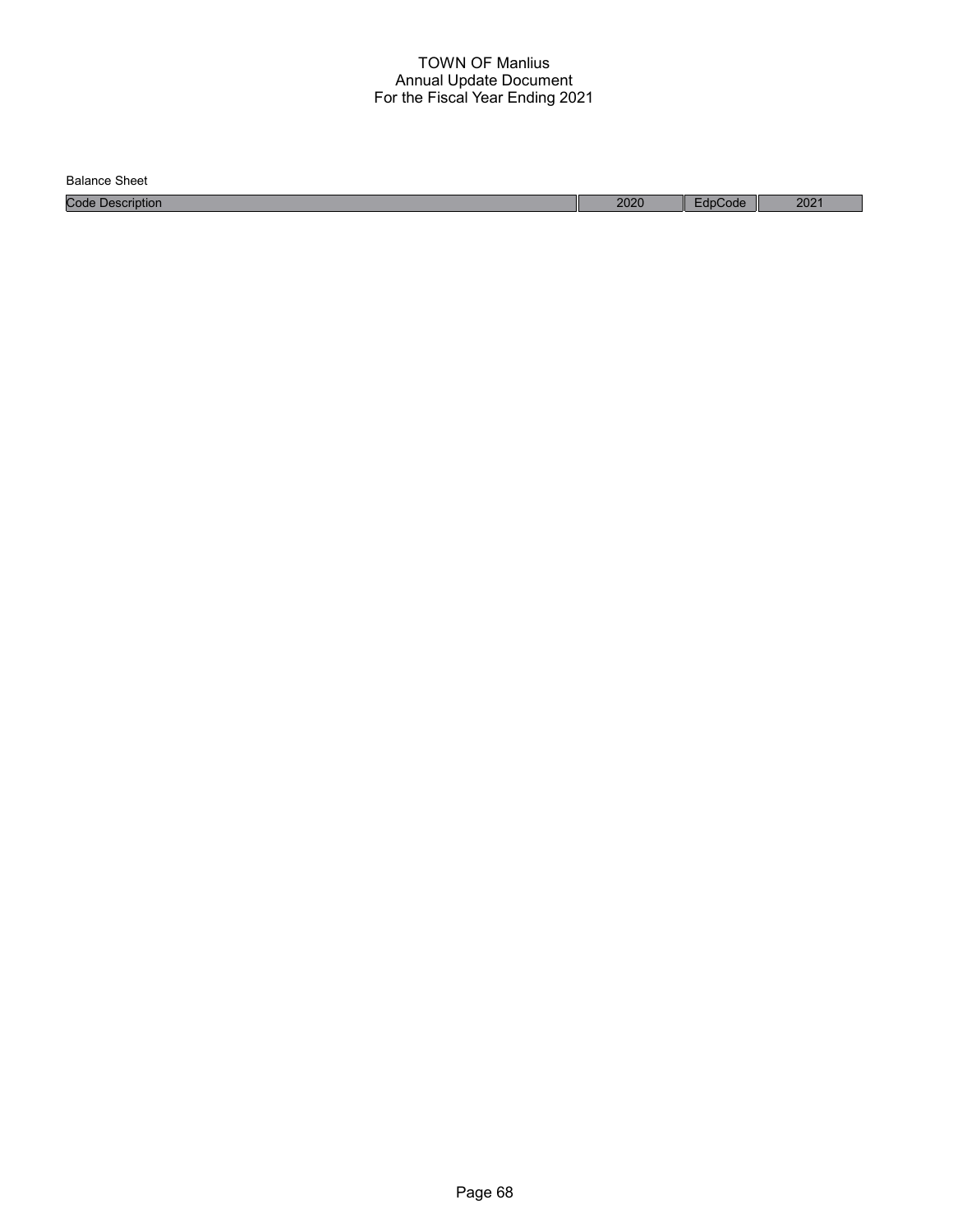# TOWN OF Manlius
## Annual Update Document
## For the Fiscal Year Ending 2021

Balance Sheet

| Code Description | 2020 | EdpCode | 2021 |
|---|---|---|---|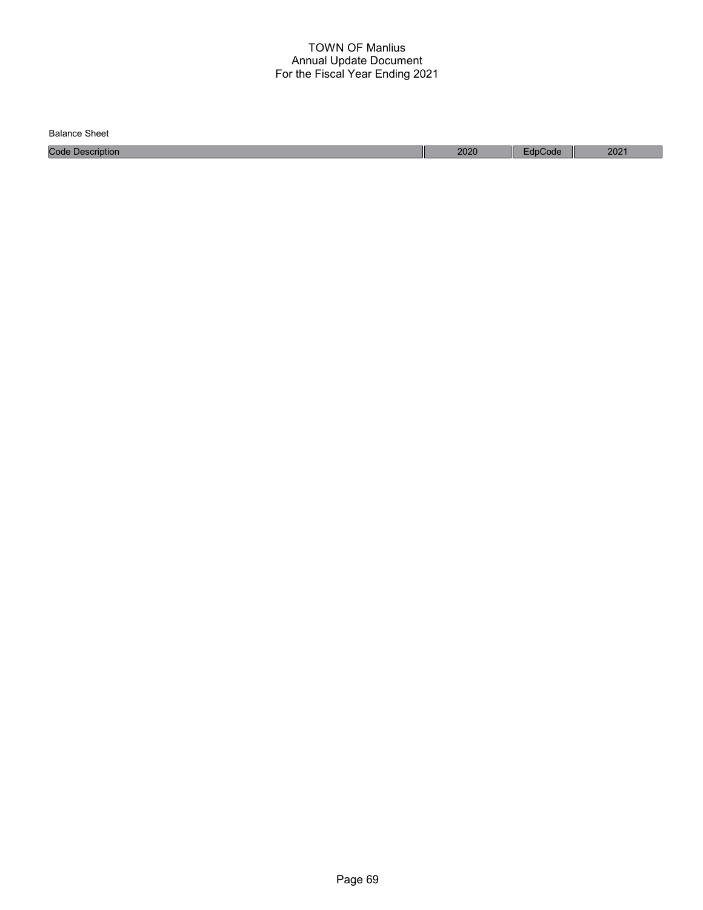# TOWN OF Manlius
## Annual Update Document
## For the Fiscal Year Ending 2021

Balance Sheet

| Code Description | 2020 | EdpCode | 2021 |
|---|---|---|---|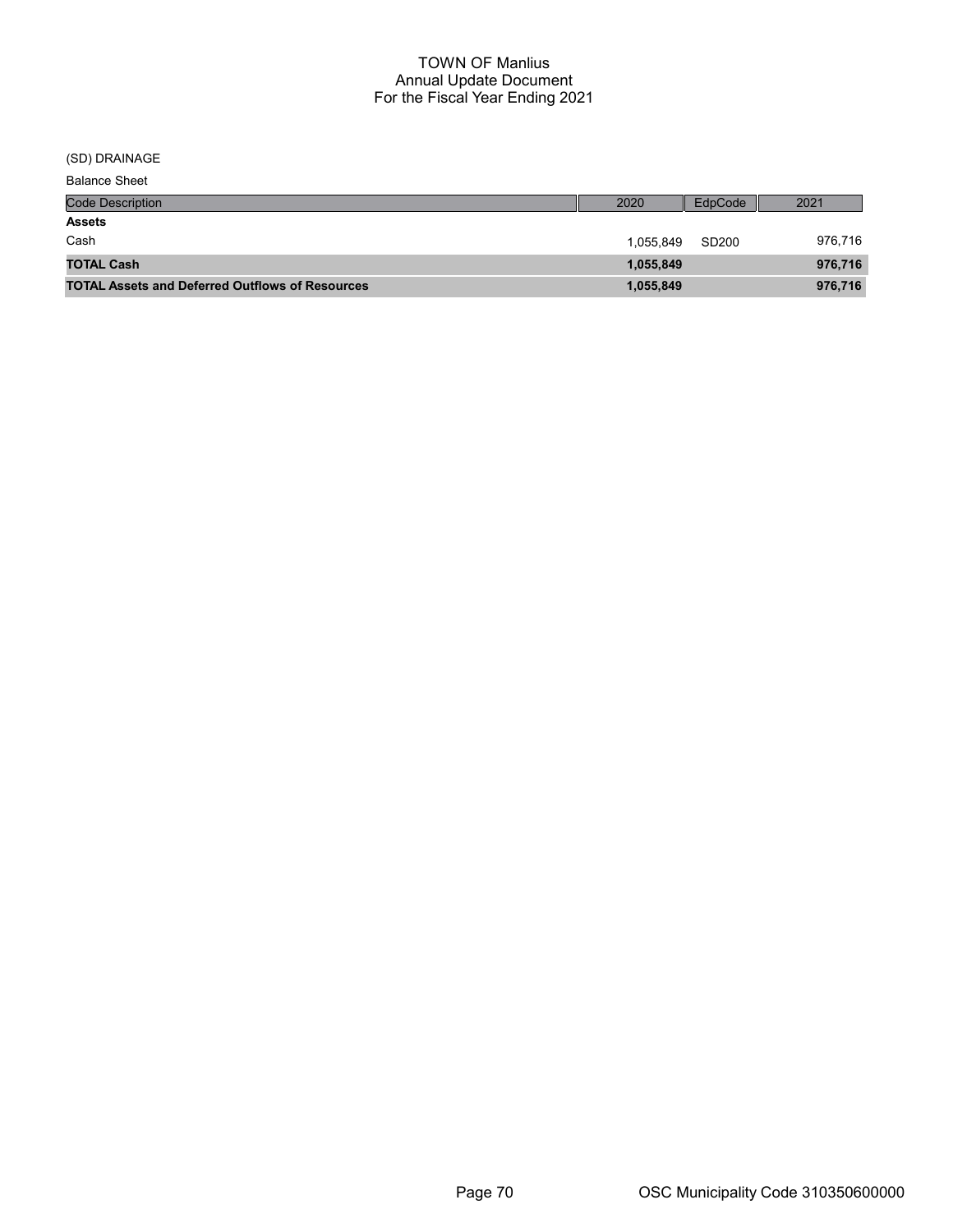# TOWN OF Manlius
## Annual Update Document
## For the Fiscal Year Ending 2021

(SD) DRAINAGE

Balance Sheet

| Code Description | 2020 | EdpCode | 2021 |
|---|---|---|---|
| **Assets** | | | |
| Cash | 1,055,849 | SD200 | 976,716 |
| **TOTAL Cash** | **1,055,849** | | **976,716** |
| **TOTAL Assets and Deferred Outflows of Resources** | **1,055,849** | | **976,716** |

OSC Municipality Code 310350600000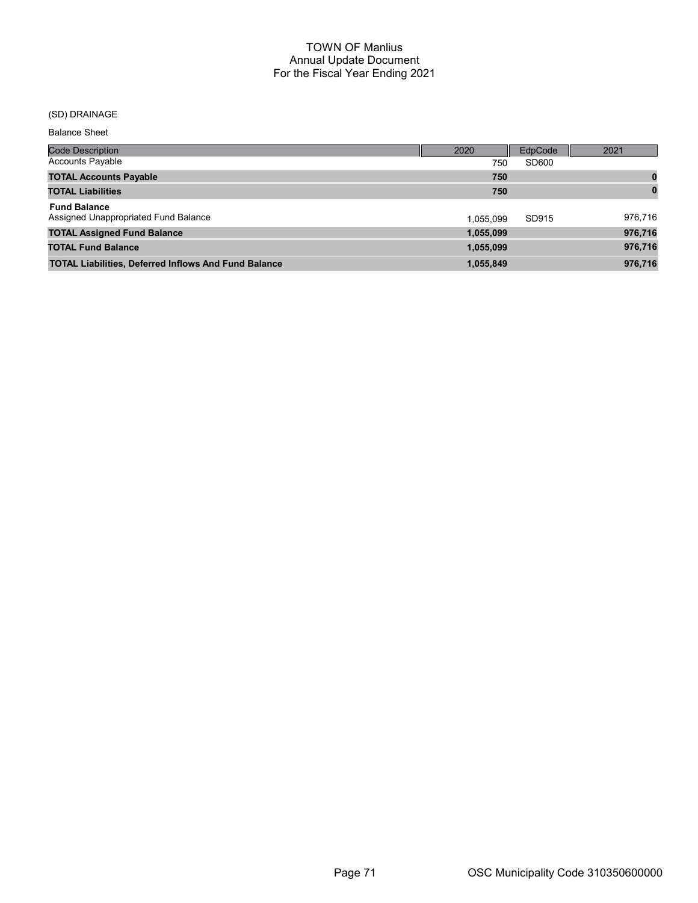# TOWN OF Manlius
## Annual Update Document
## For the Fiscal Year Ending 2021

(SD) DRAINAGE

Balance Sheet

| Code Description | 2020 | EdpCode | 2021 |
|---|---|---|---|
| Accounts Payable | 750 | SD600 | |
| **TOTAL Accounts Payable** | **750** | | **0** |
| **TOTAL Liabilities** | **750** | | **0** |
| **Fund Balance** | | | |
| Assigned Unappropriated Fund Balance | 1,055,099 | SD915 | 976,716 |
| **TOTAL Assigned Fund Balance** | **1,055,099** | | **976,716** |
| **TOTAL Fund Balance** | **1,055,099** | | **976,716** |
| **TOTAL Liabilities, Deferred Inflows And Fund Balance** | **1,055,849** | | **976,716** |

OSC Municipality Code 310350600000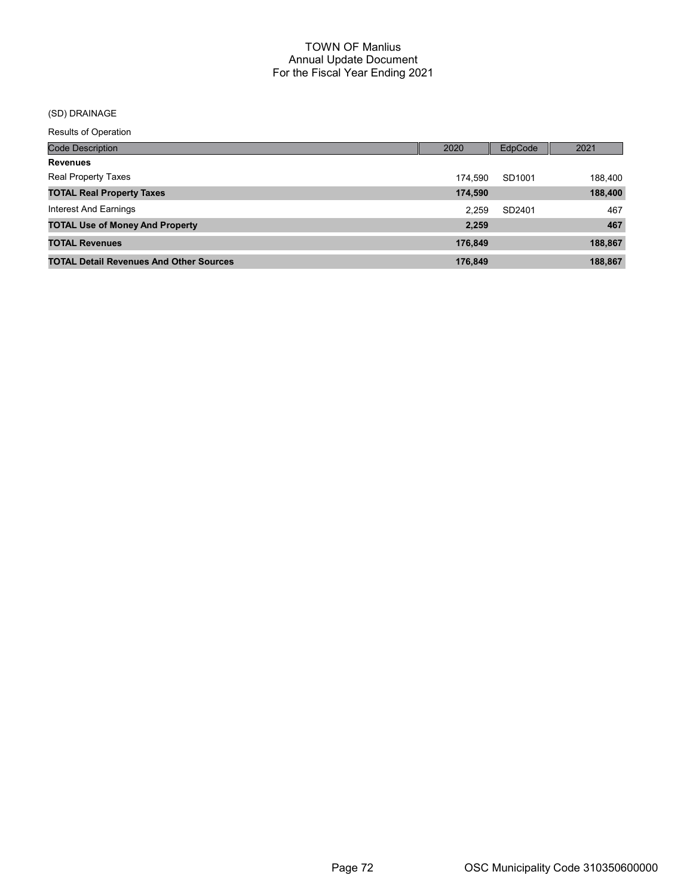# TOWN OF Manlius
## Annual Update Document
## For the Fiscal Year Ending 2021

(SD) DRAINAGE

Results of Operation

| Code Description | 2020 | EdpCode | 2021 |
|---|---|---|---|
| **Revenues** | | | |
| Real Property Taxes | 174,590 | SD1001 | 188,400 |
| **TOTAL Real Property Taxes** | **174,590** | | **188,400** |
| Interest And Earnings | 2,259 | SD2401 | 467 |
| **TOTAL Use of Money And Property** | **2,259** | | **467** |
| **TOTAL Revenues** | **176,849** | | **188,867** |
| **TOTAL Detail Revenues And Other Sources** | **176,849** | | **188,867** |

OSC Municipality Code 310350600000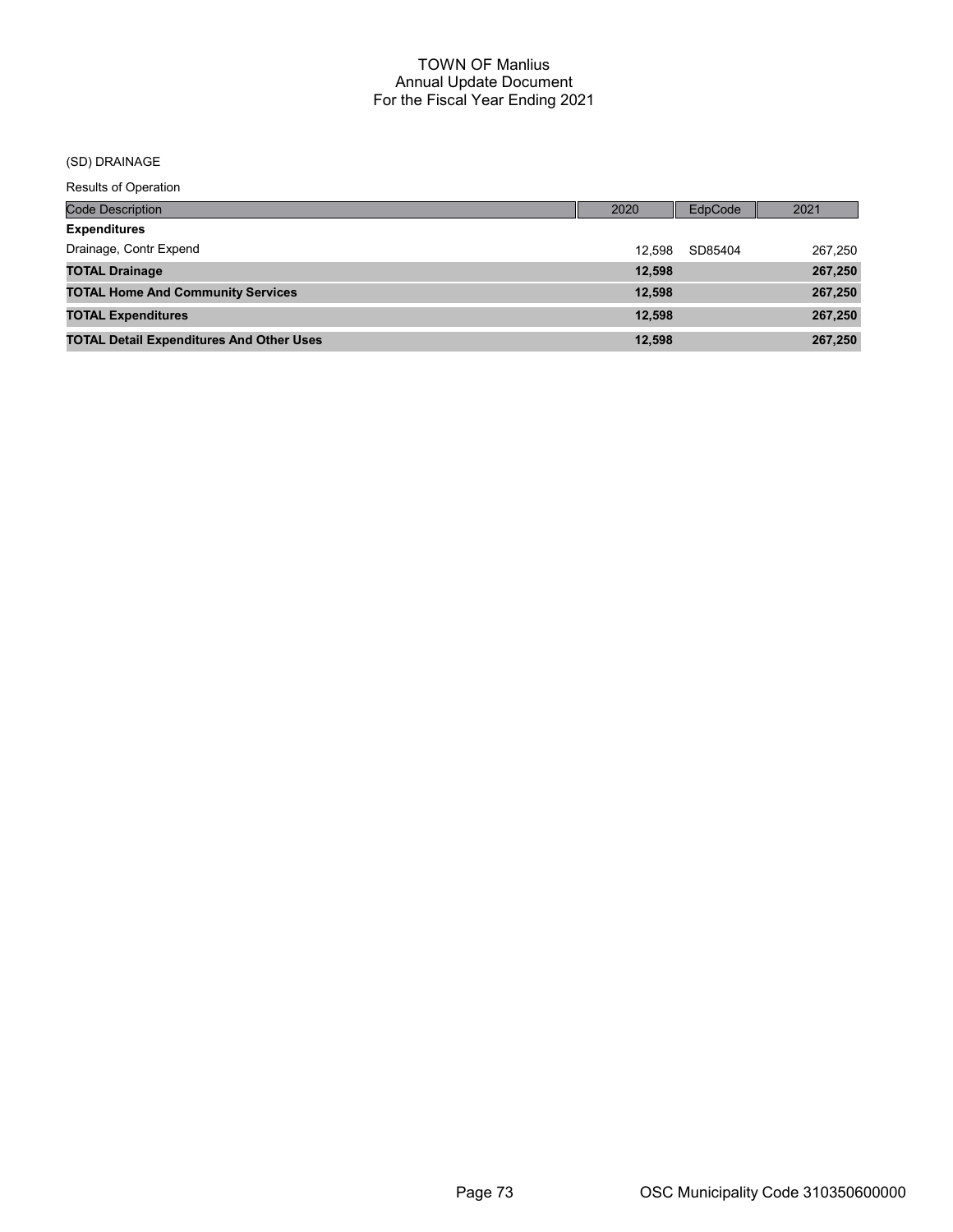# TOWN OF Manlius
## Annual Update Document
## For the Fiscal Year Ending 2021

(SD) DRAINAGE

Results of Operation

| Code Description | 2020 | EdpCode | 2021 |
|---|---|---|---|
| **Expenditures** | | | |
| Drainage, Contr Expend | 12,598 | SD85404 | 267,250 |
| **TOTAL Drainage** | **12,598** | | **267,250** |
| **TOTAL Home And Community Services** | **12,598** | | **267,250** |
| **TOTAL Expenditures** | **12,598** | | **267,250** |
| **TOTAL Detail Expenditures And Other Uses** | **12,598** | | **267,250** |

OSC Municipality Code 310350600000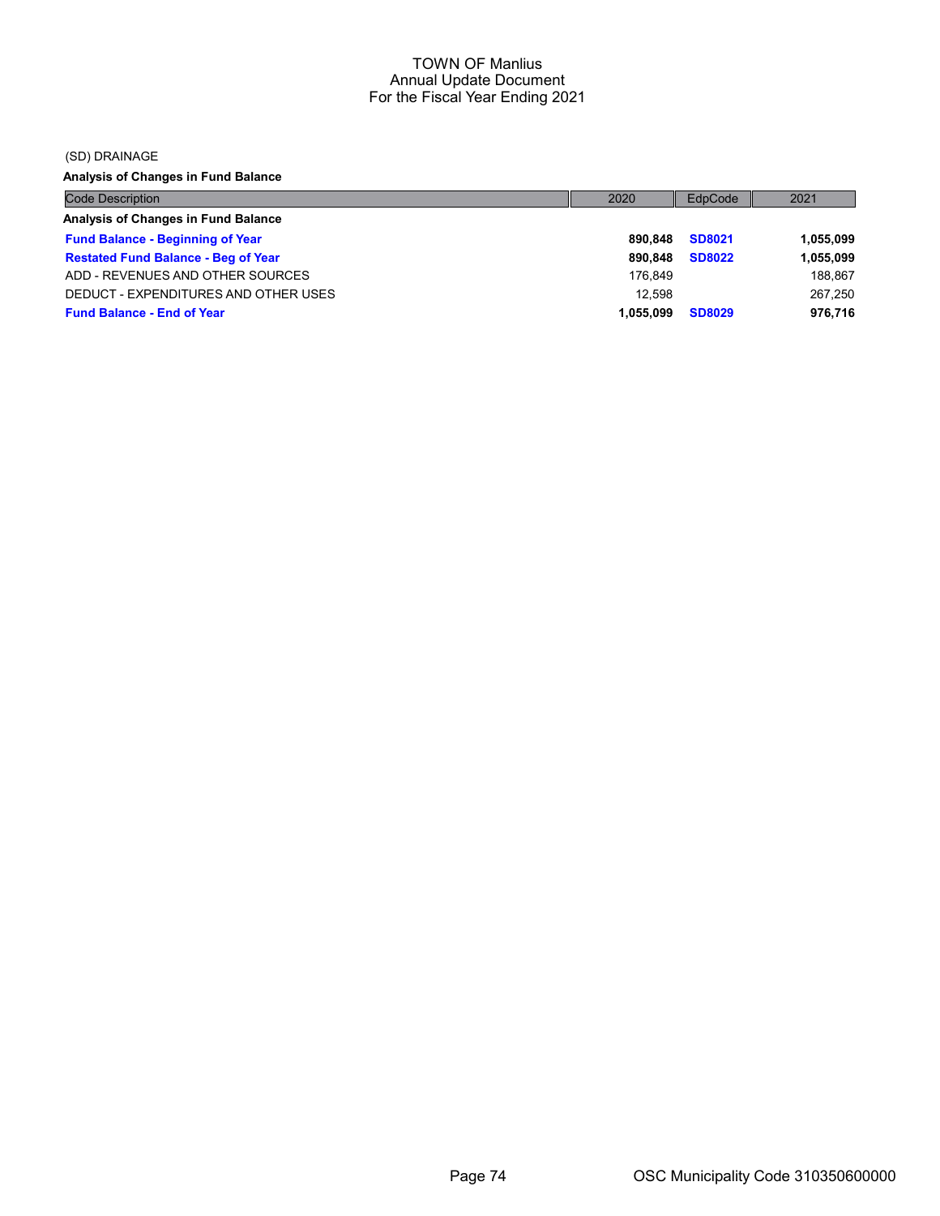# TOWN OF Manlius
## Annual Update Document
### For the Fiscal Year Ending 2021

(SD) DRAINAGE

**Analysis of Changes in Fund Balance**

| Code Description | 2020 | EdpCode | 2021 |
|---|---|---|---|
| **Analysis of Changes in Fund Balance** | | | |
| **Fund Balance - Beginning of Year** | **890,848** | **SD8021** | **1,055,099** |
| **Restated Fund Balance - Beg of Year** | **890,848** | **SD8022** | **1,055,099** |
| ADD - REVENUES AND OTHER SOURCES | 176,849 | | 188,867 |
| DEDUCT - EXPENDITURES AND OTHER USES | 12,598 | | 267,250 |
| **Fund Balance - End of Year** | **1,055,099** | **SD8029** | **976,716** |

OSC Municipality Code 310350600000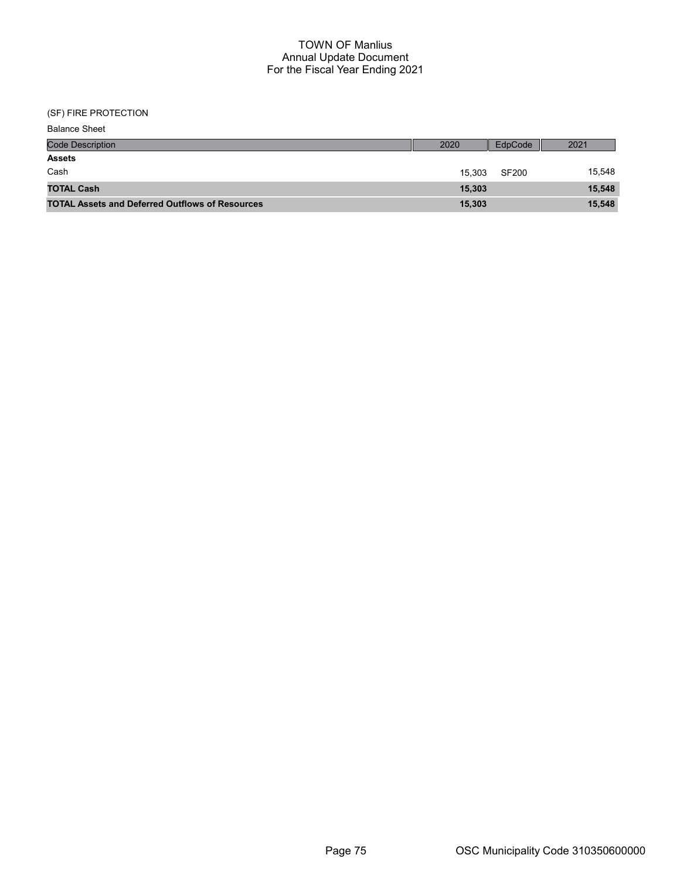# TOWN OF Manlius
## Annual Update Document
## For the Fiscal Year Ending 2021

(SF) FIRE PROTECTION

Balance Sheet

| Code Description | 2020 | EdpCode | 2021 |
|---|---|---|---|
| **Assets** | | | |
| Cash | 15,303 | SF200 | 15,548 |
| **TOTAL Cash** | **15,303** | | **15,548** |
| **TOTAL Assets and Deferred Outflows of Resources** | **15,303** | | **15,548** |

OSC Municipality Code 310350600000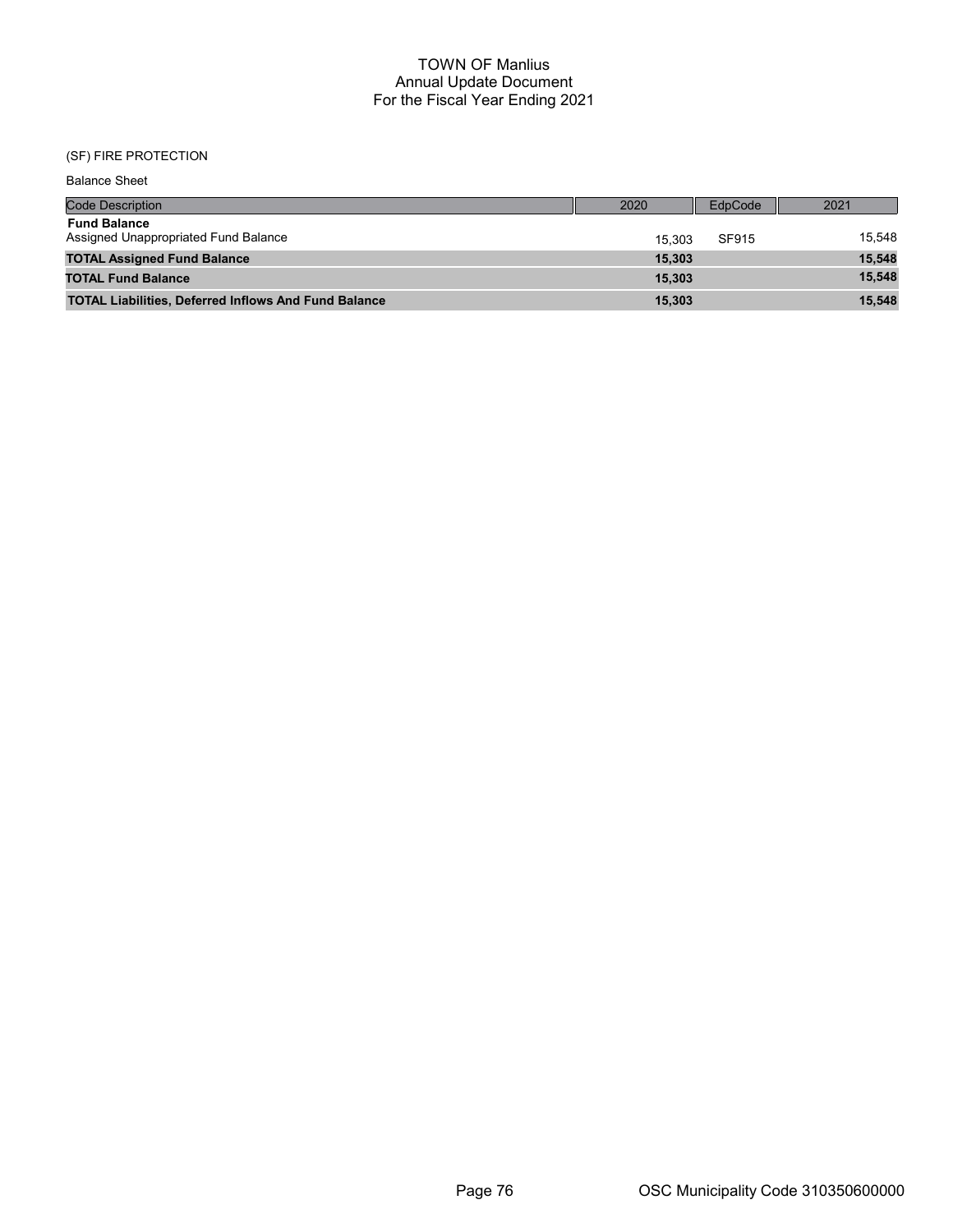# TOWN OF Manlius
## Annual Update Document
## For the Fiscal Year Ending 2021

(SF) FIRE PROTECTION

Balance Sheet

| Code Description | 2020 | EdpCode | 2021 |
|---|---|---|---|
| **Fund Balance** | | | |
| Assigned Unappropriated Fund Balance | 15,303 | SF915 | 15,548 |
| **TOTAL Assigned Fund Balance** | **15,303** | | **15,548** |
| **TOTAL Fund Balance** | **15,303** | | **15,548** |
| **TOTAL Liabilities, Deferred Inflows And Fund Balance** | **15,303** | | **15,548** |

OSC Municipality Code 310350600000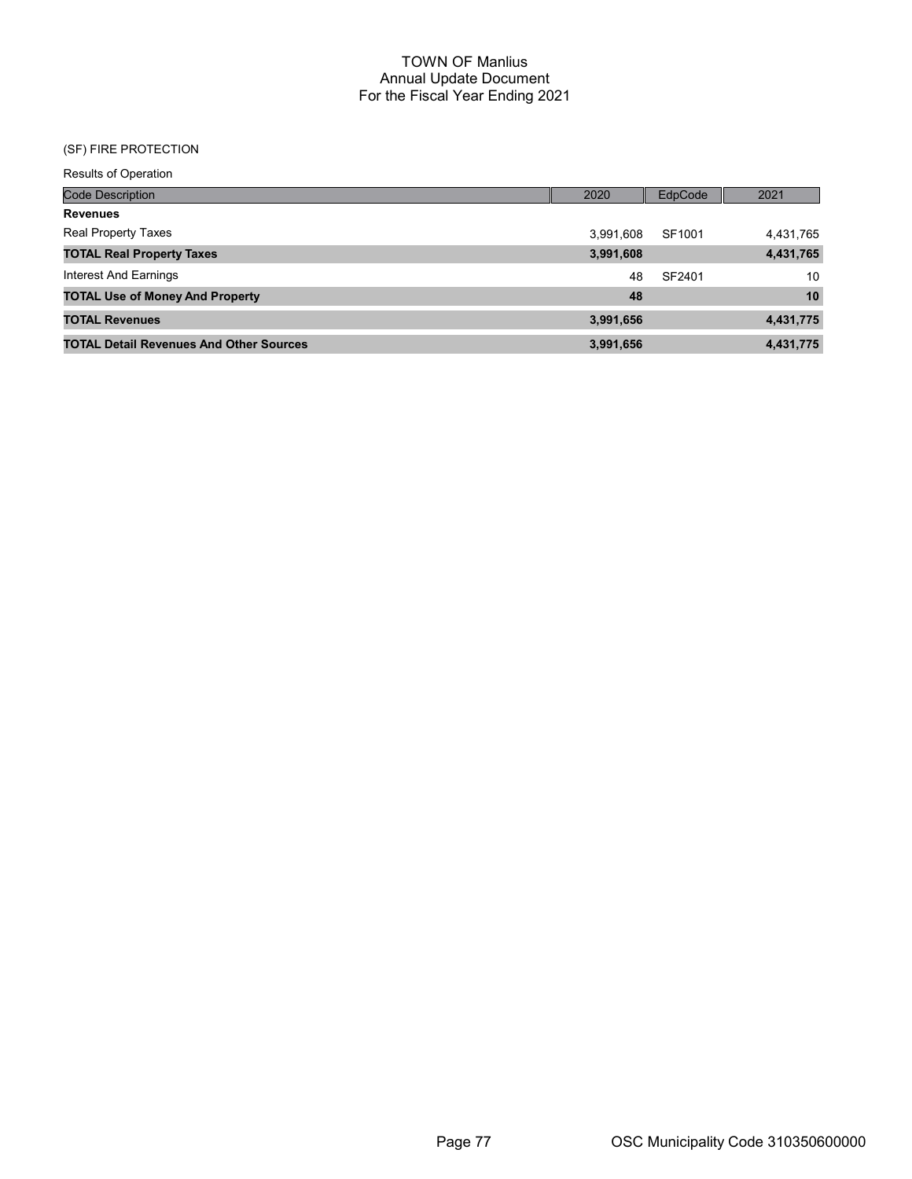# TOWN OF Manlius
## Annual Update Document
## For the Fiscal Year Ending 2021

(SF) FIRE PROTECTION

Results of Operation

| Code Description | 2020 | EdpCode | 2021 |
|---|---|---|---|
| **Revenues** | | | |
| Real Property Taxes | 3,991,608 | SF1001 | 4,431,765 |
| **TOTAL Real Property Taxes** | **3,991,608** | | **4,431,765** |
| Interest And Earnings | 48 | SF2401 | 10 |
| **TOTAL Use of Money And Property** | **48** | | **10** |
| **TOTAL Revenues** | **3,991,656** | | **4,431,775** |
| **TOTAL Detail Revenues And Other Sources** | **3,991,656** | | **4,431,775** |

OSC Municipality Code 310350600000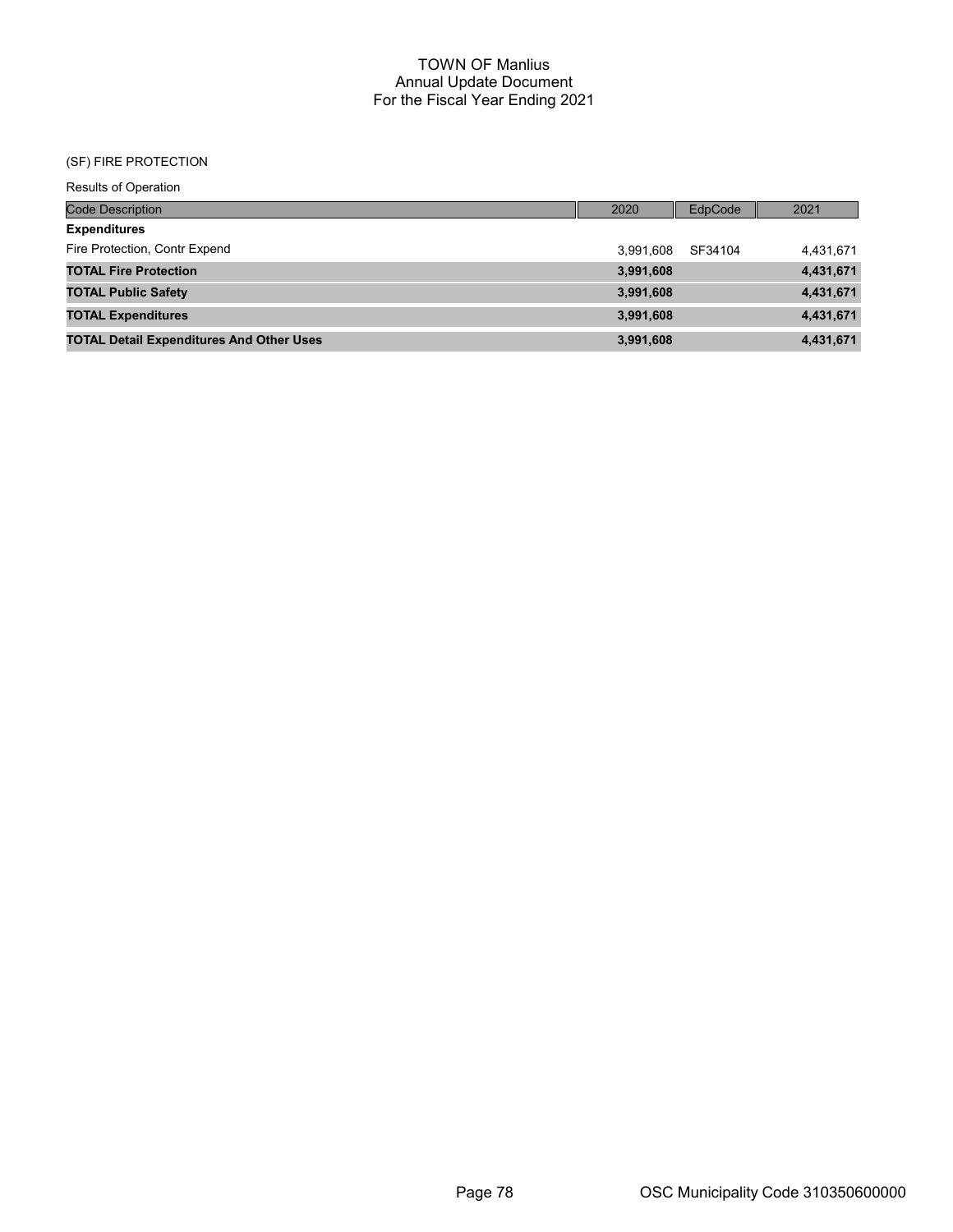# TOWN OF Manlius
## Annual Update Document
## For the Fiscal Year Ending 2021

(SF) FIRE PROTECTION

Results of Operation

| Code Description | 2020 | EdpCode | 2021 |
|---|---|---|---|
| **Expenditures** | | | |
| Fire Protection, Contr Expend | 3,991,608 | SF34104 | 4,431,671 |
| **TOTAL Fire Protection** | **3,991,608** | | **4,431,671** |
| **TOTAL Public Safety** | **3,991,608** | | **4,431,671** |
| **TOTAL Expenditures** | **3,991,608** | | **4,431,671** |
| **TOTAL Detail Expenditures And Other Uses** | **3,991,608** | | **4,431,671** |

OSC Municipality Code 310350600000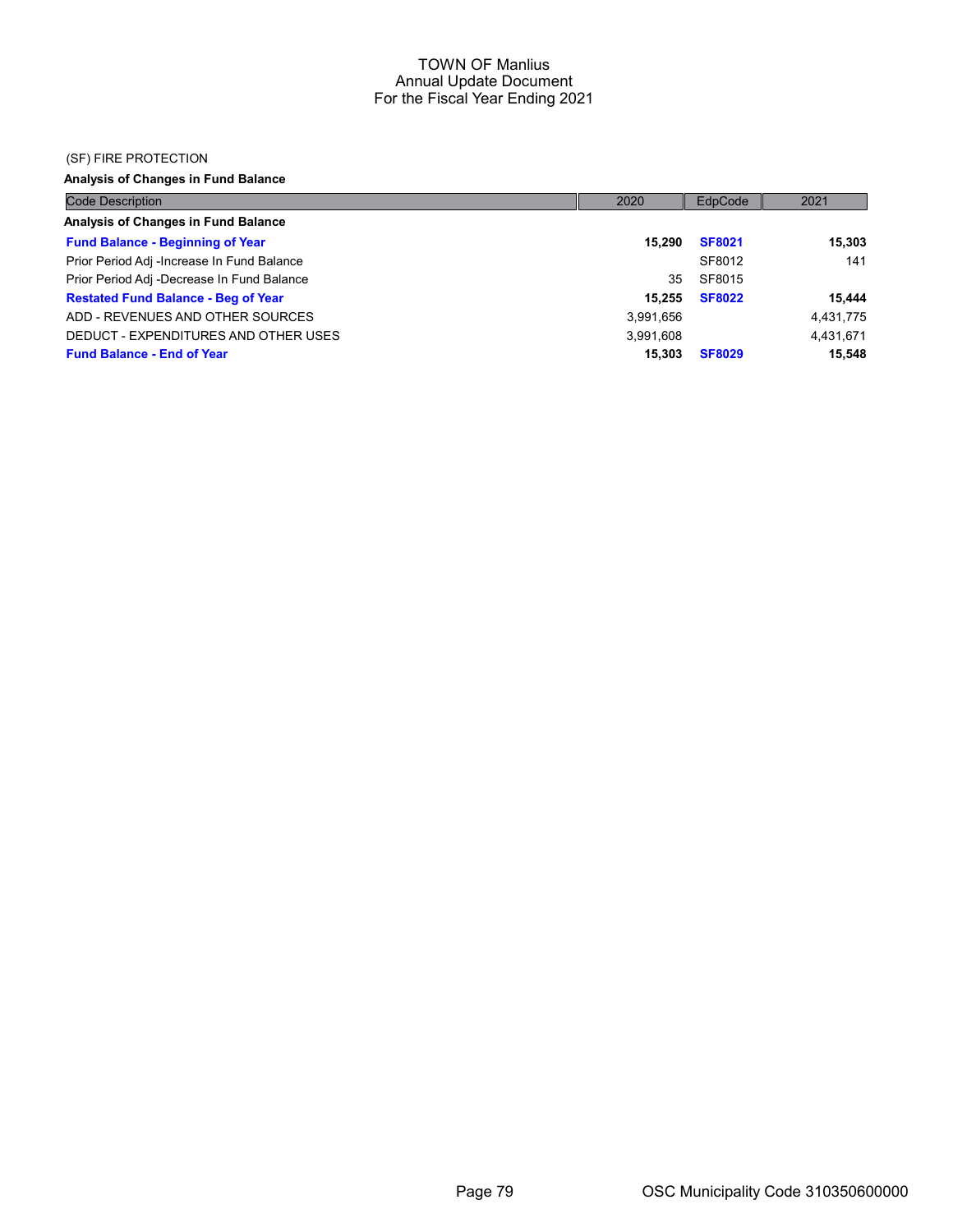TOWN OF Manlius
Annual Update Document
For the Fiscal Year Ending 2021

(SF) FIRE PROTECTION

**Analysis of Changes in Fund Balance**

| Code Description | 2020 | EdpCode | 2021 |
|---|---|---|---|
| **Analysis of Changes in Fund Balance** | | | |
| **Fund Balance - Beginning of Year** | **15,290** | **SF8021** | **15,303** |
| Prior Period Adj -Increase In Fund Balance | | SF8012 | 141 |
| Prior Period Adj -Decrease In Fund Balance | 35 | SF8015 | |
| **Restated Fund Balance - Beg of Year** | **15,255** | **SF8022** | **15,444** |
| ADD - REVENUES AND OTHER SOURCES | 3,991,656 | | 4,431,775 |
| DEDUCT - EXPENDITURES AND OTHER USES | 3,991,608 | | 4,431,671 |
| **Fund Balance - End of Year** | **15,303** | **SF8029** | **15,548** |

OSC Municipality Code 310350600000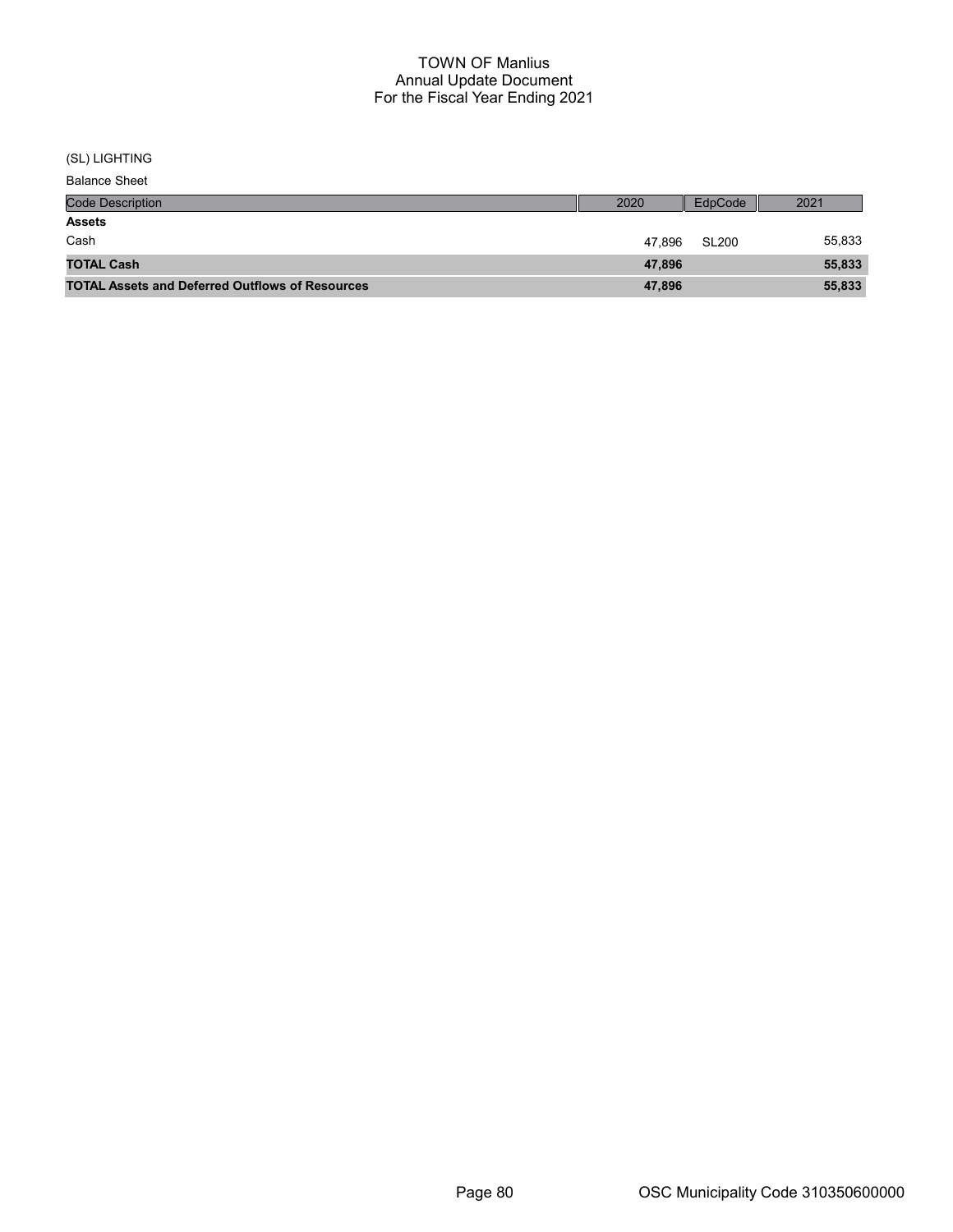# TOWN OF Manlius
## Annual Update Document
## For the Fiscal Year Ending 2021

(SL) LIGHTING

Balance Sheet

| Code Description | 2020 | EdpCode | 2021 |
|---|---|---|---|
| **Assets** | | | |
| Cash | 47,896 | SL200 | 55,833 |
| **TOTAL Cash** | **47,896** | | **55,833** |
| **TOTAL Assets and Deferred Outflows of Resources** | **47,896** | | **55,833** |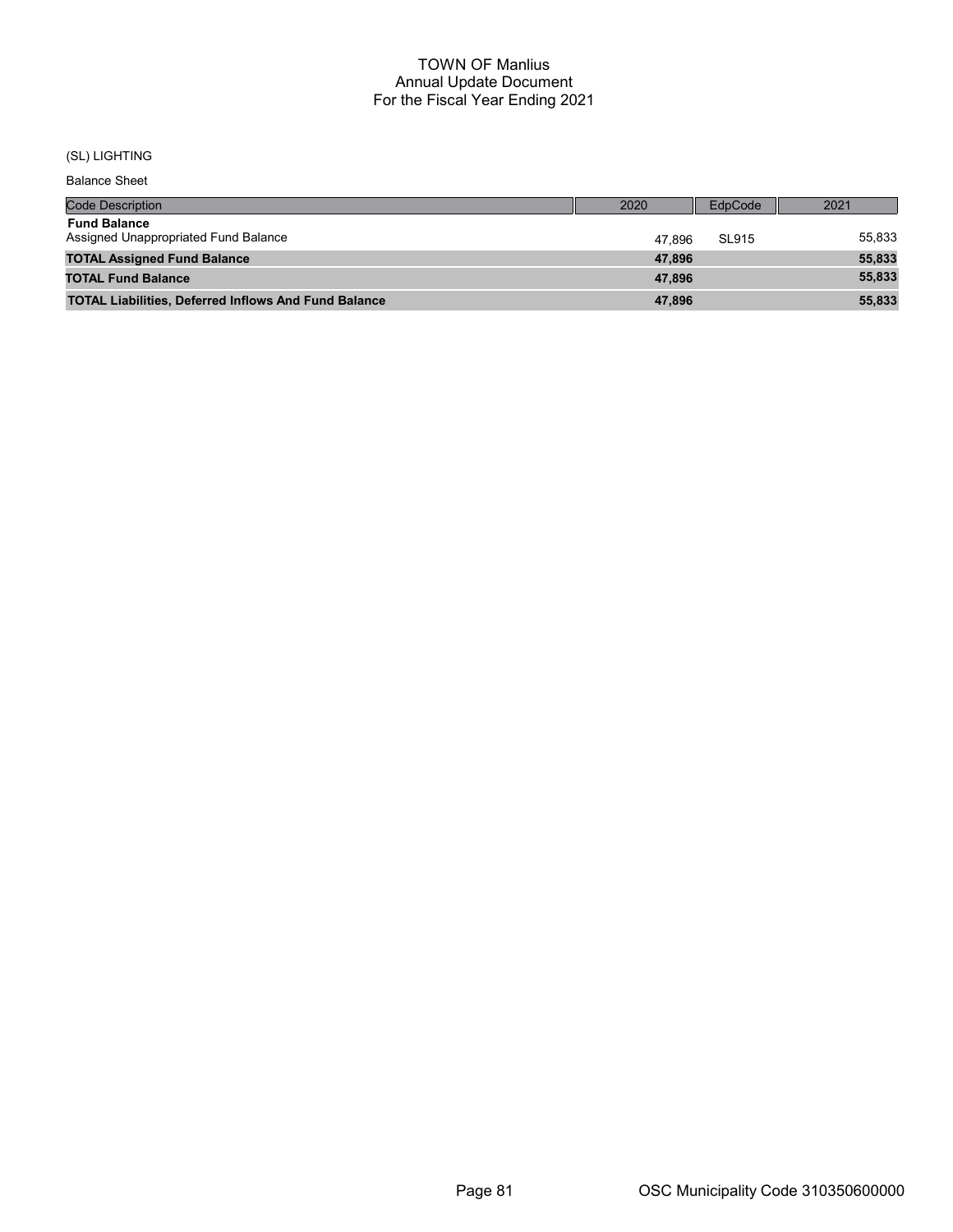# TOWN OF Manlius
## Annual Update Document
## For the Fiscal Year Ending 2021

(SL) LIGHTING

Balance Sheet

| Code Description | 2020 | EdpCode | 2021 |
|---|---|---|---|
| **Fund Balance** | | | |
| Assigned Unappropriated Fund Balance | 47,896 | SL915 | 55,833 |
| **TOTAL Assigned Fund Balance** | **47,896** | | **55,833** |
| **TOTAL Fund Balance** | **47,896** | | **55,833** |
| **TOTAL Liabilities, Deferred Inflows And Fund Balance** | **47,896** | | **55,833** |

OSC Municipality Code 310350600000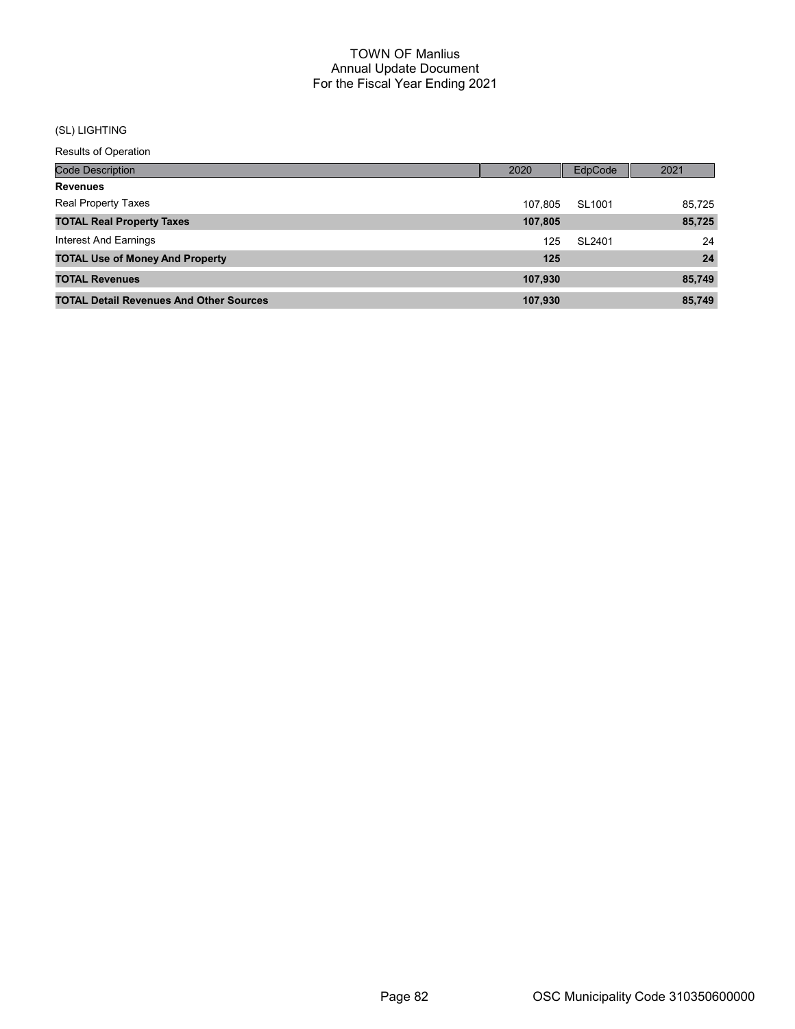# TOWN OF Manlius
## Annual Update Document
## For the Fiscal Year Ending 2021

(SL) LIGHTING

Results of Operation

| Code Description | 2020 | EdpCode | 2021 |
|---|---|---|---|
| **Revenues** | | | |
| Real Property Taxes | 107,805 | SL1001 | 85,725 |
| **TOTAL Real Property Taxes** | **107,805** | | **85,725** |
| Interest And Earnings | 125 | SL2401 | 24 |
| **TOTAL Use of Money And Property** | **125** | | **24** |
| **TOTAL Revenues** | **107,930** | | **85,749** |
| **TOTAL Detail Revenues And Other Sources** | **107,930** | | **85,749** |

OSC Municipality Code 310350600000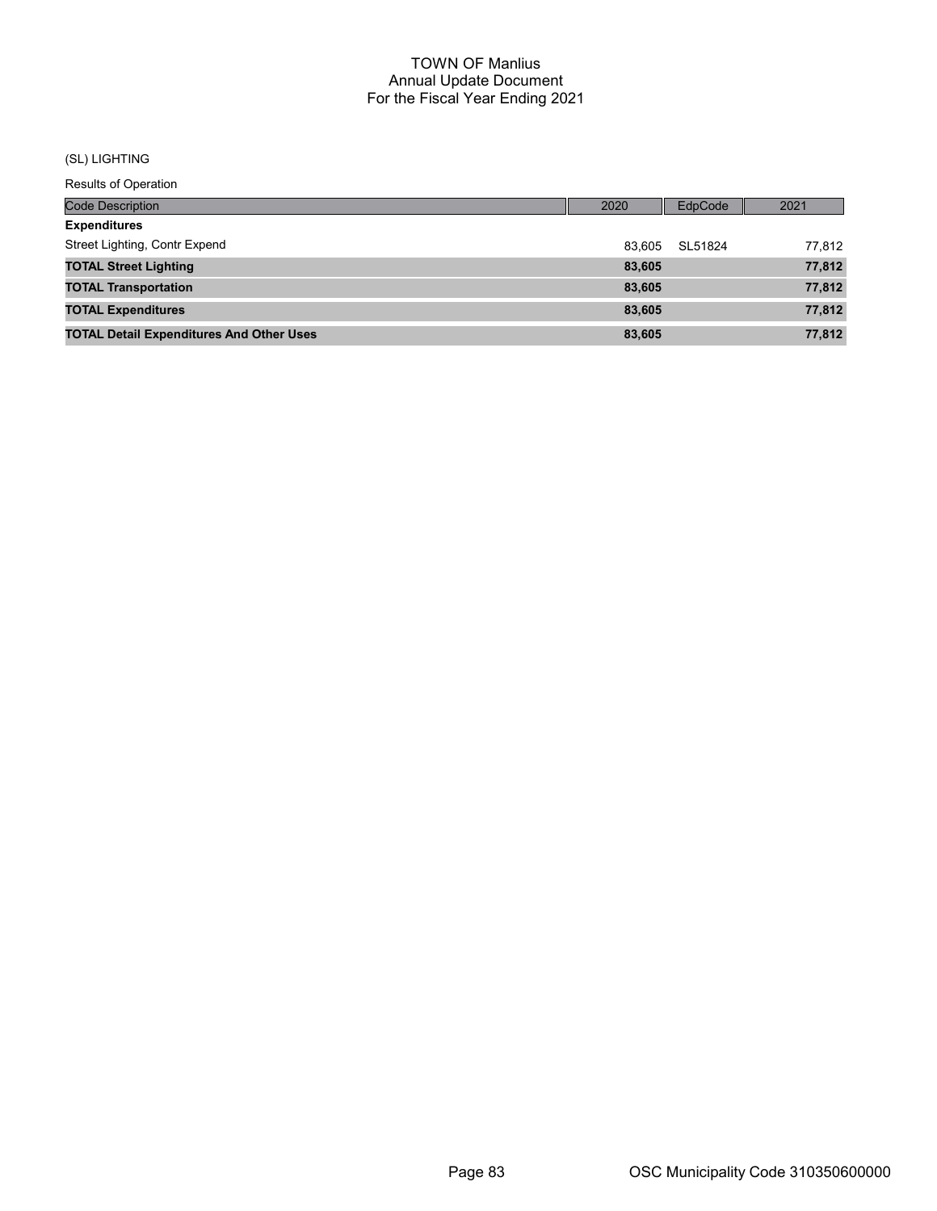# TOWN OF Manlius
## Annual Update Document
## For the Fiscal Year Ending 2021

(SL) LIGHTING

Results of Operation

| Code Description | 2020 | EdpCode | 2021 |
|---|---|---|---|
| **Expenditures** | | | |
| Street Lighting, Contr Expend | 83,605 | SL51824 | 77,812 |
| **TOTAL Street Lighting** | **83,605** | | **77,812** |
| **TOTAL Transportation** | **83,605** | | **77,812** |
| **TOTAL Expenditures** | **83,605** | | **77,812** |
| **TOTAL Detail Expenditures And Other Uses** | **83,605** | | **77,812** |

OSC Municipality Code 310350600000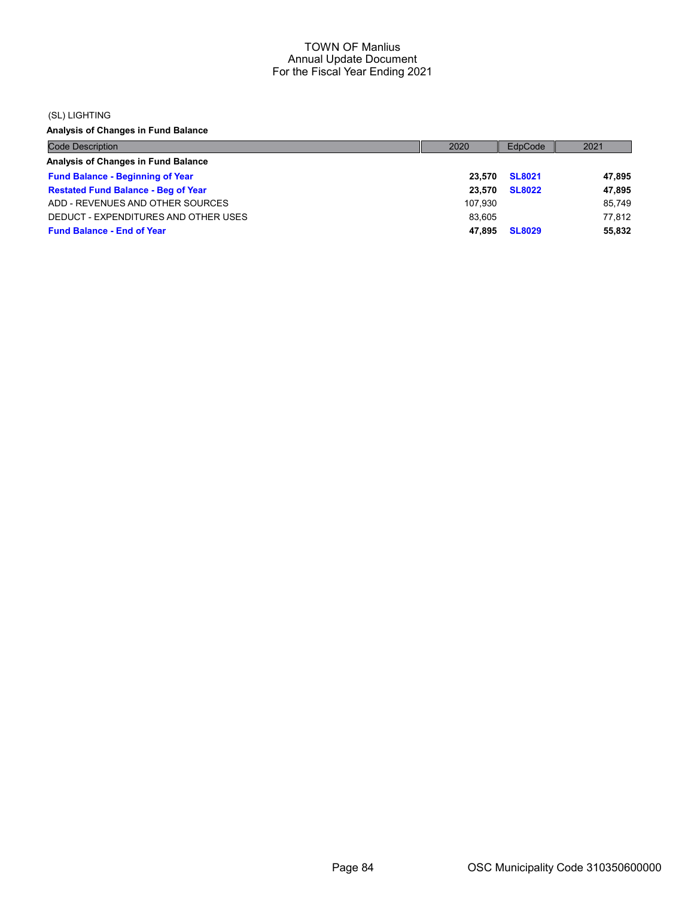(SL) LIGHTING

**Analysis of Changes in Fund Balance**

| Code Description | 2020 | EdpCode | 2021 |
|---|---|---|---|
| **Analysis of Changes in Fund Balance** | | | |
| **Fund Balance - Beginning of Year** | **23,570** | **SL8021** | **47,895** |
| **Restated Fund Balance - Beg of Year** | **23,570** | **SL8022** | **47,895** |
| ADD - REVENUES AND OTHER SOURCES | 107,930 | | 85,749 |
| DEDUCT - EXPENDITURES AND OTHER USES | 83,605 | | 77,812 |
| **Fund Balance - End of Year** | **47,895** | **SL8029** | **55,832** |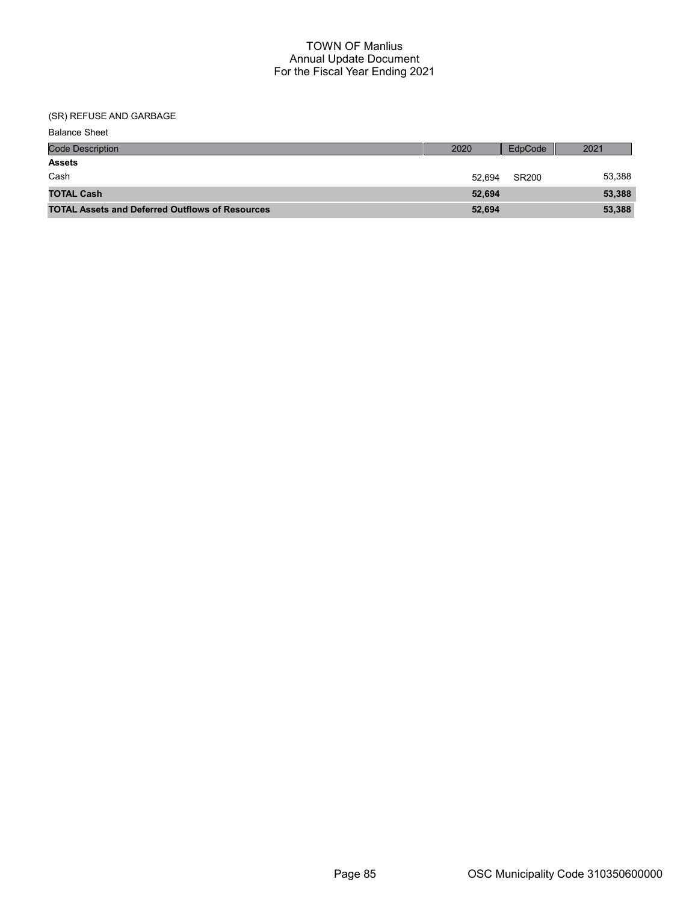# TOWN OF Manlius
## Annual Update Document
## For the Fiscal Year Ending 2021

(SR) REFUSE AND GARBAGE

Balance Sheet

| Code Description | 2020 | EdpCode | 2021 |
|---|---|---|---|
| **Assets** | | | |
| Cash | 52,694 | SR200 | 53,388 |
| **TOTAL Cash** | **52,694** | | **53,388** |
| **TOTAL Assets and Deferred Outflows of Resources** | **52,694** | | **53,388** |

OSC Municipality Code 310350600000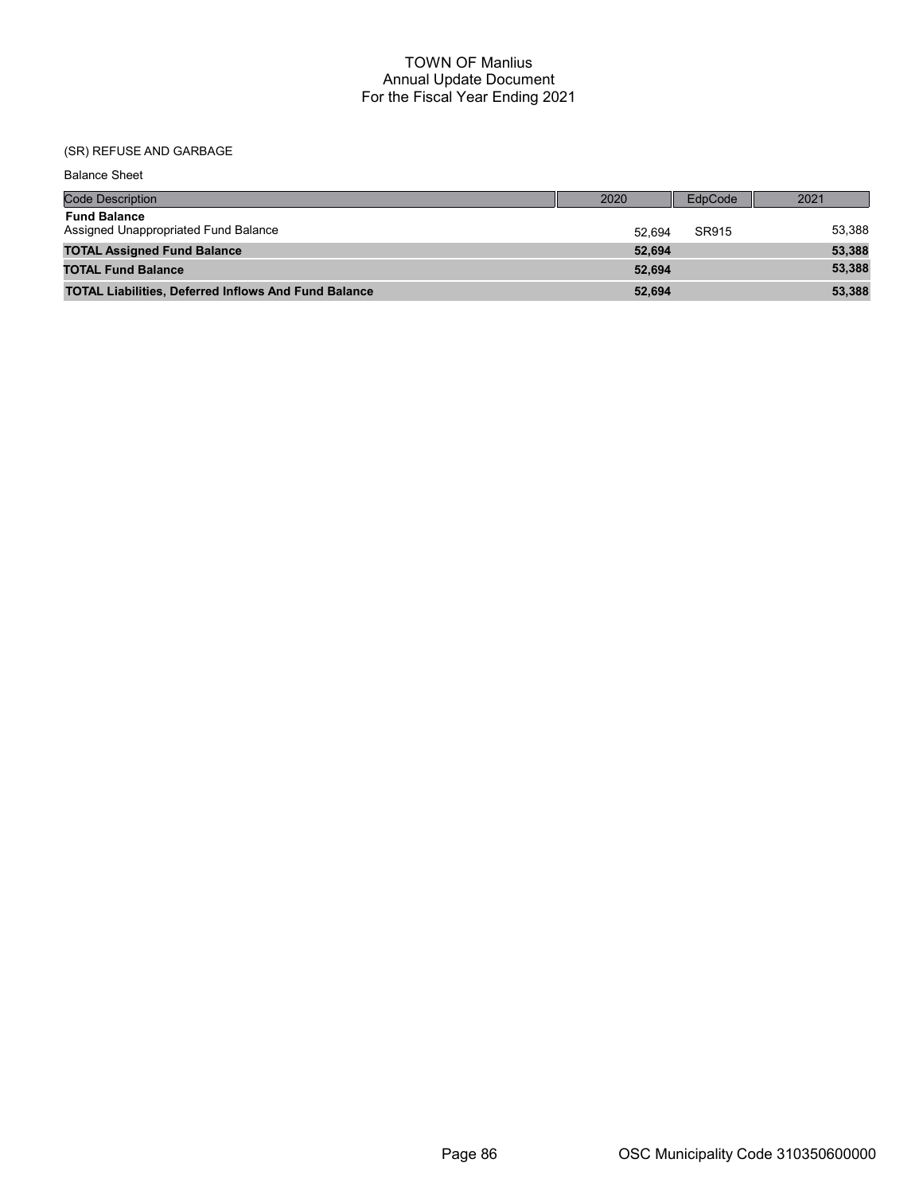# TOWN OF Manlius
## Annual Update Document
## For the Fiscal Year Ending 2021

(SR) REFUSE AND GARBAGE

Balance Sheet

| Code Description | 2020 | EdpCode | 2021 |
|---|---|---|---|
| **Fund Balance** | | | |
| Assigned Unappropriated Fund Balance | 52,694 | SR915 | 53,388 |
| **TOTAL Assigned Fund Balance** | **52,694** | | **53,388** |
| **TOTAL Fund Balance** | **52,694** | | **53,388** |
| **TOTAL Liabilities, Deferred Inflows And Fund Balance** | **52,694** | | **53,388** |

OSC Municipality Code 310350600000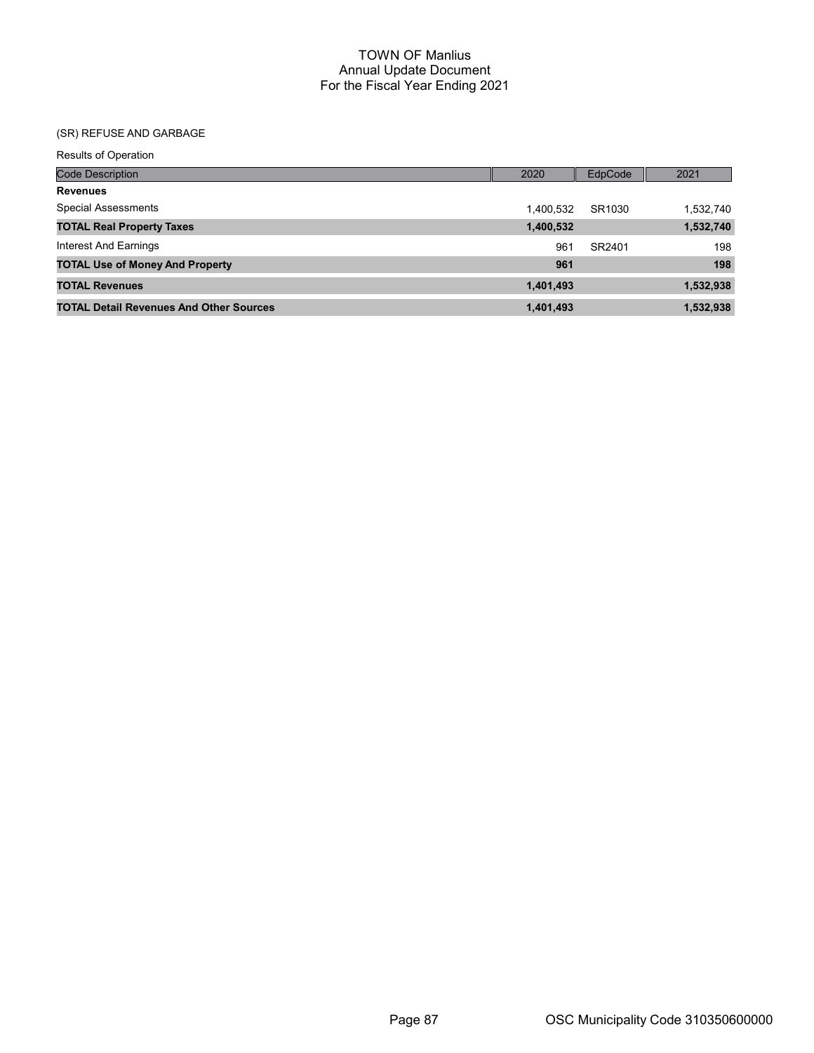# TOWN OF Manlius
## Annual Update Document
## For the Fiscal Year Ending 2021

(SR) REFUSE AND GARBAGE

Results of Operation

| Code Description | 2020 | EdpCode | 2021 |
|---|---|---|---|
| **Revenues** | | | |
| Special Assessments | 1,400,532 | SR1030 | 1,532,740 |
| **TOTAL Real Property Taxes** | **1,400,532** | | **1,532,740** |
| Interest And Earnings | 961 | SR2401 | 198 |
| **TOTAL Use of Money And Property** | **961** | | **198** |
| **TOTAL Revenues** | **1,401,493** | | **1,532,938** |
| **TOTAL Detail Revenues And Other Sources** | **1,401,493** | | **1,532,938** |

OSC Municipality Code 310350600000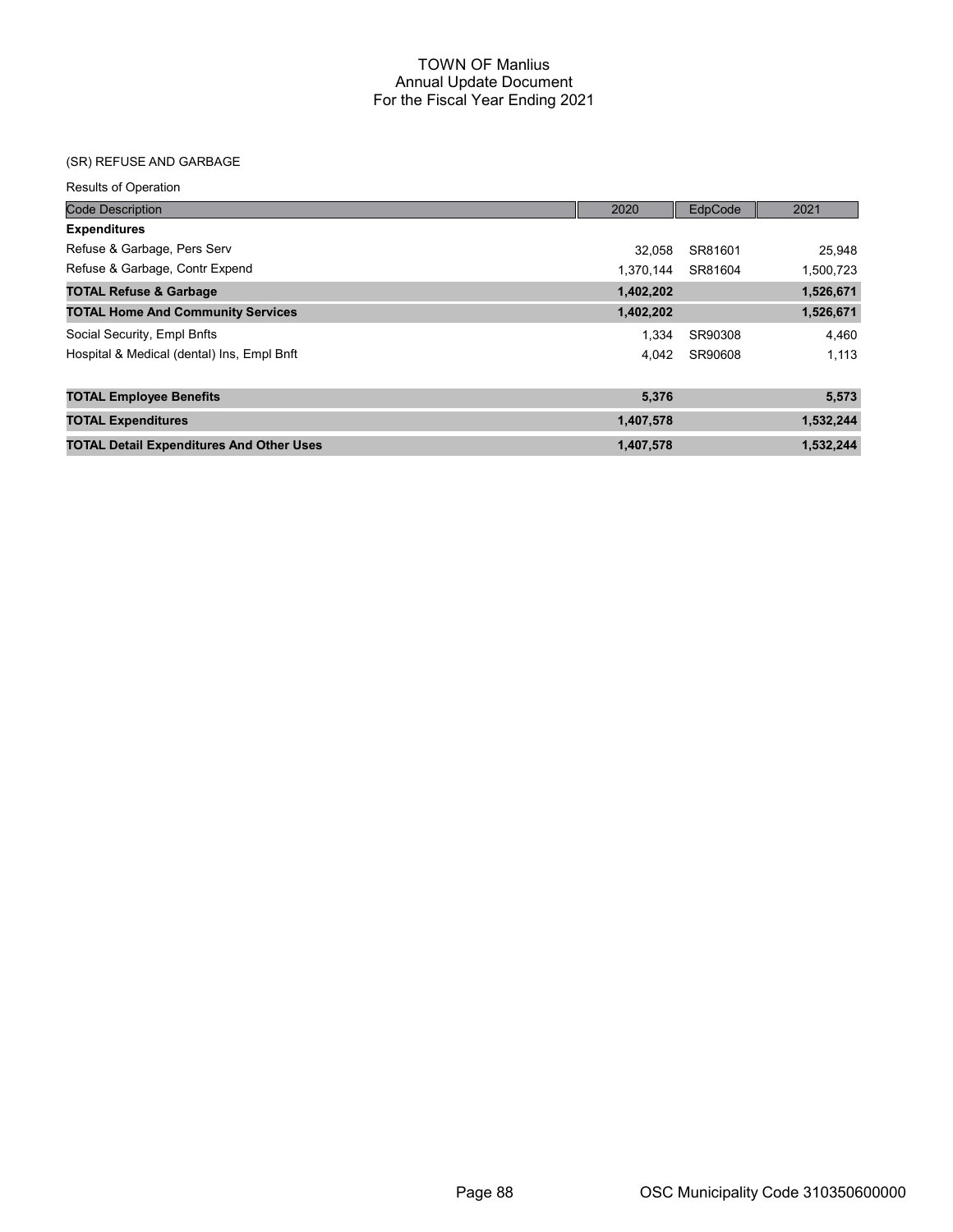# TOWN OF Manlius
## Annual Update Document
## For the Fiscal Year Ending 2021

(SR) REFUSE AND GARBAGE

Results of Operation

| Code Description | 2020 | EdpCode | 2021 |
|---|---|---|---|
| **Expenditures** | | | |
| Refuse & Garbage, Pers Serv | 32,058 | SR81601 | 25,948 |
| Refuse & Garbage, Contr Expend | 1,370,144 | SR81604 | 1,500,723 |
| **TOTAL Refuse & Garbage** | **1,402,202** | | **1,526,671** |
| **TOTAL Home And Community Services** | **1,402,202** | | **1,526,671** |
| Social Security, Empl Bnfts | 1,334 | SR90308 | 4,460 |
| Hospital & Medical (dental) Ins, Empl Bnft | 4,042 | SR90608 | 1,113 |
| **TOTAL Employee Benefits** | **5,376** | | **5,573** |
| **TOTAL Expenditures** | **1,407,578** | | **1,532,244** |
| **TOTAL Detail Expenditures And Other Uses** | **1,407,578** | | **1,532,244** |

OSC Municipality Code 310350600000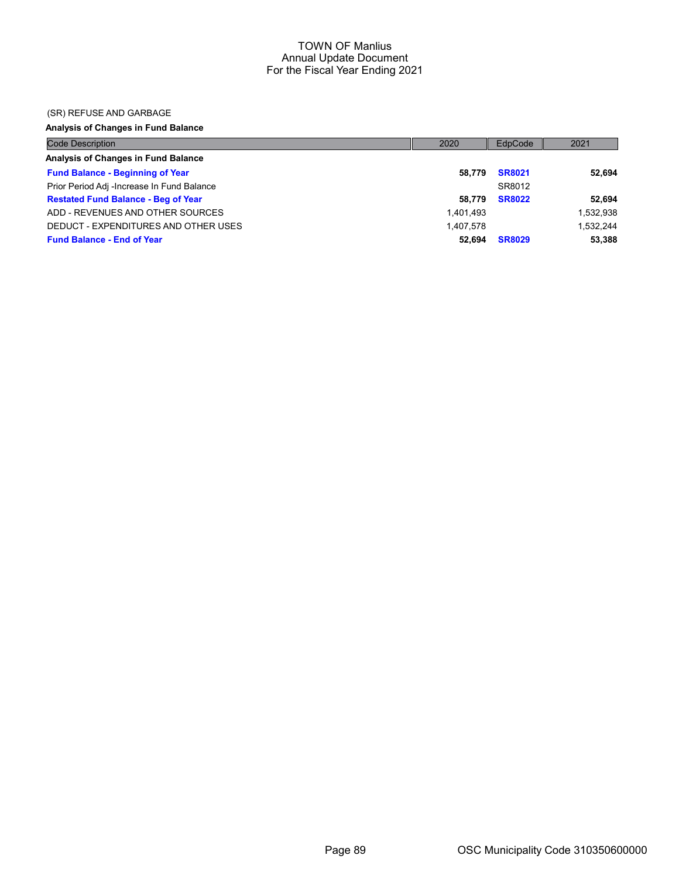# TOWN OF Manlius
## Annual Update Document
## For the Fiscal Year Ending 2021

(SR) REFUSE AND GARBAGE

**Analysis of Changes in Fund Balance**

| Code Description | 2020 | EdpCode | 2021 |
|---|---|---|---|
| **Analysis of Changes in Fund Balance** | | | |
| **Fund Balance - Beginning of Year** | **58,779** | **SR8021** | **52,694** |
| Prior Period Adj -Increase In Fund Balance | | SR8012 | |
| **Restated Fund Balance - Beg of Year** | **58,779** | **SR8022** | **52,694** |
| ADD - REVENUES AND OTHER SOURCES | 1,401,493 | | 1,532,938 |
| DEDUCT - EXPENDITURES AND OTHER USES | 1,407,578 | | 1,532,244 |
| **Fund Balance - End of Year** | **52,694** | **SR8029** | **53,388** |

OSC Municipality Code 310350600000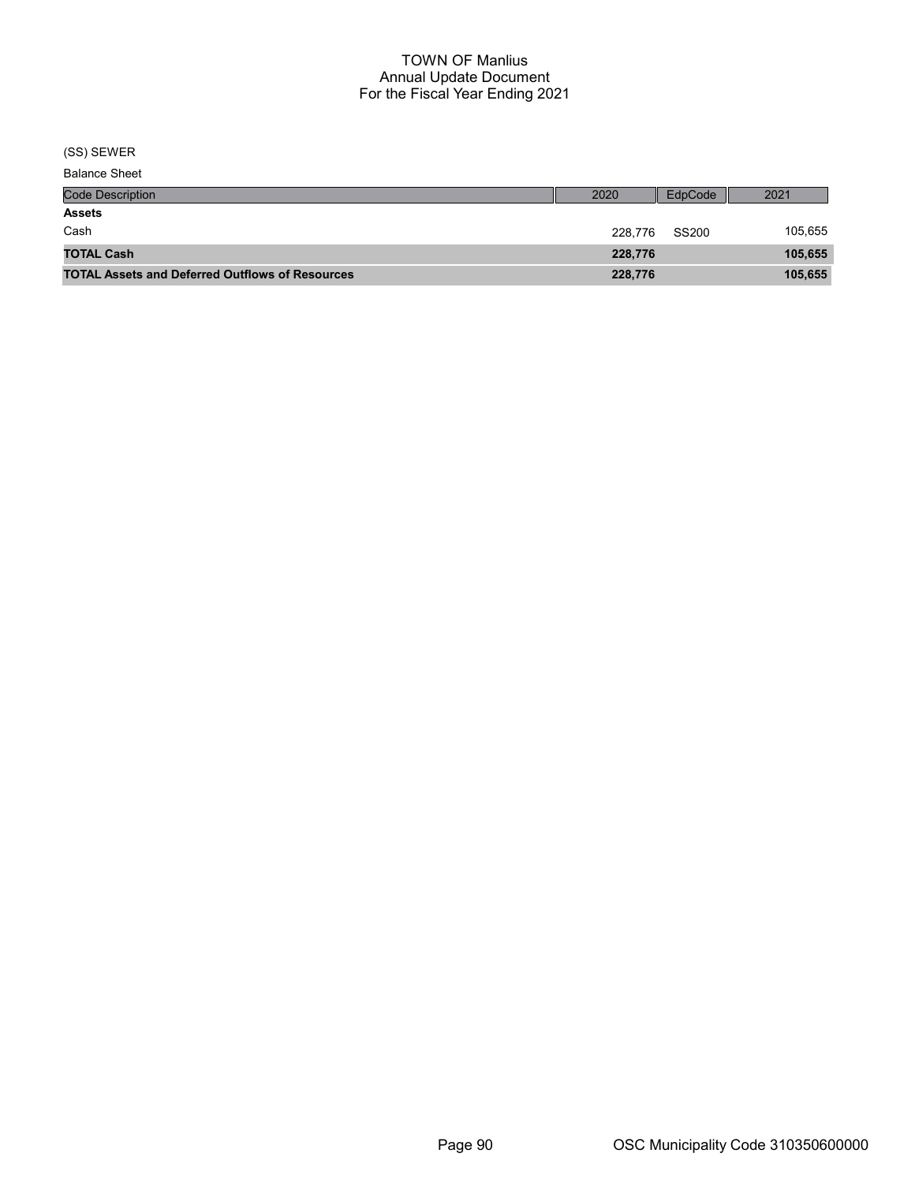# TOWN OF Manlius
## Annual Update Document
## For the Fiscal Year Ending 2021

(SS) SEWER

Balance Sheet

| Code Description | 2020 | EdpCode | 2021 |
|---|---|---|---|
| **Assets** | | | |
| Cash | 228,776 | SS200 | 105,655 |
| **TOTAL Cash** | **228,776** | | **105,655** |
| **TOTAL Assets and Deferred Outflows of Resources** | **228,776** | | **105,655** |

OSC Municipality Code 310350600000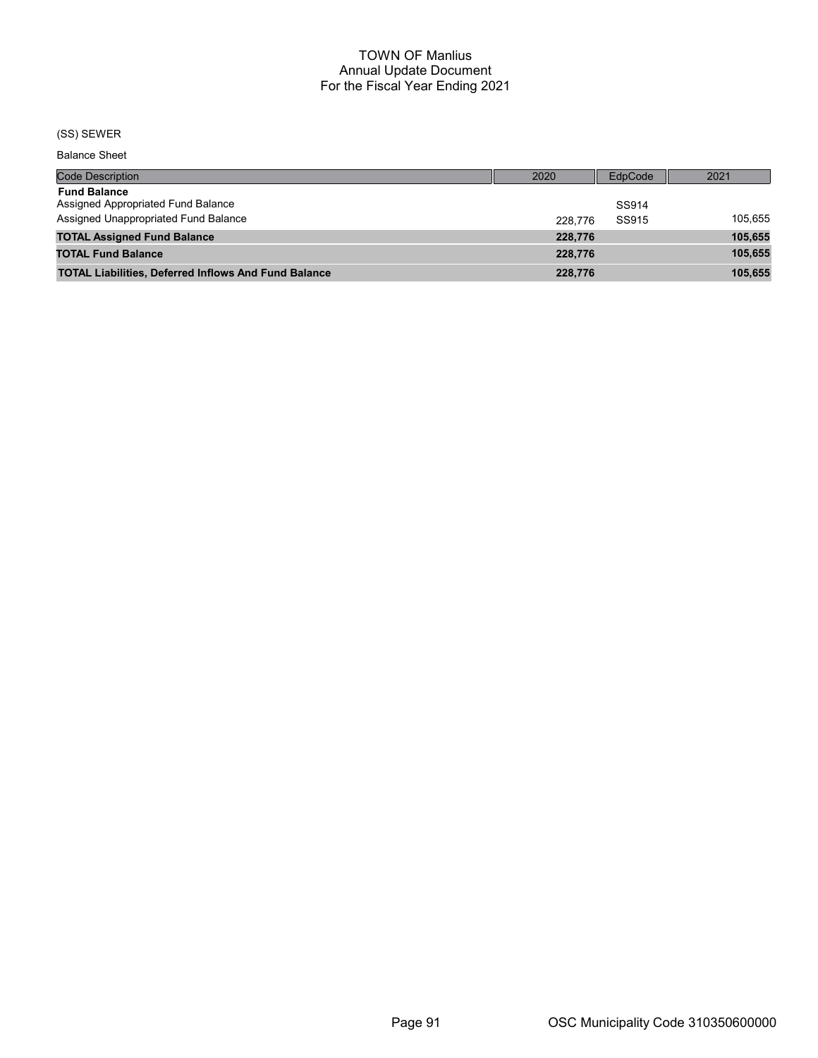# TOWN OF Manlius
## Annual Update Document
## For the Fiscal Year Ending 2021

(SS) SEWER

Balance Sheet

| Code Description | 2020 | EdpCode | 2021 |
|---|---|---|---|
| **Fund Balance** | | | |
| Assigned Appropriated Fund Balance | | SS914 | |
| Assigned Unappropriated Fund Balance | 228,776 | SS915 | 105,655 |
| **TOTAL Assigned Fund Balance** | **228,776** | | **105,655** |
| **TOTAL Fund Balance** | **228,776** | | **105,655** |
| **TOTAL Liabilities, Deferred Inflows And Fund Balance** | **228,776** | | **105,655** |

OSC Municipality Code 310350600000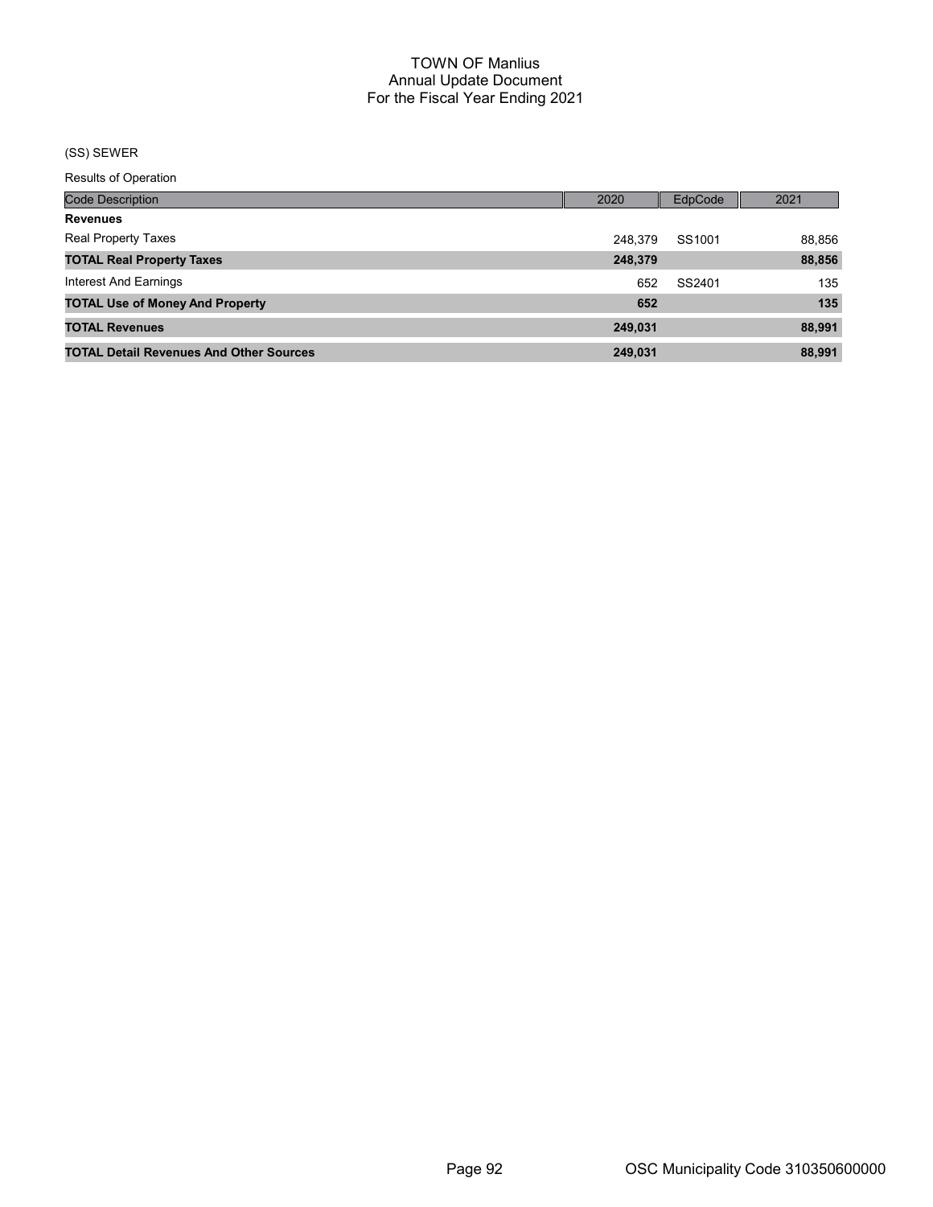# TOWN OF Manlius
## Annual Update Document
## For the Fiscal Year Ending 2021

(SS) SEWER

Results of Operation

| Code Description | 2020 | EdpCode | 2021 |
|---|---|---|---|
| **Revenues** | | | |
| Real Property Taxes | 248,379 | SS1001 | 88,856 |
| **TOTAL Real Property Taxes** | **248,379** | | **88,856** |
| Interest And Earnings | 652 | SS2401 | 135 |
| **TOTAL Use of Money And Property** | **652** | | **135** |
| **TOTAL Revenues** | **249,031** | | **88,991** |
| **TOTAL Detail Revenues And Other Sources** | **249,031** | | **88,991** |

OSC Municipality Code 310350600000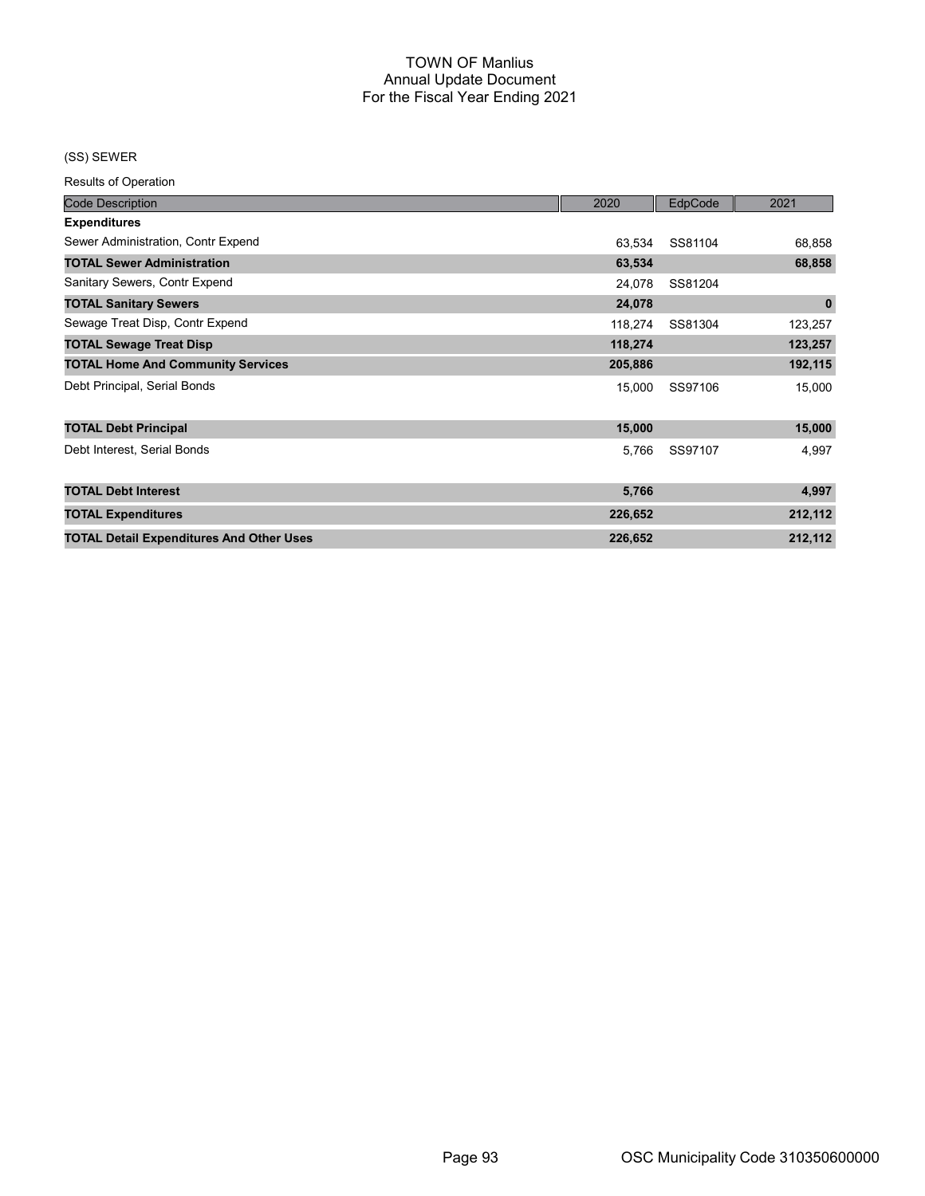# TOWN OF Manlius
## Annual Update Document
## For the Fiscal Year Ending 2021

(SS) SEWER

Results of Operation

| Code Description | 2020 | EdpCode | 2021 |
|---|---|---|---|
| **Expenditures** | | | |
| Sewer Administration, Contr Expend | 63,534 | SS81104 | 68,858 |
| **TOTAL Sewer Administration** | **63,534** | | **68,858** |
| Sanitary Sewers, Contr Expend | 24,078 | SS81204 | |
| **TOTAL Sanitary Sewers** | **24,078** | | **0** |
| Sewage Treat Disp, Contr Expend | 118,274 | SS81304 | 123,257 |
| **TOTAL Sewage Treat Disp** | **118,274** | | **123,257** |
| **TOTAL Home And Community Services** | **205,886** | | **192,115** |
| Debt Principal, Serial Bonds | 15,000 | SS97106 | 15,000 |
| **TOTAL Debt Principal** | **15,000** | | **15,000** |
| Debt Interest, Serial Bonds | 5,766 | SS97107 | 4,997 |
| **TOTAL Debt Interest** | **5,766** | | **4,997** |
| **TOTAL Expenditures** | **226,652** | | **212,112** |
| **TOTAL Detail Expenditures And Other Uses** | **226,652** | | **212,112** |

OSC Municipality Code 310350600000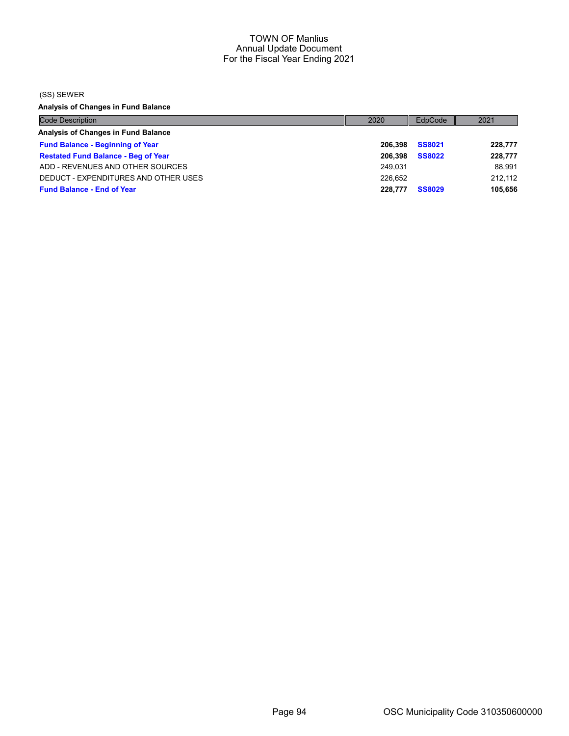TOWN OF Manlius
Annual Update Document
For the Fiscal Year Ending 2021

(SS) SEWER

**Analysis of Changes in Fund Balance**

| Code Description | 2020 | EdpCode | 2021 |
|---|---|---|---|
| **Analysis of Changes in Fund Balance** | | | |
| **Fund Balance - Beginning of Year** | **206,398** | **SS8021** | **228,777** |
| **Restated Fund Balance - Beg of Year** | **206,398** | **SS8022** | **228,777** |
| ADD - REVENUES AND OTHER SOURCES | 249,031 | | 88,991 |
| DEDUCT - EXPENDITURES AND OTHER USES | 226,652 | | 212,112 |
| **Fund Balance - End of Year** | **228,777** | **SS8029** | **105,656** |

OSC Municipality Code 310350600000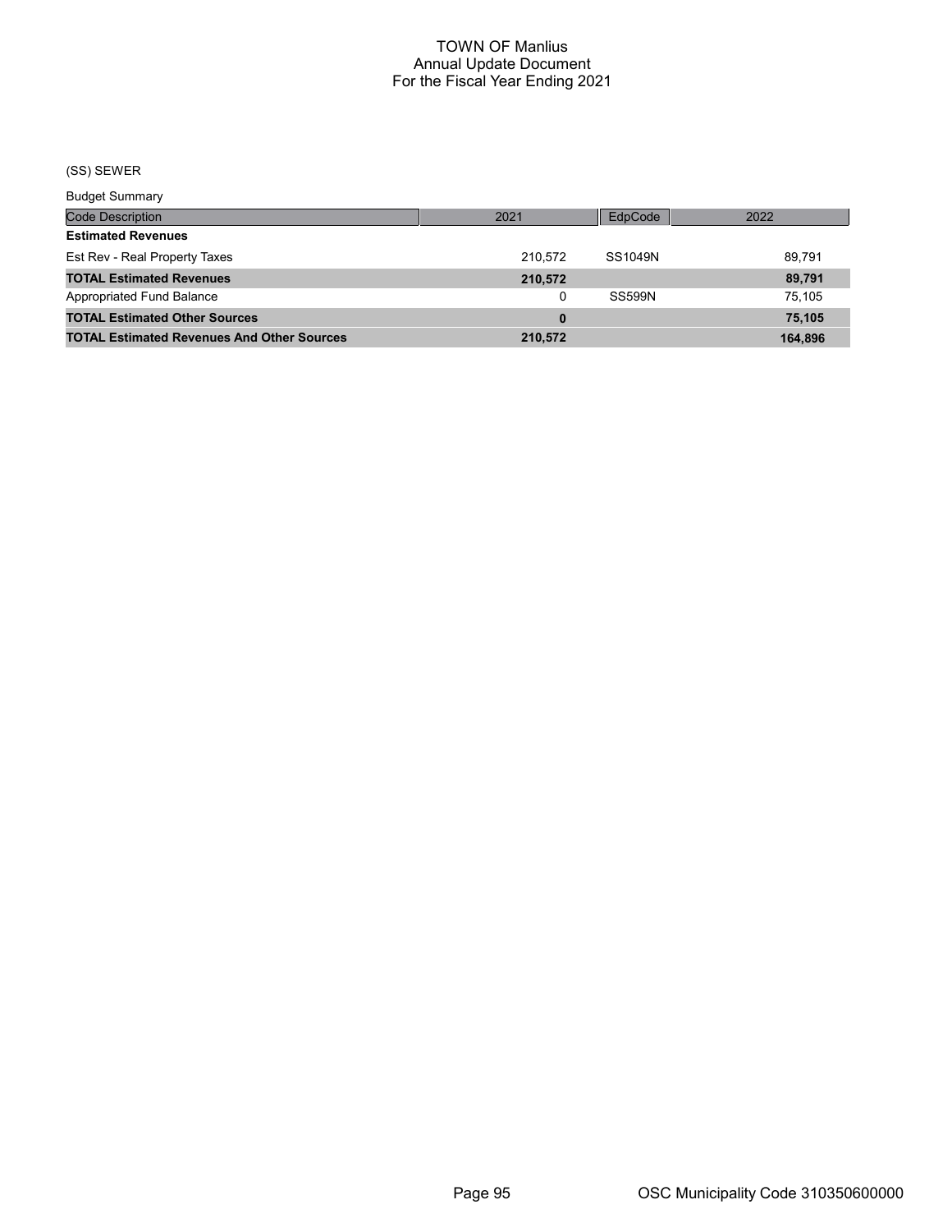TOWN OF Manlius
Annual Update Document
For the Fiscal Year Ending 2021

(SS) SEWER

Budget Summary

| Code Description | 2021 | EdpCode | 2022 |
|---|---|---|---|
| **Estimated Revenues** | | | |
| Est Rev - Real Property Taxes | 210,572 | SS1049N | 89,791 |
| **TOTAL Estimated Revenues** | **210,572** | | **89,791** |
| Appropriated Fund Balance | 0 | SS599N | 75,105 |
| **TOTAL Estimated Other Sources** | **0** | | **75,105** |
| **TOTAL Estimated Revenues And Other Sources** | **210,572** | | **164,896** |

OSC Municipality Code 310350600000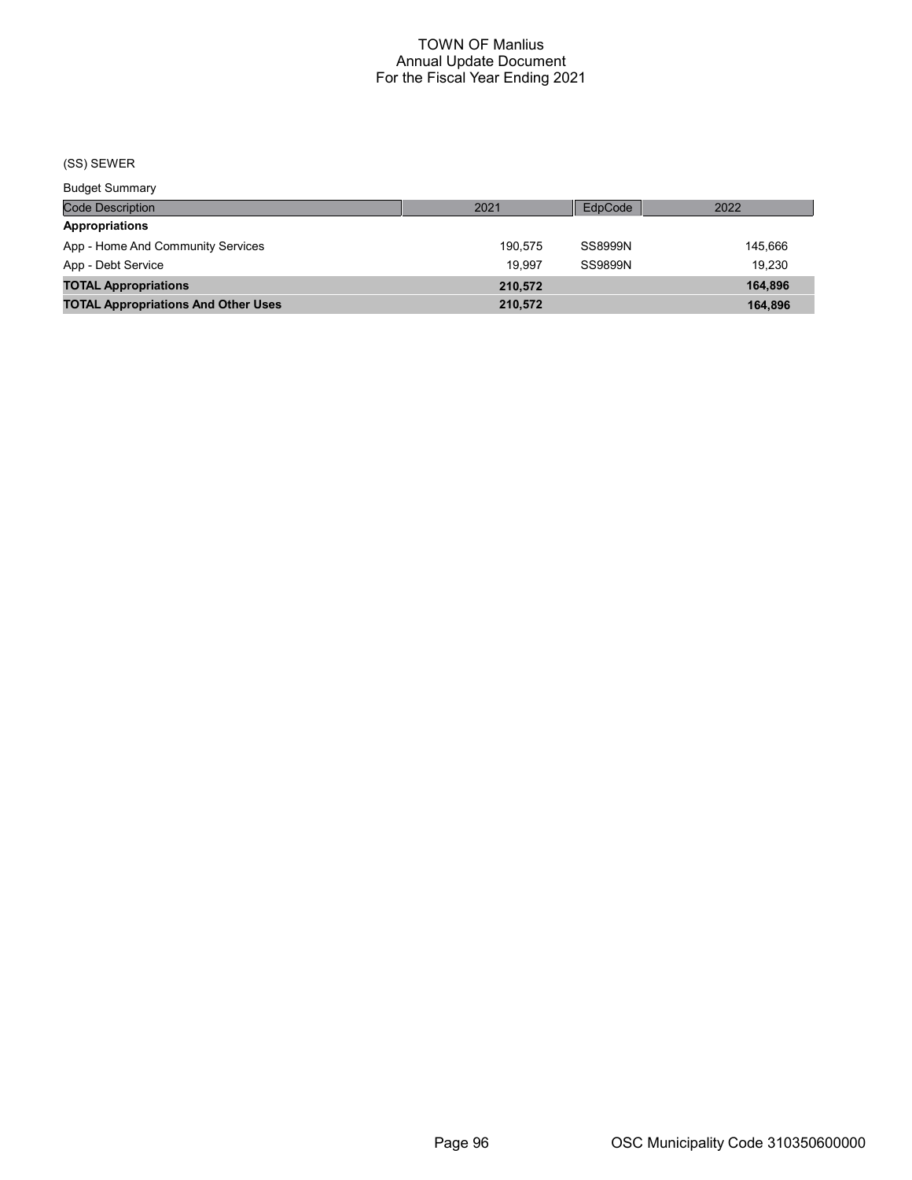# TOWN OF Manlius
## Annual Update Document
## For the Fiscal Year Ending 2021

(SS) SEWER

Budget Summary

| Code Description | 2021 | EdpCode | 2022 |
|---|---|---|---|
| **Appropriations** | | | |
| App - Home And Community Services | 190,575 | SS8999N | 145,666 |
| App - Debt Service | 19,997 | SS9899N | 19,230 |
| **TOTAL Appropriations** | **210,572** | | **164,896** |
| **TOTAL Appropriations And Other Uses** | **210,572** | | **164,896** |

OSC Municipality Code 310350600000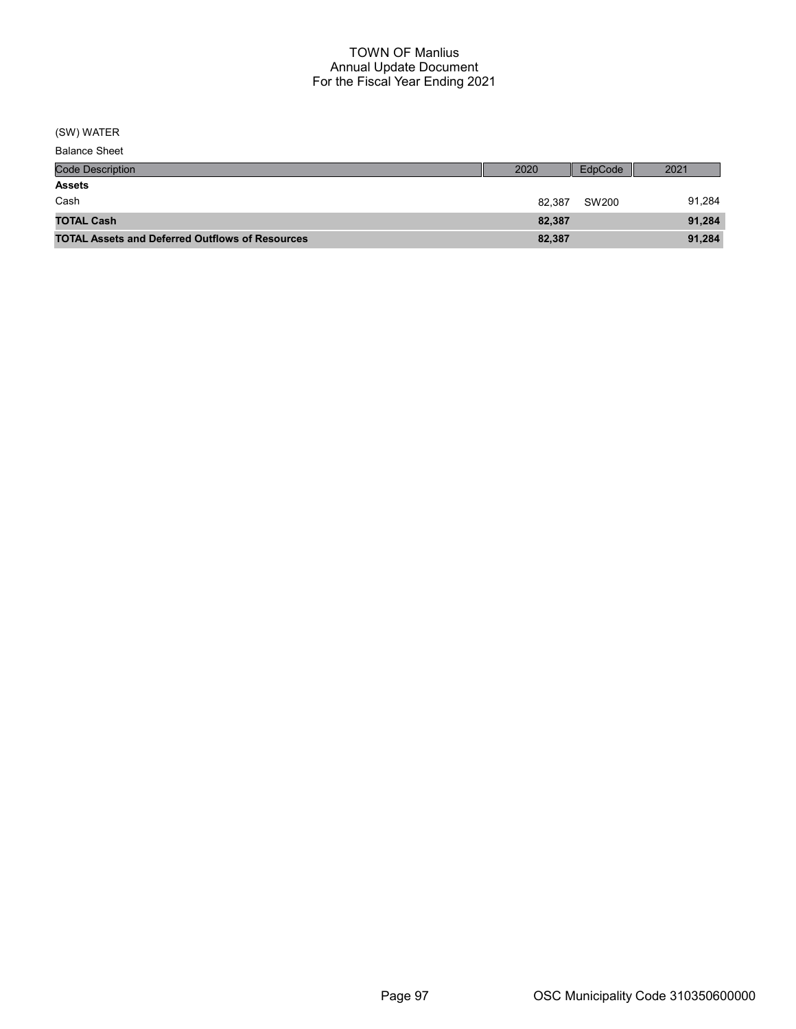# TOWN OF Manlius
## Annual Update Document
## For the Fiscal Year Ending 2021

(SW) WATER

Balance Sheet

| Code Description | 2020 | EdpCode | 2021 |
|---|---|---|---|
| **Assets** | | | |
| Cash | 82,387 | SW200 | 91,284 |
| **TOTAL Cash** | **82,387** | | **91,284** |
| **TOTAL Assets and Deferred Outflows of Resources** | **82,387** | | **91,284** |

OSC Municipality Code 310350600000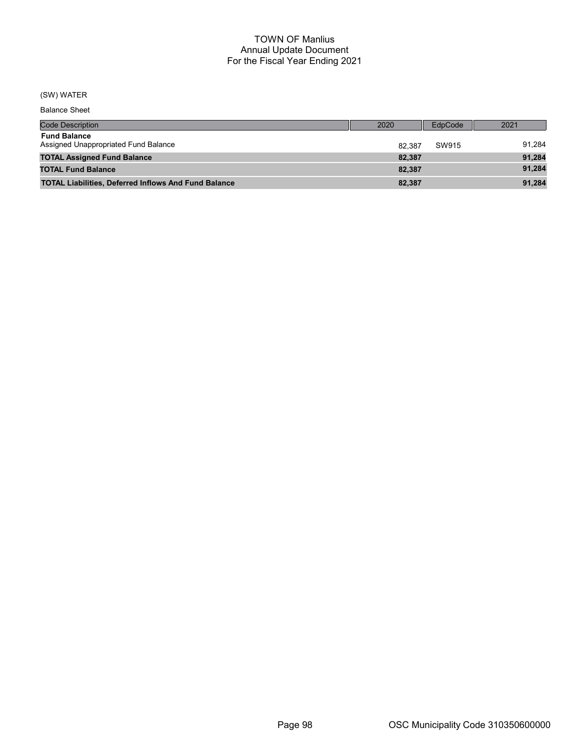(SW) WATER

Balance Sheet

| Code Description | 2020 | EdpCode | 2021 |
|---|---|---|---|
| **Fund Balance** | | | |
| Assigned Unappropriated Fund Balance | 82,387 | SW915 | 91,284 |
| **TOTAL Assigned Fund Balance** | **82,387** | | **91,284** |
| **TOTAL Fund Balance** | **82,387** | | **91,284** |
| **TOTAL Liabilities, Deferred Inflows And Fund Balance** | **82,387** | | **91,284** |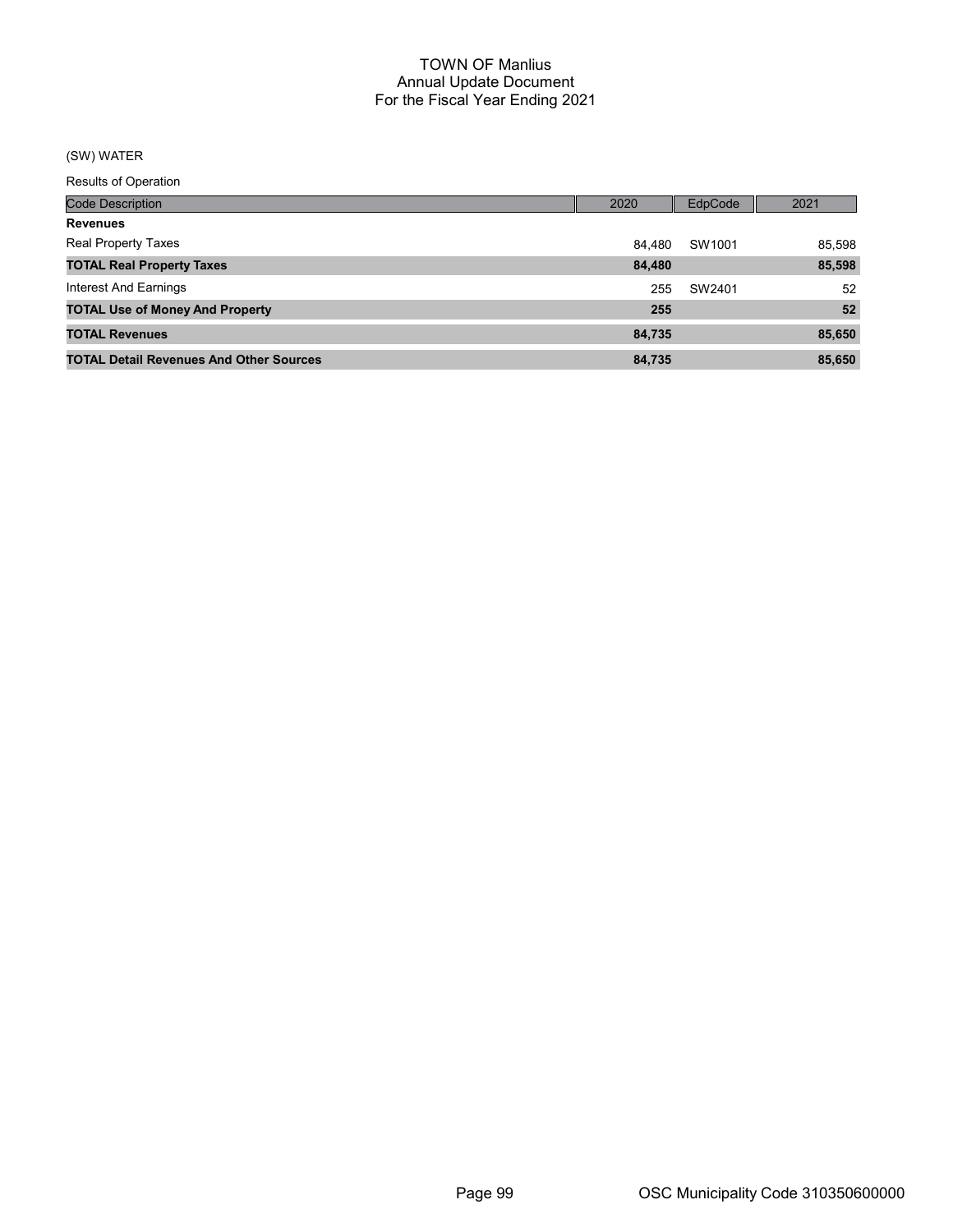# TOWN OF Manlius
## Annual Update Document
## For the Fiscal Year Ending 2021

(SW) WATER

Results of Operation

| Code Description | 2020 | EdpCode | 2021 |
|---|---|---|---|
| **Revenues** | | | |
| Real Property Taxes | 84,480 | SW1001 | 85,598 |
| **TOTAL Real Property Taxes** | **84,480** | | **85,598** |
| Interest And Earnings | 255 | SW2401 | 52 |
| **TOTAL Use of Money And Property** | **255** | | **52** |
| **TOTAL Revenues** | **84,735** | | **85,650** |
| **TOTAL Detail Revenues And Other Sources** | **84,735** | | **85,650** |

OSC Municipality Code 310350600000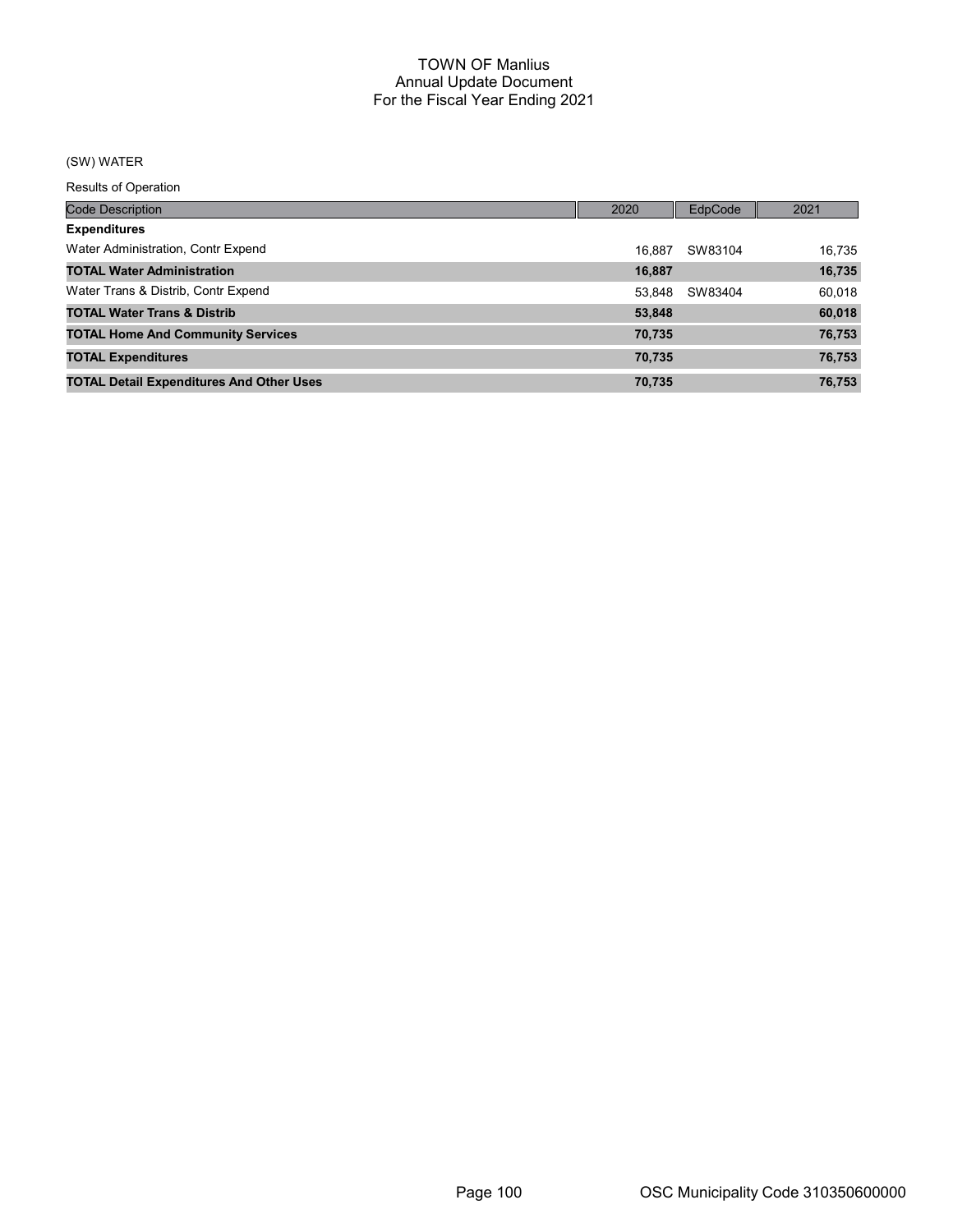# TOWN OF Manlius
## Annual Update Document
## For the Fiscal Year Ending 2021

(SW) WATER

Results of Operation

| Code Description | 2020 | EdpCode | 2021 |
|---|---|---|---|
| **Expenditures** | | | |
| Water Administration, Contr Expend | 16,887 | SW83104 | 16,735 |
| **TOTAL Water Administration** | **16,887** | | **16,735** |
| Water Trans & Distrib, Contr Expend | 53,848 | SW83404 | 60,018 |
| **TOTAL Water Trans & Distrib** | **53,848** | | **60,018** |
| **TOTAL Home And Community Services** | **70,735** | | **76,753** |
| **TOTAL Expenditures** | **70,735** | | **76,753** |
| **TOTAL Detail Expenditures And Other Uses** | **70,735** | | **76,753** |

OSC Municipality Code 310350600000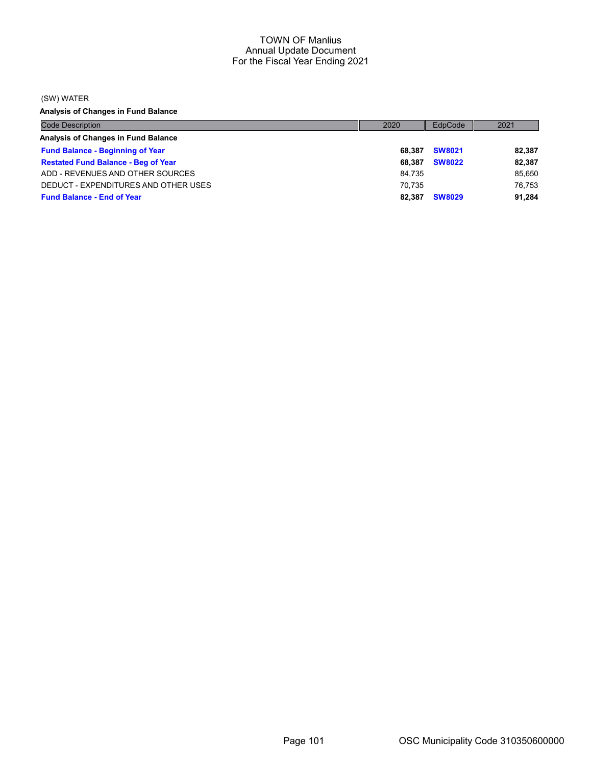# TOWN OF Manlius
## Annual Update Document
## For the Fiscal Year Ending 2021

(SW) WATER

**Analysis of Changes in Fund Balance**

| Code Description | 2020 | EdpCode | 2021 |
|---|---|---|---|
| **Analysis of Changes in Fund Balance** | | | |
| **Fund Balance - Beginning of Year** | **68,387** | **SW8021** | **82,387** |
| **Restated Fund Balance - Beg of Year** | **68,387** | **SW8022** | **82,387** |
| ADD - REVENUES AND OTHER SOURCES | 84,735 | | 85,650 |
| DEDUCT - EXPENDITURES AND OTHER USES | 70,735 | | 76,753 |
| **Fund Balance - End of Year** | **82,387** | **SW8029** | **91,284** |

OSC Municipality Code 310350600000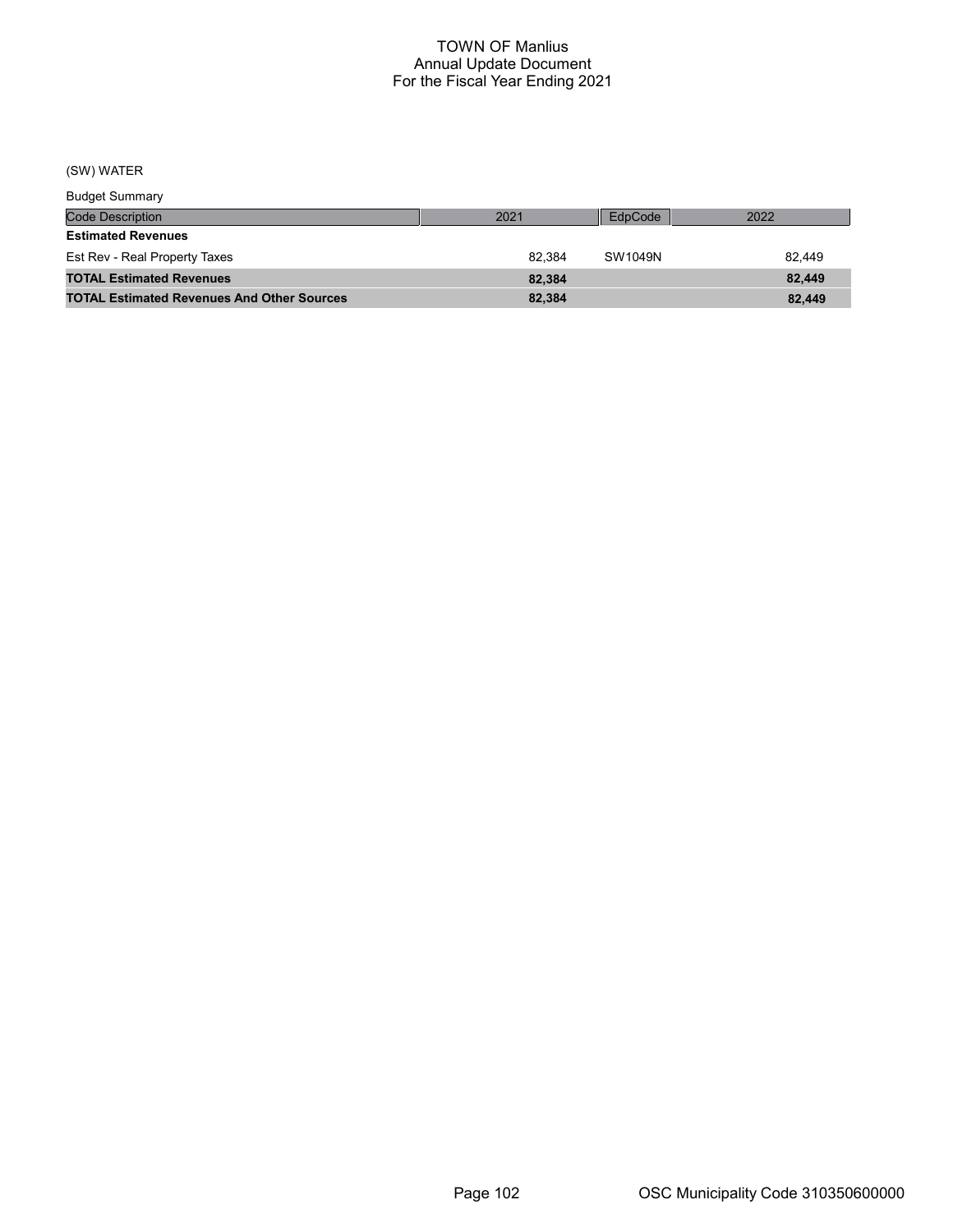# TOWN OF Manlius
## Annual Update Document
## For the Fiscal Year Ending 2021

(SW) WATER

Budget Summary

| Code Description | 2021 | EdpCode | 2022 |
|---|---|---|---|
| **Estimated Revenues** | | | |
| Est Rev - Real Property Taxes | 82,384 | SW1049N | 82,449 |
| **TOTAL Estimated Revenues** | **82,384** | | **82,449** |
| **TOTAL Estimated Revenues And Other Sources** | **82,384** | | **82,449** |

OSC Municipality Code 310350600000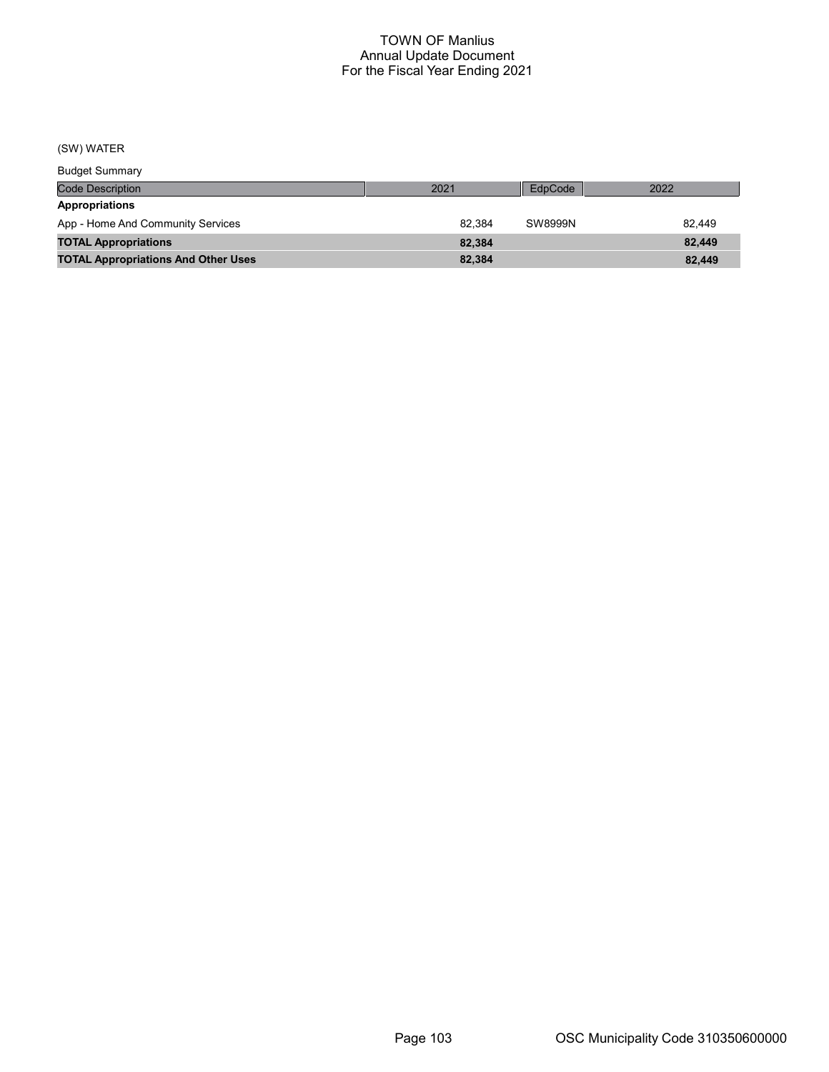# TOWN OF Manlius
## Annual Update Document
## For the Fiscal Year Ending 2021

(SW) WATER

Budget Summary

| Code Description | 2021 | EdpCode | 2022 |
|---|---|---|---|
| **Appropriations** | | | |
| App - Home And Community Services | 82,384 | SW8999N | 82,449 |
| **TOTAL Appropriations** | **82,384** | | **82,449** |
| **TOTAL Appropriations And Other Uses** | **82,384** | | **82,449** |

OSC Municipality Code 310350600000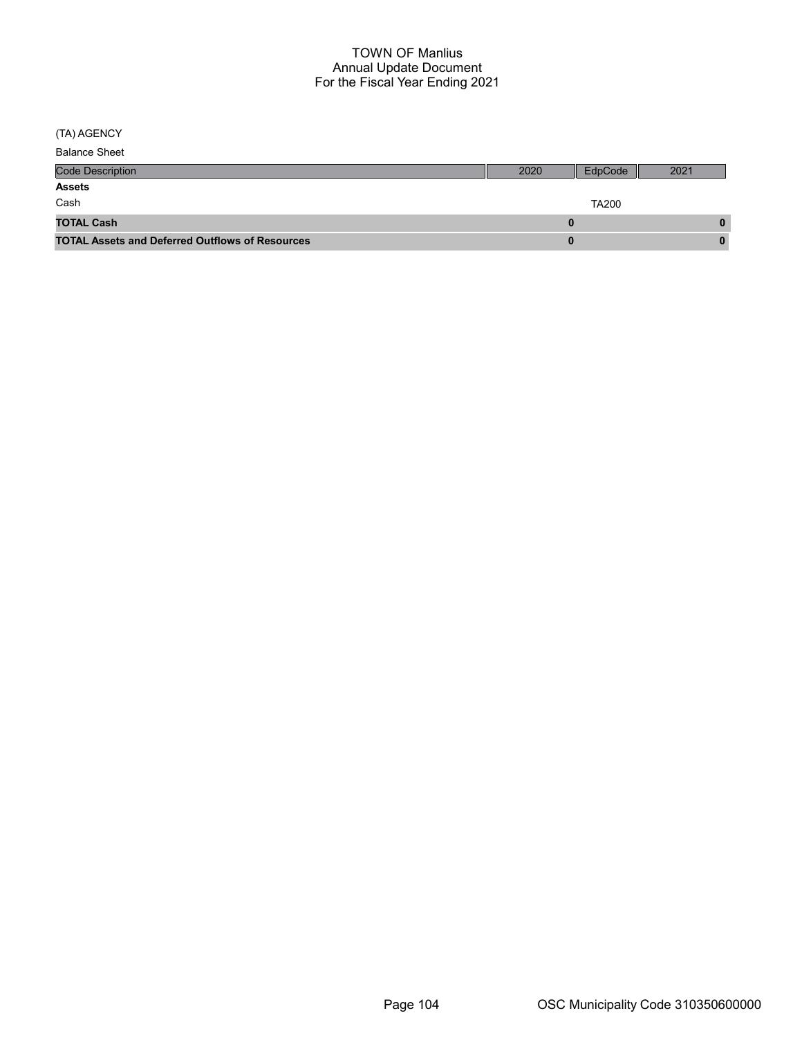# TOWN OF Manlius
## Annual Update Document
## For the Fiscal Year Ending 2021

(TA) AGENCY

Balance Sheet

| Code Description | 2020 | EdpCode | 2021 |
|---|---|---|---|
| **Assets** | | | |
| Cash | | TA200 | |
| **TOTAL Cash** | **0** | | **0** |
| **TOTAL Assets and Deferred Outflows of Resources** | **0** | | **0** |

OSC Municipality Code 310350600000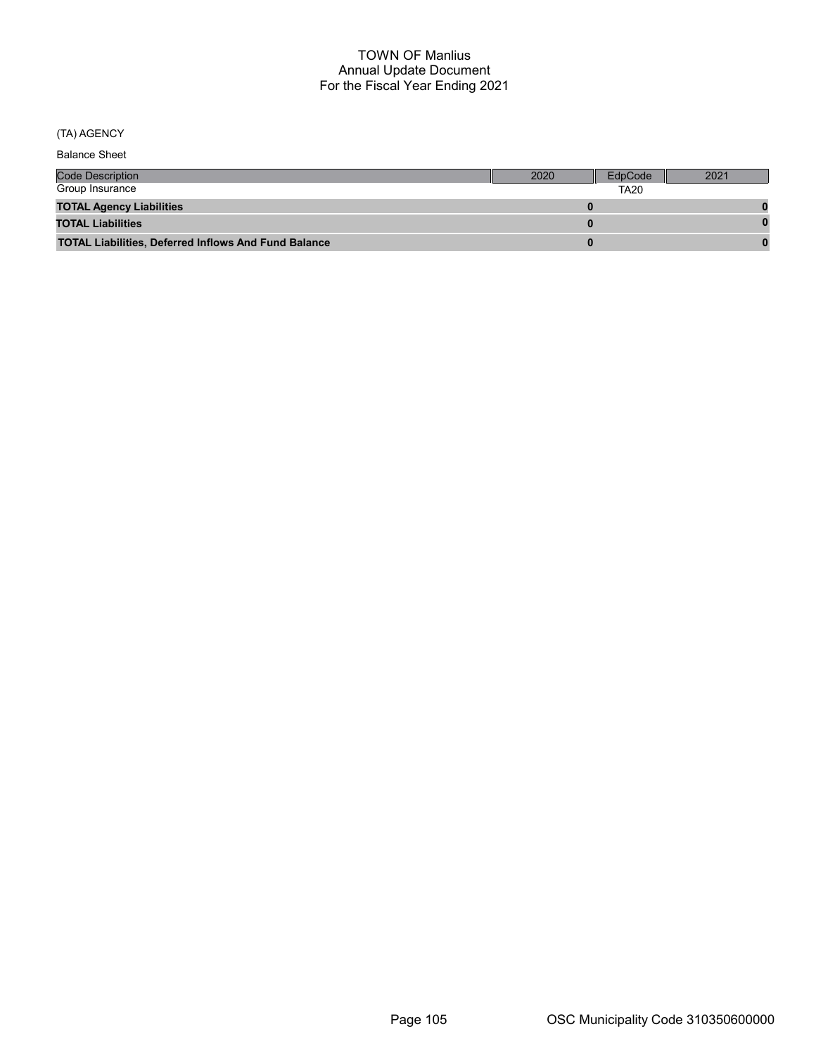# TOWN OF Manlius
## Annual Update Document
## For the Fiscal Year Ending 2021

(TA) AGENCY

Balance Sheet

| Code Description | 2020 | EdpCode | 2021 |
|---|---|---|---|
| Group Insurance | | TA20 | |
| **TOTAL Agency Liabilities** | **0** | | **0** |
| **TOTAL Liabilities** | **0** | | **0** |
| **TOTAL Liabilities, Deferred Inflows And Fund Balance** | **0** | | **0** |

OSC Municipality Code 310350600000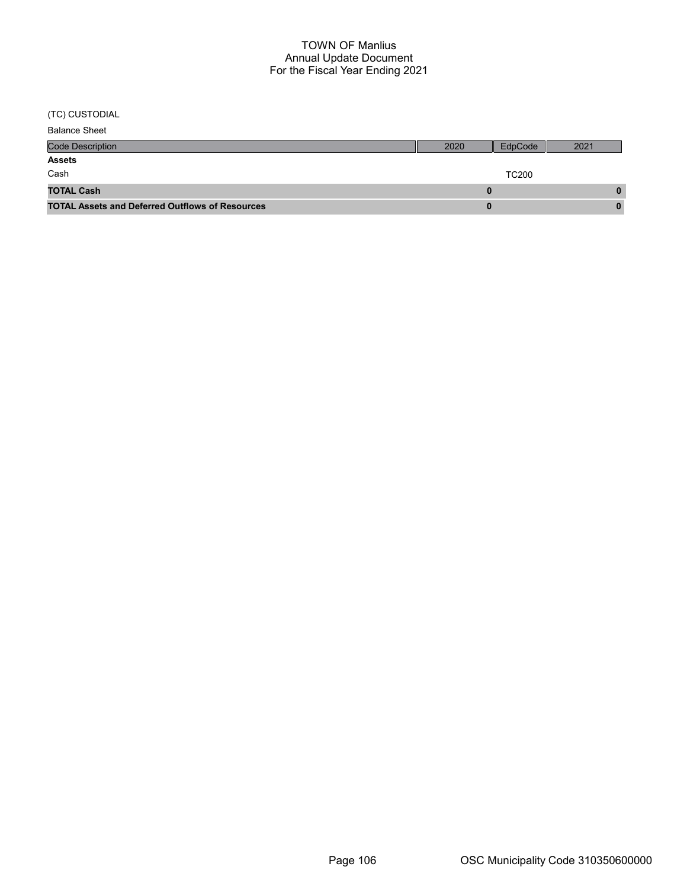TOWN OF Manlius
Annual Update Document
For the Fiscal Year Ending 2021

(TC) CUSTODIAL

Balance Sheet

| Code Description | 2020 | EdpCode | 2021 |
|---|---|---|---|
| **Assets** | | | |
| Cash | | TC200 | |
| **TOTAL Cash** | **0** | | **0** |
| **TOTAL Assets and Deferred Outflows of Resources** | **0** | | **0** |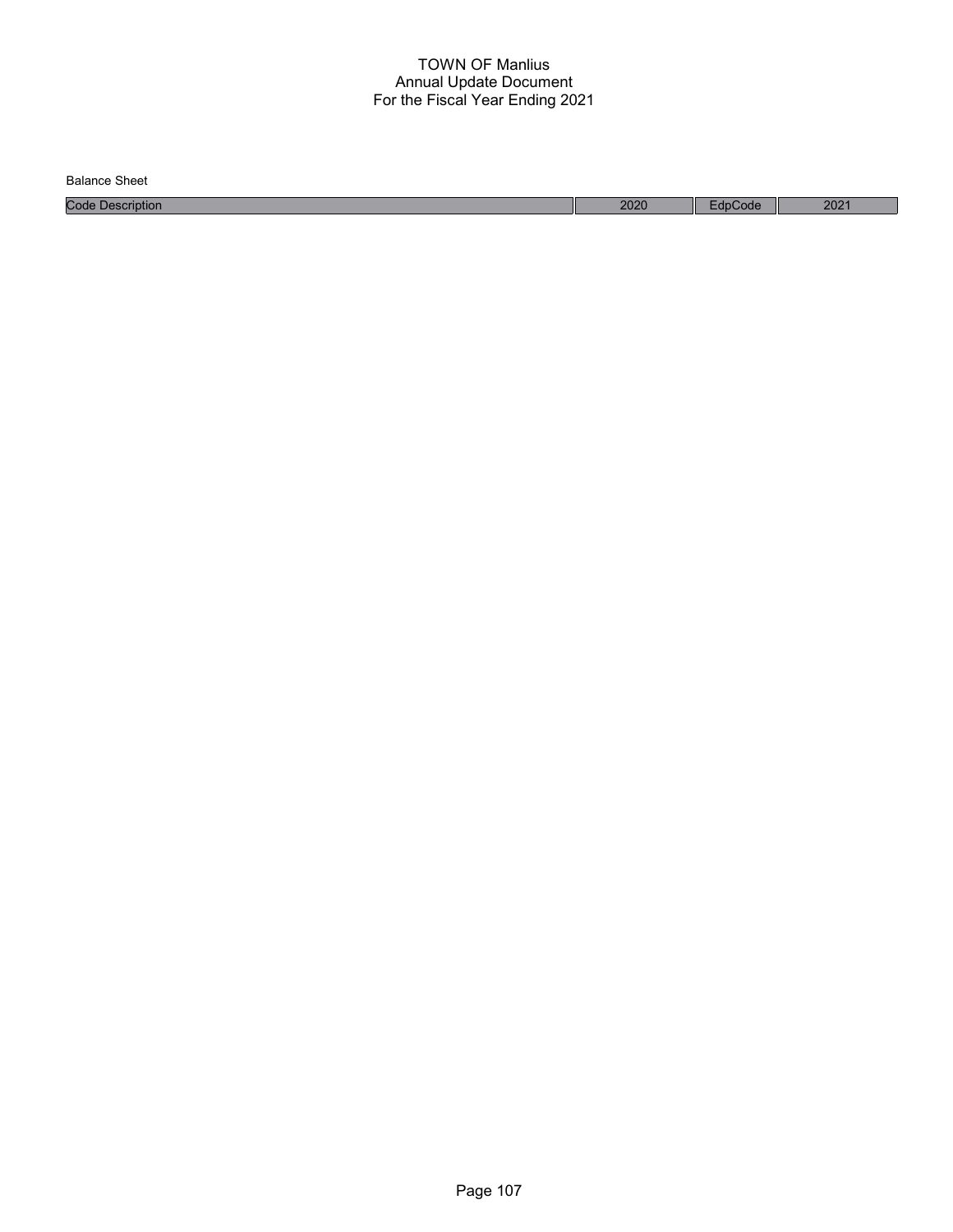Balance Sheet

| Code Description | 2020 | EdpCode | 2021 |
|---|---|---|---|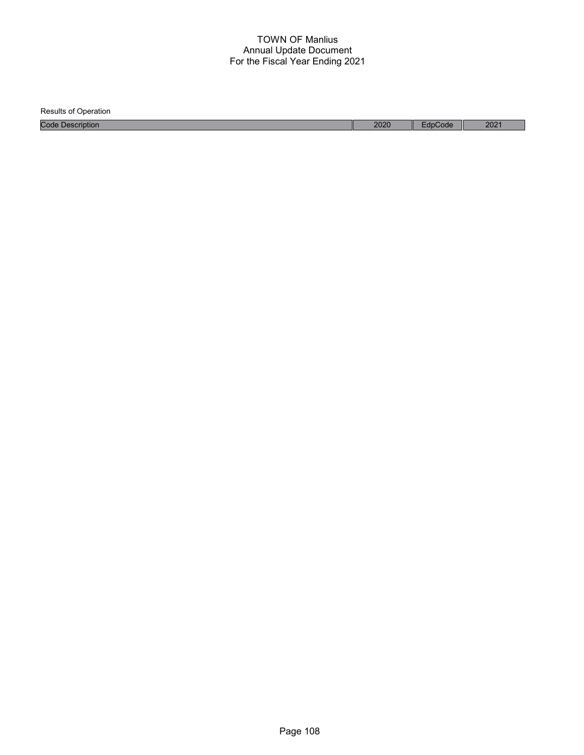Results of Operation

| Code Description | 2020 | EdpCode | 2021 |
|---|---|---|---|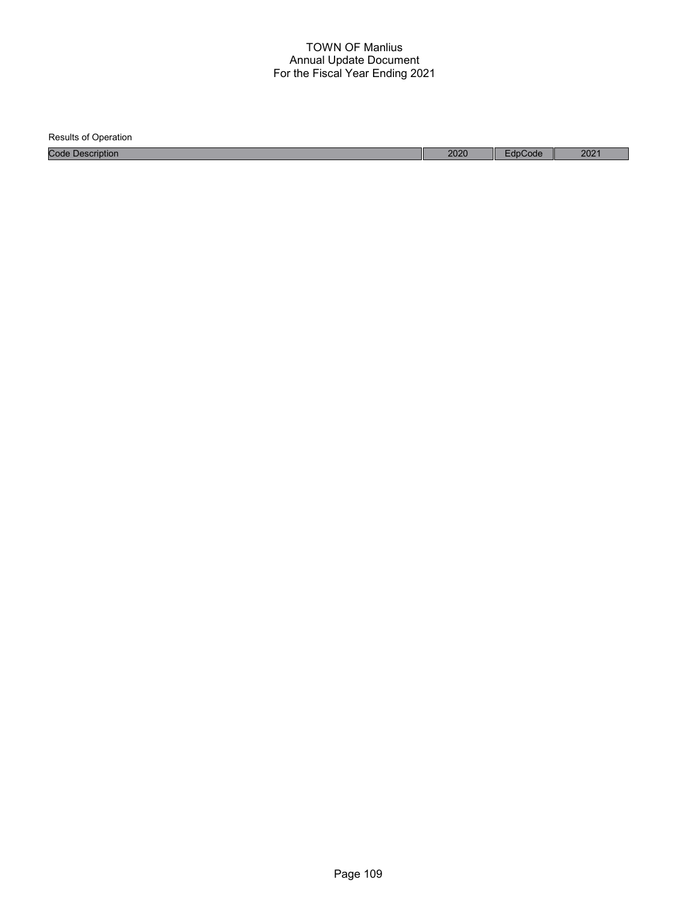# TOWN OF Manlius
## Annual Update Document
### For the Fiscal Year Ending 2021

Results of Operation

| Code Description | 2020 | EdpCode | 2021 |
| --- | --- | --- | --- |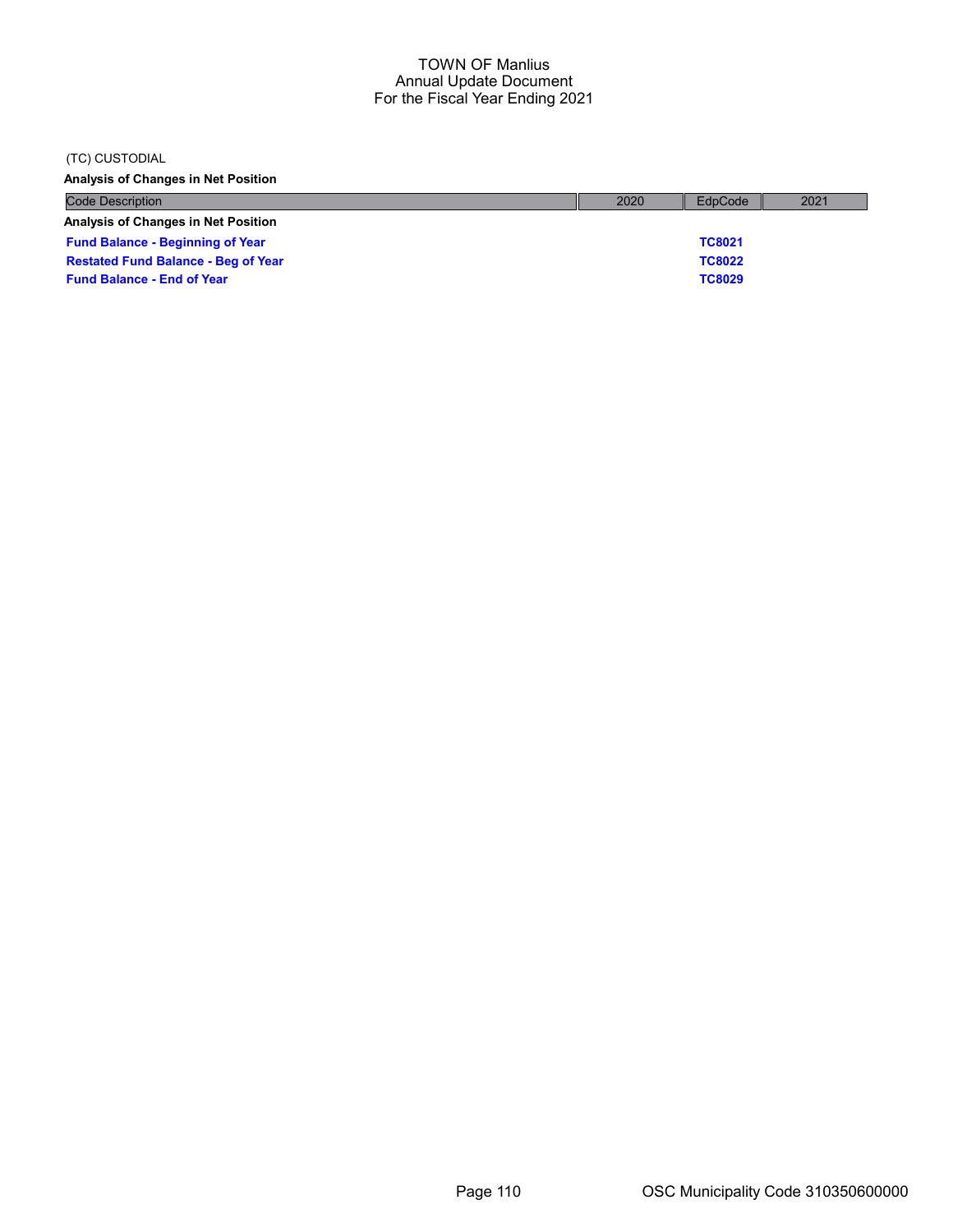TOWN OF Manlius
Annual Update Document
For the Fiscal Year Ending 2021

(TC) CUSTODIAL

**Analysis of Changes in Net Position**

| Code Description | 2020 | EdpCode | 2021 |
|---|---|---|---|
| **Analysis of Changes in Net Position** | | | |
| **Fund Balance - Beginning of Year** | | **TC8021** | |
| **Restated Fund Balance - Beg of Year** | | **TC8022** | |
| **Fund Balance - End of Year** | | **TC8029** | |

OSC Municipality Code 310350600000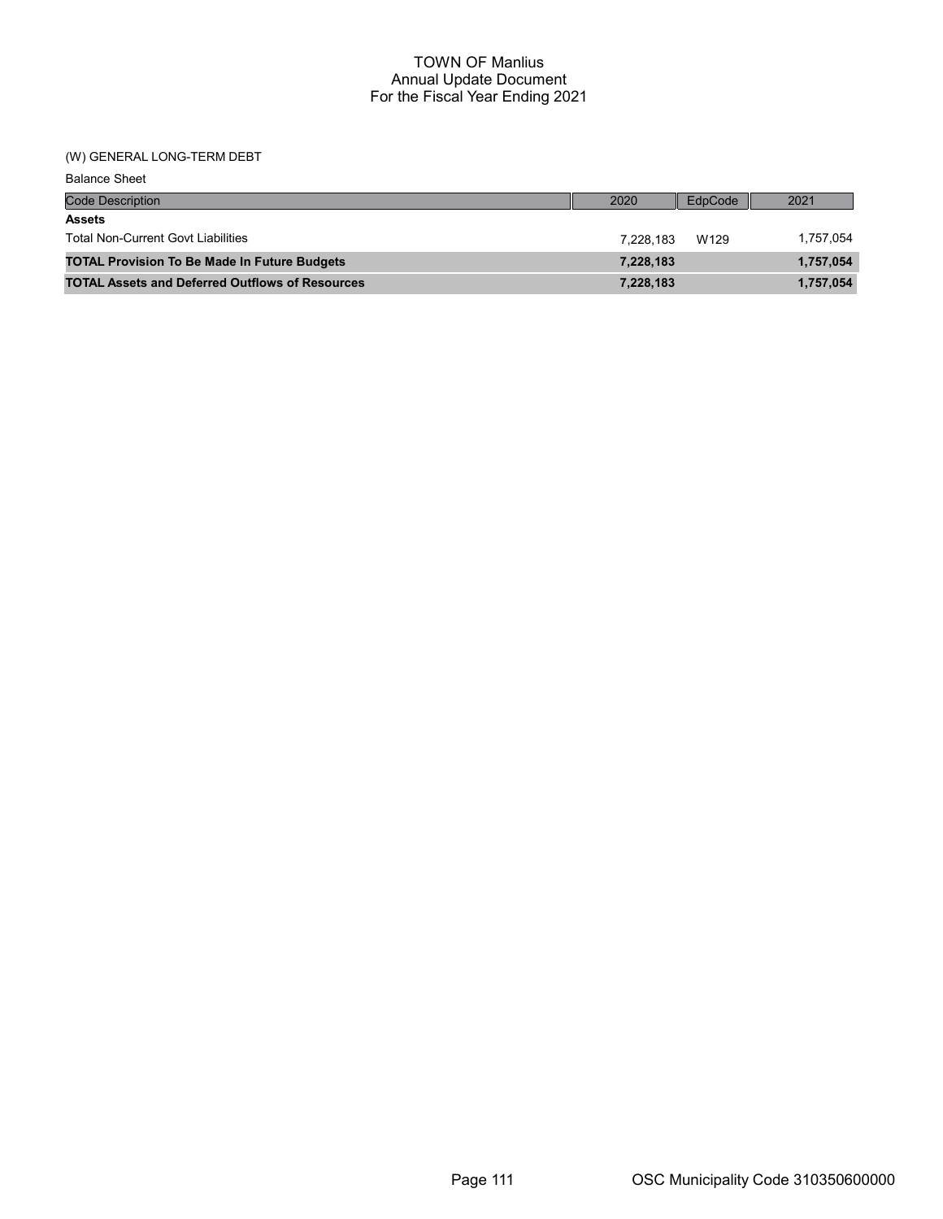# TOWN OF Manlius
## Annual Update Document
## For the Fiscal Year Ending 2021

(W) GENERAL LONG-TERM DEBT

Balance Sheet

| Code Description | 2020 | EdpCode | 2021 |
|---|---|---|---|
| **Assets** | | | |
| Total Non-Current Govt Liabilities | 7,228,183 | W129 | 1,757,054 |
| **TOTAL Provision To Be Made In Future Budgets** | **7,228,183** | | **1,757,054** |
| **TOTAL Assets and Deferred Outflows of Resources** | **7,228,183** | | **1,757,054** |

OSC Municipality Code 310350600000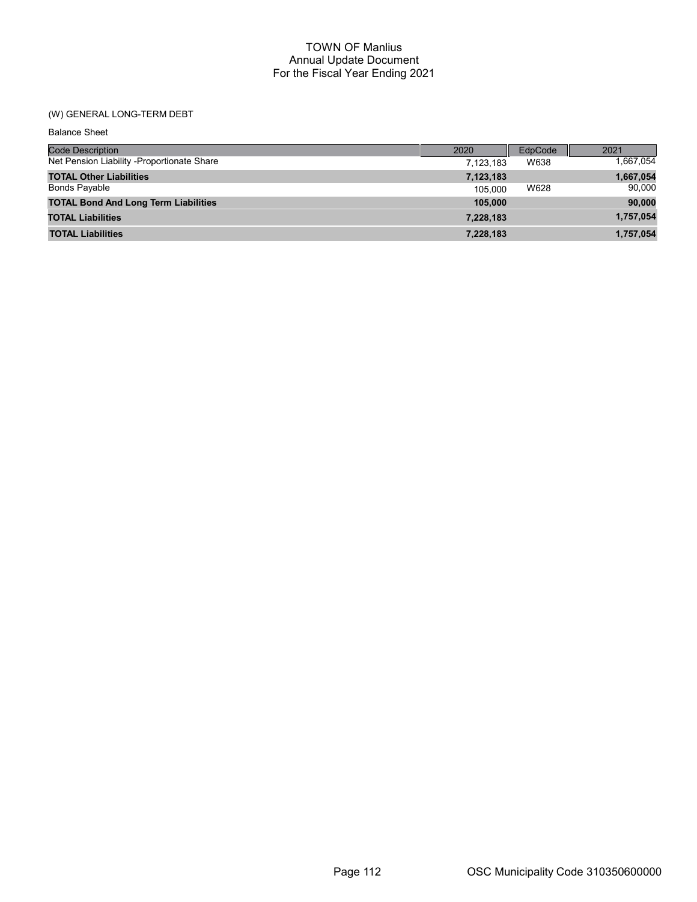# TOWN OF Manlius
## Annual Update Document
## For the Fiscal Year Ending 2021

(W) GENERAL LONG-TERM DEBT

Balance Sheet

| Code Description | 2020 | EdpCode | 2021 |
|---|---|---|---|
| Net Pension Liability -Proportionate Share | 7,123,183 | W638 | 1,667,054 |
| **TOTAL Other Liabilities** | **7,123,183** | | **1,667,054** |
| Bonds Payable | 105,000 | W628 | 90,000 |
| **TOTAL Bond And Long Term Liabilities** | **105,000** | | **90,000** |
| **TOTAL Liabilities** | **7,228,183** | | **1,757,054** |
| **TOTAL Liabilities** | **7,228,183** | | **1,757,054** |

OSC Municipality Code 310350600000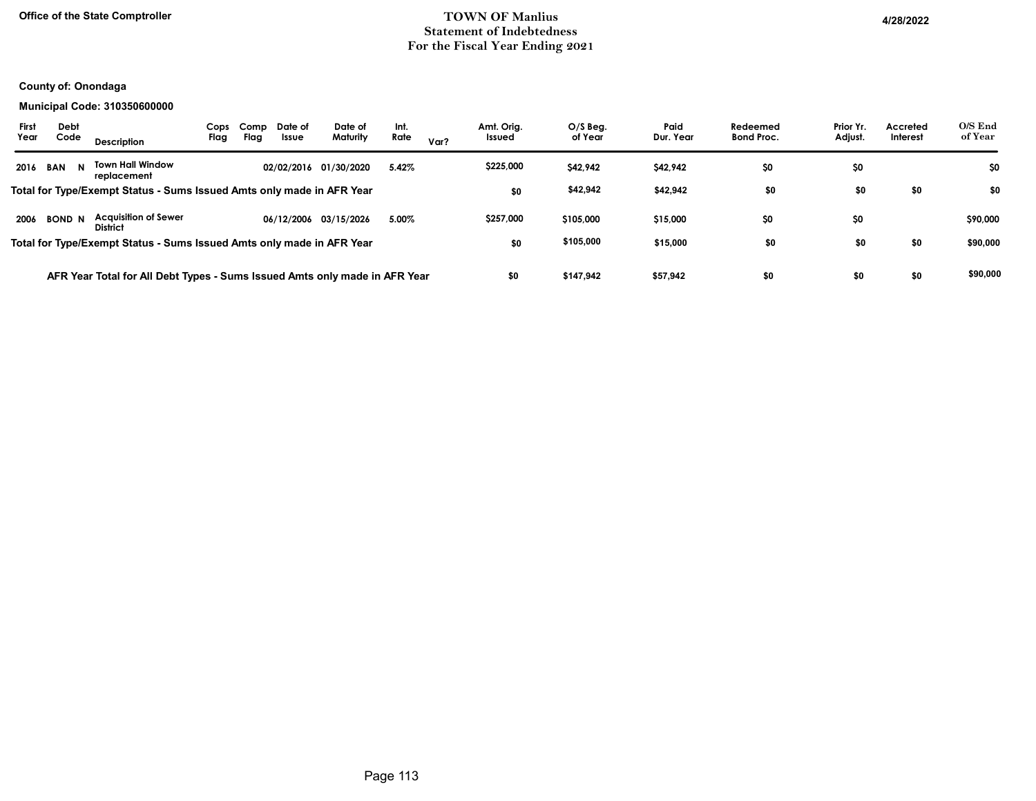Office of the State Comptroller

# TOWN OF Manlius
## Statement of Indebtedness
## For the Fiscal Year Ending 2021

4/28/2022

**County of: Onondaga**

**Municipal Code: 310350600000**

| First Year | Debt Code | | Description | Cops Flag | Comp Flag | Date of Issue | Date of Maturity | Int. Rate | Var? | Amt. Orig. Issued | O/S Beg. of Year | Paid Dur. Year | Redeemed Bond Proc. | Prior Yr. Adjust. | Accreted Interest | O/S End of Year |
|---|---|---|---|---|---|---|---|---|---|---|---|---|---|---|---|---|
| 2016 | BAN | N | Town Hall Window replacement | | | 02/02/2016 | 01/30/2020 | 5.42% | | $225,000 | $42,942 | $42,942 | $0 | $0 | | $0 |
| **Total for Type/Exempt Status - Sums Issued Amts only made in AFR Year** | | | | | | | | | | $0 | $42,942 | $42,942 | $0 | $0 | $0 | $0 |
| 2006 | BOND | N | Acquisition of Sewer District | | | 06/12/2006 | 03/15/2026 | 5.00% | | $257,000 | $105,000 | $15,000 | $0 | $0 | | $90,000 |
| **Total for Type/Exempt Status - Sums Issued Amts only made in AFR Year** | | | | | | | | | | $0 | $105,000 | $15,000 | $0 | $0 | $0 | $90,000 |
| **AFR Year Total for All Debt Types - Sums Issued Amts only made in AFR Year** | | | | | | | | | | $0 | $147,942 | $57,942 | $0 | $0 | $0 | $90,000 |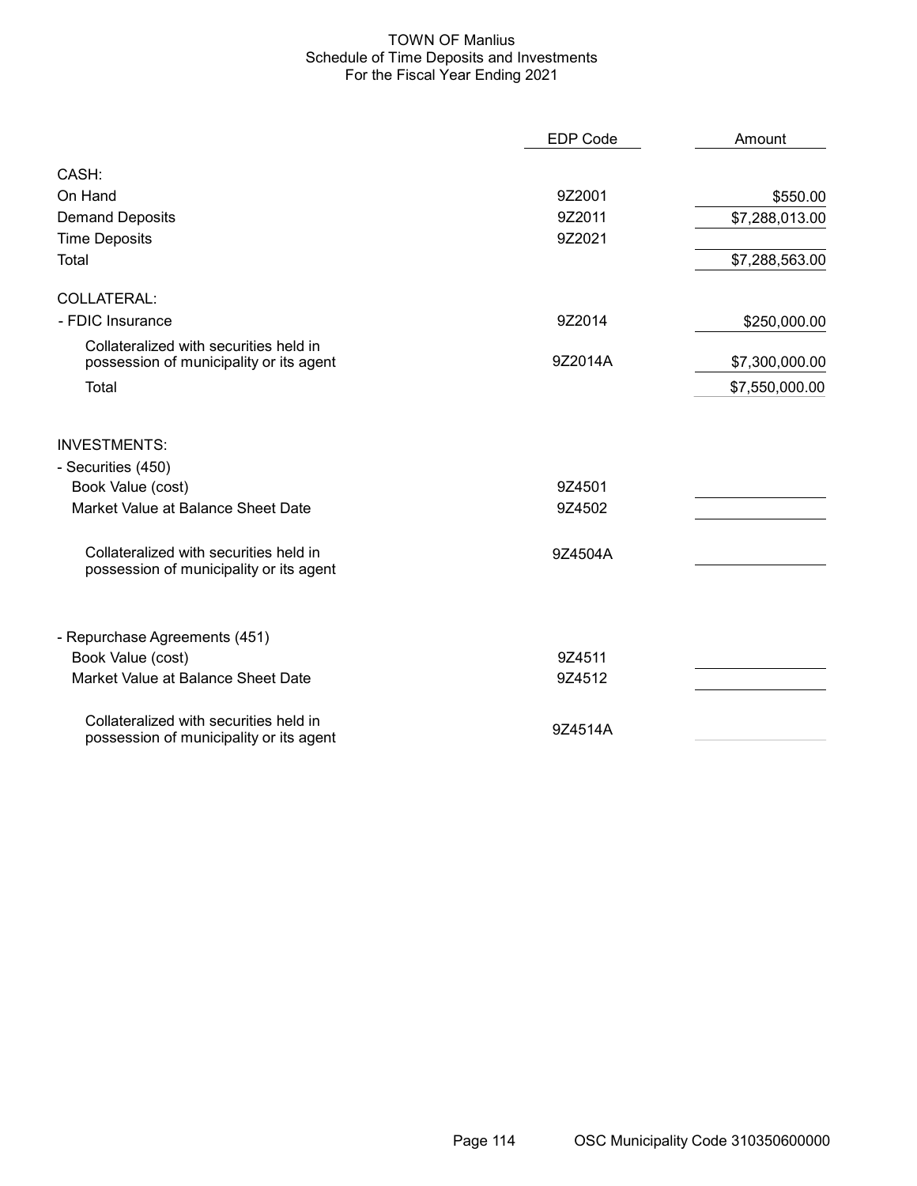# TOWN OF Manlius
## Schedule of Time Deposits and Investments
### For the Fiscal Year Ending 2021

| | EDP Code | Amount |
|---|---|---|
| **CASH:** | | |
| On Hand | 9Z2001 | $550.00 |
| Demand Deposits | 9Z2011 | $7,288,013.00 |
| Time Deposits | 9Z2021 | |
| Total | | $7,288,563.00 |
| **COLLATERAL:** | | |
| - FDIC Insurance | 9Z2014 | $250,000.00 |
| Collateralized with securities held in possession of municipality or its agent | 9Z2014A | $7,300,000.00 |
| Total | | $7,550,000.00 |
| **INVESTMENTS:** | | |
| - Securities (450) | | |
| Book Value (cost) | 9Z4501 | |
| Market Value at Balance Sheet Date | 9Z4502 | |
| Collateralized with securities held in possession of municipality or its agent | 9Z4504A | |
| - Repurchase Agreements (451) | | |
| Book Value (cost) | 9Z4511 | |
| Market Value at Balance Sheet Date | 9Z4512 | |
| Collateralized with securities held in possession of municipality or its agent | 9Z4514A | |

OSC Municipality Code 310350600000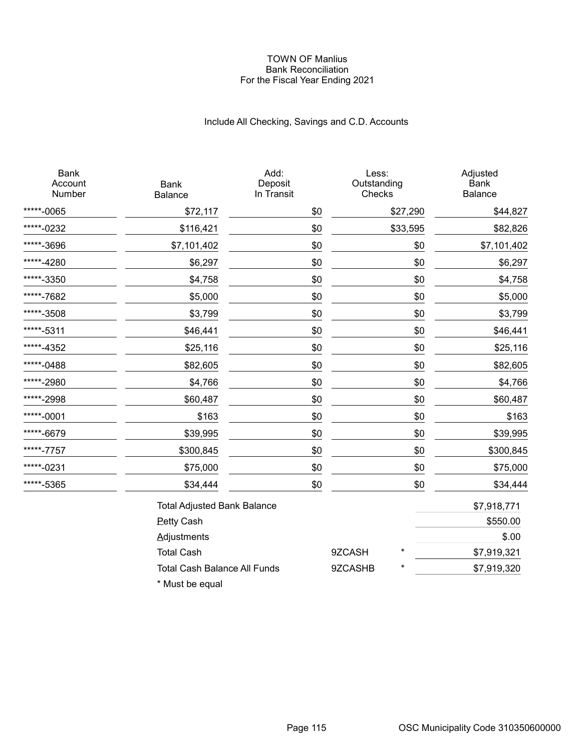# TOWN OF Manlius
## Bank Reconciliation
### For the Fiscal Year Ending 2021

Include All Checking, Savings and C.D. Accounts

| Bank Account Number | Bank Balance | Add: Deposit In Transit | Less: Outstanding Checks | Adjusted Bank Balance |
|---|---|---|---|---|
| *****-0065 | $72,117 | $0 | $27,290 | $44,827 |
| *****-0232 | $116,421 | $0 | $33,595 | $82,826 |
| *****-3696 | $7,101,402 | $0 | $0 | $7,101,402 |
| *****-4280 | $6,297 | $0 | $0 | $6,297 |
| *****-3350 | $4,758 | $0 | $0 | $4,758 |
| *****-7682 | $5,000 | $0 | $0 | $5,000 |
| *****-3508 | $3,799 | $0 | $0 | $3,799 |
| *****-5311 | $46,441 | $0 | $0 | $46,441 |
| *****-4352 | $25,116 | $0 | $0 | $25,116 |
| *****-0488 | $82,605 | $0 | $0 | $82,605 |
| *****-2980 | $4,766 | $0 | $0 | $4,766 |
| *****-2998 | $60,487 | $0 | $0 | $60,487 |
| *****-0001 | $163 | $0 | $0 | $163 |
| *****-6679 | $39,995 | $0 | $0 | $39,995 |
| *****-7757 | $300,845 | $0 | $0 | $300,845 |
| *****-0231 | $75,000 | $0 | $0 | $75,000 |
| *****-5365 | $34,444 | $0 | $0 | $34,444 |

| | | | |
|---|---|---|---|
| Total Adjusted Bank Balance | | | $7,918,771 |
| Petty Cash | | | $550.00 |
| Adjustments | | | $.00 |
| Total Cash | 9ZCASH | * | $7,919,321 |
| Total Cash Balance All Funds | 9ZCASHB | * | $7,919,320 |

* Must be equal

OSC Municipality Code 310350600000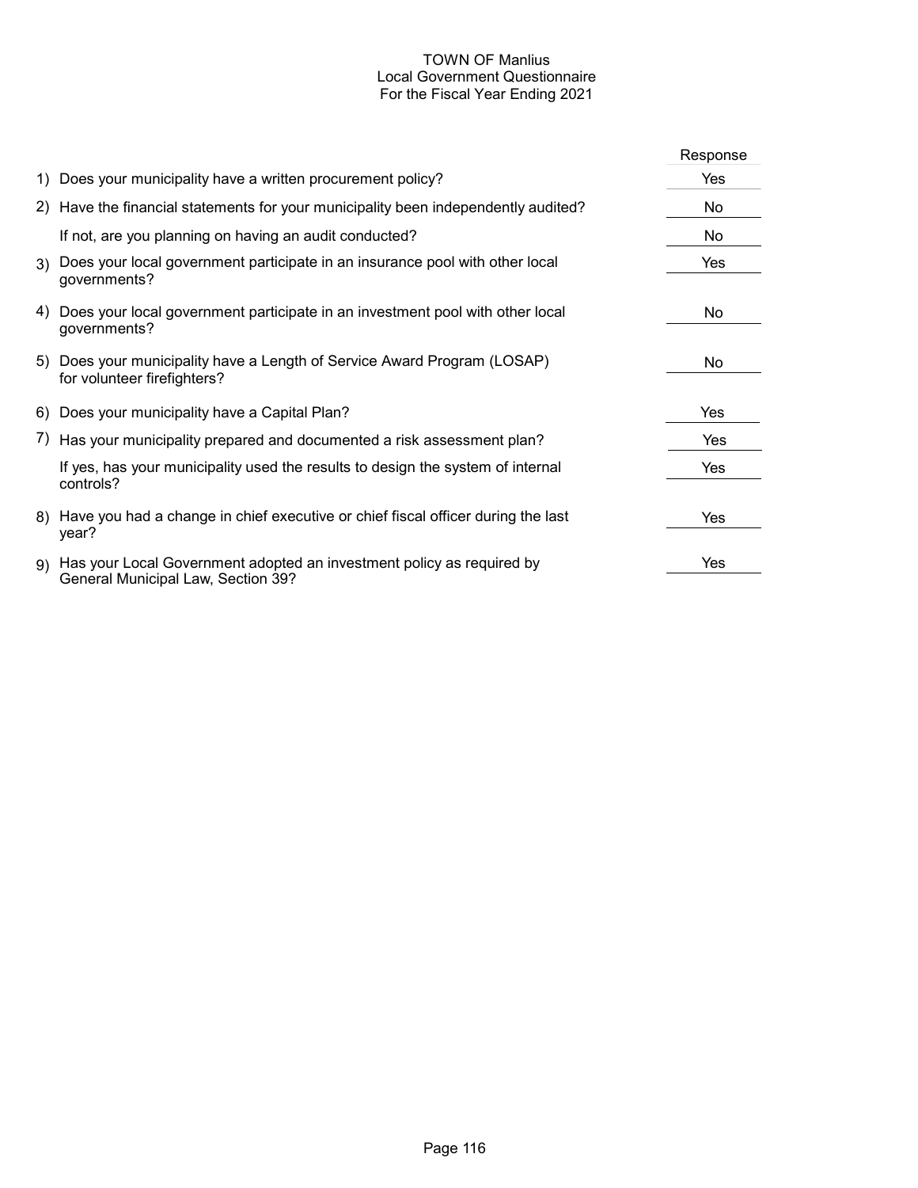# TOWN OF Manlius
## Local Government Questionnaire
### For the Fiscal Year Ending 2021

| | Question | Response |
|---|---|---|
| 1) | Does your municipality have a written procurement policy? | Yes |
| 2) | Have the financial statements for your municipality been independently audited? | No |
| | If not, are you planning on having an audit conducted? | No |
| 3) | Does your local government participate in an insurance pool with other local governments? | Yes |
| 4) | Does your local government participate in an investment pool with other local governments? | No |
| 5) | Does your municipality have a Length of Service Award Program (LOSAP) for volunteer firefighters? | No |
| 6) | Does your municipality have a Capital Plan? | Yes |
| 7) | Has your municipality prepared and documented a risk assessment plan? | Yes |
| | If yes, has your municipality used the results to design the system of internal controls? | Yes |
| 8) | Have you had a change in chief executive or chief fiscal officer during the last year? | Yes |
| 9) | Has your Local Government adopted an investment policy as required by General Municipal Law, Section 39? | Yes |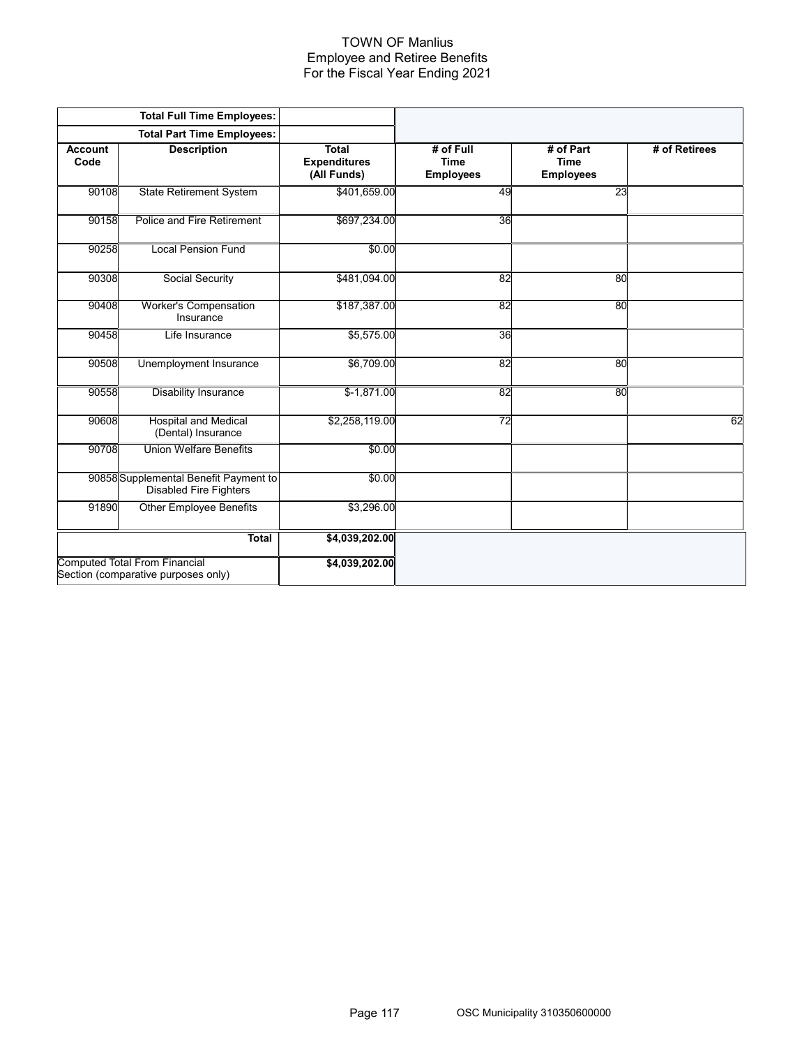# TOWN OF Manlius
## Employee and Retiree Benefits
### For the Fiscal Year Ending 2021

| Account Code | Description | Total Expenditures (All Funds) | # of Full Time Employees | # of Part Time Employees | # of Retirees |
|---|---|---|---|---|---|
| | **Total Full Time Employees:** | | | | |
| | **Total Part Time Employees:** | | | | |
| 90108 | State Retirement System | $401,659.00 | 49 | 23 | |
| 90158 | Police and Fire Retirement | $697,234.00 | 36 | | |
| 90258 | Local Pension Fund | $0.00 | | | |
| 90308 | Social Security | $481,094.00 | 82 | 80 | |
| 90408 | Worker's Compensation Insurance | $187,387.00 | 82 | 80 | |
| 90458 | Life Insurance | $5,575.00 | 36 | | |
| 90508 | Unemployment Insurance | $6,709.00 | 82 | 80 | |
| 90558 | Disability Insurance | $-1,871.00 | 82 | 80 | |
| 90608 | Hospital and Medical (Dental) Insurance | $2,258,119.00 | 72 | | 62 |
| 90708 | Union Welfare Benefits | $0.00 | | | |
| 90858 | Supplemental Benefit Payment to Disabled Fire Fighters | $0.00 | | | |
| 91890 | Other Employee Benefits | $3,296.00 | | | |
| | **Total** | **$4,039,202.00** | | | |
| Computed Total From Financial Section (comparative purposes only) | | **$4,039,202.00** | | | |

OSC Municipality 310350600000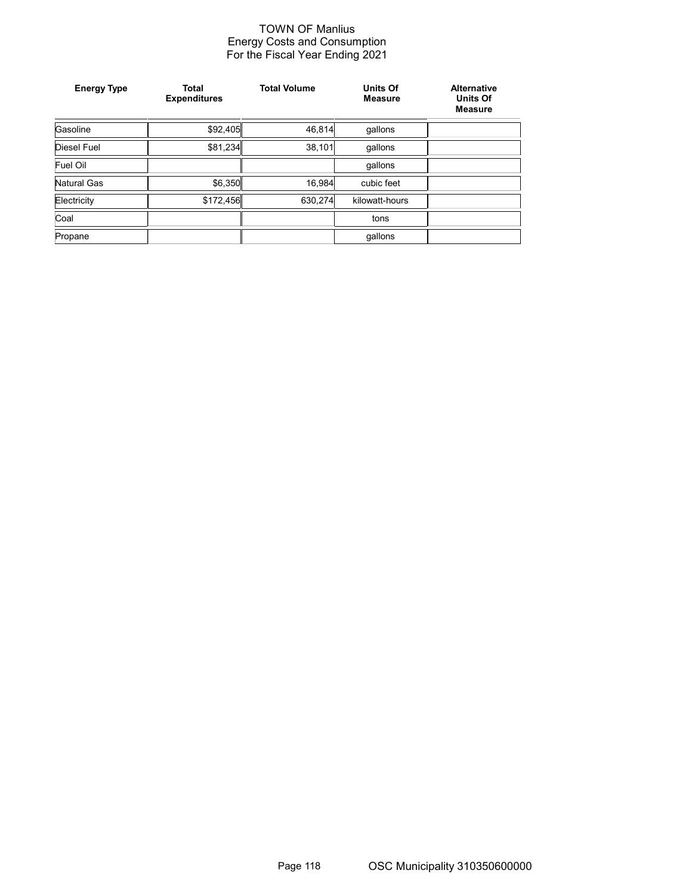# TOWN OF Manlius
## Energy Costs and Consumption
## For the Fiscal Year Ending 2021

| Energy Type | Total Expenditures | Total Volume | Units Of Measure | Alternative Units Of Measure |
|---|---|---|---|---|
| Gasoline | $92,405 | 46,814 | gallons | |
| Diesel Fuel | $81,234 | 38,101 | gallons | |
| Fuel Oil | | | gallons | |
| Natural Gas | $6,350 | 16,984 | cubic feet | |
| Electricity | $172,456 | 630,274 | kilowatt-hours | |
| Coal | | | tons | |
| Propane | | | gallons | |

OSC Municipality 310350600000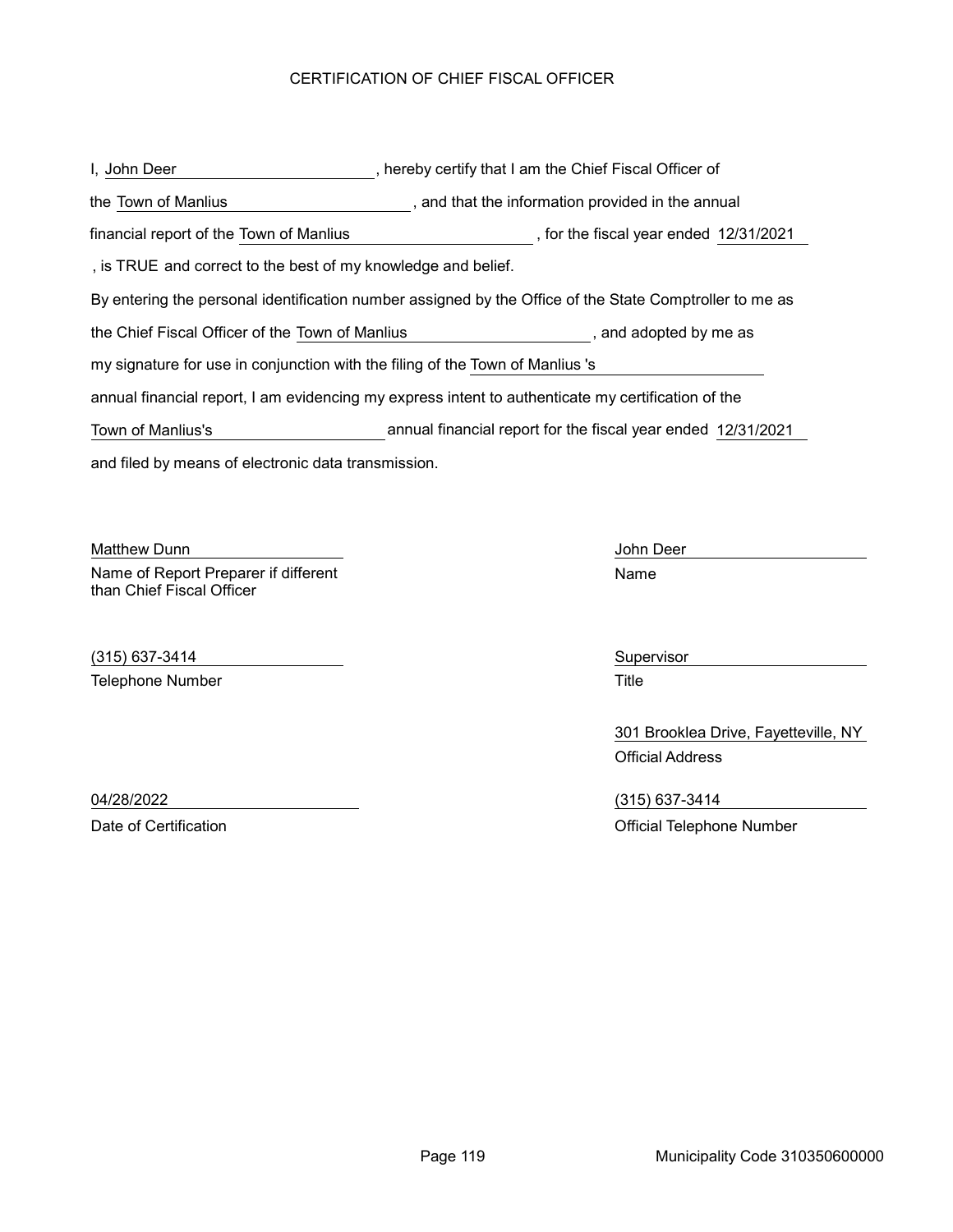# CERTIFICATION OF CHIEF FISCAL OFFICER

I, John Deer, hereby certify that I am the Chief Fiscal Officer of the Town of Manlius, and that the information provided in the annual financial report of the Town of Manlius, for the fiscal year ended 12/31/2021, is TRUE and correct to the best of my knowledge and belief.

By entering the personal identification number assigned by the Office of the State Comptroller to me as the Chief Fiscal Officer of the Town of Manlius, and adopted by me as my signature for use in conjunction with the filing of the Town of Manlius 's annual financial report, I am evidencing my express intent to authenticate my certification of the Town of Manlius's annual financial report for the fiscal year ended 12/31/2021 and filed by means of electronic data transmission.

Matthew Dunn
Name of Report Preparer if different than Chief Fiscal Officer

(315) 637-3414
Telephone Number

04/28/2022
Date of Certification

John Deer
Name

Supervisor
Title

301 Brooklea Drive, Fayetteville, NY
Official Address

(315) 637-3414
Official Telephone Number

Municipality Code 310350600000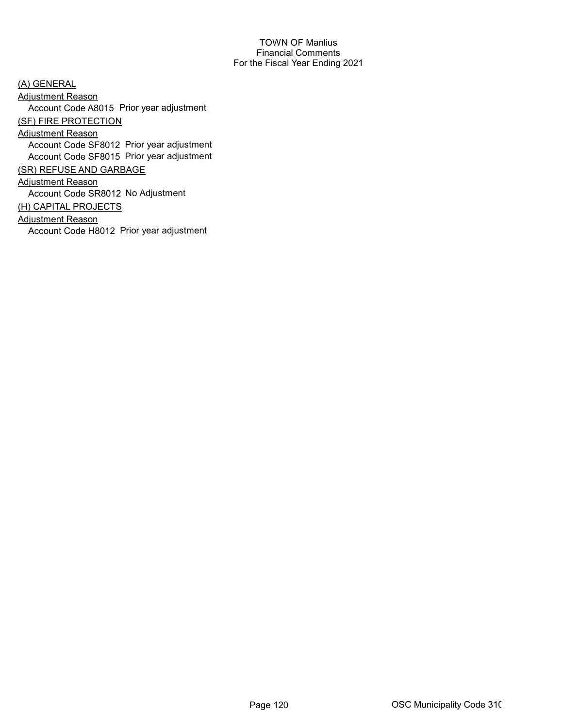TOWN OF Manlius
Financial Comments
For the Fiscal Year Ending 2021

(A) GENERAL

Adjustment Reason

Account Code A8015 Prior year adjustment

(SF) FIRE PROTECTION

Adjustment Reason

Account Code SF8012 Prior year adjustment

Account Code SF8015 Prior year adjustment

(SR) REFUSE AND GARBAGE

Adjustment Reason

Account Code SR8012 No Adjustment

(H) CAPITAL PROJECTS

Adjustment Reason

Account Code H8012 Prior year adjustment